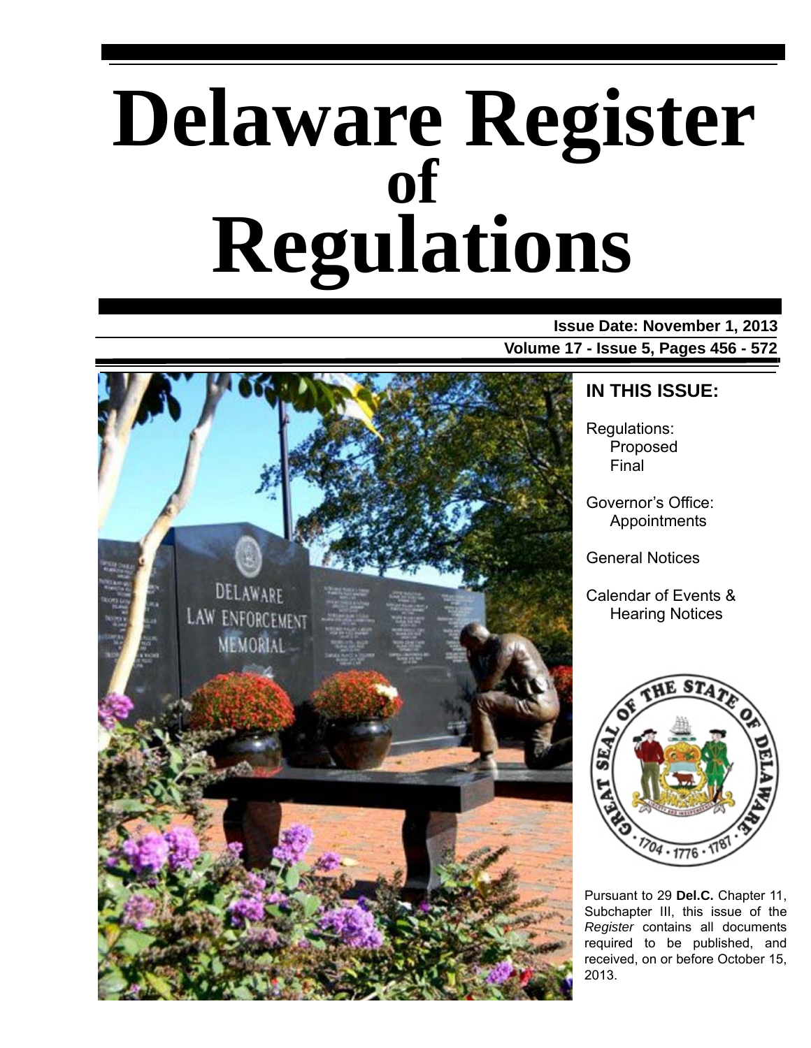# Delaware Register of Regulations

**Issue Date: November 1, 2013**

**Volume 17 - Issue 5, Pages 456 - 572**

## IN THIS ISSUE:

Regulations:
- Proposed
- Final

Governor's Office:
- Appointments

General Notices

Calendar of Events & Hearing Notices

Pursuant to 29 **Del.C.** Chapter 11, Subchapter III, this issue of the *Register* contains all documents required to be published, and received, on or before October 15, 2013.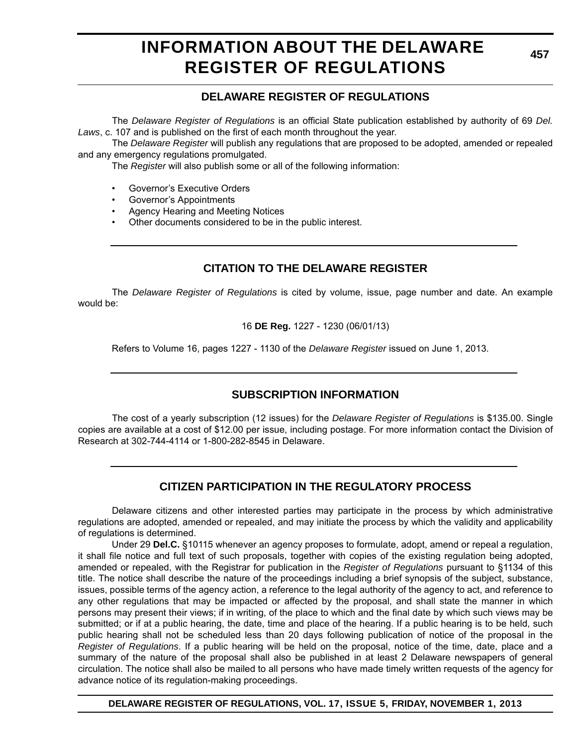# INFORMATION ABOUT THE DELAWARE REGISTER OF REGULATIONS

## DELAWARE REGISTER OF REGULATIONS

The *Delaware Register of Regulations* is an official State publication established by authority of 69 *Del. Laws*, c. 107 and is published on the first of each month throughout the year.

The *Delaware Register* will publish any regulations that are proposed to be adopted, amended or repealed and any emergency regulations promulgated.

The *Register* will also publish some or all of the following information:

- Governor's Executive Orders
- Governor's Appointments
- Agency Hearing and Meeting Notices
- Other documents considered to be in the public interest.

## CITATION TO THE DELAWARE REGISTER

The *Delaware Register of Regulations* is cited by volume, issue, page number and date. An example would be:

16 **DE Reg.** 1227 - 1230 (06/01/13)

Refers to Volume 16, pages 1227 - 1130 of the *Delaware Register* issued on June 1, 2013.

## SUBSCRIPTION INFORMATION

The cost of a yearly subscription (12 issues) for the *Delaware Register of Regulations* is $135.00. Single copies are available at a cost of $12.00 per issue, including postage. For more information contact the Division of Research at 302-744-4114 or 1-800-282-8545 in Delaware.

## CITIZEN PARTICIPATION IN THE REGULATORY PROCESS

Delaware citizens and other interested parties may participate in the process by which administrative regulations are adopted, amended or repealed, and may initiate the process by which the validity and applicability of regulations is determined.

Under 29 **Del.C.** §10115 whenever an agency proposes to formulate, adopt, amend or repeal a regulation, it shall file notice and full text of such proposals, together with copies of the existing regulation being adopted, amended or repealed, with the Registrar for publication in the *Register of Regulations* pursuant to §1134 of this title. The notice shall describe the nature of the proceedings including a brief synopsis of the subject, substance, issues, possible terms of the agency action, a reference to the legal authority of the agency to act, and reference to any other regulations that may be impacted or affected by the proposal, and shall state the manner in which persons may present their views; if in writing, of the place to which and the final date by which such views may be submitted; or if at a public hearing, the date, time and place of the hearing. If a public hearing is to be held, such public hearing shall not be scheduled less than 20 days following publication of notice of the proposal in the *Register of Regulations*. If a public hearing will be held on the proposal, notice of the time, date, place and a summary of the nature of the proposal shall also be published in at least 2 Delaware newspapers of general circulation. The notice shall also be mailed to all persons who have made timely written requests of the agency for advance notice of its regulation-making proceedings.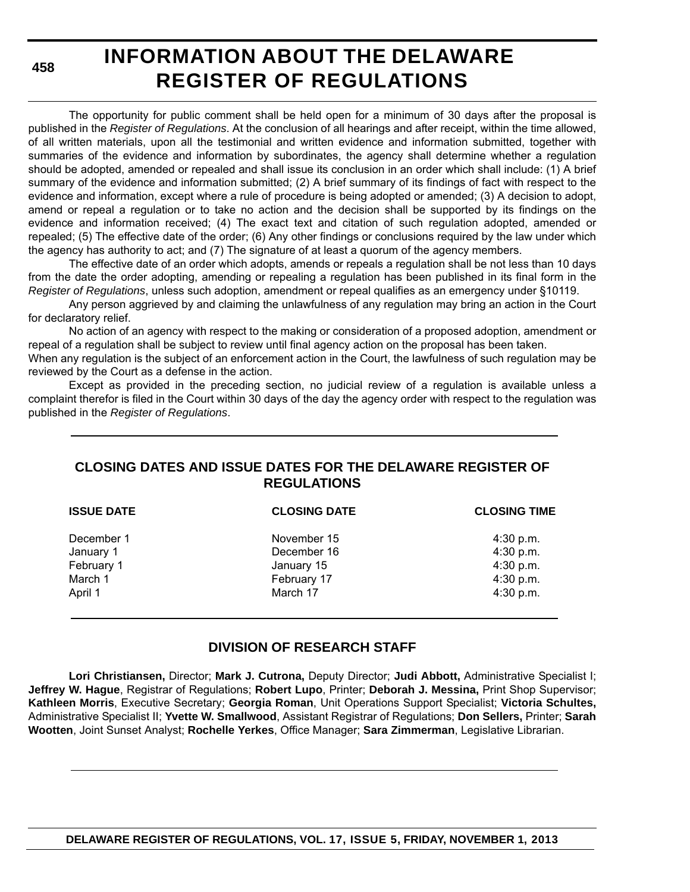# INFORMATION ABOUT THE DELAWARE REGISTER OF REGULATIONS

The opportunity for public comment shall be held open for a minimum of 30 days after the proposal is published in the *Register of Regulations*. At the conclusion of all hearings and after receipt, within the time allowed, of all written materials, upon all the testimonial and written evidence and information submitted, together with summaries of the evidence and information by subordinates, the agency shall determine whether a regulation should be adopted, amended or repealed and shall issue its conclusion in an order which shall include: (1) A brief summary of the evidence and information submitted; (2) A brief summary of its findings of fact with respect to the evidence and information, except where a rule of procedure is being adopted or amended; (3) A decision to adopt, amend or repeal a regulation or to take no action and the decision shall be supported by its findings on the evidence and information received; (4) The exact text and citation of such regulation adopted, amended or repealed; (5) The effective date of the order; (6) Any other findings or conclusions required by the law under which the agency has authority to act; and (7) The signature of at least a quorum of the agency members.

The effective date of an order which adopts, amends or repeals a regulation shall be not less than 10 days from the date the order adopting, amending or repealing a regulation has been published in its final form in the *Register of Regulations*, unless such adoption, amendment or repeal qualifies as an emergency under §10119.

Any person aggrieved by and claiming the unlawfulness of any regulation may bring an action in the Court for declaratory relief.

No action of an agency with respect to the making or consideration of a proposed adoption, amendment or repeal of a regulation shall be subject to review until final agency action on the proposal has been taken.

When any regulation is the subject of an enforcement action in the Court, the lawfulness of such regulation may be reviewed by the Court as a defense in the action.

Except as provided in the preceding section, no judicial review of a regulation is available unless a complaint therefor is filed in the Court within 30 days of the day the agency order with respect to the regulation was published in the *Register of Regulations*.

## CLOSING DATES AND ISSUE DATES FOR THE DELAWARE REGISTER OF REGULATIONS

| ISSUE DATE | CLOSING DATE | CLOSING TIME |
|---|---|---|
| December 1 | November 15 | 4:30 p.m. |
| January 1 | December 16 | 4:30 p.m. |
| February 1 | January 15 | 4:30 p.m. |
| March 1 | February 17 | 4:30 p.m. |
| April 1 | March 17 | 4:30 p.m. |

## DIVISION OF RESEARCH STAFF

**Lori Christiansen,** Director; **Mark J. Cutrona,** Deputy Director; **Judi Abbott,** Administrative Specialist I; **Jeffrey W. Hague**, Registrar of Regulations; **Robert Lupo**, Printer; **Deborah J. Messina,** Print Shop Supervisor; **Kathleen Morris**, Executive Secretary; **Georgia Roman**, Unit Operations Support Specialist; **Victoria Schultes,** Administrative Specialist II; **Yvette W. Smallwood**, Assistant Registrar of Regulations; **Don Sellers,** Printer; **Sarah Wootten**, Joint Sunset Analyst; **Rochelle Yerkes**, Office Manager; **Sara Zimmerman**, Legislative Librarian.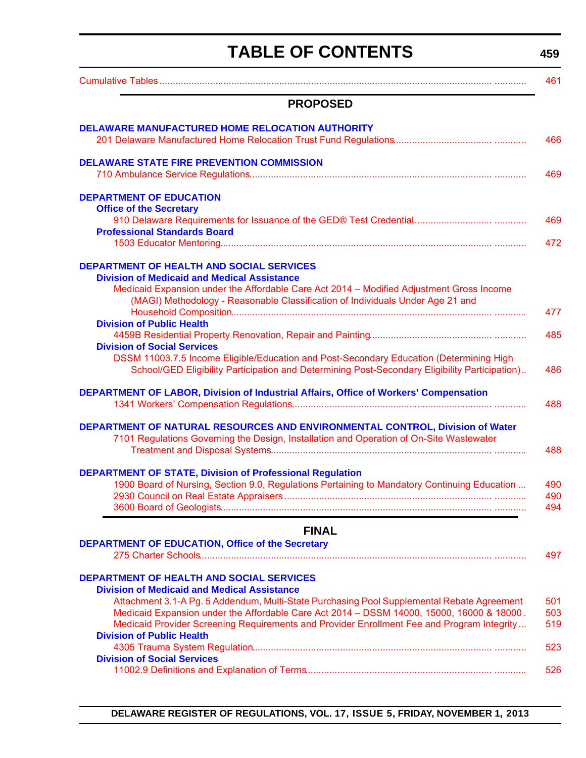# TABLE OF CONTENTS

Cumulative Tables ........................................................................ 461

## PROPOSED

**DELAWARE MANUFACTURED HOME RELOCATION AUTHORITY**

201 Delaware Manufactured Home Relocation Trust Fund Regulations.................................. 466

**DELAWARE STATE FIRE PREVENTION COMMISSION**

710 Ambulance Service Regulations........................................................................ 469

**DEPARTMENT OF EDUCATION**

**Office of the Secretary**

910 Delaware Requirements for Issuance of the GED® Test Credential.......................... 469

**Professional Standards Board**

1503 Educator Mentoring........................................................................ 472

**DEPARTMENT OF HEALTH AND SOCIAL SERVICES**

**Division of Medicaid and Medical Assistance**

Medicaid Expansion under the Affordable Care Act 2014 – Modified Adjustment Gross Income (MAGI) Methodology - Reasonable Classification of Individuals Under Age 21 and Household Composition........................................................................ 477

**Division of Public Health**

4459B Residential Property Renovation, Repair and Painting.......................................... 485

**Division of Social Services**

DSSM 11003.7.5 Income Eligible/Education and Post-Secondary Education (Determining High School/GED Eligibility Participation and Determining Post-Secondary Eligibility Participation).. 486

**DEPARTMENT OF LABOR, Division of Industrial Affairs, Office of Workers' Compensation**

1341 Workers' Compensation Regulations........................................................................ 488

**DEPARTMENT OF NATURAL RESOURCES AND ENVIRONMENTAL CONTROL, Division of Water**

7101 Regulations Governing the Design, Installation and Operation of On-Site Wastewater Treatment and Disposal Systems........................................................................ 488

**DEPARTMENT OF STATE, Division of Professional Regulation**

1900 Board of Nursing, Section 9.0, Regulations Pertaining to Mandatory Continuing Education ... 490

2930 Council on Real Estate Appraisers........................................................................ 490

3600 Board of Geologists........................................................................ 494

## FINAL

**DEPARTMENT OF EDUCATION, Office of the Secretary**

275 Charter Schools........................................................................ 497

**DEPARTMENT OF HEALTH AND SOCIAL SERVICES**

**Division of Medicaid and Medical Assistance**

Attachment 3.1-A Pg. 5 Addendum, Multi-State Purchasing Pool Supplemental Rebate Agreement 501

Medicaid Expansion under the Affordable Care Act 2014 – DSSM 14000, 15000, 16000 & 18000 . 503

Medicaid Provider Screening Requirements and Provider Enrollment Fee and Program Integrity... 519

**Division of Public Health**

4305 Trauma System Regulation........................................................................ 523

**Division of Social Services**

11002.9 Definitions and Explanation of Terms........................................................................ 526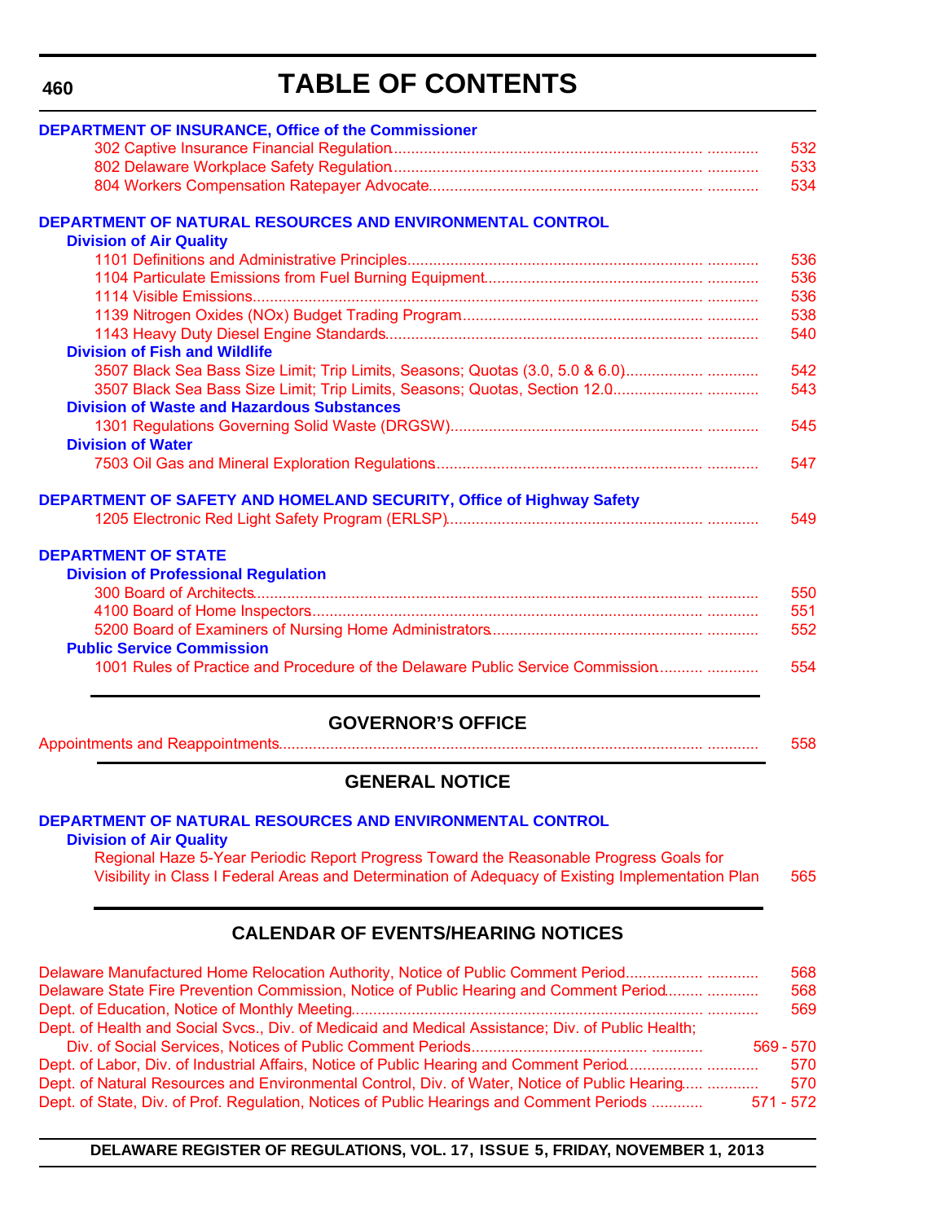# TABLE OF CONTENTS

**DEPARTMENT OF INSURANCE, Office of the Commissioner**

- 302 Captive Insurance Financial Regulation ... 532
- 802 Delaware Workplace Safety Regulation ... 533
- 804 Workers Compensation Ratepayer Advocate ... 534

**DEPARTMENT OF NATURAL RESOURCES AND ENVIRONMENTAL CONTROL**

**Division of Air Quality**

- 1101 Definitions and Administrative Principles ... 536
- 1104 Particulate Emissions from Fuel Burning Equipment ... 536
- 1114 Visible Emissions ... 536
- 1139 Nitrogen Oxides (NOx) Budget Trading Program ... 538
- 1143 Heavy Duty Diesel Engine Standards ... 540

**Division of Fish and Wildlife**

- 3507 Black Sea Bass Size Limit; Trip Limits, Seasons; Quotas (3.0, 5.0 & 6.0) ... 542
- 3507 Black Sea Bass Size Limit; Trip Limits, Seasons; Quotas, Section 12.0 ... 543

**Division of Waste and Hazardous Substances**

- 1301 Regulations Governing Solid Waste (DRGSW) ... 545

**Division of Water**

- 7503 Oil Gas and Mineral Exploration Regulations ... 547

**DEPARTMENT OF SAFETY AND HOMELAND SECURITY, Office of Highway Safety**

- 1205 Electronic Red Light Safety Program (ERLSP) ... 549

**DEPARTMENT OF STATE**

**Division of Professional Regulation**

- 300 Board of Architects ... 550
- 4100 Board of Home Inspectors ... 551
- 5200 Board of Examiners of Nursing Home Administrators ... 552

**Public Service Commission**

- 1001 Rules of Practice and Procedure of the Delaware Public Service Commission ... 554

## GOVERNOR'S OFFICE

- Appointments and Reappointments ... 558

## GENERAL NOTICE

**DEPARTMENT OF NATURAL RESOURCES AND ENVIRONMENTAL CONTROL**

**Division of Air Quality**

- Regional Haze 5-Year Periodic Report Progress Toward the Reasonable Progress Goals for Visibility in Class I Federal Areas and Determination of Adequacy of Existing Implementation Plan ... 565

## CALENDAR OF EVENTS/HEARING NOTICES

- Delaware Manufactured Home Relocation Authority, Notice of Public Comment Period ... 568
- Delaware State Fire Prevention Commission, Notice of Public Hearing and Comment Period ... 568
- Dept. of Education, Notice of Monthly Meeting ... 569
- Dept. of Health and Social Svcs., Div. of Medicaid and Medical Assistance; Div. of Public Health; Div. of Social Services, Notices of Public Comment Periods ... 569 - 570
- Dept. of Labor, Div. of Industrial Affairs, Notice of Public Hearing and Comment Period ... 570
- Dept. of Natural Resources and Environmental Control, Div. of Water, Notice of Public Hearing ... 570
- Dept. of State, Div. of Prof. Regulation, Notices of Public Hearings and Comment Periods ... 571 - 572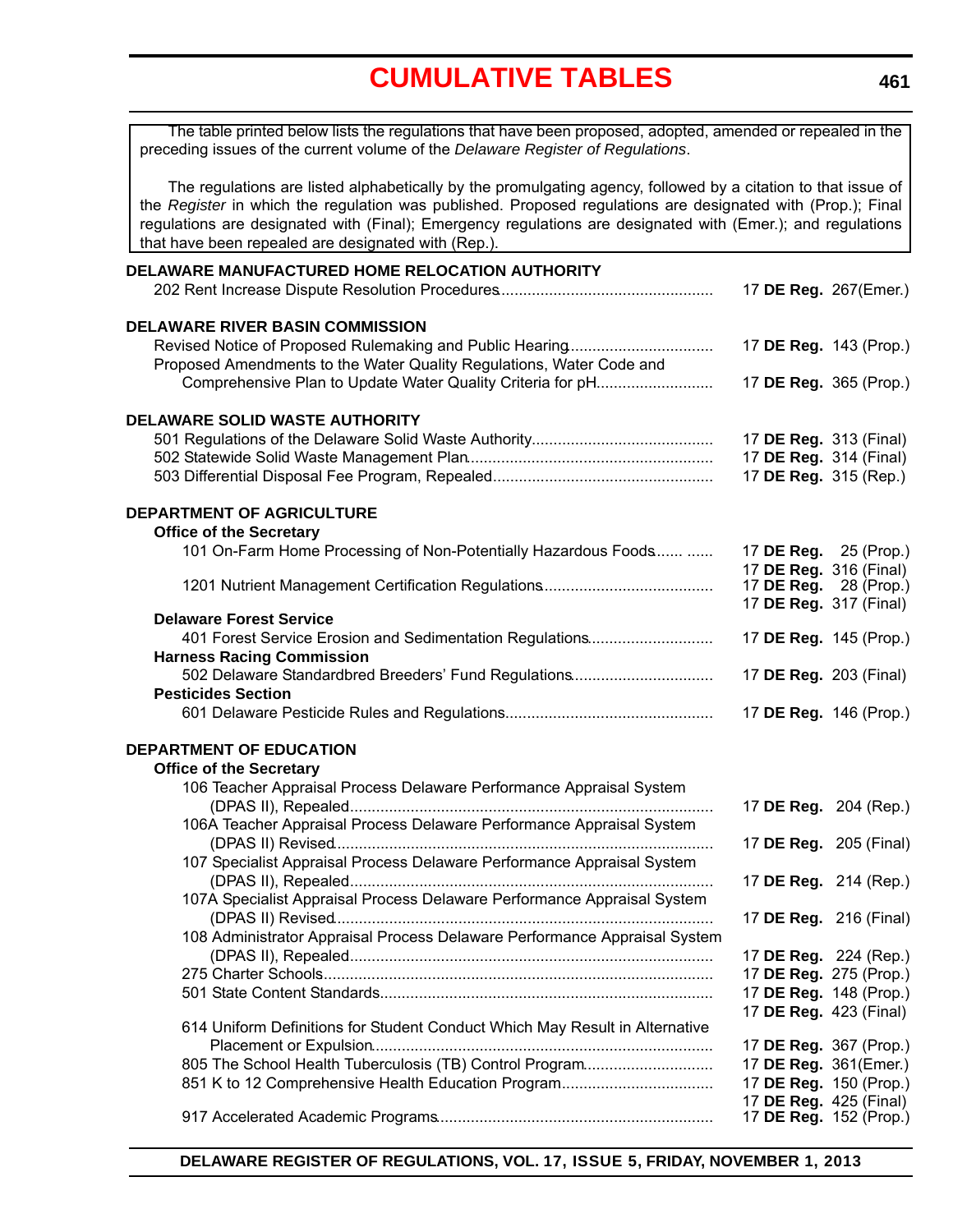# CUMULATIVE TABLES

The table printed below lists the regulations that have been proposed, adopted, amended or repealed in the preceding issues of the current volume of the *Delaware Register of Regulations*.

The regulations are listed alphabetically by the promulgating agency, followed by a citation to that issue of the *Register* in which the regulation was published. Proposed regulations are designated with (Prop.); Final regulations are designated with (Final); Emergency regulations are designated with (Emer.); and regulations that have been repealed are designated with (Rep.).

**DELAWARE MANUFACTURED HOME RELOCATION AUTHORITY**

202 Rent Increase Dispute Resolution Procedures ..... 17 **DE Reg.** 267(Emer.)

**DELAWARE RIVER BASIN COMMISSION**

Revised Notice of Proposed Rulemaking and Public Hearing ..... 17 **DE Reg.** 143 (Prop.)
Proposed Amendments to the Water Quality Regulations, Water Code and Comprehensive Plan to Update Water Quality Criteria for pH ..... 17 **DE Reg.** 365 (Prop.)

**DELAWARE SOLID WASTE AUTHORITY**

501 Regulations of the Delaware Solid Waste Authority ..... 17 **DE Reg.** 313 (Final)
502 Statewide Solid Waste Management Plan ..... 17 **DE Reg.** 314 (Final)
503 Differential Disposal Fee Program, Repealed ..... 17 **DE Reg.** 315 (Rep.)

**DEPARTMENT OF AGRICULTURE**

**Office of the Secretary**

101 On-Farm Home Processing of Non-Potentially Hazardous Foods ..... 17 **DE Reg.** 25 (Prop.)
17 **DE Reg.** 316 (Final)
1201 Nutrient Management Certification Regulations ..... 17 **DE Reg.** 28 (Prop.)
17 **DE Reg.** 317 (Final)

**Delaware Forest Service**

401 Forest Service Erosion and Sedimentation Regulations ..... 17 **DE Reg.** 145 (Prop.)

**Harness Racing Commission**

502 Delaware Standardbred Breeders' Fund Regulations ..... 17 **DE Reg.** 203 (Final)

**Pesticides Section**

601 Delaware Pesticide Rules and Regulations ..... 17 **DE Reg.** 146 (Prop.)

**DEPARTMENT OF EDUCATION**

**Office of the Secretary**

106 Teacher Appraisal Process Delaware Performance Appraisal System (DPAS II), Repealed ..... 17 **DE Reg.** 204 (Rep.)
106A Teacher Appraisal Process Delaware Performance Appraisal System (DPAS II) Revised ..... 17 **DE Reg.** 205 (Final)
107 Specialist Appraisal Process Delaware Performance Appraisal System (DPAS II), Repealed ..... 17 **DE Reg.** 214 (Rep.)
107A Specialist Appraisal Process Delaware Performance Appraisal System (DPAS II) Revised ..... 17 **DE Reg.** 216 (Final)
108 Administrator Appraisal Process Delaware Performance Appraisal System (DPAS II), Repealed ..... 17 **DE Reg.** 224 (Rep.)
275 Charter Schools ..... 17 **DE Reg.** 275 (Prop.)
501 State Content Standards ..... 17 **DE Reg.** 148 (Prop.)
17 **DE Reg.** 423 (Final)
614 Uniform Definitions for Student Conduct Which May Result in Alternative Placement or Expulsion ..... 17 **DE Reg.** 367 (Prop.)
805 The School Health Tuberculosis (TB) Control Program ..... 17 **DE Reg.** 361(Emer.)
851 K to 12 Comprehensive Health Education Program ..... 17 **DE Reg.** 150 (Prop.)
17 **DE Reg.** 425 (Final)
917 Accelerated Academic Programs ..... 17 **DE Reg.** 152 (Prop.)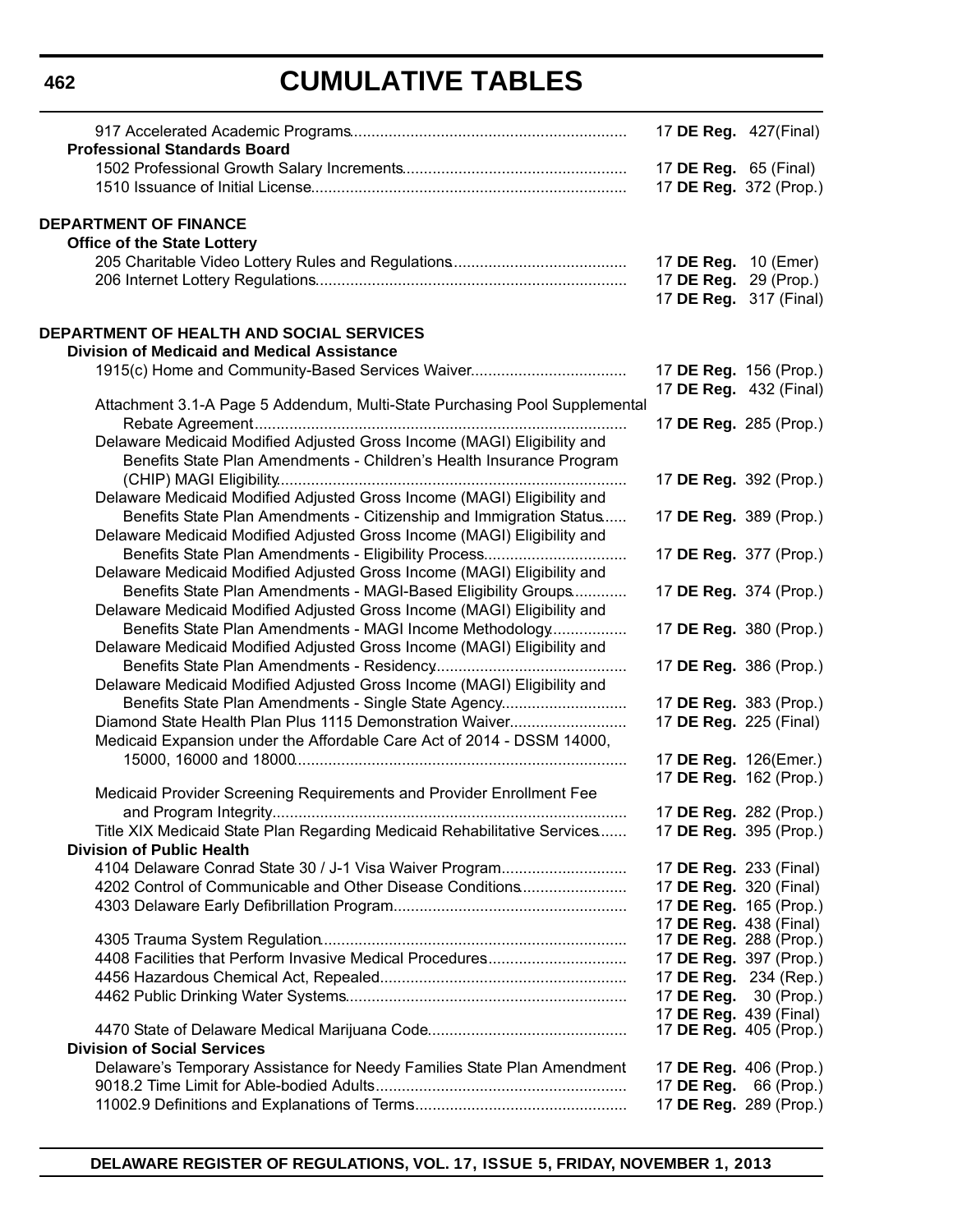# CUMULATIVE TABLES

917 Accelerated Academic Programs ............ 17 **DE Reg.** 427(Final)

**Professional Standards Board**

1502 Professional Growth Salary Increments ............ 17 **DE Reg.** 65 (Final)
1510 Issuance of Initial License ............ 17 **DE Reg.** 372 (Prop.)

**DEPARTMENT OF FINANCE**

**Office of the State Lottery**

205 Charitable Video Lottery Rules and Regulations ............ 17 **DE Reg.** 10 (Emer)
206 Internet Lottery Regulations ............ 17 **DE Reg.** 29 (Prop.)
17 **DE Reg.** 317 (Final)

**DEPARTMENT OF HEALTH AND SOCIAL SERVICES**

**Division of Medicaid and Medical Assistance**

1915(c) Home and Community-Based Services Waiver ............ 17 **DE Reg.** 156 (Prop.)
17 **DE Reg.** 432 (Final)
Attachment 3.1-A Page 5 Addendum, Multi-State Purchasing Pool Supplemental Rebate Agreement ............ 17 **DE Reg.** 285 (Prop.)
Delaware Medicaid Modified Adjusted Gross Income (MAGI) Eligibility and Benefits State Plan Amendments - Children's Health Insurance Program (CHIP) MAGI Eligibility ............ 17 **DE Reg.** 392 (Prop.)
Delaware Medicaid Modified Adjusted Gross Income (MAGI) Eligibility and Benefits State Plan Amendments - Citizenship and Immigration Status ............ 17 **DE Reg.** 389 (Prop.)
Delaware Medicaid Modified Adjusted Gross Income (MAGI) Eligibility and Benefits State Plan Amendments - Eligibility Process ............ 17 **DE Reg.** 377 (Prop.)
Delaware Medicaid Modified Adjusted Gross Income (MAGI) Eligibility and Benefits State Plan Amendments - MAGI-Based Eligibility Groups ............ 17 **DE Reg.** 374 (Prop.)
Delaware Medicaid Modified Adjusted Gross Income (MAGI) Eligibility and Benefits State Plan Amendments - MAGI Income Methodology ............ 17 **DE Reg.** 380 (Prop.)
Delaware Medicaid Modified Adjusted Gross Income (MAGI) Eligibility and Benefits State Plan Amendments - Residency ............ 17 **DE Reg.** 386 (Prop.)
Delaware Medicaid Modified Adjusted Gross Income (MAGI) Eligibility and Benefits State Plan Amendments - Single State Agency ............ 17 **DE Reg.** 383 (Prop.)
Diamond State Health Plan Plus 1115 Demonstration Waiver ............ 17 **DE Reg.** 225 (Final)
Medicaid Expansion under the Affordable Care Act of 2014 - DSSM 14000, 15000, 16000 and 18000 ............ 17 **DE Reg.** 126(Emer.)
17 **DE Reg.** 162 (Prop.)
Medicaid Provider Screening Requirements and Provider Enrollment Fee and Program Integrity ............ 17 **DE Reg.** 282 (Prop.)
Title XIX Medicaid State Plan Regarding Medicaid Rehabilitative Services ............ 17 **DE Reg.** 395 (Prop.)

**Division of Public Health**

4104 Delaware Conrad State 30 / J-1 Visa Waiver Program ............ 17 **DE Reg.** 233 (Final)
4202 Control of Communicable and Other Disease Conditions ............ 17 **DE Reg.** 320 (Final)
4303 Delaware Early Defibrillation Program ............ 17 **DE Reg.** 165 (Prop.)
17 **DE Reg.** 438 (Final)
4305 Trauma System Regulation ............ 17 **DE Reg.** 288 (Prop.)
4408 Facilities that Perform Invasive Medical Procedures ............ 17 **DE Reg.** 397 (Prop.)
4456 Hazardous Chemical Act, Repealed ............ 17 **DE Reg.** 234 (Rep.)
4462 Public Drinking Water Systems ............ 17 **DE Reg.** 30 (Prop.)
17 **DE Reg.** 439 (Final)
4470 State of Delaware Medical Marijuana Code ............ 17 **DE Reg.** 405 (Prop.)

**Division of Social Services**

Delaware's Temporary Assistance for Needy Families State Plan Amendment ............ 17 **DE Reg.** 406 (Prop.)
9018.2 Time Limit for Able-bodied Adults ............ 17 **DE Reg.** 66 (Prop.)
11002.9 Definitions and Explanations of Terms ............ 17 **DE Reg.** 289 (Prop.)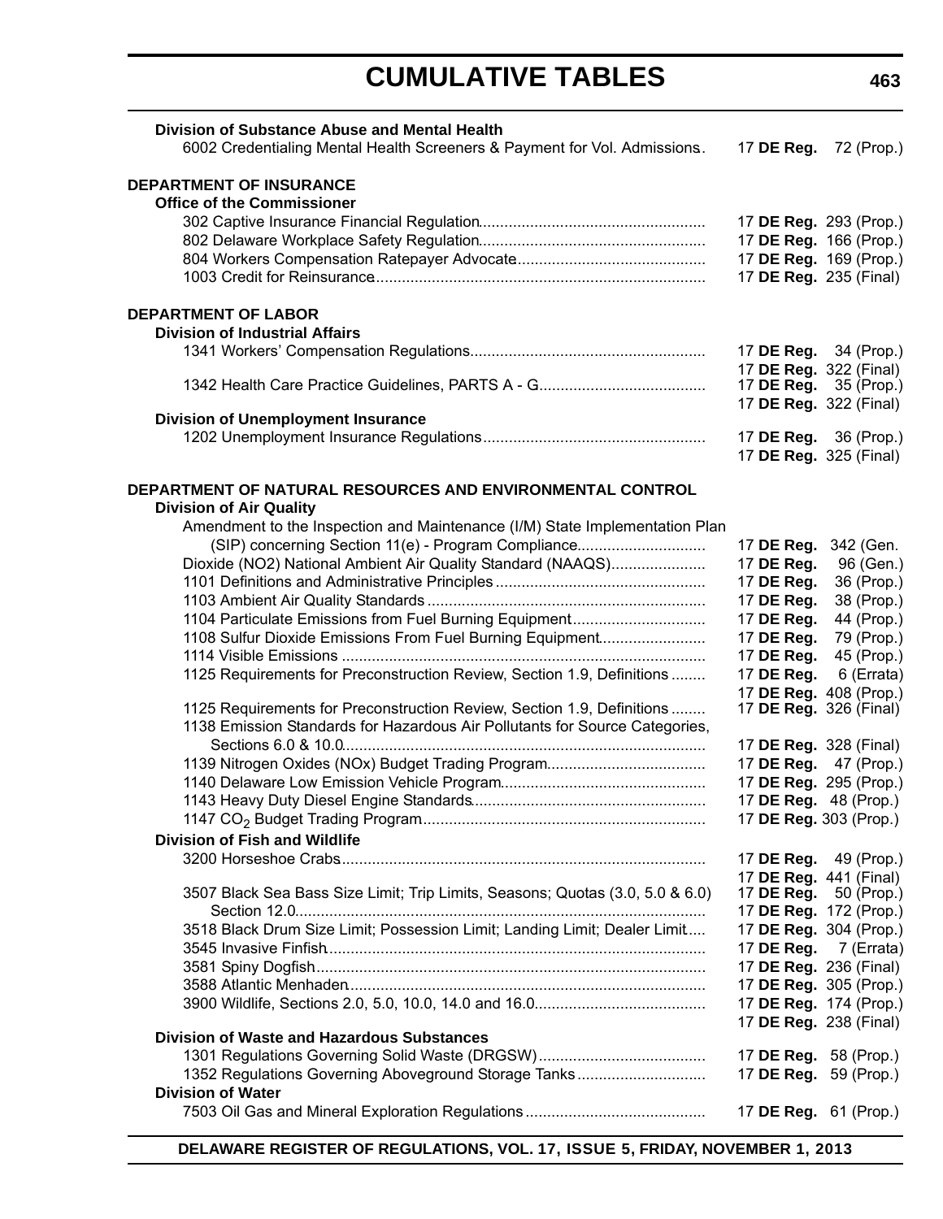# CUMULATIVE TABLES

**Division of Substance Abuse and Mental Health**

| | |
|---|---|
| 6002 Credentialing Mental Health Screeners & Payment for Vol. Admissions | 17 **DE Reg.** 72 (Prop.) |

**DEPARTMENT OF INSURANCE**

**Office of the Commissioner**

| | |
|---|---|
| 302 Captive Insurance Financial Regulation | 17 **DE Reg.** 293 (Prop.) |
| 802 Delaware Workplace Safety Regulation | 17 **DE Reg.** 166 (Prop.) |
| 804 Workers Compensation Ratepayer Advocate | 17 **DE Reg.** 169 (Prop.) |
| 1003 Credit for Reinsurance | 17 **DE Reg.** 235 (Final) |

**DEPARTMENT OF LABOR**

**Division of Industrial Affairs**

| | |
|---|---|
| 1341 Workers' Compensation Regulations | 17 **DE Reg.** 34 (Prop.)<br>17 **DE Reg.** 322 (Final) |
| 1342 Health Care Practice Guidelines, PARTS A - G | 17 **DE Reg.** 35 (Prop.)<br>17 **DE Reg.** 322 (Final) |

**Division of Unemployment Insurance**

| | |
|---|---|
| 1202 Unemployment Insurance Regulations | 17 **DE Reg.** 36 (Prop.)<br>17 **DE Reg.** 325 (Final) |

**DEPARTMENT OF NATURAL RESOURCES AND ENVIRONMENTAL CONTROL**

**Division of Air Quality**

| | |
|---|---|
| Amendment to the Inspection and Maintenance (I/M) State Implementation Plan (SIP) concerning Section 11(e) - Program Compliance | 17 **DE Reg.** 342 (Gen. |
| Dioxide (NO2) National Ambient Air Quality Standard (NAAQS) | 17 **DE Reg.** 96 (Gen.) |
| 1101 Definitions and Administrative Principles | 17 **DE Reg.** 36 (Prop.) |
| 1103 Ambient Air Quality Standards | 17 **DE Reg.** 38 (Prop.) |
| 1104 Particulate Emissions from Fuel Burning Equipment | 17 **DE Reg.** 44 (Prop.) |
| 1108 Sulfur Dioxide Emissions From Fuel Burning Equipment | 17 **DE Reg.** 79 (Prop.) |
| 1114 Visible Emissions | 17 **DE Reg.** 45 (Prop.) |
| 1125 Requirements for Preconstruction Review, Section 1.9, Definitions | 17 **DE Reg.** 6 (Errata)<br>17 **DE Reg.** 408 (Prop.) |
| 1125 Requirements for Preconstruction Review, Section 1.9, Definitions | 17 **DE Reg.** 326 (Final) |
| 1138 Emission Standards for Hazardous Air Pollutants for Source Categories, Sections 6.0 & 10.0 | 17 **DE Reg.** 328 (Final) |
| 1139 Nitrogen Oxides (NOx) Budget Trading Program | 17 **DE Reg.** 47 (Prop.) |
| 1140 Delaware Low Emission Vehicle Program | 17 **DE Reg.** 295 (Prop.) |
| 1143 Heavy Duty Diesel Engine Standards | 17 **DE Reg.** 48 (Prop.) |
| 1147 $CO_2$ Budget Trading Program | 17 **DE Reg.** 303 (Prop.) |

**Division of Fish and Wildlife**

| | |
|---|---|
| 3200 Horseshoe Crabs | 17 **DE Reg.** 49 (Prop.)<br>17 **DE Reg.** 441 (Final) |
| 3507 Black Sea Bass Size Limit; Trip Limits, Seasons; Quotas (3.0, 5.0 & 6.0) | 17 **DE Reg.** 50 (Prop.) |
| Section 12.0 | 17 **DE Reg.** 172 (Prop.) |
| 3518 Black Drum Size Limit; Possession Limit; Landing Limit; Dealer Limit | 17 **DE Reg.** 304 (Prop.) |
| 3545 Invasive Finfish | 17 **DE Reg.** 7 (Errata) |
| 3581 Spiny Dogfish | 17 **DE Reg.** 236 (Final) |
| 3588 Atlantic Menhaden | 17 **DE Reg.** 305 (Prop.) |
| 3900 Wildlife, Sections 2.0, 5.0, 10.0, 14.0 and 16.0 | 17 **DE Reg.** 174 (Prop.)<br>17 **DE Reg.** 238 (Final) |

**Division of Waste and Hazardous Substances**

| | |
|---|---|
| 1301 Regulations Governing Solid Waste (DRGSW) | 17 **DE Reg.** 58 (Prop.) |
| 1352 Regulations Governing Aboveground Storage Tanks | 17 **DE Reg.** 59 (Prop.) |

**Division of Water**

| | |
|---|---|
| 7503 Oil Gas and Mineral Exploration Regulations | 17 **DE Reg.** 61 (Prop.) |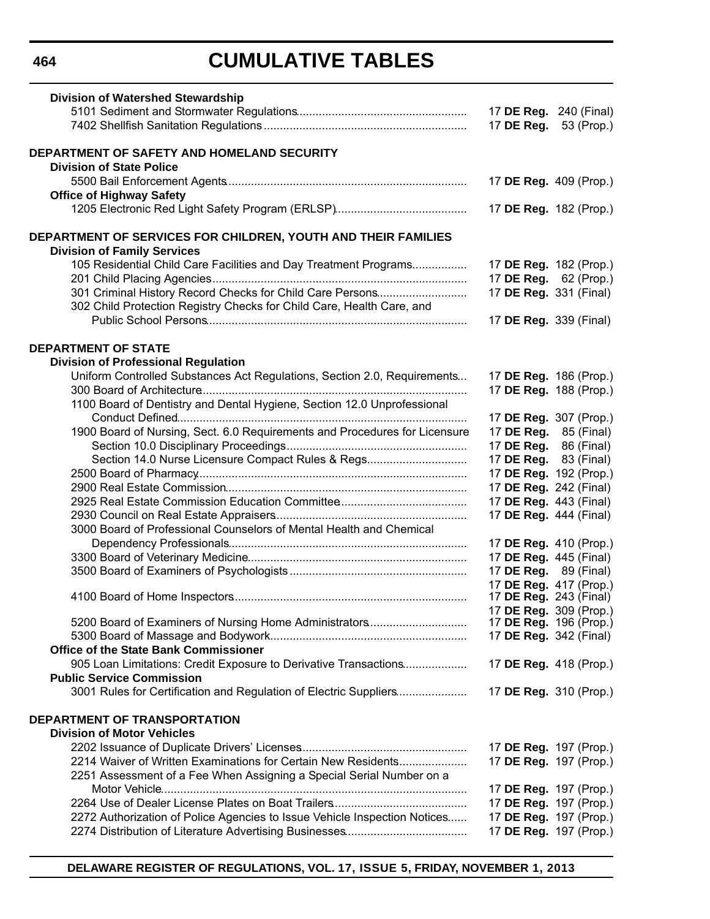# CUMULATIVE TABLES

**Division of Watershed Stewardship**

| | |
|---|---|
| 5101 Sediment and Stormwater Regulations | 17 **DE Reg.** 240 (Final) |
| 7402 Shellfish Sanitation Regulations | 17 **DE Reg.** 53 (Prop.) |

**DEPARTMENT OF SAFETY AND HOMELAND SECURITY**

**Division of State Police**

| | |
|---|---|
| 5500 Bail Enforcement Agents | 17 **DE Reg.** 409 (Prop.) |

**Office of Highway Safety**

| | |
|---|---|
| 1205 Electronic Red Light Safety Program (ERLSP) | 17 **DE Reg.** 182 (Prop.) |

**DEPARTMENT OF SERVICES FOR CHILDREN, YOUTH AND THEIR FAMILIES**

**Division of Family Services**

| | |
|---|---|
| 105 Residential Child Care Facilities and Day Treatment Programs | 17 **DE Reg.** 182 (Prop.) |
| 201 Child Placing Agencies | 17 **DE Reg.** 62 (Prop.) |
| 301 Criminal History Record Checks for Child Care Persons | 17 **DE Reg.** 331 (Final) |
| 302 Child Protection Registry Checks for Child Care, Health Care, and Public School Persons | 17 **DE Reg.** 339 (Final) |

**DEPARTMENT OF STATE**

**Division of Professional Regulation**

| | |
|---|---|
| Uniform Controlled Substances Act Regulations, Section 2.0, Requirements | 17 **DE Reg.** 186 (Prop.) |
| 300 Board of Architecture | 17 **DE Reg.** 188 (Prop.) |
| 1100 Board of Dentistry and Dental Hygiene, Section 12.0 Unprofessional Conduct Defined | 17 **DE Reg.** 307 (Prop.) |
| 1900 Board of Nursing, Sect. 6.0 Requirements and Procedures for Licensure | 17 **DE Reg.** 85 (Final) |
| Section 10.0 Disciplinary Proceedings | 17 **DE Reg.** 86 (Final) |
| Section 14.0 Nurse Licensure Compact Rules & Regs | 17 **DE Reg.** 83 (Final) |
| 2500 Board of Pharmacy | 17 **DE Reg.** 192 (Prop.) |
| 2900 Real Estate Commission | 17 **DE Reg.** 242 (Final) |
| 2925 Real Estate Commission Education Committee | 17 **DE Reg.** 443 (Final) |
| 2930 Council on Real Estate Appraisers | 17 **DE Reg.** 444 (Final) |
| 3000 Board of Professional Counselors of Mental Health and Chemical Dependency Professionals | 17 **DE Reg.** 410 (Prop.) |
| 3300 Board of Veterinary Medicine | 17 **DE Reg.** 445 (Final) |
| 3500 Board of Examiners of Psychologists | 17 **DE Reg.** 89 (Final) |
| | 17 **DE Reg.** 417 (Prop.) |
| 4100 Board of Home Inspectors | 17 **DE Reg.** 243 (Final) |
| | 17 **DE Reg.** 309 (Prop.) |
| 5200 Board of Examiners of Nursing Home Administrators | 17 **DE Reg.** 196 (Prop.) |
| 5300 Board of Massage and Bodywork | 17 **DE Reg.** 342 (Final) |

**Office of the State Bank Commissioner**

| | |
|---|---|
| 905 Loan Limitations: Credit Exposure to Derivative Transactions | 17 **DE Reg.** 418 (Prop.) |

**Public Service Commission**

| | |
|---|---|
| 3001 Rules for Certification and Regulation of Electric Suppliers | 17 **DE Reg.** 310 (Prop.) |

**DEPARTMENT OF TRANSPORTATION**

**Division of Motor Vehicles**

| | |
|---|---|
| 2202 Issuance of Duplicate Drivers' Licenses | 17 **DE Reg.** 197 (Prop.) |
| 2214 Waiver of Written Examinations for Certain New Residents | 17 **DE Reg.** 197 (Prop.) |
| 2251 Assessment of a Fee When Assigning a Special Serial Number on a Motor Vehicle | 17 **DE Reg.** 197 (Prop.) |
| 2264 Use of Dealer License Plates on Boat Trailers | 17 **DE Reg.** 197 (Prop.) |
| 2272 Authorization of Police Agencies to Issue Vehicle Inspection Notices | 17 **DE Reg.** 197 (Prop.) |
| 2274 Distribution of Literature Advertising Businesses | 17 **DE Reg.** 197 (Prop.) |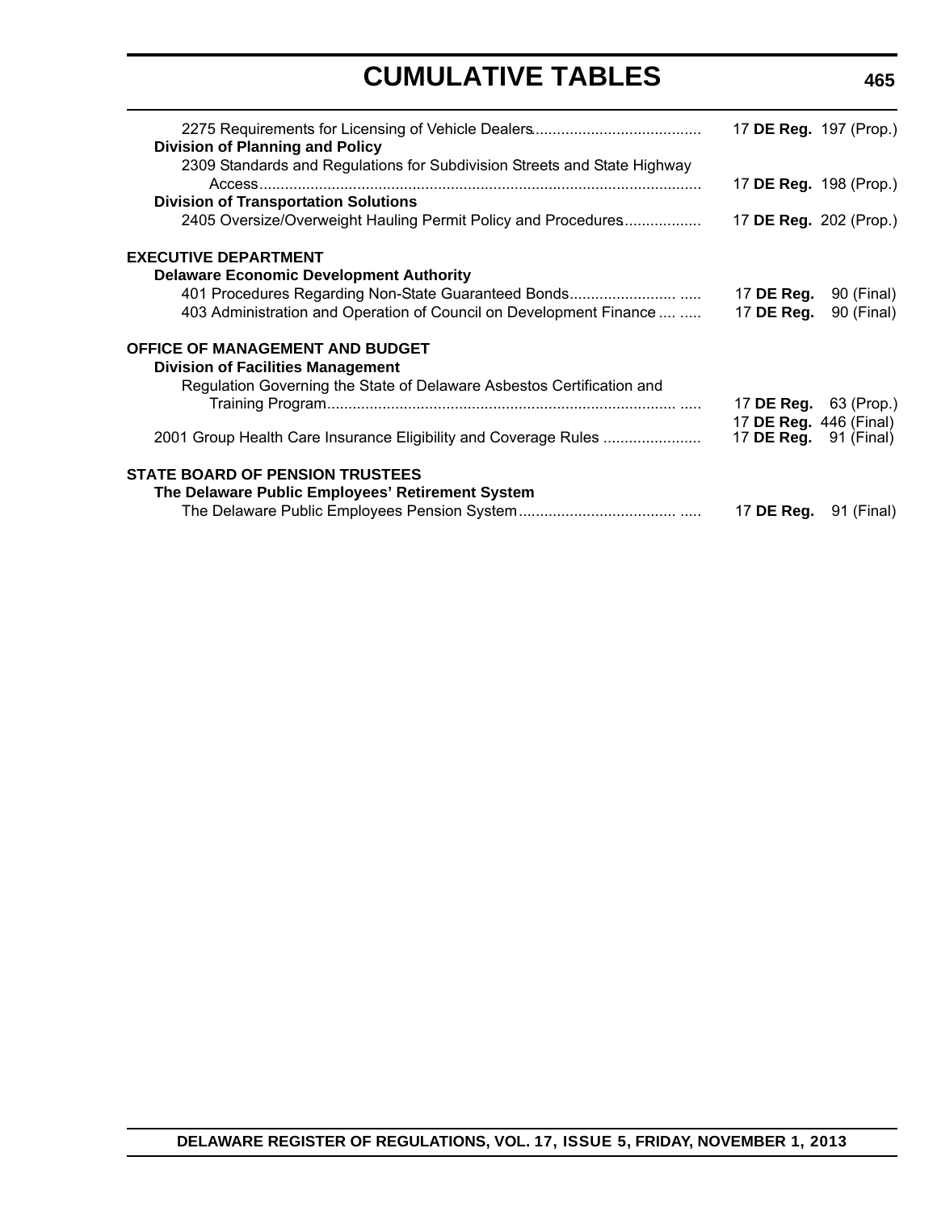# CUMULATIVE TABLES

2275 Requirements for Licensing of Vehicle Dealers ........................................ 17 **DE Reg.** 197 (Prop.)

**Division of Planning and Policy**

2309 Standards and Regulations for Subdivision Streets and State Highway Access ........................................ 17 **DE Reg.** 198 (Prop.)

**Division of Transportation Solutions**

2405 Oversize/Overweight Hauling Permit Policy and Procedures .................. 17 **DE Reg.** 202 (Prop.)

**EXECUTIVE DEPARTMENT**

**Delaware Economic Development Authority**

401 Procedures Regarding Non-State Guaranteed Bonds ......................... ..... 17 **DE Reg.** 90 (Final)

403 Administration and Operation of Council on Development Finance .... ..... 17 **DE Reg.** 90 (Final)

**OFFICE OF MANAGEMENT AND BUDGET**

**Division of Facilities Management**

Regulation Governing the State of Delaware Asbestos Certification and Training Program .................................................................................. ..... 17 **DE Reg.** 63 (Prop.)
17 **DE Reg.** 446 (Final)

2001 Group Health Care Insurance Eligibility and Coverage Rules ....................... 17 **DE Reg.** 91 (Final)

**STATE BOARD OF PENSION TRUSTEES**

**The Delaware Public Employees' Retirement System**

The Delaware Public Employees Pension System ..................................... ..... 17 **DE Reg.** 91 (Final)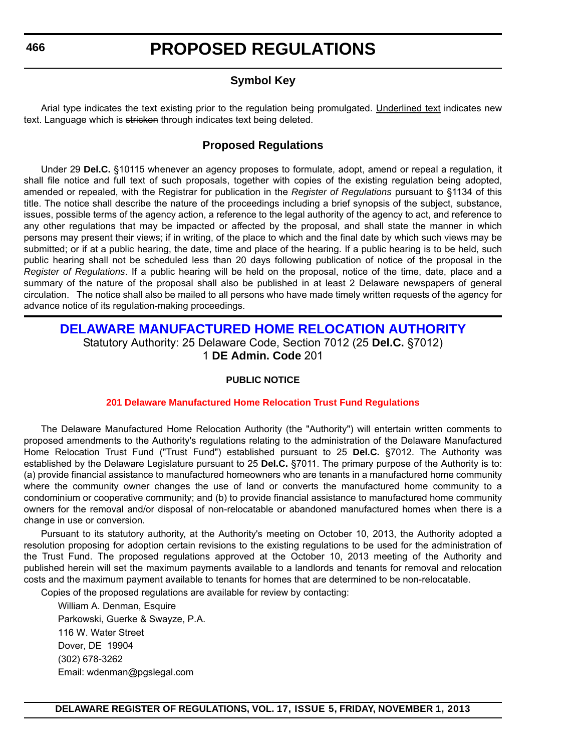# PROPOSED REGULATIONS

## Symbol Key

Arial type indicates the text existing prior to the regulation being promulgated. Underlined text indicates new text. Language which is ~~stricken~~ through indicates text being deleted.

## Proposed Regulations

Under 29 **Del.C.** §10115 whenever an agency proposes to formulate, adopt, amend or repeal a regulation, it shall file notice and full text of such proposals, together with copies of the existing regulation being adopted, amended or repealed, with the Registrar for publication in the *Register of Regulations* pursuant to §1134 of this title. The notice shall describe the nature of the proceedings including a brief synopsis of the subject, substance, issues, possible terms of the agency action, a reference to the legal authority of the agency to act, and reference to any other regulations that may be impacted or affected by the proposal, and shall state the manner in which persons may present their views; if in writing, of the place to which and the final date by which such views may be submitted; or if at a public hearing, the date, time and place of the hearing. If a public hearing is to be held, such public hearing shall not be scheduled less than 20 days following publication of notice of the proposal in the *Register of Regulations*. If a public hearing will be held on the proposal, notice of the time, date, place and a summary of the nature of the proposal shall also be published in at least 2 Delaware newspapers of general circulation. The notice shall also be mailed to all persons who have made timely written requests of the agency for advance notice of its regulation-making proceedings.

## DELAWARE MANUFACTURED HOME RELOCATION AUTHORITY

Statutory Authority: 25 Delaware Code, Section 7012 (25 **Del.C.** §7012)
1 **DE Admin. Code** 201

**PUBLIC NOTICE**

**201 Delaware Manufactured Home Relocation Trust Fund Regulations**

The Delaware Manufactured Home Relocation Authority (the "Authority") will entertain written comments to proposed amendments to the Authority's regulations relating to the administration of the Delaware Manufactured Home Relocation Trust Fund ("Trust Fund") established pursuant to 25 **Del.C.** §7012. The Authority was established by the Delaware Legislature pursuant to 25 **Del.C.** §7011. The primary purpose of the Authority is to: (a) provide financial assistance to manufactured homeowners who are tenants in a manufactured home community where the community owner changes the use of land or converts the manufactured home community to a condominium or cooperative community; and (b) to provide financial assistance to manufactured home community owners for the removal and/or disposal of non-relocatable or abandoned manufactured homes when there is a change in use or conversion.

Pursuant to its statutory authority, at the Authority's meeting on October 10, 2013, the Authority adopted a resolution proposing for adoption certain revisions to the existing regulations to be used for the administration of the Trust Fund. The proposed regulations approved at the October 10, 2013 meeting of the Authority and published herein will set the maximum payments available to a landlords and tenants for removal and relocation costs and the maximum payment available to tenants for homes that are determined to be non-relocatable.

Copies of the proposed regulations are available for review by contacting:

William A. Denman, Esquire
Parkowski, Guerke & Swayze, P.A.
116 W. Water Street
Dover, DE 19904
(302) 678-3262
Email: wdenman@pgslegal.com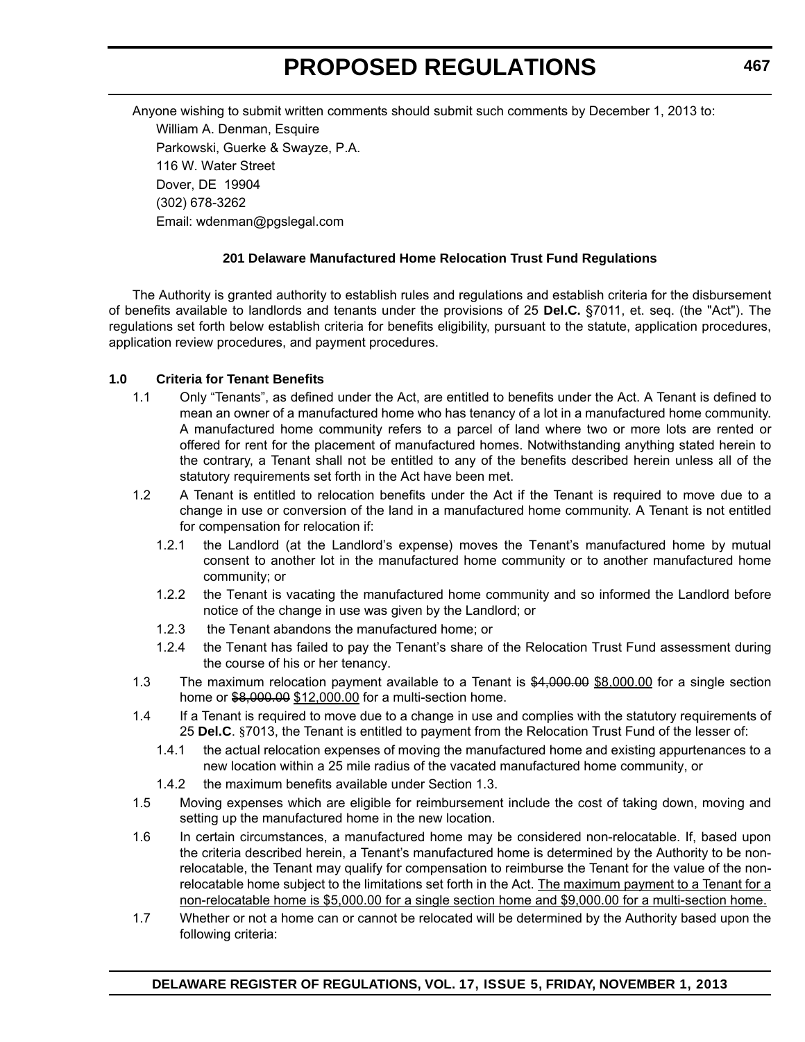Anyone wishing to submit written comments should submit such comments by December 1, 2013 to:

William A. Denman, Esquire
Parkowski, Guerke & Swayze, P.A.
116 W. Water Street
Dover, DE 19904
(302) 678-3262
Email: wdenman@pgslegal.com

**201 Delaware Manufactured Home Relocation Trust Fund Regulations**

The Authority is granted authority to establish rules and regulations and establish criteria for the disbursement of benefits available to landlords and tenants under the provisions of 25 **Del.C.** §7011, et. seq. (the "Act"). The regulations set forth below establish criteria for benefits eligibility, pursuant to the statute, application procedures, application review procedures, and payment procedures.

**1.0 Criteria for Tenant Benefits**

1.1 Only "Tenants", as defined under the Act, are entitled to benefits under the Act. A Tenant is defined to mean an owner of a manufactured home who has tenancy of a lot in a manufactured home community. A manufactured home community refers to a parcel of land where two or more lots are rented or offered for rent for the placement of manufactured homes. Notwithstanding anything stated herein to the contrary, a Tenant shall not be entitled to any of the benefits described herein unless all of the statutory requirements set forth in the Act have been met.

1.2 A Tenant is entitled to relocation benefits under the Act if the Tenant is required to move due to a change in use or conversion of the land in a manufactured home community. A Tenant is not entitled for compensation for relocation if:

1.2.1 the Landlord (at the Landlord's expense) moves the Tenant's manufactured home by mutual consent to another lot in the manufactured home community or to another manufactured home community; or

1.2.2 the Tenant is vacating the manufactured home community and so informed the Landlord before notice of the change in use was given by the Landlord; or

1.2.3 the Tenant abandons the manufactured home; or

1.2.4 the Tenant has failed to pay the Tenant's share of the Relocation Trust Fund assessment during the course of his or her tenancy.

1.3 The maximum relocation payment available to a Tenant is ~~$4,000.00~~ $8,000.00 for a single section home or ~~$8,000.00~~ $12,000.00 for a multi-section home.

1.4 If a Tenant is required to move due to a change in use and complies with the statutory requirements of 25 **Del.C**. §7013, the Tenant is entitled to payment from the Relocation Trust Fund of the lesser of:

1.4.1 the actual relocation expenses of moving the manufactured home and existing appurtenances to a new location within a 25 mile radius of the vacated manufactured home community, or

1.4.2 the maximum benefits available under Section 1.3.

1.5 Moving expenses which are eligible for reimbursement include the cost of taking down, moving and setting up the manufactured home in the new location.

1.6 In certain circumstances, a manufactured home may be considered non-relocatable. If, based upon the criteria described herein, a Tenant's manufactured home is determined by the Authority to be non-relocatable, the Tenant may qualify for compensation to reimburse the Tenant for the value of the non-relocatable home subject to the limitations set forth in the Act. The maximum payment to a Tenant for a non-relocatable home is $5,000.00 for a single section home and $9,000.00 for a multi-section home.

1.7 Whether or not a home can or cannot be relocated will be determined by the Authority based upon the following criteria: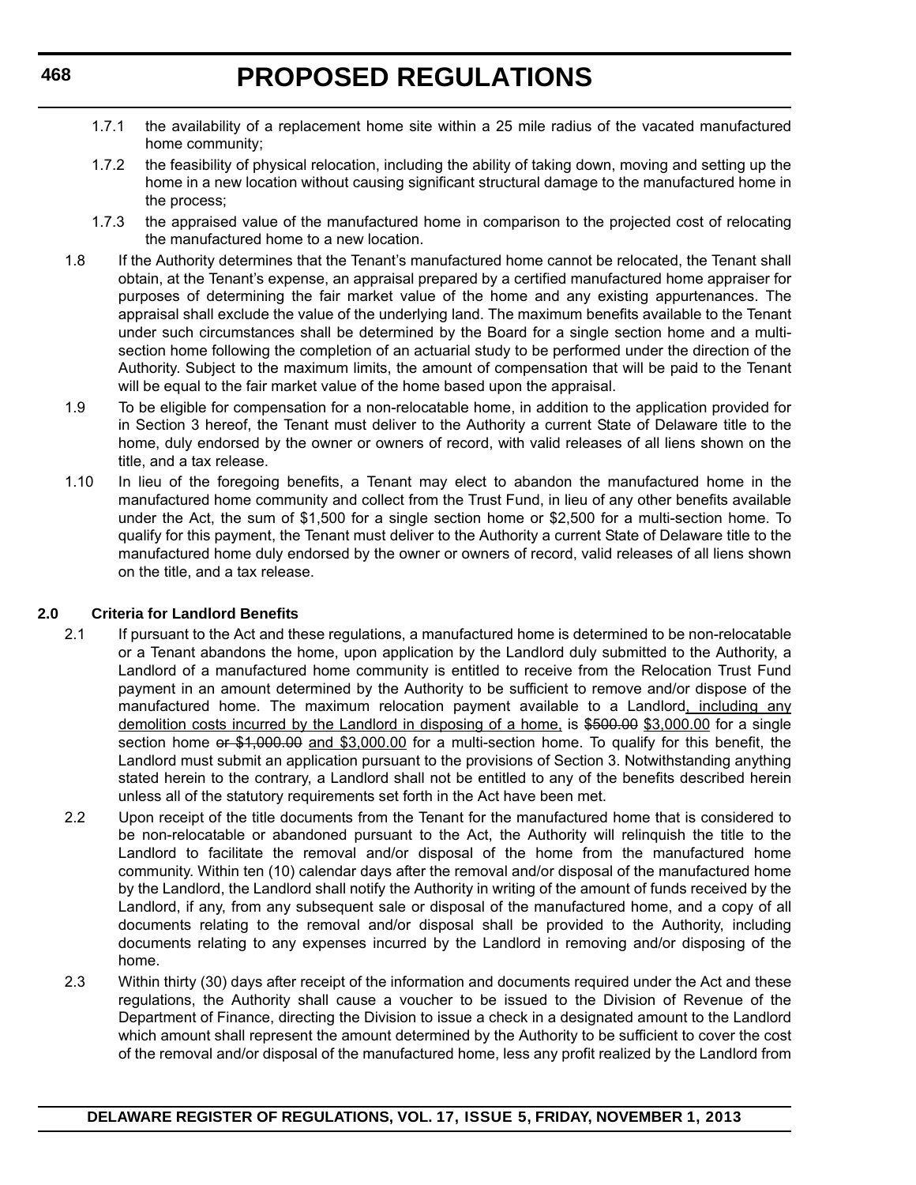1.7.1 the availability of a replacement home site within a 25 mile radius of the vacated manufactured home community;

1.7.2 the feasibility of physical relocation, including the ability of taking down, moving and setting up the home in a new location without causing significant structural damage to the manufactured home in the process;

1.7.3 the appraised value of the manufactured home in comparison to the projected cost of relocating the manufactured home to a new location.

1.8 If the Authority determines that the Tenant's manufactured home cannot be relocated, the Tenant shall obtain, at the Tenant's expense, an appraisal prepared by a certified manufactured home appraiser for purposes of determining the fair market value of the home and any existing appurtenances. The appraisal shall exclude the value of the underlying land. The maximum benefits available to the Tenant under such circumstances shall be determined by the Board for a single section home and a multi-section home following the completion of an actuarial study to be performed under the direction of the Authority. Subject to the maximum limits, the amount of compensation that will be paid to the Tenant will be equal to the fair market value of the home based upon the appraisal.

1.9 To be eligible for compensation for a non-relocatable home, in addition to the application provided for in Section 3 hereof, the Tenant must deliver to the Authority a current State of Delaware title to the home, duly endorsed by the owner or owners of record, with valid releases of all liens shown on the title, and a tax release.

1.10 In lieu of the foregoing benefits, a Tenant may elect to abandon the manufactured home in the manufactured home community and collect from the Trust Fund, in lieu of any other benefits available under the Act, the sum of $1,500 for a single section home or $2,500 for a multi-section home. To qualify for this payment, the Tenant must deliver to the Authority a current State of Delaware title to the manufactured home duly endorsed by the owner or owners of record, valid releases of all liens shown on the title, and a tax release.

**2.0 Criteria for Landlord Benefits**

2.1 If pursuant to the Act and these regulations, a manufactured home is determined to be non-relocatable or a Tenant abandons the home, upon application by the Landlord duly submitted to the Authority, a Landlord of a manufactured home community is entitled to receive from the Relocation Trust Fund payment in an amount determined by the Authority to be sufficient to remove and/or dispose of the manufactured home. The maximum relocation payment available to a Landlord, including any demolition costs incurred by the Landlord in disposing of a home, is ~~$500.00~~ $3,000.00 for a single section home ~~or $1,000.00~~ and $3,000.00 for a multi-section home. To qualify for this benefit, the Landlord must submit an application pursuant to the provisions of Section 3. Notwithstanding anything stated herein to the contrary, a Landlord shall not be entitled to any of the benefits described herein unless all of the statutory requirements set forth in the Act have been met.

2.2 Upon receipt of the title documents from the Tenant for the manufactured home that is considered to be non-relocatable or abandoned pursuant to the Act, the Authority will relinquish the title to the Landlord to facilitate the removal and/or disposal of the home from the manufactured home community. Within ten (10) calendar days after the removal and/or disposal of the manufactured home by the Landlord, the Landlord shall notify the Authority in writing of the amount of funds received by the Landlord, if any, from any subsequent sale or disposal of the manufactured home, and a copy of all documents relating to the removal and/or disposal shall be provided to the Authority, including documents relating to any expenses incurred by the Landlord in removing and/or disposing of the home.

2.3 Within thirty (30) days after receipt of the information and documents required under the Act and these regulations, the Authority shall cause a voucher to be issued to the Division of Revenue of the Department of Finance, directing the Division to issue a check in a designated amount to the Landlord which amount shall represent the amount determined by the Authority to be sufficient to cover the cost of the removal and/or disposal of the manufactured home, less any profit realized by the Landlord from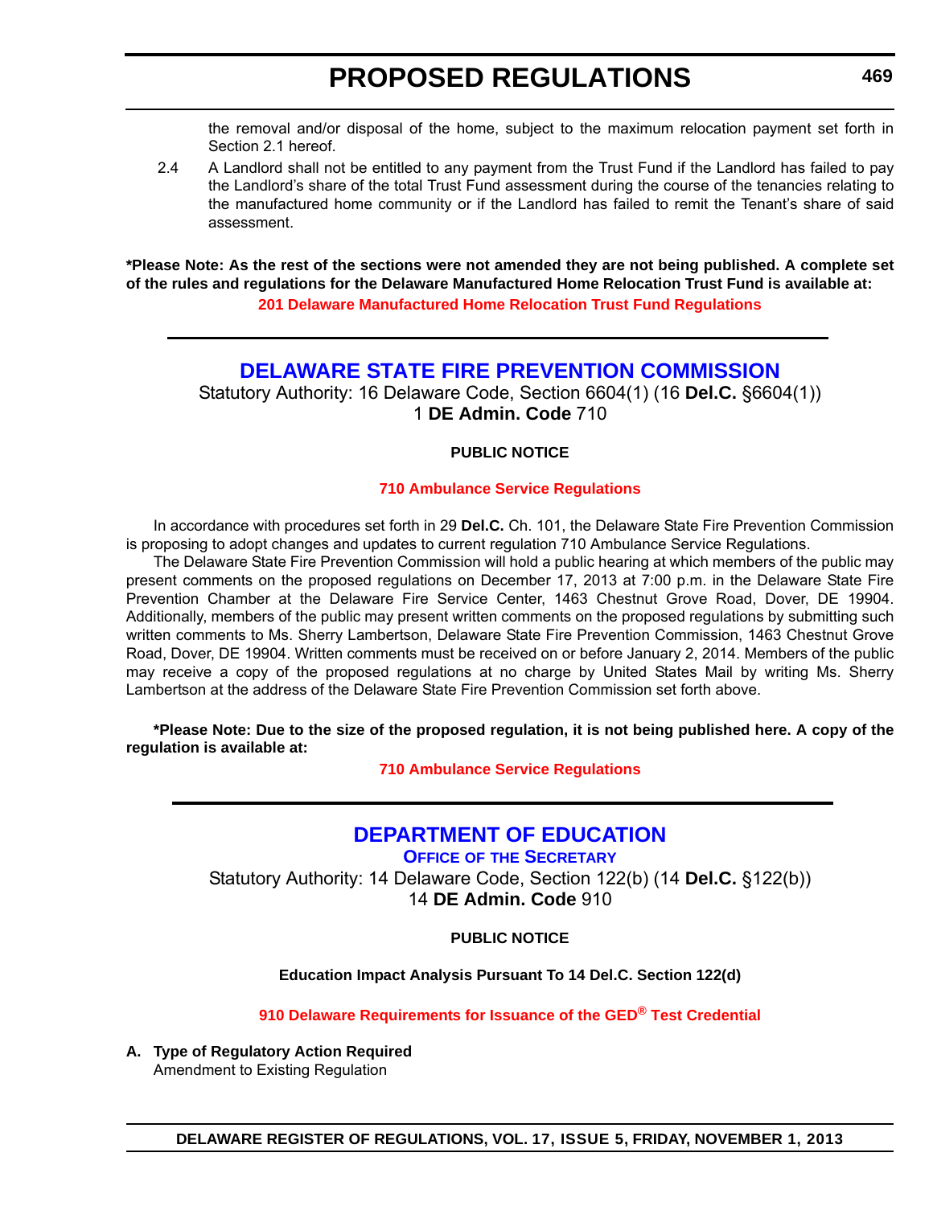the removal and/or disposal of the home, subject to the maximum relocation payment set forth in Section 2.1 hereof.

2.4 A Landlord shall not be entitled to any payment from the Trust Fund if the Landlord has failed to pay the Landlord's share of the total Trust Fund assessment during the course of the tenancies relating to the manufactured home community or if the Landlord has failed to remit the Tenant's share of said assessment.

**\*Please Note: As the rest of the sections were not amended they are not being published. A complete set of the rules and regulations for the Delaware Manufactured Home Relocation Trust Fund is available at:**

**201 Delaware Manufactured Home Relocation Trust Fund Regulations**

---

## DELAWARE STATE FIRE PREVENTION COMMISSION

Statutory Authority: 16 Delaware Code, Section 6604(1) (16 **Del.C.** §6604(1))
1 **DE Admin. Code** 710

**PUBLIC NOTICE**

**710 Ambulance Service Regulations**

In accordance with procedures set forth in 29 **Del.C.** Ch. 101, the Delaware State Fire Prevention Commission is proposing to adopt changes and updates to current regulation 710 Ambulance Service Regulations.

The Delaware State Fire Prevention Commission will hold a public hearing at which members of the public may present comments on the proposed regulations on December 17, 2013 at 7:00 p.m. in the Delaware State Fire Prevention Chamber at the Delaware Fire Service Center, 1463 Chestnut Grove Road, Dover, DE 19904. Additionally, members of the public may present written comments on the proposed regulations by submitting such written comments to Ms. Sherry Lambertson, Delaware State Fire Prevention Commission, 1463 Chestnut Grove Road, Dover, DE 19904. Written comments must be received on or before January 2, 2014. Members of the public may receive a copy of the proposed regulations at no charge by United States Mail by writing Ms. Sherry Lambertson at the address of the Delaware State Fire Prevention Commission set forth above.

**\*Please Note: Due to the size of the proposed regulation, it is not being published here. A copy of the regulation is available at:**

**710 Ambulance Service Regulations**

---

## DEPARTMENT OF EDUCATION

### OFFICE OF THE SECRETARY

Statutory Authority: 14 Delaware Code, Section 122(b) (14 **Del.C.** §122(b))
14 **DE Admin. Code** 910

**PUBLIC NOTICE**

**Education Impact Analysis Pursuant To 14 Del.C. Section 122(d)**

**910 Delaware Requirements for Issuance of the GED® Test Credential**

**A. Type of Regulatory Action Required**

Amendment to Existing Regulation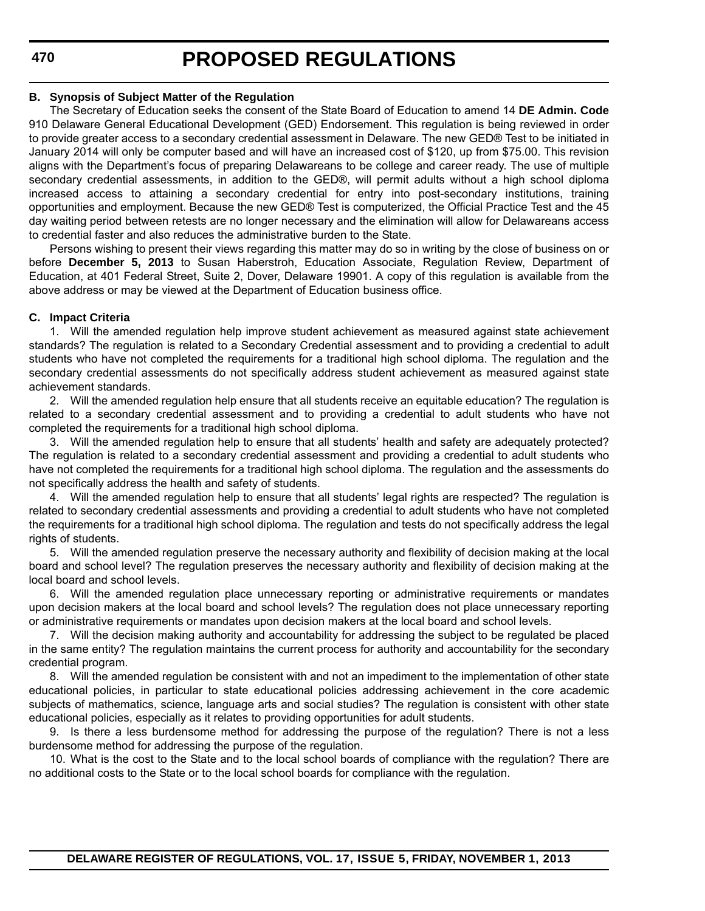### B. Synopsis of Subject Matter of the Regulation

The Secretary of Education seeks the consent of the State Board of Education to amend 14 **DE Admin. Code** 910 Delaware General Educational Development (GED) Endorsement. This regulation is being reviewed in order to provide greater access to a secondary credential assessment in Delaware. The new GED® Test to be initiated in January 2014 will only be computer based and will have an increased cost of $120, up from $75.00. This revision aligns with the Department's focus of preparing Delawareans to be college and career ready. The use of multiple secondary credential assessments, in addition to the GED®, will permit adults without a high school diploma increased access to attaining a secondary credential for entry into post-secondary institutions, training opportunities and employment. Because the new GED® Test is computerized, the Official Practice Test and the 45 day waiting period between retests are no longer necessary and the elimination will allow for Delawareans access to credential faster and also reduces the administrative burden to the State.

Persons wishing to present their views regarding this matter may do so in writing by the close of business on or before **December 5, 2013** to Susan Haberstroh, Education Associate, Regulation Review, Department of Education, at 401 Federal Street, Suite 2, Dover, Delaware 19901. A copy of this regulation is available from the above address or may be viewed at the Department of Education business office.

### C. Impact Criteria

1. Will the amended regulation help improve student achievement as measured against state achievement standards? The regulation is related to a Secondary Credential assessment and to providing a credential to adult students who have not completed the requirements for a traditional high school diploma. The regulation and the secondary credential assessments do not specifically address student achievement as measured against state achievement standards.

2. Will the amended regulation help ensure that all students receive an equitable education? The regulation is related to a secondary credential assessment and to providing a credential to adult students who have not completed the requirements for a traditional high school diploma.

3. Will the amended regulation help to ensure that all students' health and safety are adequately protected? The regulation is related to a secondary credential assessment and providing a credential to adult students who have not completed the requirements for a traditional high school diploma. The regulation and the assessments do not specifically address the health and safety of students.

4. Will the amended regulation help to ensure that all students' legal rights are respected? The regulation is related to secondary credential assessments and providing a credential to adult students who have not completed the requirements for a traditional high school diploma. The regulation and tests do not specifically address the legal rights of students.

5. Will the amended regulation preserve the necessary authority and flexibility of decision making at the local board and school level? The regulation preserves the necessary authority and flexibility of decision making at the local board and school levels.

6. Will the amended regulation place unnecessary reporting or administrative requirements or mandates upon decision makers at the local board and school levels? The regulation does not place unnecessary reporting or administrative requirements or mandates upon decision makers at the local board and school levels.

7. Will the decision making authority and accountability for addressing the subject to be regulated be placed in the same entity? The regulation maintains the current process for authority and accountability for the secondary credential program.

8. Will the amended regulation be consistent with and not an impediment to the implementation of other state educational policies, in particular to state educational policies addressing achievement in the core academic subjects of mathematics, science, language arts and social studies? The regulation is consistent with other state educational policies, especially as it relates to providing opportunities for adult students.

9. Is there a less burdensome method for addressing the purpose of the regulation? There is not a less burdensome method for addressing the purpose of the regulation.

10. What is the cost to the State and to the local school boards of compliance with the regulation? There are no additional costs to the State or to the local school boards for compliance with the regulation.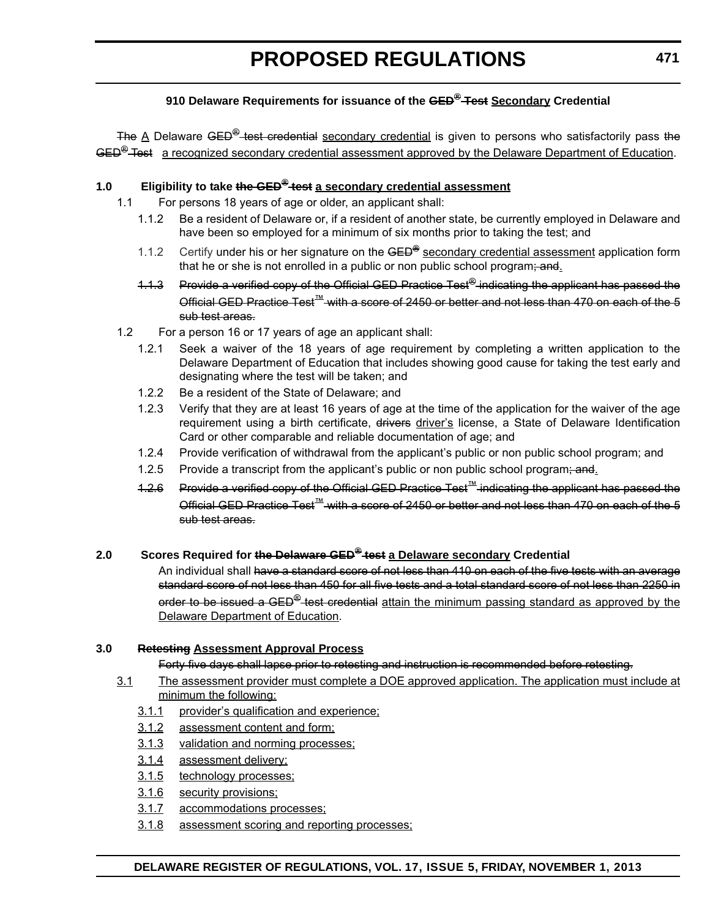### 910 Delaware Requirements for issuance of the ~~GED® Test~~ Secondary Credential

~~The~~ A Delaware ~~GED® test credential~~ secondary credential is given to persons who satisfactorily pass ~~the GED® Test~~ a recognized secondary credential assessment approved by the Delaware Department of Education.

**1.0 Eligibility to take ~~the GED® test~~ a secondary credential assessment**

1.1 For persons 18 years of age or older, an applicant shall:

1.1.2 Be a resident of Delaware or, if a resident of another state, be currently employed in Delaware and have been so employed for a minimum of six months prior to taking the test; and

1.1.2 Certify under his or her signature on the ~~GED®~~ secondary credential assessment application form that he or she is not enrolled in a public or non public school program~~; and~~.

~~1.1.3 Provide a verified copy of the Official GED Practice Test® indicating the applicant has passed the Official GED Practice Test™ with a score of 2450 or better and not less than 470 on each of the 5 sub test areas.~~

1.2 For a person 16 or 17 years of age an applicant shall:

1.2.1 Seek a waiver of the 18 years of age requirement by completing a written application to the Delaware Department of Education that includes showing good cause for taking the test early and designating where the test will be taken; and

1.2.2 Be a resident of the State of Delaware; and

1.2.3 Verify that they are at least 16 years of age at the time of the application for the waiver of the age requirement using a birth certificate, ~~drivers~~ driver's license, a State of Delaware Identification Card or other comparable and reliable documentation of age; and

1.2.4 Provide verification of withdrawal from the applicant's public or non public school program; and

1.2.5 Provide a transcript from the applicant's public or non public school program~~; and~~.

~~1.2.6 Provide a verified copy of the Official GED Practice Test™ indicating the applicant has passed the Official GED Practice Test™ with a score of 2450 or better and not less than 470 on each of the 5 sub test areas.~~

**2.0 Scores Required for ~~the Delaware GED® test~~ a Delaware secondary Credential**

An individual shall ~~have a standard score of not less than 410 on each of the five tests with an average standard score of not less than 450 for all five tests and a total standard score of not less than 2250 in order to be issued a GED® test credential~~ attain the minimum passing standard as approved by the Delaware Department of Education.

**3.0 ~~Retesting~~ Assessment Approval Process**

~~Forty five days shall lapse prior to retesting and instruction is recommended before retesting.~~

3.1 The assessment provider must complete a DOE approved application. The application must include at minimum the following:

3.1.1 provider's qualification and experience;

3.1.2 assessment content and form;

3.1.3 validation and norming processes;

3.1.4 assessment delivery;

3.1.5 technology processes;

3.1.6 security provisions;

3.1.7 accommodations processes;

3.1.8 assessment scoring and reporting processes;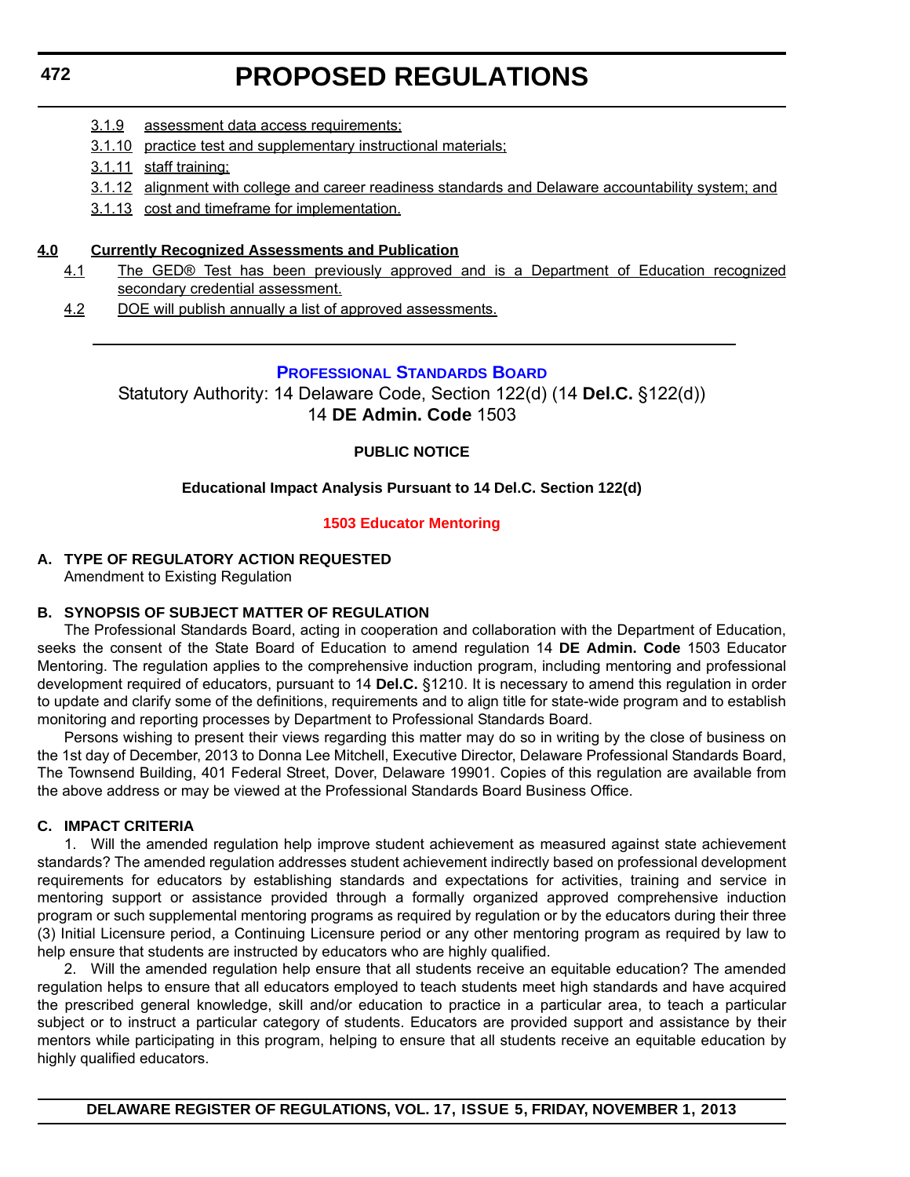3.1.9 assessment data access requirements;

3.1.10 practice test and supplementary instructional materials;

3.1.11 staff training;

3.1.12 alignment with college and career readiness standards and Delaware accountability system; and

3.1.13 cost and timeframe for implementation.

**4.0 Currently Recognized Assessments and Publication**

4.1 The GED® Test has been previously approved and is a Department of Education recognized secondary credential assessment.

4.2 DOE will publish annually a list of approved assessments.

---

## PROFESSIONAL STANDARDS BOARD

Statutory Authority: 14 Delaware Code, Section 122(d) (14 **Del.C.** §122(d))
14 **DE Admin. Code** 1503

**PUBLIC NOTICE**

**Educational Impact Analysis Pursuant to 14 Del.C. Section 122(d)**

### 1503 Educator Mentoring

**A. TYPE OF REGULATORY ACTION REQUESTED**

Amendment to Existing Regulation

**B. SYNOPSIS OF SUBJECT MATTER OF REGULATION**

The Professional Standards Board, acting in cooperation and collaboration with the Department of Education, seeks the consent of the State Board of Education to amend regulation 14 **DE Admin. Code** 1503 Educator Mentoring. The regulation applies to the comprehensive induction program, including mentoring and professional development required of educators, pursuant to 14 **Del.C.** §1210. It is necessary to amend this regulation in order to update and clarify some of the definitions, requirements and to align title for state-wide program and to establish monitoring and reporting processes by Department to Professional Standards Board.

Persons wishing to present their views regarding this matter may do so in writing by the close of business on the 1st day of December, 2013 to Donna Lee Mitchell, Executive Director, Delaware Professional Standards Board, The Townsend Building, 401 Federal Street, Dover, Delaware 19901. Copies of this regulation are available from the above address or may be viewed at the Professional Standards Board Business Office.

**C. IMPACT CRITERIA**

1. Will the amended regulation help improve student achievement as measured against state achievement standards? The amended regulation addresses student achievement indirectly based on professional development requirements for educators by establishing standards and expectations for activities, training and service in mentoring support or assistance provided through a formally organized approved comprehensive induction program or such supplemental mentoring programs as required by regulation or by the educators during their three (3) Initial Licensure period, a Continuing Licensure period or any other mentoring program as required by law to help ensure that students are instructed by educators who are highly qualified.

2. Will the amended regulation help ensure that all students receive an equitable education? The amended regulation helps to ensure that all educators employed to teach students meet high standards and have acquired the prescribed general knowledge, skill and/or education to practice in a particular area, to teach a particular subject or to instruct a particular category of students. Educators are provided support and assistance by their mentors while participating in this program, helping to ensure that all students receive an equitable education by highly qualified educators.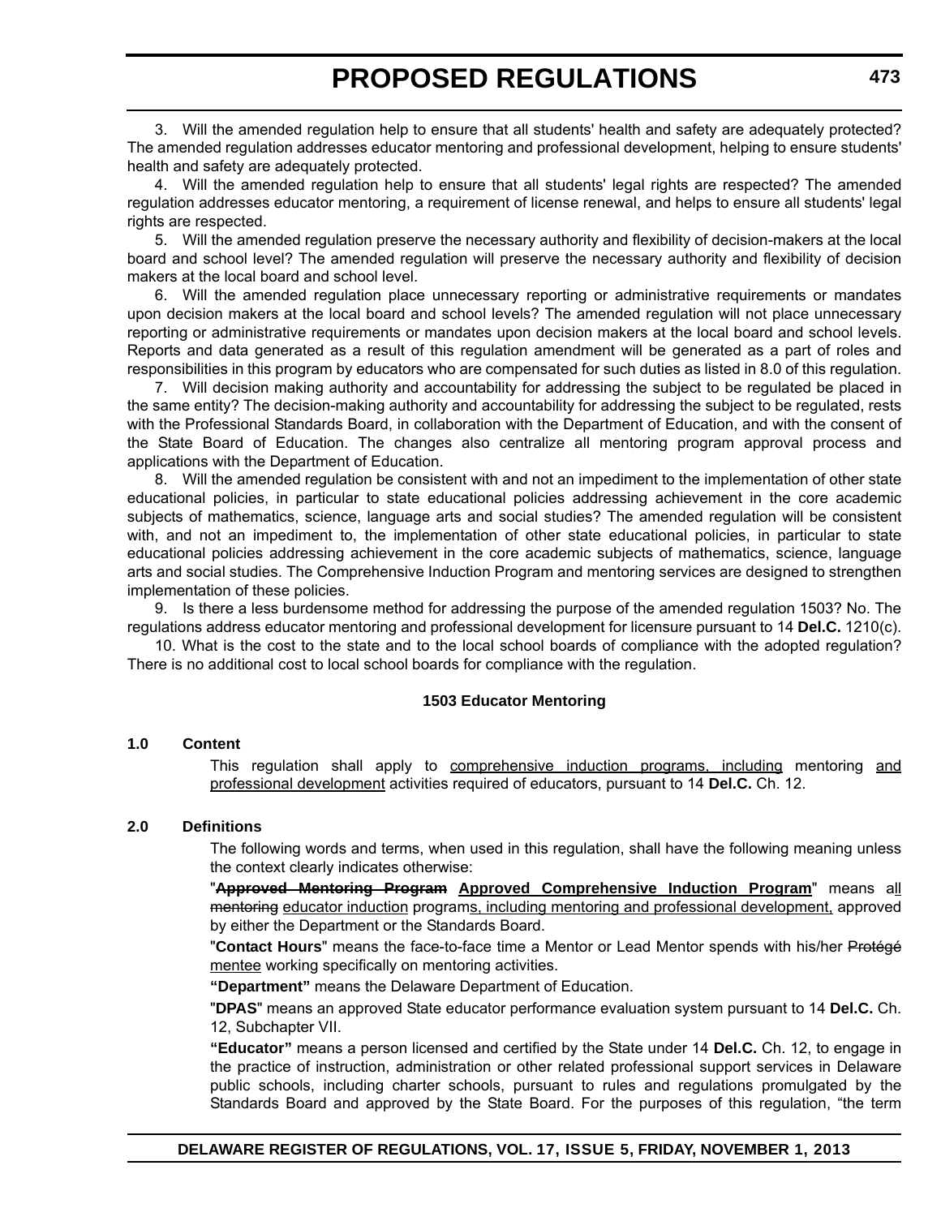3. Will the amended regulation help to ensure that all students' health and safety are adequately protected? The amended regulation addresses educator mentoring and professional development, helping to ensure students' health and safety are adequately protected.

4. Will the amended regulation help to ensure that all students' legal rights are respected? The amended regulation addresses educator mentoring, a requirement of license renewal, and helps to ensure all students' legal rights are respected.

5. Will the amended regulation preserve the necessary authority and flexibility of decision-makers at the local board and school level? The amended regulation will preserve the necessary authority and flexibility of decision makers at the local board and school level.

6. Will the amended regulation place unnecessary reporting or administrative requirements or mandates upon decision makers at the local board and school levels? The amended regulation will not place unnecessary reporting or administrative requirements or mandates upon decision makers at the local board and school levels. Reports and data generated as a result of this regulation amendment will be generated as a part of roles and responsibilities in this program by educators who are compensated for such duties as listed in 8.0 of this regulation.

7. Will decision making authority and accountability for addressing the subject to be regulated be placed in the same entity? The decision-making authority and accountability for addressing the subject to be regulated, rests with the Professional Standards Board, in collaboration with the Department of Education, and with the consent of the State Board of Education. The changes also centralize all mentoring program approval process and applications with the Department of Education.

8. Will the amended regulation be consistent with and not an impediment to the implementation of other state educational policies, in particular to state educational policies addressing achievement in the core academic subjects of mathematics, science, language arts and social studies? The amended regulation will be consistent with, and not an impediment to, the implementation of other state educational policies, in particular to state educational policies addressing achievement in the core academic subjects of mathematics, science, language arts and social studies. The Comprehensive Induction Program and mentoring services are designed to strengthen implementation of these policies.

9. Is there a less burdensome method for addressing the purpose of the amended regulation 1503? No. The regulations address educator mentoring and professional development for licensure pursuant to 14 **Del.C.** 1210(c).

10. What is the cost to the state and to the local school boards of compliance with the adopted regulation? There is no additional cost to local school boards for compliance with the regulation.

**1503 Educator Mentoring**

**1.0 Content**

This regulation shall apply to <u>comprehensive induction programs, including</u> mentoring <u>and professional development</u> activities required of educators, pursuant to 14 **Del.C.** Ch. 12.

**2.0 Definitions**

The following words and terms, when used in this regulation, shall have the following meaning unless the context clearly indicates otherwise:

"~~**Approved Mentoring Program**~~ <u>**Approved Comprehensive Induction Program**</u>" means a<u>ll</u> ~~mentoring~~ <u>educator induction</u> program<u>s, including mentoring and professional development,</u> approved by either the Department or the Standards Board.

"**Contact Hours**" means the face-to-face time a Mentor or Lead Mentor spends with his/her ~~Protégé~~ <u>mentee</u> working specifically on mentoring activities.

**"Department"** means the Delaware Department of Education.

"**DPAS**" means an approved State educator performance evaluation system pursuant to 14 **Del.C.** Ch. 12, Subchapter VII.

**"Educator"** means a person licensed and certified by the State under 14 **Del.C.** Ch. 12, to engage in the practice of instruction, administration or other related professional support services in Delaware public schools, including charter schools, pursuant to rules and regulations promulgated by the Standards Board and approved by the State Board. For the purposes of this regulation, "the term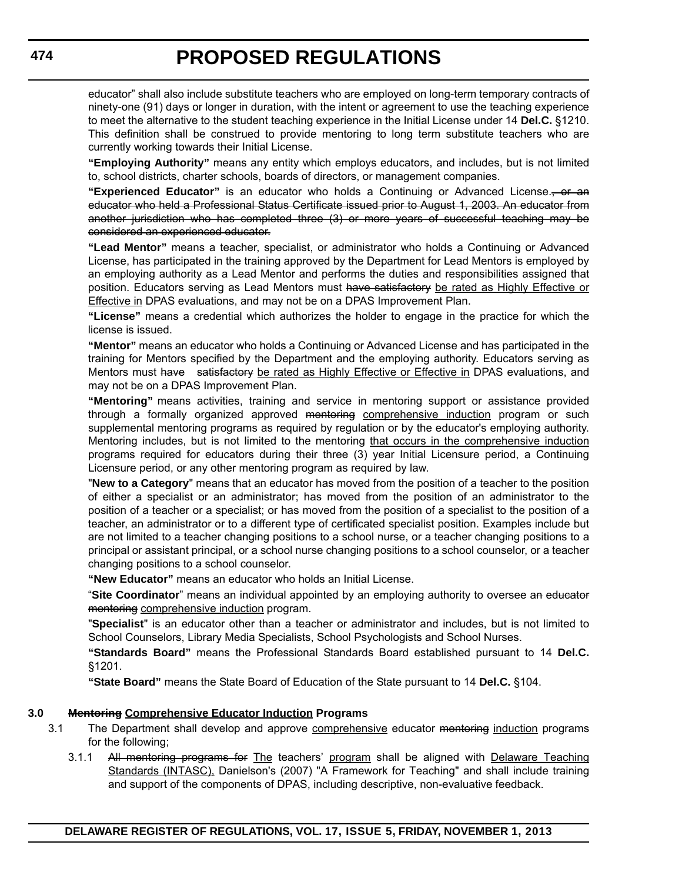educator" shall also include substitute teachers who are employed on long-term temporary contracts of ninety-one (91) days or longer in duration, with the intent or agreement to use the teaching experience to meet the alternative to the student teaching experience in the Initial License under 14 **Del.C.** §1210. This definition shall be construed to provide mentoring to long term substitute teachers who are currently working towards their Initial License.

**"Employing Authority"** means any entity which employs educators, and includes, but is not limited to, school districts, charter schools, boards of directors, or management companies.

**"Experienced Educator"** is an educator who holds a Continuing or Advanced License.~~, or an educator who held a Professional Status Certificate issued prior to August 1, 2003. An educator from another jurisdiction who has completed three (3) or more years of successful teaching may be considered an experienced educator.~~

**"Lead Mentor"** means a teacher, specialist, or administrator who holds a Continuing or Advanced License, has participated in the training approved by the Department for Lead Mentors is employed by an employing authority as a Lead Mentor and performs the duties and responsibilities assigned that position. Educators serving as Lead Mentors must ~~have satisfactory~~ <u>be rated as Highly Effective or Effective in</u> DPAS evaluations, and may not be on a DPAS Improvement Plan.

**"License"** means a credential which authorizes the holder to engage in the practice for which the license is issued.

**"Mentor"** means an educator who holds a Continuing or Advanced License and has participated in the training for Mentors specified by the Department and the employing authority. Educators serving as Mentors must ~~have satisfactory~~ <u>be rated as Highly Effective or Effective in</u> DPAS evaluations, and may not be on a DPAS Improvement Plan.

**"Mentoring"** means activities, training and service in mentoring support or assistance provided through a formally organized approved ~~mentoring~~ <u>comprehensive induction</u> program or such supplemental mentoring programs as required by regulation or by the educator's employing authority. Mentoring includes, but is not limited to the mentoring <u>that occurs in the comprehensive induction</u> programs required for educators during their three (3) year Initial Licensure period, a Continuing Licensure period, or any other mentoring program as required by law.

"**New to a Category**" means that an educator has moved from the position of a teacher to the position of either a specialist or an administrator; has moved from the position of an administrator to the position of a teacher or a specialist; or has moved from the position of a specialist to the position of a teacher, an administrator or to a different type of certificated specialist position. Examples include but are not limited to a teacher changing positions to a school nurse, or a teacher changing positions to a principal or assistant principal, or a school nurse changing positions to a school counselor, or a teacher changing positions to a school counselor.

**"New Educator"** means an educator who holds an Initial License.

"**Site Coordinator**" means an individual appointed by an employing authority to oversee a~~n educator mentoring~~ <u>comprehensive induction</u> program.

"**Specialist**" is an educator other than a teacher or administrator and includes, but is not limited to School Counselors, Library Media Specialists, School Psychologists and School Nurses.

**"Standards Board"** means the Professional Standards Board established pursuant to 14 **Del.C.** §1201.

**"State Board"** means the State Board of Education of the State pursuant to 14 **Del.C.** §104.

**3.0 ~~Mentoring~~ <u>Comprehensive Educator Induction</u> Programs**

3.1 The Department shall develop and approve <u>comprehensive</u> educator ~~mentoring~~ <u>induction</u> programs for the following;

3.1.1 ~~All mentoring programs for~~ <u>The</u> teachers' <u>program</u> shall be aligned with <u>Delaware Teaching Standards (INTASC),</u> Danielson's (2007) "A Framework for Teaching" and shall include training and support of the components of DPAS, including descriptive, non-evaluative feedback.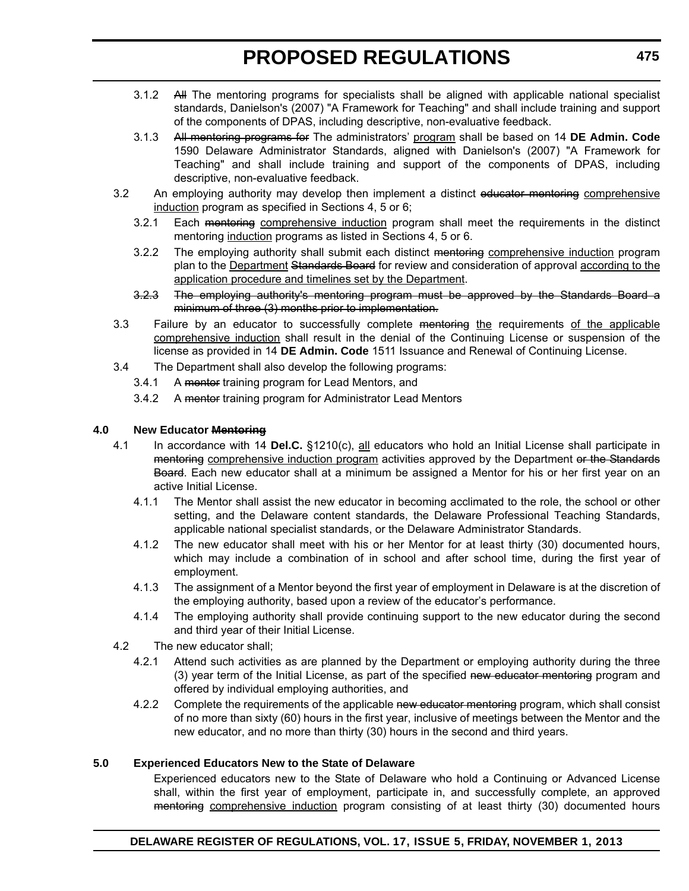3.1.2 ~~All~~ The mentoring programs for specialists shall be aligned with applicable national specialist standards, Danielson's (2007) "A Framework for Teaching" and shall include training and support of the components of DPAS, including descriptive, non-evaluative feedback.

3.1.3 ~~All mentoring programs for~~ The administrators' <u>program</u> shall be based on 14 **DE Admin. Code** 1590 Delaware Administrator Standards, aligned with Danielson's (2007) "A Framework for Teaching" and shall include training and support of the components of DPAS, including descriptive, non-evaluative feedback.

3.2 An employing authority may develop then implement a distinct ~~educator mentoring~~ <u>comprehensive induction</u> program as specified in Sections 4, 5 or 6;

3.2.1 Each ~~mentoring~~ <u>comprehensive induction</u> program shall meet the requirements in the distinct mentoring <u>induction</u> programs as listed in Sections 4, 5 or 6.

3.2.2 The employing authority shall submit each distinct ~~mentoring~~ <u>comprehensive induction</u> program plan to the <u>Department</u> ~~Standards Board~~ for review and consideration of approval <u>according to the application procedure and timelines set by the Department</u>.

~~3.2.3 The employing authority's mentoring program must be approved by the Standards Board a minimum of three (3) months prior to implementation.~~

3.3 Failure by an educator to successfully complete ~~mentoring~~ <u>the</u> requirements <u>of the applicable comprehensive induction</u> shall result in the denial of the Continuing License or suspension of the license as provided in 14 **DE Admin. Code** 1511 Issuance and Renewal of Continuing License.

3.4 The Department shall also develop the following programs:

3.4.1 A ~~mentor~~ training program for Lead Mentors, and

3.4.2 A ~~mentor~~ training program for Administrator Lead Mentors

**4.0 New Educator ~~Mentoring~~**

4.1 In accordance with 14 **Del.C.** §1210(c), <u>all</u> educators who hold an Initial License shall participate in ~~mentoring~~ <u>comprehensive induction program</u> activities approved by the Department ~~or the Standards Board~~. Each new educator shall at a minimum be assigned a Mentor for his or her first year on an active Initial License.

4.1.1 The Mentor shall assist the new educator in becoming acclimated to the role, the school or other setting, and the Delaware content standards, the Delaware Professional Teaching Standards, applicable national specialist standards, or the Delaware Administrator Standards.

4.1.2 The new educator shall meet with his or her Mentor for at least thirty (30) documented hours, which may include a combination of in school and after school time, during the first year of employment.

4.1.3 The assignment of a Mentor beyond the first year of employment in Delaware is at the discretion of the employing authority, based upon a review of the educator's performance.

4.1.4 The employing authority shall provide continuing support to the new educator during the second and third year of their Initial License.

4.2 The new educator shall;

4.2.1 Attend such activities as are planned by the Department or employing authority during the three (3) year term of the Initial License, as part of the specified ~~new educator mentoring~~ program and offered by individual employing authorities, and

4.2.2 Complete the requirements of the applicable ~~new educator mentoring~~ program, which shall consist of no more than sixty (60) hours in the first year, inclusive of meetings between the Mentor and the new educator, and no more than thirty (30) hours in the second and third years.

**5.0 Experienced Educators New to the State of Delaware**

Experienced educators new to the State of Delaware who hold a Continuing or Advanced License shall, within the first year of employment, participate in, and successfully complete, an approved ~~mentoring~~ <u>comprehensive induction</u> program consisting of at least thirty (30) documented hours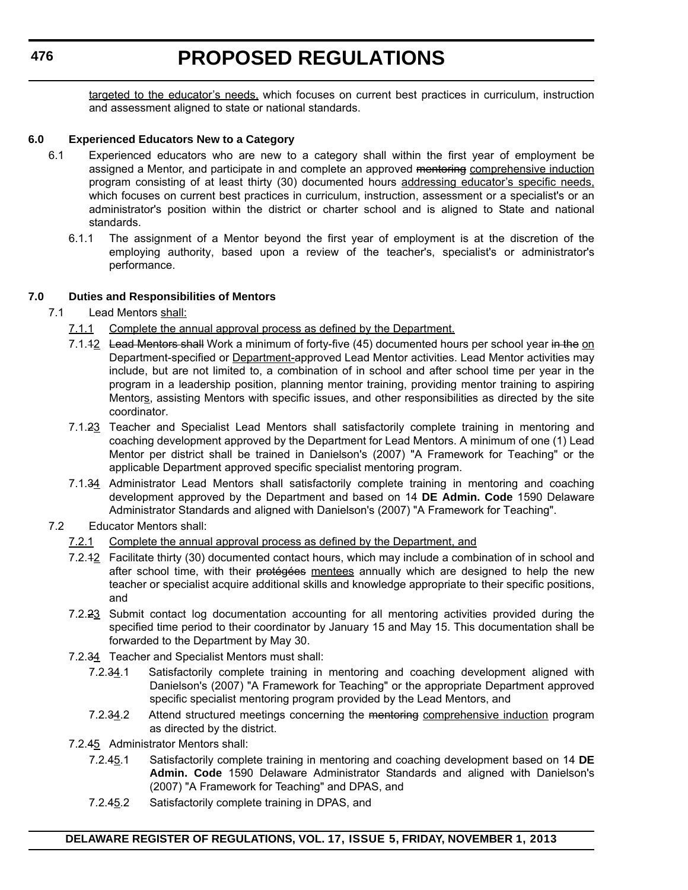<u>targeted to the educator's needs,</u> which focuses on current best practices in curriculum, instruction and assessment aligned to state or national standards.

**6.0 Experienced Educators New to a Category**

6.1 Experienced educators who are new to a category shall within the first year of employment be assigned a Mentor, and participate in and complete an approved ~~mentoring~~ <u>comprehensive induction</u> program consisting of at least thirty (30) documented hours <u>addressing educator's specific needs,</u> which focuses on current best practices in curriculum, instruction, assessment or a specialist's or an administrator's position within the district or charter school and is aligned to State and national standards.

6.1.1 The assignment of a Mentor beyond the first year of employment is at the discretion of the employing authority, based upon a review of the teacher's, specialist's or administrator's performance.

**7.0 Duties and Responsibilities of Mentors**

7.1 Lead Mentors <u>shall:</u>

<u>7.1.1 Complete the annual approval process as defined by the Department.</u>

7.1.~~1~~<u>2</u> ~~Lead Mentors shall~~ Work a minimum of forty-five (45) documented hours per school year ~~in the~~ <u>on</u> Department-specified or <u>Department-</u>approved Lead Mentor activities. Lead Mentor activities may include, but are not limited to, a combination of in school and after school time per year in the program in a leadership position, planning mentor training, providing mentor training to aspiring Mentor<u>s</u>, assisting Mentors with specific issues, and other responsibilities as directed by the site coordinator.

7.1.~~2~~<u>3</u> Teacher and Specialist Lead Mentors shall satisfactorily complete training in mentoring and coaching development approved by the Department for Lead Mentors. A minimum of one (1) Lead Mentor per district shall be trained in Danielson's (2007) "A Framework for Teaching" or the applicable Department approved specific specialist mentoring program.

7.1.~~3~~<u>4</u> Administrator Lead Mentors shall satisfactorily complete training in mentoring and coaching development approved by the Department and based on 14 **DE Admin. Code** 1590 Delaware Administrator Standards and aligned with Danielson's (2007) "A Framework for Teaching".

7.2 Educator Mentors shall:

<u>7.2.1 Complete the annual approval process as defined by the Department, and</u>

7.2.~~1~~<u>2</u> Facilitate thirty (30) documented contact hours, which may include a combination of in school and after school time, with their ~~protégées~~ <u>mentees</u> annually which are designed to help the new teacher or specialist acquire additional skills and knowledge appropriate to their specific positions, and

7.2.~~2~~<u>3</u> Submit contact log documentation accounting for all mentoring activities provided during the specified time period to their coordinator by January 15 and May 15. This documentation shall be forwarded to the Department by May 30.

7.2.~~3~~<u>4</u> Teacher and Specialist Mentors must shall:

7.2.~~3~~<u>4</u>.1 Satisfactorily complete training in mentoring and coaching development aligned with Danielson's (2007) "A Framework for Teaching" or the appropriate Department approved specific specialist mentoring program provided by the Lead Mentors, and

7.2.~~3~~<u>4</u>.2 Attend structured meetings concerning the ~~mentoring~~ <u>comprehensive induction</u> program as directed by the district.

7.2.~~4~~<u>5</u> Administrator Mentors shall:

7.2.~~4~~<u>5</u>.1 Satisfactorily complete training in mentoring and coaching development based on 14 **DE Admin. Code** 1590 Delaware Administrator Standards and aligned with Danielson's (2007) "A Framework for Teaching" and DPAS, and

7.2.~~4~~<u>5</u>.2 Satisfactorily complete training in DPAS, and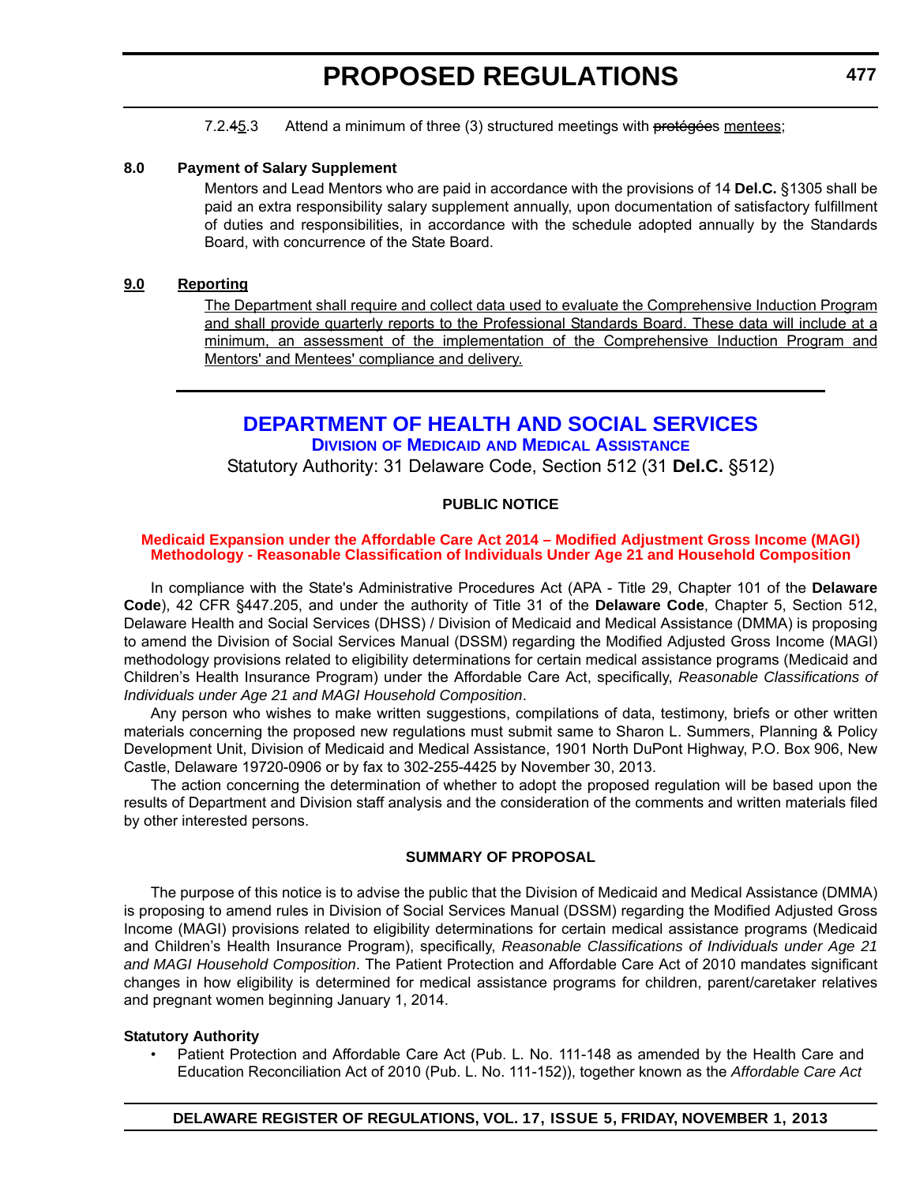7.2.~~4~~5.3 Attend a minimum of three (3) structured meetings with ~~protégées~~ mentees;

**8.0 Payment of Salary Supplement**

Mentors and Lead Mentors who are paid in accordance with the provisions of 14 **Del.C.** §1305 shall be paid an extra responsibility salary supplement annually, upon documentation of satisfactory fulfillment of duties and responsibilities, in accordance with the schedule adopted annually by the Standards Board, with concurrence of the State Board.

**9.0 Reporting**

The Department shall require and collect data used to evaluate the Comprehensive Induction Program and shall provide quarterly reports to the Professional Standards Board. These data will include at a minimum, an assessment of the implementation of the Comprehensive Induction Program and Mentors' and Mentees' compliance and delivery.

---

# DEPARTMENT OF HEALTH AND SOCIAL SERVICES

## Division of Medicaid and Medical Assistance

Statutory Authority: 31 Delaware Code, Section 512 (31 **Del.C.** §512)

**PUBLIC NOTICE**

**Medicaid Expansion under the Affordable Care Act 2014 – Modified Adjustment Gross Income (MAGI) Methodology - Reasonable Classification of Individuals Under Age 21 and Household Composition**

In compliance with the State's Administrative Procedures Act (APA - Title 29, Chapter 101 of the **Delaware Code**), 42 CFR §447.205, and under the authority of Title 31 of the **Delaware Code**, Chapter 5, Section 512, Delaware Health and Social Services (DHSS) / Division of Medicaid and Medical Assistance (DMMA) is proposing to amend the Division of Social Services Manual (DSSM) regarding the Modified Adjusted Gross Income (MAGI) methodology provisions related to eligibility determinations for certain medical assistance programs (Medicaid and Children's Health Insurance Program) under the Affordable Care Act, specifically, *Reasonable Classifications of Individuals under Age 21 and MAGI Household Composition*.

Any person who wishes to make written suggestions, compilations of data, testimony, briefs or other written materials concerning the proposed new regulations must submit same to Sharon L. Summers, Planning & Policy Development Unit, Division of Medicaid and Medical Assistance, 1901 North DuPont Highway, P.O. Box 906, New Castle, Delaware 19720-0906 or by fax to 302-255-4425 by November 30, 2013.

The action concerning the determination of whether to adopt the proposed regulation will be based upon the results of Department and Division staff analysis and the consideration of the comments and written materials filed by other interested persons.

**SUMMARY OF PROPOSAL**

The purpose of this notice is to advise the public that the Division of Medicaid and Medical Assistance (DMMA) is proposing to amend rules in Division of Social Services Manual (DSSM) regarding the Modified Adjusted Gross Income (MAGI) provisions related to eligibility determinations for certain medical assistance programs (Medicaid and Children's Health Insurance Program), specifically, *Reasonable Classifications of Individuals under Age 21 and MAGI Household Composition*. The Patient Protection and Affordable Care Act of 2010 mandates significant changes in how eligibility is determined for medical assistance programs for children, parent/caretaker relatives and pregnant women beginning January 1, 2014.

**Statutory Authority**

- Patient Protection and Affordable Care Act (Pub. L. No. 111-148 as amended by the Health Care and Education Reconciliation Act of 2010 (Pub. L. No. 111-152)), together known as the *Affordable Care Act*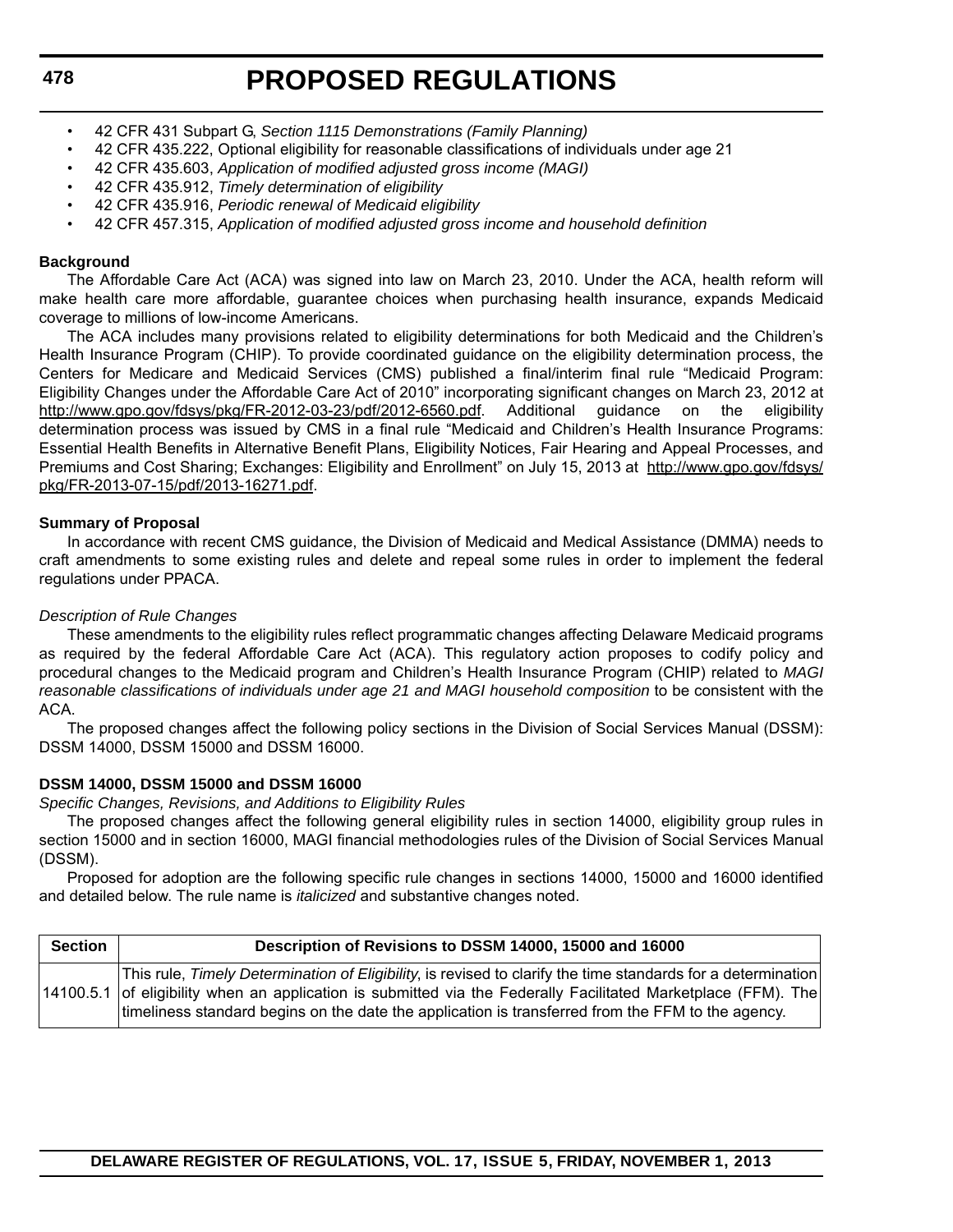- 42 CFR 431 Subpart G, *Section 1115 Demonstrations (Family Planning)*
- 42 CFR 435.222, Optional eligibility for reasonable classifications of individuals under age 21
- 42 CFR 435.603, *Application of modified adjusted gross income (MAGI)*
- 42 CFR 435.912, *Timely determination of eligibility*
- 42 CFR 435.916, *Periodic renewal of Medicaid eligibility*
- 42 CFR 457.315, *Application of modified adjusted gross income and household definition*

**Background**

The Affordable Care Act (ACA) was signed into law on March 23, 2010. Under the ACA, health reform will make health care more affordable, guarantee choices when purchasing health insurance, expands Medicaid coverage to millions of low-income Americans.

The ACA includes many provisions related to eligibility determinations for both Medicaid and the Children's Health Insurance Program (CHIP). To provide coordinated guidance on the eligibility determination process, the Centers for Medicare and Medicaid Services (CMS) published a final/interim final rule "Medicaid Program: Eligibility Changes under the Affordable Care Act of 2010" incorporating significant changes on March 23, 2012 at http://www.gpo.gov/fdsys/pkg/FR-2012-03-23/pdf/2012-6560.pdf. Additional guidance on the eligibility determination process was issued by CMS in a final rule "Medicaid and Children's Health Insurance Programs: Essential Health Benefits in Alternative Benefit Plans, Eligibility Notices, Fair Hearing and Appeal Processes, and Premiums and Cost Sharing; Exchanges: Eligibility and Enrollment" on July 15, 2013 at http://www.gpo.gov/fdsys/pkg/FR-2013-07-15/pdf/2013-16271.pdf.

**Summary of Proposal**

In accordance with recent CMS guidance, the Division of Medicaid and Medical Assistance (DMMA) needs to craft amendments to some existing rules and delete and repeal some rules in order to implement the federal regulations under PPACA.

*Description of Rule Changes*

These amendments to the eligibility rules reflect programmatic changes affecting Delaware Medicaid programs as required by the federal Affordable Care Act (ACA). This regulatory action proposes to codify policy and procedural changes to the Medicaid program and Children's Health Insurance Program (CHIP) related to *MAGI reasonable classifications of individuals under age 21 and MAGI household composition* to be consistent with the ACA.

The proposed changes affect the following policy sections in the Division of Social Services Manual (DSSM): DSSM 14000, DSSM 15000 and DSSM 16000.

**DSSM 14000, DSSM 15000 and DSSM 16000**

*Specific Changes, Revisions, and Additions to Eligibility Rules*

The proposed changes affect the following general eligibility rules in section 14000, eligibility group rules in section 15000 and in section 16000, MAGI financial methodologies rules of the Division of Social Services Manual (DSSM).

Proposed for adoption are the following specific rule changes in sections 14000, 15000 and 16000 identified and detailed below. The rule name is *italicized* and substantive changes noted.

| Section | Description of Revisions to DSSM 14000, 15000 and 16000 |
|---|---|
| 14100.5.1 | This rule, *Timely Determination of Eligibility*, is revised to clarify the time standards for a determination of eligibility when an application is submitted via the Federally Facilitated Marketplace (FFM). The timeliness standard begins on the date the application is transferred from the FFM to the agency. |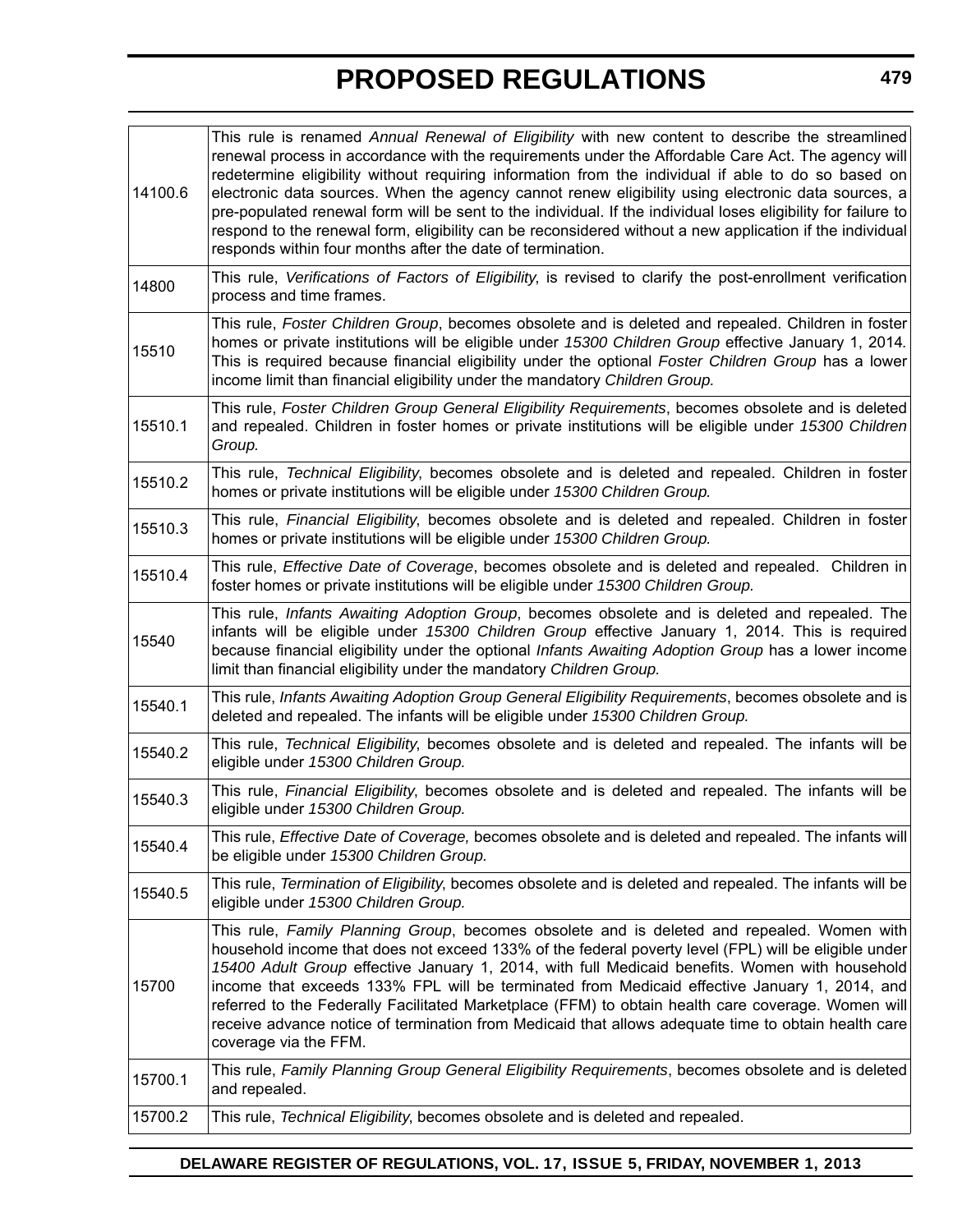| | |
|---|---|
| 14100.6 | This rule is renamed *Annual Renewal of Eligibility* with new content to describe the streamlined renewal process in accordance with the requirements under the Affordable Care Act. The agency will redetermine eligibility without requiring information from the individual if able to do so based on electronic data sources. When the agency cannot renew eligibility using electronic data sources, a pre-populated renewal form will be sent to the individual. If the individual loses eligibility for failure to respond to the renewal form, eligibility can be reconsidered without a new application if the individual responds within four months after the date of termination. |
| 14800 | This rule, *Verifications of Factors of Eligibility*, is revised to clarify the post-enrollment verification process and time frames. |
| 15510 | This rule, *Foster Children Group*, becomes obsolete and is deleted and repealed. Children in foster homes or private institutions will be eligible under *15300 Children Group* effective January 1, 2014*.* This is required because financial eligibility under the optional *Foster Children Group* has a lower income limit than financial eligibility under the mandatory *Children Group.* |
| 15510.1 | This rule, *Foster Children Group General Eligibility Requirements*, becomes obsolete and is deleted and repealed. Children in foster homes or private institutions will be eligible under *15300 Children Group.* |
| 15510.2 | This rule, *Technical Eligibility*, becomes obsolete and is deleted and repealed. Children in foster homes or private institutions will be eligible under *15300 Children Group.* |
| 15510.3 | This rule, *Financial Eligibility*, becomes obsolete and is deleted and repealed. Children in foster homes or private institutions will be eligible under *15300 Children Group.* |
| 15510.4 | This rule, *Effective Date of Coverage*, becomes obsolete and is deleted and repealed. Children in foster homes or private institutions will be eligible under *15300 Children Group.* |
| 15540 | This rule, *Infants Awaiting Adoption Group*, becomes obsolete and is deleted and repealed. The infants will be eligible under *15300 Children Group* effective January 1, 2014. This is required because financial eligibility under the optional *Infants Awaiting Adoption Group* has a lower income limit than financial eligibility under the mandatory *Children Group.* |
| 15540.1 | This rule, *Infants Awaiting Adoption Group General Eligibility Requirements*, becomes obsolete and is deleted and repealed. The infants will be eligible under *15300 Children Group.* |
| 15540.2 | This rule, *Technical Eligibility*, becomes obsolete and is deleted and repealed. The infants will be eligible under *15300 Children Group.* |
| 15540.3 | This rule, *Financial Eligibility*, becomes obsolete and is deleted and repealed. The infants will be eligible under *15300 Children Group.* |
| 15540.4 | This rule, *Effective Date of Coverage,* becomes obsolete and is deleted and repealed. The infants will be eligible under *15300 Children Group.* |
| 15540.5 | This rule, *Termination of Eligibility*, becomes obsolete and is deleted and repealed. The infants will be eligible under *15300 Children Group.* |
| 15700 | This rule, *Family Planning Group*, becomes obsolete and is deleted and repealed. Women with household income that does not exceed 133% of the federal poverty level (FPL) will be eligible under *15400 Adult Group* effective January 1, 2014, with full Medicaid benefits. Women with household income that exceeds 133% FPL will be terminated from Medicaid effective January 1, 2014, and referred to the Federally Facilitated Marketplace (FFM) to obtain health care coverage. Women will receive advance notice of termination from Medicaid that allows adequate time to obtain health care coverage via the FFM. |
| 15700.1 | This rule, *Family Planning Group General Eligibility Requirements*, becomes obsolete and is deleted and repealed. |
| 15700.2 | This rule, *Technical Eligibility*, becomes obsolete and is deleted and repealed. |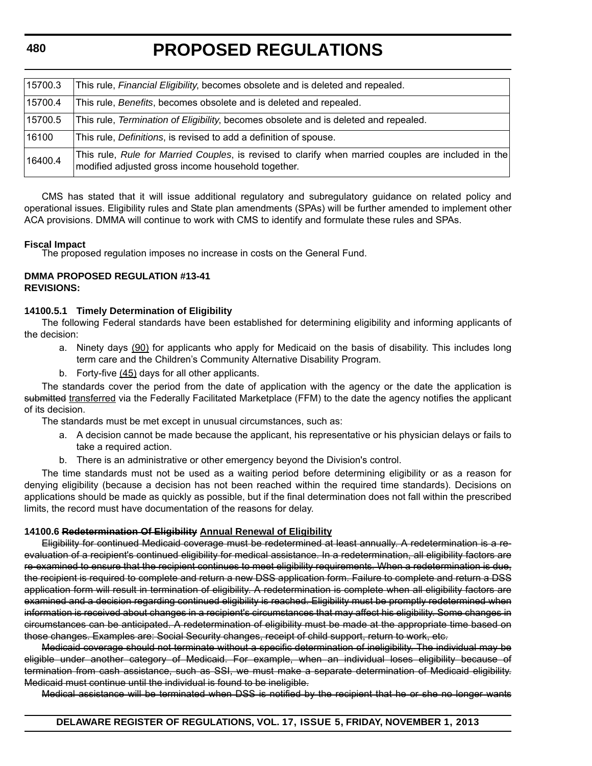| | |
|---|---|
| 15700.3 | This rule, *Financial Eligibility*, becomes obsolete and is deleted and repealed. |
| 15700.4 | This rule, *Benefits*, becomes obsolete and is deleted and repealed. |
| 15700.5 | This rule, *Termination of Eligibility*, becomes obsolete and is deleted and repealed. |
| 16100 | This rule, *Definitions*, is revised to add a definition of spouse. |
| 16400.4 | This rule, *Rule for Married Couples*, is revised to clarify when married couples are included in the modified adjusted gross income household together. |

CMS has stated that it will issue additional regulatory and subregulatory guidance on related policy and operational issues. Eligibility rules and State plan amendments (SPAs) will be further amended to implement other ACA provisions. DMMA will continue to work with CMS to identify and formulate these rules and SPAs.

**Fiscal Impact**

The proposed regulation imposes no increase in costs on the General Fund.

**DMMA PROPOSED REGULATION #13-41**
**REVISIONS:**

**14100.5.1 Timely Determination of Eligibility**

The following Federal standards have been established for determining eligibility and informing applicants of the decision:

a. Ninety days (90) for applicants who apply for Medicaid on the basis of disability. This includes long term care and the Children's Community Alternative Disability Program.

b. Forty-five (45) days for all other applicants.

The standards cover the period from the date of application with the agency or the date the application is ~~submitted~~ transferred via the Federally Facilitated Marketplace (FFM) to the date the agency notifies the applicant of its decision.

The standards must be met except in unusual circumstances, such as:

a. A decision cannot be made because the applicant, his representative or his physician delays or fails to take a required action.

b. There is an administrative or other emergency beyond the Division's control.

The time standards must not be used as a waiting period before determining eligibility or as a reason for denying eligibility (because a decision has not been reached within the required time standards). Decisions on applications should be made as quickly as possible, but if the final determination does not fall within the prescribed limits, the record must have documentation of the reasons for delay.

**14100.6 ~~Redetermination Of Eligibility~~ Annual Renewal of Eligibility**

~~Eligibility for continued Medicaid coverage must be redetermined at least annually. A redetermination is a re-evaluation of a recipient's continued eligibility for medical assistance. In a redetermination, all eligibility factors are re-examined to ensure that the recipient continues to meet eligibility requirements. When a redetermination is due, the recipient is required to complete and return a new DSS application form. Failure to complete and return a DSS application form will result in termination of eligibility. A redetermination is complete when all eligibility factors are examined and a decision regarding continued eligibility is reached. Eligibility must be promptly redetermined when information is received about changes in a recipient's circumstances that may affect his eligibility. Some changes in circumstances can be anticipated. A redetermination of eligibility must be made at the appropriate time based on those changes. Examples are: Social Security changes, receipt of child support, return to work, etc.~~

~~Medicaid coverage should not terminate without a specific determination of ineligibility. The individual may be eligible under another category of Medicaid. For example, when an individual loses eligibility because of termination from cash assistance, such as SSI, we must make a separate determination of Medicaid eligibility. Medicaid must continue until the individual is found to be ineligible.~~

~~Medical assistance will be terminated when DSS is notified by the recipient that he or she no longer wants~~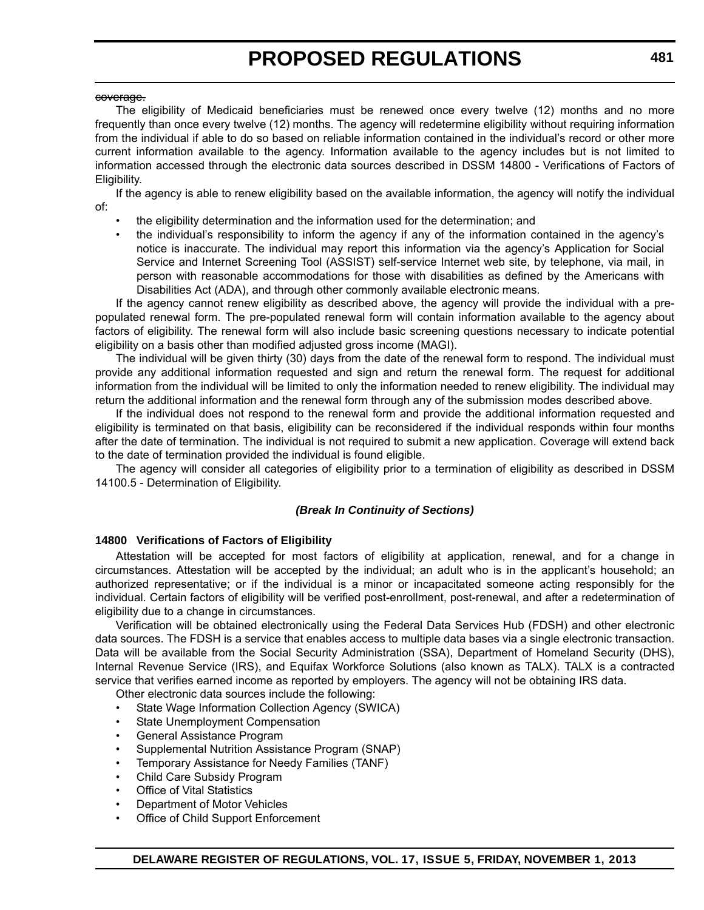~~coverage.~~

The eligibility of Medicaid beneficiaries must be renewed once every twelve (12) months and no more frequently than once every twelve (12) months. The agency will redetermine eligibility without requiring information from the individual if able to do so based on reliable information contained in the individual's record or other more current information available to the agency. Information available to the agency includes but is not limited to information accessed through the electronic data sources described in DSSM 14800 - Verifications of Factors of Eligibility.

If the agency is able to renew eligibility based on the available information, the agency will notify the individual of:

- the eligibility determination and the information used for the determination; and
- the individual's responsibility to inform the agency if any of the information contained in the agency's notice is inaccurate. The individual may report this information via the agency's Application for Social Service and Internet Screening Tool (ASSIST) self-service Internet web site, by telephone, via mail, in person with reasonable accommodations for those with disabilities as defined by the Americans with Disabilities Act (ADA), and through other commonly available electronic means.

If the agency cannot renew eligibility as described above, the agency will provide the individual with a pre-populated renewal form. The pre-populated renewal form will contain information available to the agency about factors of eligibility. The renewal form will also include basic screening questions necessary to indicate potential eligibility on a basis other than modified adjusted gross income (MAGI).

The individual will be given thirty (30) days from the date of the renewal form to respond. The individual must provide any additional information requested and sign and return the renewal form. The request for additional information from the individual will be limited to only the information needed to renew eligibility. The individual may return the additional information and the renewal form through any of the submission modes described above.

If the individual does not respond to the renewal form and provide the additional information requested and eligibility is terminated on that basis, eligibility can be reconsidered if the individual responds within four months after the date of termination. The individual is not required to submit a new application. Coverage will extend back to the date of termination provided the individual is found eligible.

The agency will consider all categories of eligibility prior to a termination of eligibility as described in DSSM 14100.5 - Determination of Eligibility.

***(Break In Continuity of Sections)***

**14800 Verifications of Factors of Eligibility**

Attestation will be accepted for most factors of eligibility at application, renewal, and for a change in circumstances. Attestation will be accepted by the individual; an adult who is in the applicant's household; an authorized representative; or if the individual is a minor or incapacitated someone acting responsibly for the individual. Certain factors of eligibility will be verified post-enrollment, post-renewal, and after a redetermination of eligibility due to a change in circumstances.

Verification will be obtained electronically using the Federal Data Services Hub (FDSH) and other electronic data sources. The FDSH is a service that enables access to multiple data bases via a single electronic transaction. Data will be available from the Social Security Administration (SSA), Department of Homeland Security (DHS), Internal Revenue Service (IRS), and Equifax Workforce Solutions (also known as TALX). TALX is a contracted service that verifies earned income as reported by employers. The agency will not be obtaining IRS data.

Other electronic data sources include the following:

- State Wage Information Collection Agency (SWICA)
- State Unemployment Compensation
- General Assistance Program
- Supplemental Nutrition Assistance Program (SNAP)
- Temporary Assistance for Needy Families (TANF)
- Child Care Subsidy Program
- Office of Vital Statistics
- Department of Motor Vehicles
- Office of Child Support Enforcement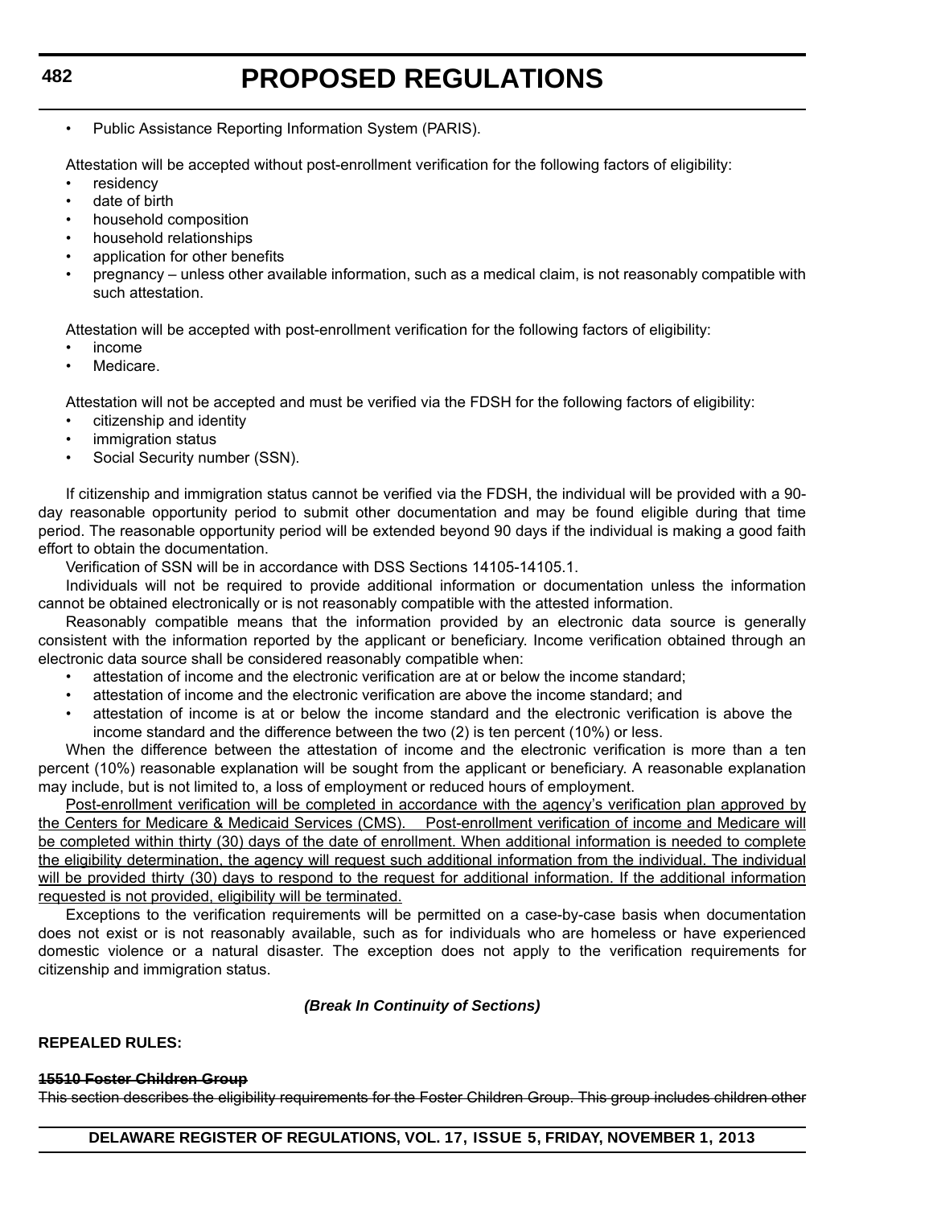- Public Assistance Reporting Information System (PARIS).

Attestation will be accepted without post-enrollment verification for the following factors of eligibility:

- residency
- date of birth
- household composition
- household relationships
- application for other benefits
- pregnancy – unless other available information, such as a medical claim, is not reasonably compatible with such attestation.

Attestation will be accepted with post-enrollment verification for the following factors of eligibility:

- income
- Medicare.

Attestation will not be accepted and must be verified via the FDSH for the following factors of eligibility:

- citizenship and identity
- immigration status
- Social Security number (SSN).

If citizenship and immigration status cannot be verified via the FDSH, the individual will be provided with a 90-day reasonable opportunity period to submit other documentation and may be found eligible during that time period. The reasonable opportunity period will be extended beyond 90 days if the individual is making a good faith effort to obtain the documentation.

Verification of SSN will be in accordance with DSS Sections 14105-14105.1.

Individuals will not be required to provide additional information or documentation unless the information cannot be obtained electronically or is not reasonably compatible with the attested information.

Reasonably compatible means that the information provided by an electronic data source is generally consistent with the information reported by the applicant or beneficiary. Income verification obtained through an electronic data source shall be considered reasonably compatible when:

- attestation of income and the electronic verification are at or below the income standard;
- attestation of income and the electronic verification are above the income standard; and
- attestation of income is at or below the income standard and the electronic verification is above the income standard and the difference between the two (2) is ten percent (10%) or less.

When the difference between the attestation of income and the electronic verification is more than a ten percent (10%) reasonable explanation will be sought from the applicant or beneficiary. A reasonable explanation may include, but is not limited to, a loss of employment or reduced hours of employment.

<u>Post-enrollment verification will be completed in accordance with the agency's verification plan approved by the Centers for Medicare & Medicaid Services (CMS). Post-enrollment verification of income and Medicare will be completed within thirty (30) days of the date of enrollment. When additional information is needed to complete the eligibility determination, the agency will request such additional information from the individual. The individual will be provided thirty (30) days to respond to the request for additional information. If the additional information requested is not provided, eligibility will be terminated.</u>

Exceptions to the verification requirements will be permitted on a case-by-case basis when documentation does not exist or is not reasonably available, such as for individuals who are homeless or have experienced domestic violence or a natural disaster. The exception does not apply to the verification requirements for citizenship and immigration status.

***(Break In Continuity of Sections)***

**REPEALED RULES:**

~~**15510 Foster Children Group**~~

~~This section describes the eligibility requirements for the Foster Children Group. This group includes children other~~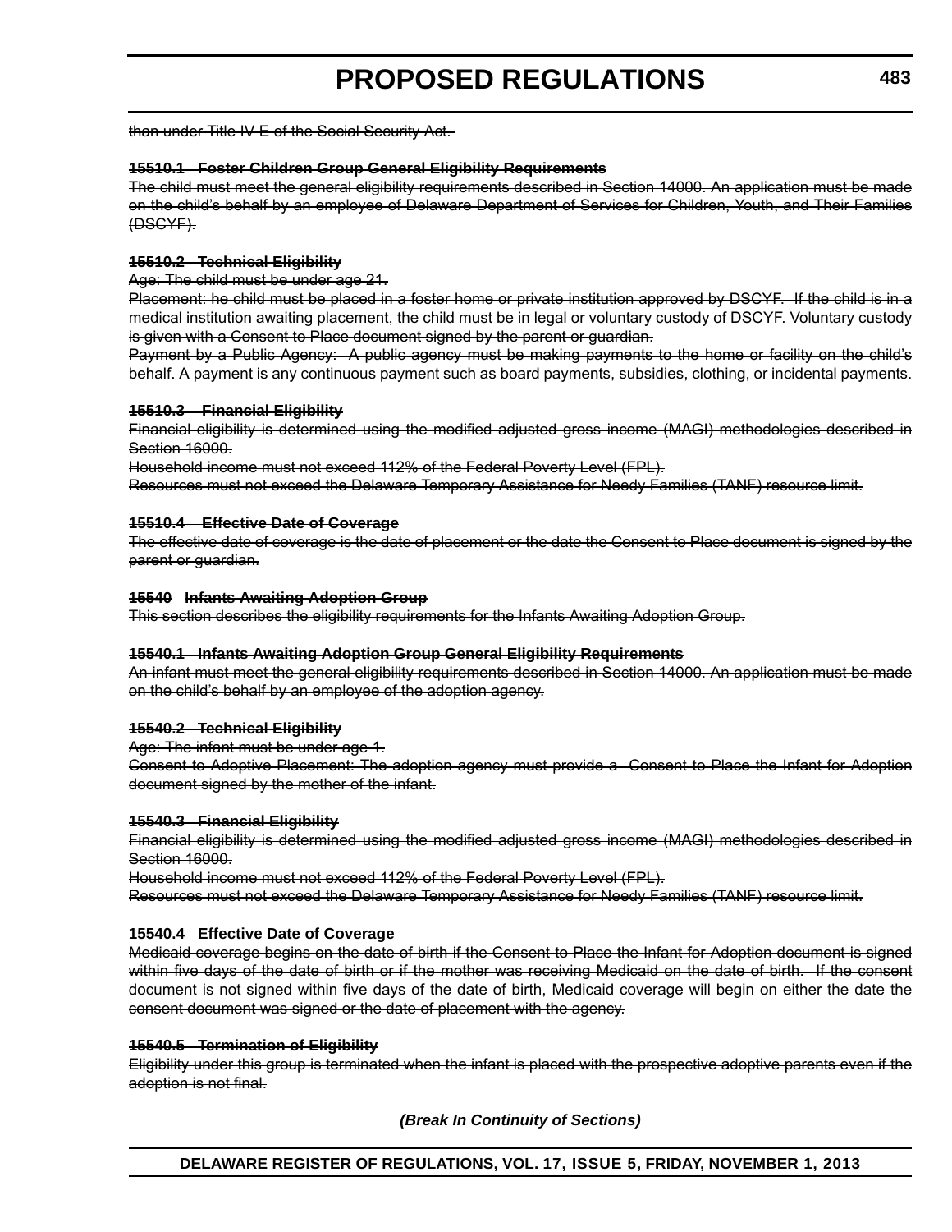~~than under Title IV-E of the Social Security Act.~~

**~~15510.1 Foster Children Group General Eligibility Requirements~~**

~~The child must meet the general eligibility requirements described in Section 14000. An application must be made on the child's behalf by an employee of Delaware Department of Services for Children, Youth, and Their Families (DSCYF).~~

**~~15510.2 Technical Eligibility~~**

~~Age: The child must be under age 21.~~

~~Placement: he child must be placed in a foster home or private institution approved by DSCYF. If the child is in a medical institution awaiting placement, the child must be in legal or voluntary custody of DSCYF. Voluntary custody is given with a Consent to Place document signed by the parent or guardian.~~

~~Payment by a Public Agency: A public agency must be making payments to the home or facility on the child's behalf. A payment is any continuous payment such as board payments, subsidies, clothing, or incidental payments.~~

**~~15510.3 Financial Eligibility~~**

~~Financial eligibility is determined using the modified adjusted gross income (MAGI) methodologies described in Section 16000.~~

~~Household income must not exceed 112% of the Federal Poverty Level (FPL).~~

~~Resources must not exceed the Delaware Temporary Assistance for Needy Families (TANF) resource limit.~~

**~~15510.4 Effective Date of Coverage~~**

~~The effective date of coverage is the date of placement or the date the Consent to Place document is signed by the parent or guardian.~~

**~~15540 Infants Awaiting Adoption Group~~**

~~This section describes the eligibility requirements for the Infants Awaiting Adoption Group.~~

**~~15540.1 Infants Awaiting Adoption Group General Eligibility Requirements~~**

~~An infant must meet the general eligibility requirements described in Section 14000. An application must be made on the child's behalf by an employee of the adoption agency.~~

**~~15540.2 Technical Eligibility~~**

~~Age: The infant must be under age 1.~~

~~Consent to Adoptive Placement: The adoption agency must provide a Consent to Place the Infant for Adoption document signed by the mother of the infant.~~

**~~15540.3 Financial Eligibility~~**

~~Financial eligibility is determined using the modified adjusted gross income (MAGI) methodologies described in Section 16000.~~

~~Household income must not exceed 112% of the Federal Poverty Level (FPL).~~

~~Resources must not exceed the Delaware Temporary Assistance for Needy Families (TANF) resource limit.~~

**~~15540.4 Effective Date of Coverage~~**

~~Medicaid coverage begins on the date of birth if the Consent to Place the Infant for Adoption document is signed within five days of the date of birth or if the mother was receiving Medicaid on the date of birth. If the consent document is not signed within five days of the date of birth, Medicaid coverage will begin on either the date the consent document was signed or the date of placement with the agency.~~

**~~15540.5 Termination of Eligibility~~**

~~Eligibility under this group is terminated when the infant is placed with the prospective adoptive parents even if the adoption is not final.~~

***(Break In Continuity of Sections)***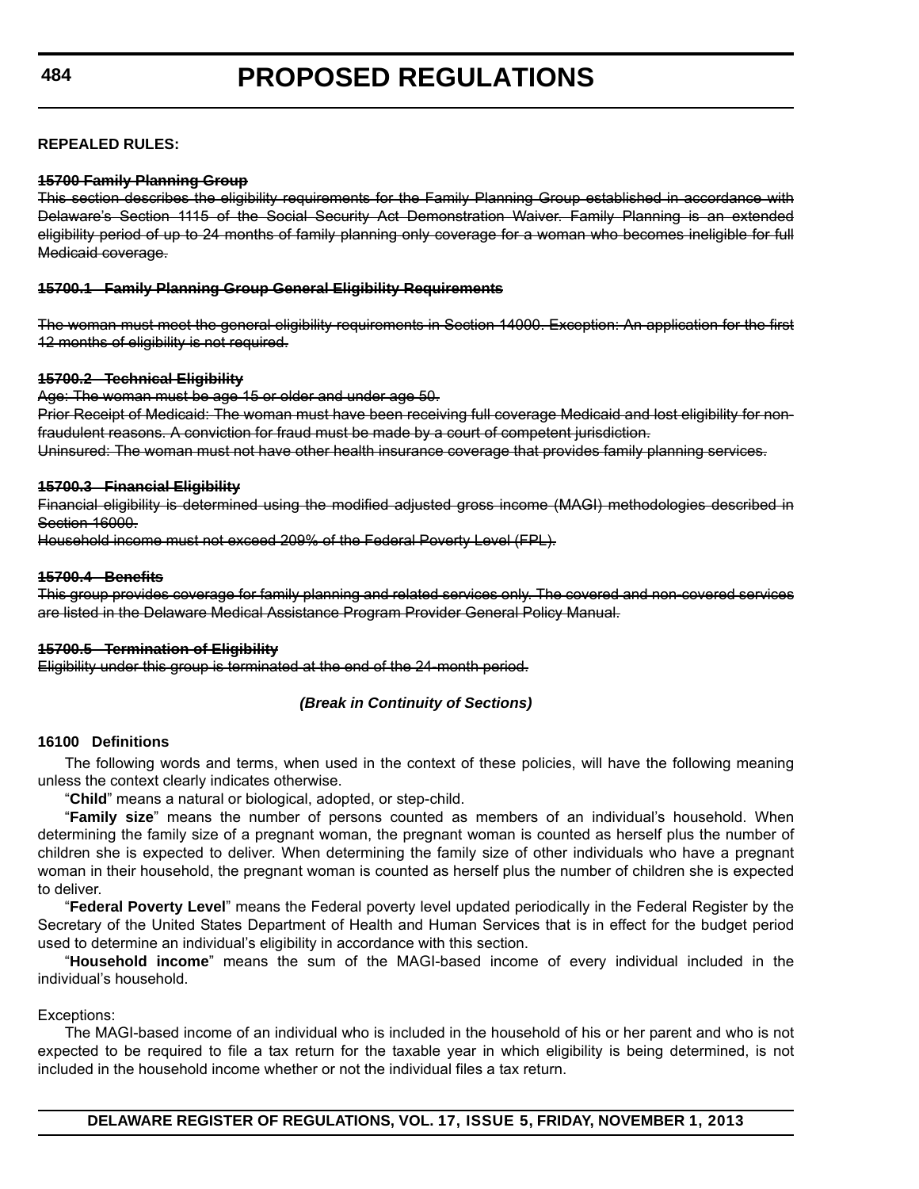**REPEALED RULES:**

~~**15700 Family Planning Group**~~
~~This section describes the eligibility requirements for the Family Planning Group established in accordance with Delaware's Section 1115 of the Social Security Act Demonstration Waiver. Family Planning is an extended eligibility period of up to 24 months of family planning only coverage for a woman who becomes ineligible for full Medicaid coverage.~~

~~**15700.1 Family Planning Group General Eligibility Requirements**~~

~~The woman must meet the general eligibility requirements in Section 14000. Exception: An application for the first 12 months of eligibility is not required.~~

~~**15700.2 Technical Eligibility**~~
~~Age: The woman must be age 15 or older and under age 50.~~
~~Prior Receipt of Medicaid: The woman must have been receiving full coverage Medicaid and lost eligibility for non-fraudulent reasons. A conviction for fraud must be made by a court of competent jurisdiction.~~
~~Uninsured: The woman must not have other health insurance coverage that provides family planning services.~~

~~**15700.3 Financial Eligibility**~~
~~Financial eligibility is determined using the modified adjusted gross income (MAGI) methodologies described in Section 16000.~~
~~Household income must not exceed 209% of the Federal Poverty Level (FPL).~~

~~**15700.4 Benefits**~~
~~This group provides coverage for family planning and related services only. The covered and non-covered services are listed in the Delaware Medical Assistance Program Provider General Policy Manual.~~

~~**15700.5 Termination of Eligibility**~~
~~Eligibility under this group is terminated at the end of the 24-month period.~~

***(Break in Continuity of Sections)***

**16100 Definitions**

The following words and terms, when used in the context of these policies, will have the following meaning unless the context clearly indicates otherwise.

"**Child**" means a natural or biological, adopted, or step-child.

"**Family size**" means the number of persons counted as members of an individual's household. When determining the family size of a pregnant woman, the pregnant woman is counted as herself plus the number of children she is expected to deliver. When determining the family size of other individuals who have a pregnant woman in their household, the pregnant woman is counted as herself plus the number of children she is expected to deliver.

"**Federal Poverty Level**" means the Federal poverty level updated periodically in the Federal Register by the Secretary of the United States Department of Health and Human Services that is in effect for the budget period used to determine an individual's eligibility in accordance with this section.

"**Household income**" means the sum of the MAGI-based income of every individual included in the individual's household.

Exceptions:

The MAGI-based income of an individual who is included in the household of his or her parent and who is not expected to be required to file a tax return for the taxable year in which eligibility is being determined, is not included in the household income whether or not the individual files a tax return.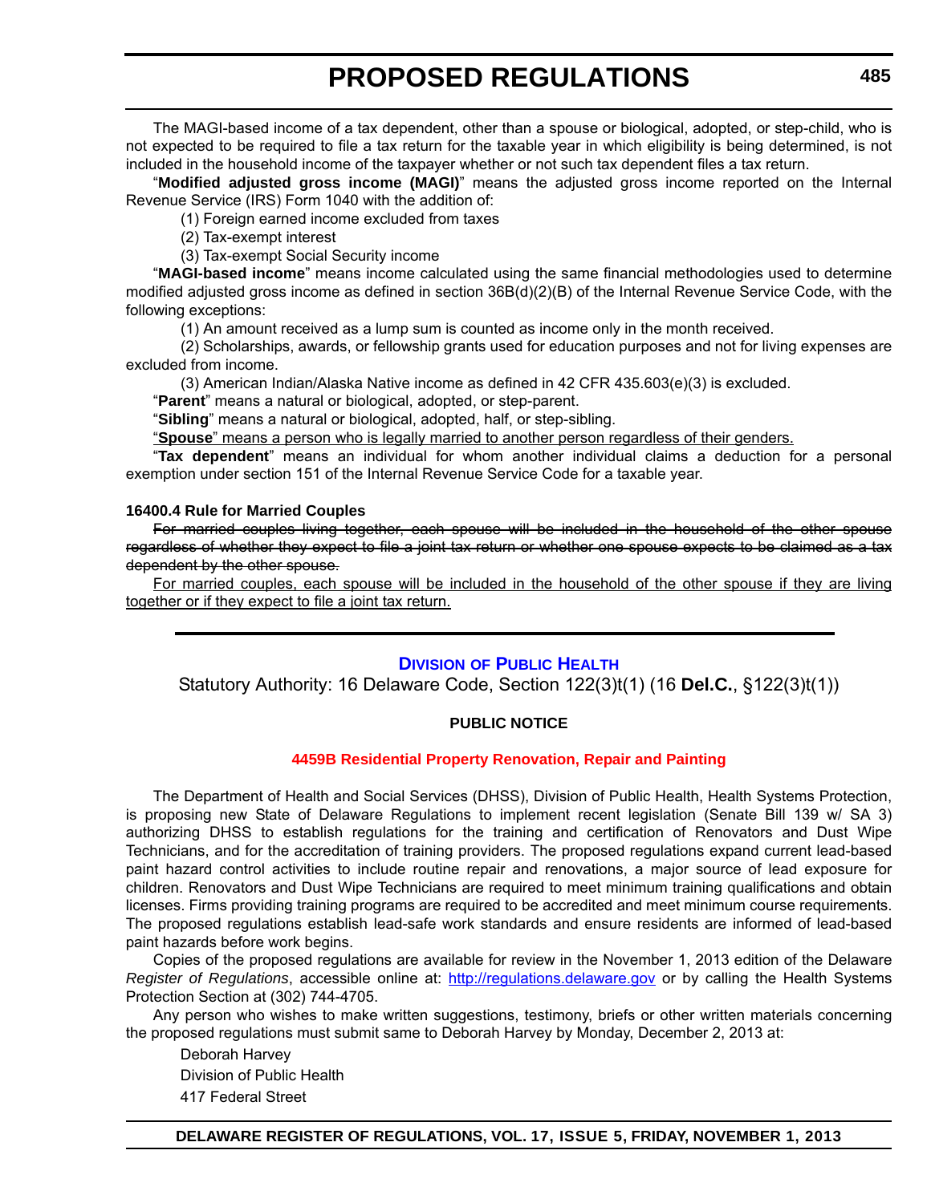The MAGI-based income of a tax dependent, other than a spouse or biological, adopted, or step-child, who is not expected to be required to file a tax return for the taxable year in which eligibility is being determined, is not included in the household income of the taxpayer whether or not such tax dependent files a tax return.

"**Modified adjusted gross income (MAGI)**" means the adjusted gross income reported on the Internal Revenue Service (IRS) Form 1040 with the addition of:

(1) Foreign earned income excluded from taxes

(2) Tax-exempt interest

(3) Tax-exempt Social Security income

"**MAGI-based income**" means income calculated using the same financial methodologies used to determine modified adjusted gross income as defined in section 36B(d)(2)(B) of the Internal Revenue Service Code, with the following exceptions:

(1) An amount received as a lump sum is counted as income only in the month received.

(2) Scholarships, awards, or fellowship grants used for education purposes and not for living expenses are excluded from income.

(3) American Indian/Alaska Native income as defined in 42 CFR 435.603(e)(3) is excluded.

"**Parent**" means a natural or biological, adopted, or step-parent.

"**Sibling**" means a natural or biological, adopted, half, or step-sibling.

<u>"**Spouse**" means a person who is legally married to another person regardless of their genders.</u>

"**Tax dependent**" means an individual for whom another individual claims a deduction for a personal exemption under section 151 of the Internal Revenue Service Code for a taxable year.

**16400.4 Rule for Married Couples**

~~For married couples living together, each spouse will be included in the household of the other spouse regardless of whether they expect to file a joint tax return or whether one spouse expects to be claimed as a tax dependent by the other spouse.~~

<u>For married couples, each spouse will be included in the household of the other spouse if they are living together or if they expect to file a joint tax return.</u>

---

## DIVISION OF PUBLIC HEALTH

Statutory Authority: 16 Delaware Code, Section 122(3)t(1) (16 **Del.C.**, §122(3)t(1))

**PUBLIC NOTICE**

### 4459B Residential Property Renovation, Repair and Painting

The Department of Health and Social Services (DHSS), Division of Public Health, Health Systems Protection, is proposing new State of Delaware Regulations to implement recent legislation (Senate Bill 139 w/ SA 3) authorizing DHSS to establish regulations for the training and certification of Renovators and Dust Wipe Technicians, and for the accreditation of training providers. The proposed regulations expand current lead-based paint hazard control activities to include routine repair and renovations, a major source of lead exposure for children. Renovators and Dust Wipe Technicians are required to meet minimum training qualifications and obtain licenses. Firms providing training programs are required to be accredited and meet minimum course requirements. The proposed regulations establish lead-safe work standards and ensure residents are informed of lead-based paint hazards before work begins.

Copies of the proposed regulations are available for review in the November 1, 2013 edition of the Delaware *Register of Regulations*, accessible online at: http://regulations.delaware.gov or by calling the Health Systems Protection Section at (302) 744-4705.

Any person who wishes to make written suggestions, testimony, briefs or other written materials concerning the proposed regulations must submit same to Deborah Harvey by Monday, December 2, 2013 at:

Deborah Harvey
Division of Public Health
417 Federal Street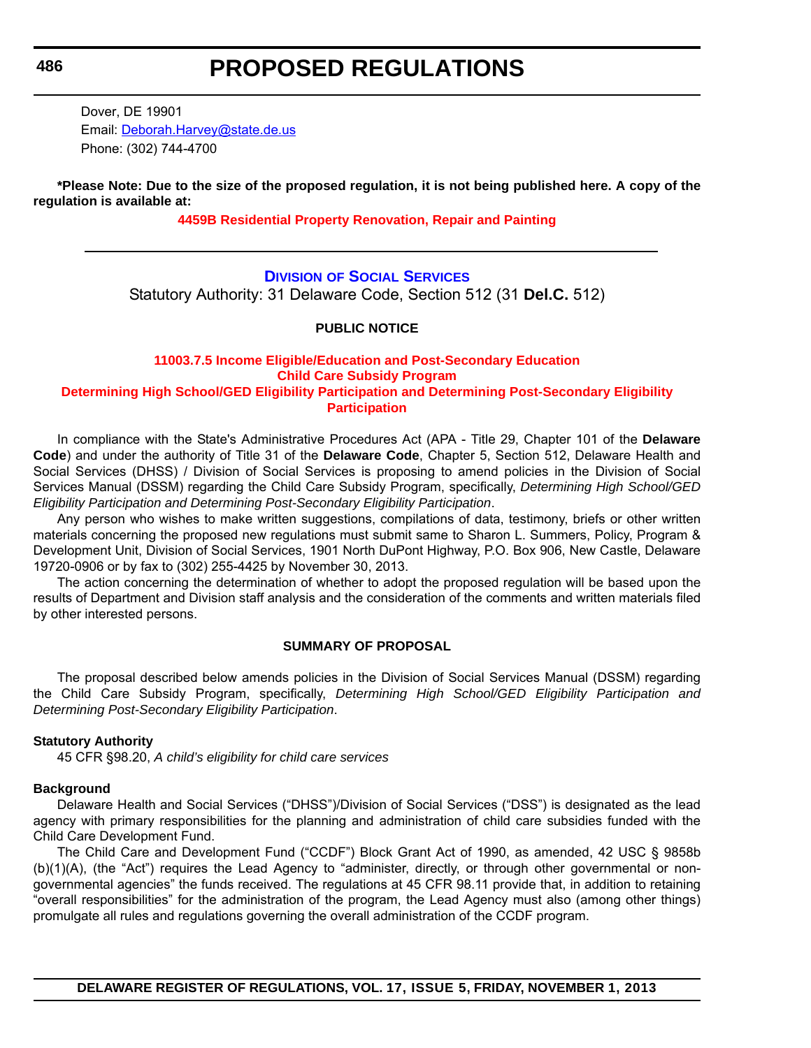Dover, DE 19901
Email: Deborah.Harvey@state.de.us
Phone: (302) 744-4700

**\*Please Note: Due to the size of the proposed regulation, it is not being published here. A copy of the regulation is available at:**

**4459B Residential Property Renovation, Repair and Painting**

---

## DIVISION OF SOCIAL SERVICES

Statutory Authority: 31 Delaware Code, Section 512 (31 **Del.C.** 512)

**PUBLIC NOTICE**

**11003.7.5 Income Eligible/Education and Post-Secondary Education**
**Child Care Subsidy Program**
**Determining High School/GED Eligibility Participation and Determining Post-Secondary Eligibility Participation**

In compliance with the State's Administrative Procedures Act (APA - Title 29, Chapter 101 of the **Delaware Code**) and under the authority of Title 31 of the **Delaware Code**, Chapter 5, Section 512, Delaware Health and Social Services (DHSS) / Division of Social Services is proposing to amend policies in the Division of Social Services Manual (DSSM) regarding the Child Care Subsidy Program, specifically, *Determining High School/GED Eligibility Participation and Determining Post-Secondary Eligibility Participation*.

Any person who wishes to make written suggestions, compilations of data, testimony, briefs or other written materials concerning the proposed new regulations must submit same to Sharon L. Summers, Policy, Program & Development Unit, Division of Social Services, 1901 North DuPont Highway, P.O. Box 906, New Castle, Delaware 19720-0906 or by fax to (302) 255-4425 by November 30, 2013.

The action concerning the determination of whether to adopt the proposed regulation will be based upon the results of Department and Division staff analysis and the consideration of the comments and written materials filed by other interested persons.

**SUMMARY OF PROPOSAL**

The proposal described below amends policies in the Division of Social Services Manual (DSSM) regarding the Child Care Subsidy Program, specifically, *Determining High School/GED Eligibility Participation and Determining Post-Secondary Eligibility Participation*.

**Statutory Authority**

45 CFR §98.20, *A child's eligibility for child care services*

**Background**

Delaware Health and Social Services ("DHSS")/Division of Social Services ("DSS") is designated as the lead agency with primary responsibilities for the planning and administration of child care subsidies funded with the Child Care Development Fund.

The Child Care and Development Fund ("CCDF") Block Grant Act of 1990, as amended, 42 USC § 9858b (b)(1)(A), (the "Act") requires the Lead Agency to "administer, directly, or through other governmental or non-governmental agencies" the funds received. The regulations at 45 CFR 98.11 provide that, in addition to retaining "overall responsibilities" for the administration of the program, the Lead Agency must also (among other things) promulgate all rules and regulations governing the overall administration of the CCDF program.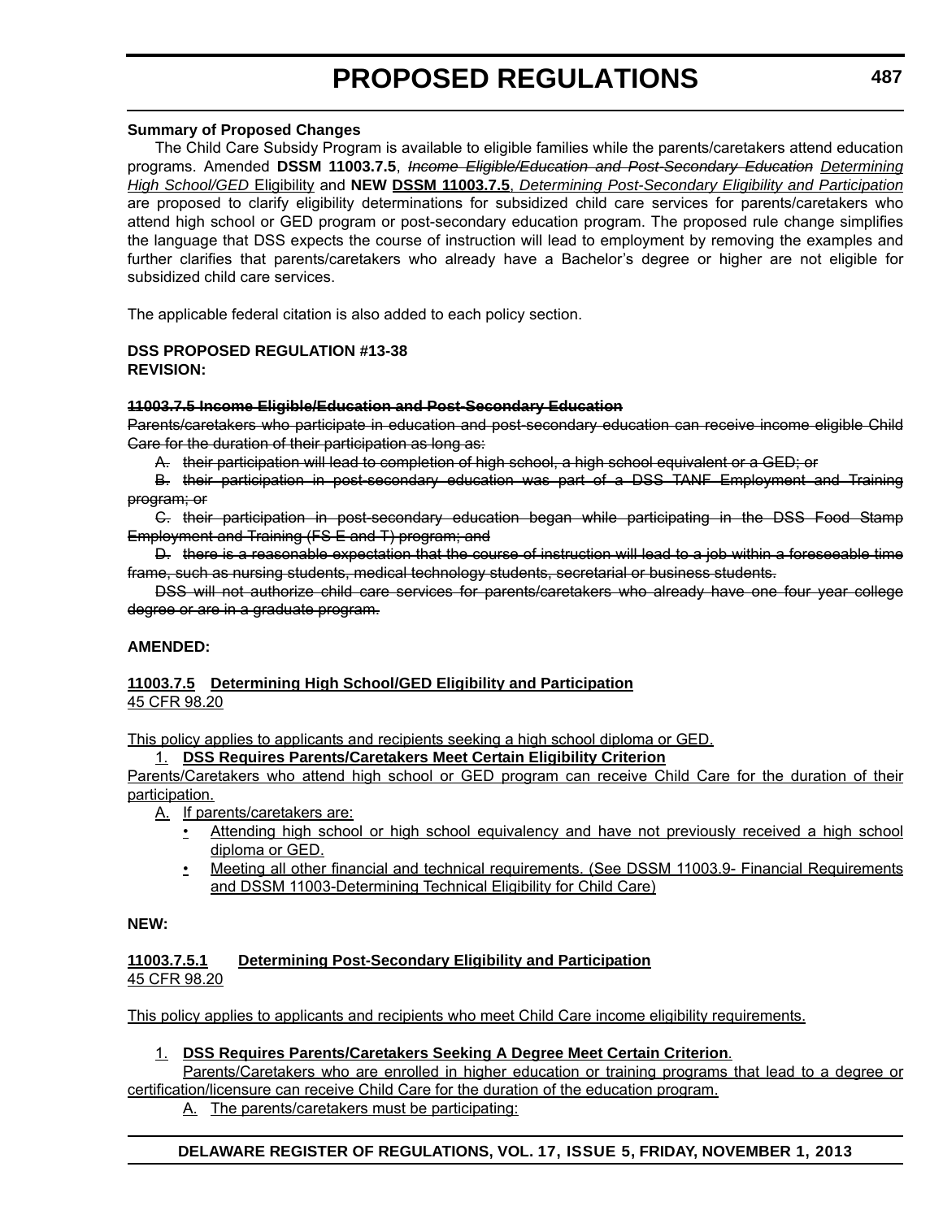**Summary of Proposed Changes**

The Child Care Subsidy Program is available to eligible families while the parents/caretakers attend education programs. Amended **DSSM 11003.7.5**, ~~*Income Eligible/Education and Post-Secondary Education*~~ <u>*Determining High School/GED* Eligibility</u> and **NEW <u>DSSM 11003.7.5</u>**, <u>*Determining Post-Secondary Eligibility and Participation*</u> are proposed to clarify eligibility determinations for subsidized child care services for parents/caretakers who attend high school or GED program or post-secondary education program. The proposed rule change simplifies the language that DSS expects the course of instruction will lead to employment by removing the examples and further clarifies that parents/caretakers who already have a Bachelor's degree or higher are not eligible for subsidized child care services.

The applicable federal citation is also added to each policy section.

**DSS PROPOSED REGULATION #13-38**
**REVISION:**

~~**11003.7.5 Income Eligible/Education and Post-Secondary Education**~~

~~Parents/caretakers who participate in education and post-secondary education can receive income eligible Child Care for the duration of their participation as long as:~~

~~A. their participation will lead to completion of high school, a high school equivalent or a GED; or~~

~~B. their participation in post-secondary education was part of a DSS TANF Employment and Training program; or~~

~~C. their participation in post-secondary education began while participating in the DSS Food Stamp Employment and Training (FS E and T) program; and~~

~~D. there is a reasonable expectation that the course of instruction will lead to a job within a foreseeable time frame, such as nursing students, medical technology students, secretarial or business students.~~

~~DSS will not authorize child care services for parents/caretakers who already have one four year college degree or are in a graduate program.~~

**AMENDED:**

<u>**11003.7.5 Determining High School/GED Eligibility and Participation**</u>
<u>45 CFR 98.20</u>

<u>This policy applies to applicants and recipients seeking a high school diploma or GED.</u>

<u>1.</u> **<u>DSS Requires Parents/Caretakers Meet Certain Eligibility Criterion</u>**

<u>Parents/Caretakers who attend high school or GED program can receive Child Care for the duration of their participation.</u>

<u>A.</u> <u>If parents/caretakers are:</u>

- <u>Attending high school or high school equivalency and have not previously received a high school diploma or GED.</u>
- <u>Meeting all other financial and technical requirements. (See DSSM 11003.9- Financial Requirements and DSSM 11003-Determining Technical Eligibility for Child Care)</u>

**NEW:**

<u>**11003.7.5.1 Determining Post-Secondary Eligibility and Participation**</u>
<u>45 CFR 98.20</u>

<u>This policy applies to applicants and recipients who meet Child Care income eligibility requirements.</u>

<u>1.</u> **<u>DSS Requires Parents/Caretakers Seeking A Degree Meet Certain Criterion</u>**.

<u>Parents/Caretakers who are enrolled in higher education or training programs that lead to a degree or certification/licensure can receive Child Care for the duration of the education program.</u>

<u>A.</u> <u>The parents/caretakers must be participating:</u>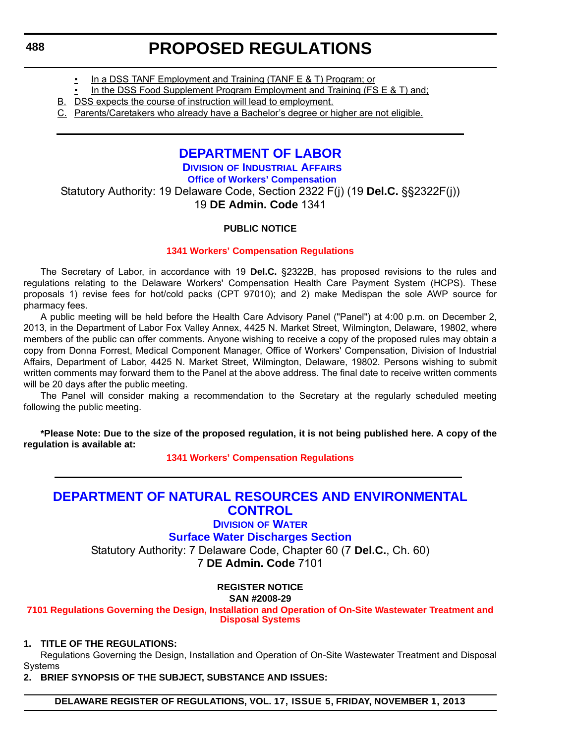- In a DSS TANF Employment and Training (TANF E & T) Program; or
- In the DSS Food Supplement Program Employment and Training (FS E & T) and;

B. DSS expects the course of instruction will lead to employment.

C. Parents/Caretakers who already have a Bachelor's degree or higher are not eligible.

# DEPARTMENT OF LABOR

## DIVISION OF INDUSTRIAL AFFAIRS

### Office of Workers' Compensation

Statutory Authority: 19 Delaware Code, Section 2322 F(j) (19 **Del.C.** §§2322F(j))
19 **DE Admin. Code** 1341

**PUBLIC NOTICE**

**1341 Workers' Compensation Regulations**

The Secretary of Labor, in accordance with 19 **Del.C.** §2322B, has proposed revisions to the rules and regulations relating to the Delaware Workers' Compensation Health Care Payment System (HCPS). These proposals 1) revise fees for hot/cold packs (CPT 97010); and 2) make Medispan the sole AWP source for pharmacy fees.

A public meeting will be held before the Health Care Advisory Panel ("Panel") at 4:00 p.m. on December 2, 2013, in the Department of Labor Fox Valley Annex, 4425 N. Market Street, Wilmington, Delaware, 19802, where members of the public can offer comments. Anyone wishing to receive a copy of the proposed rules may obtain a copy from Donna Forrest, Medical Component Manager, Office of Workers' Compensation, Division of Industrial Affairs, Department of Labor, 4425 N. Market Street, Wilmington, Delaware, 19802. Persons wishing to submit written comments may forward them to the Panel at the above address. The final date to receive written comments will be 20 days after the public meeting.

The Panel will consider making a recommendation to the Secretary at the regularly scheduled meeting following the public meeting.

**\*Please Note: Due to the size of the proposed regulation, it is not being published here. A copy of the regulation is available at:**

**1341 Workers' Compensation Regulations**

# DEPARTMENT OF NATURAL RESOURCES AND ENVIRONMENTAL CONTROL

## DIVISION OF WATER

### Surface Water Discharges Section

Statutory Authority: 7 Delaware Code, Chapter 60 (7 **Del.C.**, Ch. 60)
7 **DE Admin. Code** 7101

**REGISTER NOTICE**
**SAN #2008-29**

**7101 Regulations Governing the Design, Installation and Operation of On-Site Wastewater Treatment and Disposal Systems**

**1. TITLE OF THE REGULATIONS:**

Regulations Governing the Design, Installation and Operation of On-Site Wastewater Treatment and Disposal Systems

**2. BRIEF SYNOPSIS OF THE SUBJECT, SUBSTANCE AND ISSUES:**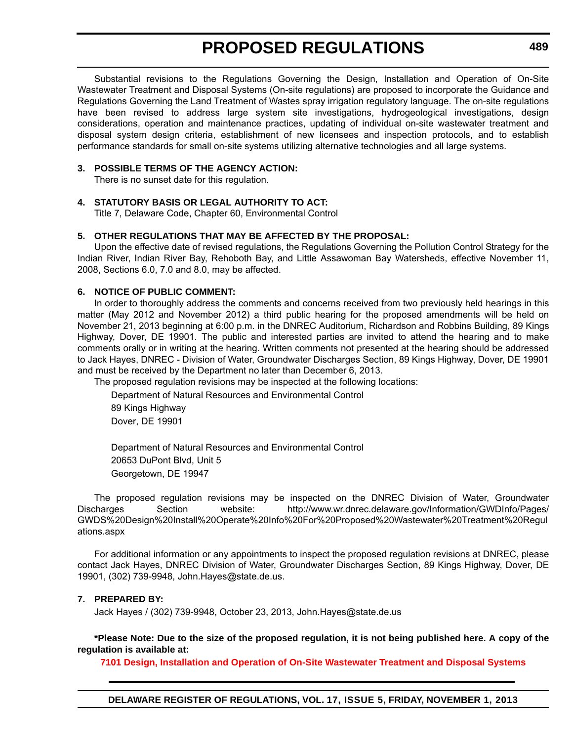Substantial revisions to the Regulations Governing the Design, Installation and Operation of On-Site Wastewater Treatment and Disposal Systems (On-site regulations) are proposed to incorporate the Guidance and Regulations Governing the Land Treatment of Wastes spray irrigation regulatory language. The on-site regulations have been revised to address large system site investigations, hydrogeological investigations, design considerations, operation and maintenance practices, updating of individual on-site wastewater treatment and disposal system design criteria, establishment of new licensees and inspection protocols, and to establish performance standards for small on-site systems utilizing alternative technologies and all large systems.

**3. POSSIBLE TERMS OF THE AGENCY ACTION:**

There is no sunset date for this regulation.

**4. STATUTORY BASIS OR LEGAL AUTHORITY TO ACT:**

Title 7, Delaware Code, Chapter 60, Environmental Control

**5. OTHER REGULATIONS THAT MAY BE AFFECTED BY THE PROPOSAL:**

Upon the effective date of revised regulations, the Regulations Governing the Pollution Control Strategy for the Indian River, Indian River Bay, Rehoboth Bay, and Little Assawoman Bay Watersheds, effective November 11, 2008, Sections 6.0, 7.0 and 8.0, may be affected.

**6. NOTICE OF PUBLIC COMMENT:**

In order to thoroughly address the comments and concerns received from two previously held hearings in this matter (May 2012 and November 2012) a third public hearing for the proposed amendments will be held on November 21, 2013 beginning at 6:00 p.m. in the DNREC Auditorium, Richardson and Robbins Building, 89 Kings Highway, Dover, DE 19901. The public and interested parties are invited to attend the hearing and to make comments orally or in writing at the hearing. Written comments not presented at the hearing should be addressed to Jack Hayes, DNREC - Division of Water, Groundwater Discharges Section, 89 Kings Highway, Dover, DE 19901 and must be received by the Department no later than December 6, 2013.

The proposed regulation revisions may be inspected at the following locations:

Department of Natural Resources and Environmental Control
89 Kings Highway
Dover, DE 19901

Department of Natural Resources and Environmental Control
20653 DuPont Blvd, Unit 5
Georgetown, DE 19947

The proposed regulation revisions may be inspected on the DNREC Division of Water, Groundwater Discharges Section website: http://www.wr.dnrec.delaware.gov/Information/GWDInfo/Pages/GWDS%20Design%20Install%20Operate%20Info%20For%20Proposed%20Wastewater%20Treatment%20Regulations.aspx

For additional information or any appointments to inspect the proposed regulation revisions at DNREC, please contact Jack Hayes, DNREC Division of Water, Groundwater Discharges Section, 89 Kings Highway, Dover, DE 19901, (302) 739-9948, John.Hayes@state.de.us.

**7. PREPARED BY:**

Jack Hayes / (302) 739-9948, October 23, 2013, John.Hayes@state.de.us

**\*Please Note: Due to the size of the proposed regulation, it is not being published here. A copy of the regulation is available at:**

**7101 Design, Installation and Operation of On-Site Wastewater Treatment and Disposal Systems**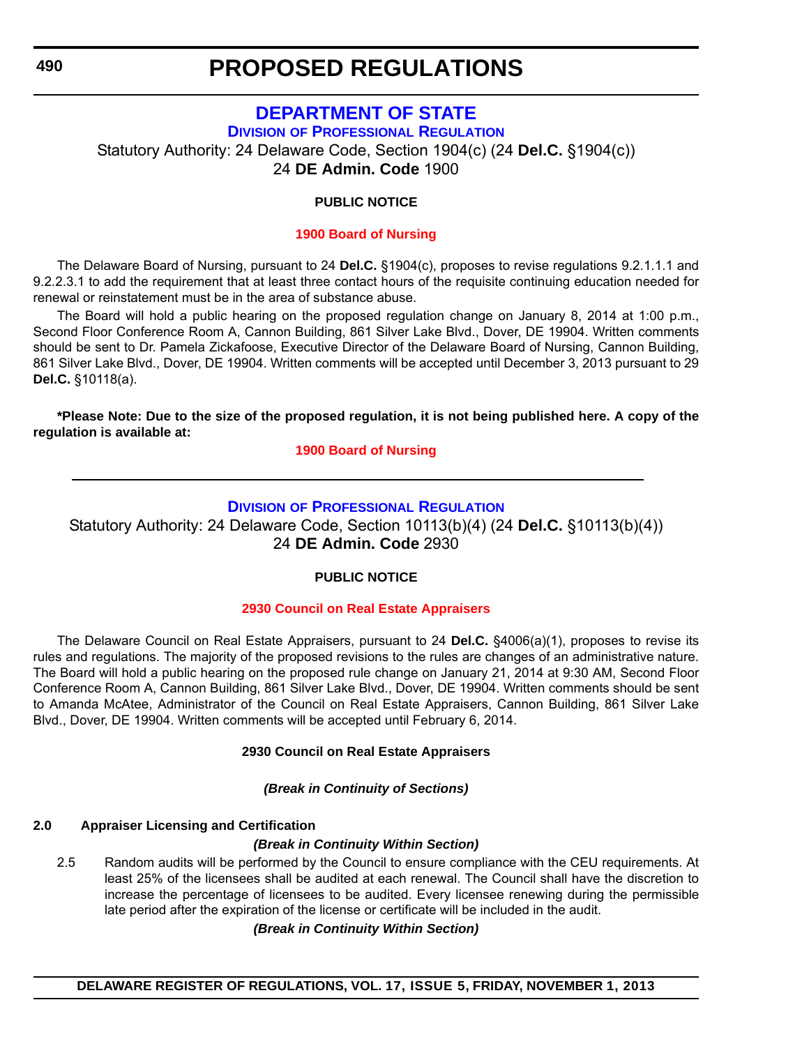# PROPOSED REGULATIONS

## DEPARTMENT OF STATE

### Division of Professional Regulation

Statutory Authority: 24 Delaware Code, Section 1904(c) (24 **Del.C.** §1904(c))
24 **DE Admin. Code** 1900

**PUBLIC NOTICE**

**1900 Board of Nursing**

The Delaware Board of Nursing, pursuant to 24 **Del.C.** §1904(c), proposes to revise regulations 9.2.1.1.1 and 9.2.2.3.1 to add the requirement that at least three contact hours of the requisite continuing education needed for renewal or reinstatement must be in the area of substance abuse.

The Board will hold a public hearing on the proposed regulation change on January 8, 2014 at 1:00 p.m., Second Floor Conference Room A, Cannon Building, 861 Silver Lake Blvd., Dover, DE 19904. Written comments should be sent to Dr. Pamela Zickafoose, Executive Director of the Delaware Board of Nursing, Cannon Building, 861 Silver Lake Blvd., Dover, DE 19904. Written comments will be accepted until December 3, 2013 pursuant to 29 **Del.C.** §10118(a).

**\*Please Note: Due to the size of the proposed regulation, it is not being published here. A copy of the regulation is available at:**

**1900 Board of Nursing**

---

### Division of Professional Regulation

Statutory Authority: 24 Delaware Code, Section 10113(b)(4) (24 **Del.C.** §10113(b)(4))
24 **DE Admin. Code** 2930

**PUBLIC NOTICE**

**2930 Council on Real Estate Appraisers**

The Delaware Council on Real Estate Appraisers, pursuant to 24 **Del.C.** §4006(a)(1), proposes to revise its rules and regulations. The majority of the proposed revisions to the rules are changes of an administrative nature. The Board will hold a public hearing on the proposed rule change on January 21, 2014 at 9:30 AM, Second Floor Conference Room A, Cannon Building, 861 Silver Lake Blvd., Dover, DE 19904. Written comments should be sent to Amanda McAtee, Administrator of the Council on Real Estate Appraisers, Cannon Building, 861 Silver Lake Blvd., Dover, DE 19904. Written comments will be accepted until February 6, 2014.

**2930 Council on Real Estate Appraisers**

***(Break in Continuity of Sections)***

**2.0 Appraiser Licensing and Certification**

***(Break in Continuity Within Section)***

2.5 Random audits will be performed by the Council to ensure compliance with the CEU requirements. At least 25% of the licensees shall be audited at each renewal. The Council shall have the discretion to increase the percentage of licensees to be audited. Every licensee renewing during the permissible late period after the expiration of the license or certificate will be included in the audit.

***(Break in Continuity Within Section)***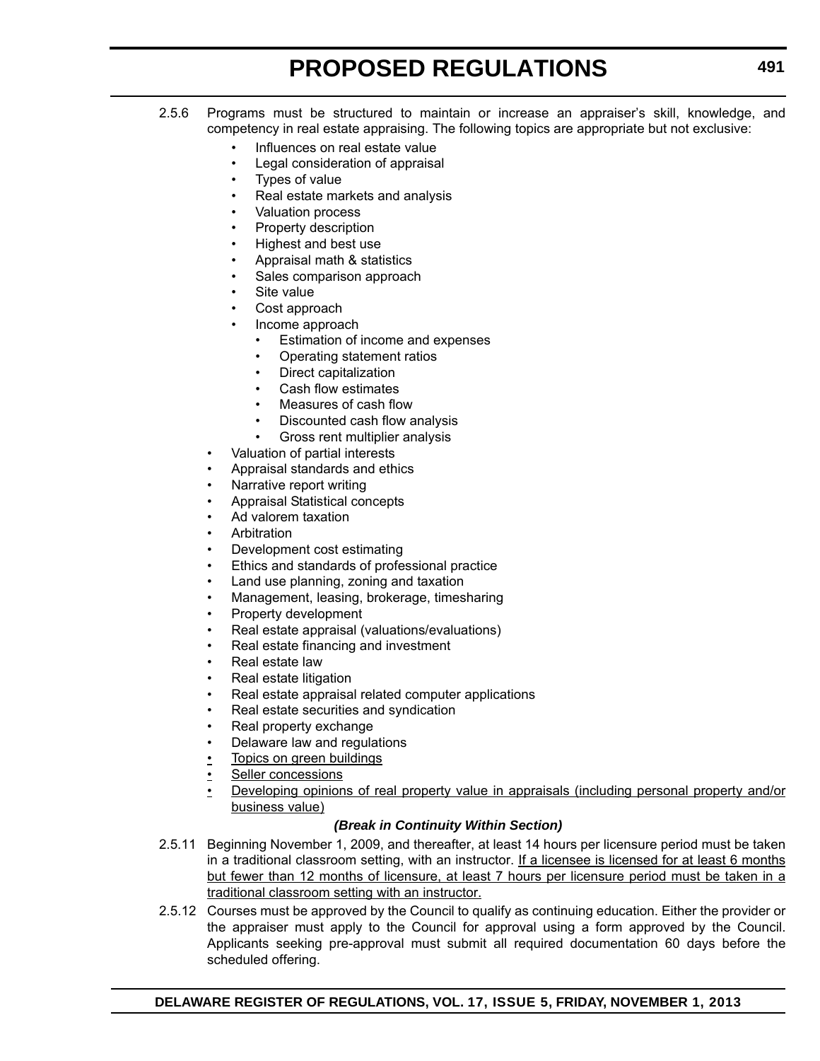2.5.6 Programs must be structured to maintain or increase an appraiser's skill, knowledge, and competency in real estate appraising. The following topics are appropriate but not exclusive:

  - Influences on real estate value
  - Legal consideration of appraisal
  - Types of value
  - Real estate markets and analysis
  - Valuation process
  - Property description
  - Highest and best use
  - Appraisal math & statistics
  - Sales comparison approach
  - Site value
  - Cost approach
  - Income approach
    - Estimation of income and expenses
    - Operating statement ratios
    - Direct capitalization
    - Cash flow estimates
    - Measures of cash flow
    - Discounted cash flow analysis
    - Gross rent multiplier analysis
- Valuation of partial interests
- Appraisal standards and ethics
- Narrative report writing
- Appraisal Statistical concepts
- Ad valorem taxation
- Arbitration
- Development cost estimating
- Ethics and standards of professional practice
- Land use planning, zoning and taxation
- Management, leasing, brokerage, timesharing
- Property development
- Real estate appraisal (valuations/evaluations)
- Real estate financing and investment
- Real estate law
- Real estate litigation
- Real estate appraisal related computer applications
- Real estate securities and syndication
- Real property exchange
- Delaware law and regulations
- <u>Topics on green buildings</u>
- <u>Seller concessions</u>
- <u>Developing opinions of real property value in appraisals (including personal property and/or business value)</u>

***(Break in Continuity Within Section)***

2.5.11 Beginning November 1, 2009, and thereafter, at least 14 hours per licensure period must be taken in a traditional classroom setting, with an instructor. <u>If a licensee is licensed for at least 6 months but fewer than 12 months of licensure, at least 7 hours per licensure period must be taken in a traditional classroom setting with an instructor.</u>

2.5.12 Courses must be approved by the Council to qualify as continuing education. Either the provider or the appraiser must apply to the Council for approval using a form approved by the Council. Applicants seeking pre-approval must submit all required documentation 60 days before the scheduled offering.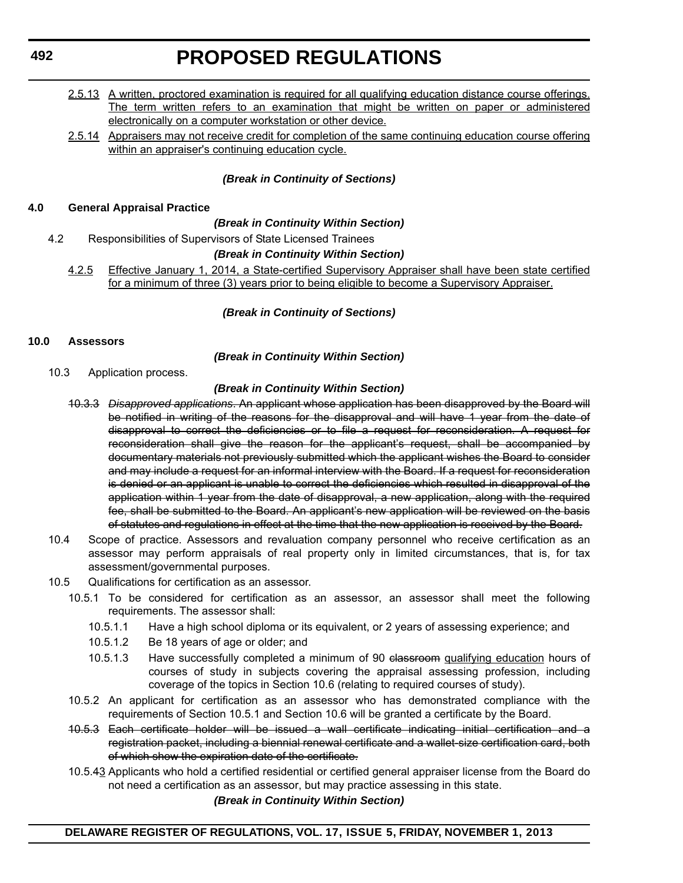2.5.13 <u>A written, proctored examination is required for all qualifying education distance course offerings. The term written refers to an examination that might be written on paper or administered electronically on a computer workstation or other device.</u>

2.5.14 <u>Appraisers may not receive credit for completion of the same continuing education course offering within an appraiser's continuing education cycle.</u>

***(Break in Continuity of Sections)***

**4.0 General Appraisal Practice**

***(Break in Continuity Within Section)***

4.2 Responsibilities of Supervisors of State Licensed Trainees

***(Break in Continuity Within Section)***

4.2.5 <u>Effective January 1, 2014, a State-certified Supervisory Appraiser shall have been state certified for a minimum of three (3) years prior to being eligible to become a Supervisory Appraiser.</u>

***(Break in Continuity of Sections)***

**10.0 Assessors**

***(Break in Continuity Within Section)***

10.3 Application process.

***(Break in Continuity Within Section)***

~~10.3.3 *Disapproved applications*. An applicant whose application has been disapproved by the Board will be notified in writing of the reasons for the disapproval and will have 1 year from the date of disapproval to correct the deficiencies or to file a request for reconsideration. A request for reconsideration shall give the reason for the applicant's request, shall be accompanied by documentary materials not previously submitted which the applicant wishes the Board to consider and may include a request for an informal interview with the Board. If a request for reconsideration is denied or an applicant is unable to correct the deficiencies which resulted in disapproval of the application within 1 year from the date of disapproval, a new application, along with the required fee, shall be submitted to the Board. An applicant's new application will be reviewed on the basis of statutes and regulations in effect at the time that the new application is received by the Board.~~

10.4 Scope of practice. Assessors and revaluation company personnel who receive certification as an assessor may perform appraisals of real property only in limited circumstances, that is, for tax assessment/governmental purposes.

10.5 Qualifications for certification as an assessor.

10.5.1 To be considered for certification as an assessor, an assessor shall meet the following requirements. The assessor shall:

10.5.1.1 Have a high school diploma or its equivalent, or 2 years of assessing experience; and

10.5.1.2 Be 18 years of age or older; and

10.5.1.3 Have successfully completed a minimum of 90 ~~classroom~~ <u>qualifying education</u> hours of courses of study in subjects covering the appraisal assessing profession, including coverage of the topics in Section 10.6 (relating to required courses of study).

10.5.2 An applicant for certification as an assessor who has demonstrated compliance with the requirements of Section 10.5.1 and Section 10.6 will be granted a certificate by the Board.

~~10.5.3 Each certificate holder will be issued a wall certificate indicating initial certification and a registration packet, including a biennial renewal certificate and a wallet-size certification card, both of which show the expiration date of the certificate.~~

10.5.~~4~~<u>3</u> Applicants who hold a certified residential or certified general appraiser license from the Board do not need a certification as an assessor, but may practice assessing in this state.

***(Break in Continuity Within Section)***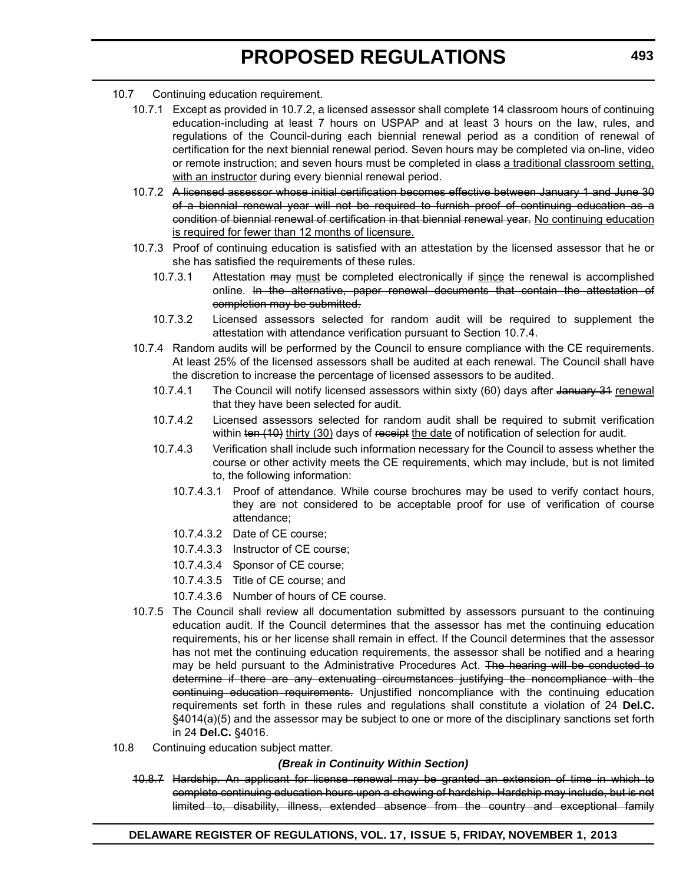10.7 Continuing education requirement.

10.7.1 Except as provided in 10.7.2, a licensed assessor shall complete 14 classroom hours of continuing education-including at least 7 hours on USPAP and at least 3 hours on the law, rules, and regulations of the Council-during each biennial renewal period as a condition of renewal of certification for the next biennial renewal period. Seven hours may be completed via on-line, video or remote instruction; and seven hours must be completed in ~~class~~ <u>a traditional classroom setting, with an instructor</u> during every biennial renewal period.

10.7.2 ~~A licensed assessor whose initial certification becomes effective between January 1 and June 30 of a biennial renewal year will not be required to furnish proof of continuing education as a condition of biennial renewal of certification in that biennial renewal year.~~ <u>No continuing education is required for fewer than 12 months of licensure.</u>

10.7.3 Proof of continuing education is satisfied with an attestation by the licensed assessor that he or she has satisfied the requirements of these rules.

10.7.3.1 Attestation ~~may~~ <u>must</u> be completed electronically ~~if~~ <u>since</u> the renewal is accomplished online. ~~In the alternative, paper renewal documents that contain the attestation of completion may be submitted.~~

10.7.3.2 Licensed assessors selected for random audit will be required to supplement the attestation with attendance verification pursuant to Section 10.7.4.

10.7.4 Random audits will be performed by the Council to ensure compliance with the CE requirements. At least 25% of the licensed assessors shall be audited at each renewal. The Council shall have the discretion to increase the percentage of licensed assessors to be audited.

10.7.4.1 The Council will notify licensed assessors within sixty (60) days after ~~January 31~~ <u>renewal</u> that they have been selected for audit.

10.7.4.2 Licensed assessors selected for random audit shall be required to submit verification within ~~ten (10)~~ <u>thirty (30)</u> days of ~~receipt~~ <u>the date</u> of notification of selection for audit.

10.7.4.3 Verification shall include such information necessary for the Council to assess whether the course or other activity meets the CE requirements, which may include, but is not limited to, the following information:

10.7.4.3.1 Proof of attendance. While course brochures may be used to verify contact hours, they are not considered to be acceptable proof for use of verification of course attendance;

10.7.4.3.2 Date of CE course;

10.7.4.3.3 Instructor of CE course;

10.7.4.3.4 Sponsor of CE course;

10.7.4.3.5 Title of CE course; and

10.7.4.3.6 Number of hours of CE course.

10.7.5 The Council shall review all documentation submitted by assessors pursuant to the continuing education audit. If the Council determines that the assessor has met the continuing education requirements, his or her license shall remain in effect. If the Council determines that the assessor has not met the continuing education requirements, the assessor shall be notified and a hearing may be held pursuant to the Administrative Procedures Act. ~~The hearing will be conducted to determine if there are any extenuating circumstances justifying the noncompliance with the continuing education requirements.~~ Unjustified noncompliance with the continuing education requirements set forth in these rules and regulations shall constitute a violation of 24 **Del.C.** §4014(a)(5) and the assessor may be subject to one or more of the disciplinary sanctions set forth in 24 **Del.C.** §4016.

10.8 Continuing education subject matter.

***(Break in Continuity Within Section)***

~~10.8.7 Hardship. An applicant for license renewal may be granted an extension of time in which to complete continuing education hours upon a showing of hardship. Hardship may include, but is not limited to, disability, illness, extended absence from the country and exceptional family~~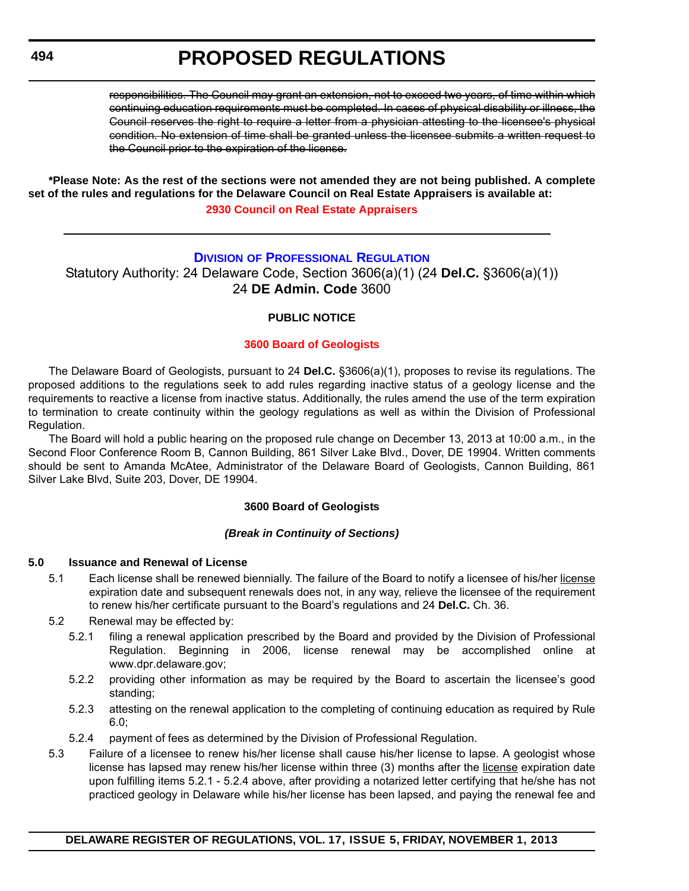~~responsibilities. The Council may grant an extension, not to exceed two years, of time within which continuing education requirements must be completed. In cases of physical disability or illness, the Council reserves the right to require a letter from a physician attesting to the licensee's physical condition. No extension of time shall be granted unless the licensee submits a written request to the Council prior to the expiration of the license.~~

**\*Please Note: As the rest of the sections were not amended they are not being published. A complete set of the rules and regulations for the Delaware Council on Real Estate Appraisers is available at:**

**2930 Council on Real Estate Appraisers**

---

## DIVISION OF PROFESSIONAL REGULATION

Statutory Authority: 24 Delaware Code, Section 3606(a)(1) (24 **Del.C.** §3606(a)(1))
24 **DE Admin. Code** 3600

### PUBLIC NOTICE

**3600 Board of Geologists**

The Delaware Board of Geologists, pursuant to 24 **Del.C.** §3606(a)(1), proposes to revise its regulations. The proposed additions to the regulations seek to add rules regarding inactive status of a geology license and the requirements to reactive a license from inactive status. Additionally, the rules amend the use of the term expiration to termination to create continuity within the geology regulations as well as within the Division of Professional Regulation.

The Board will hold a public hearing on the proposed rule change on December 13, 2013 at 10:00 a.m., in the Second Floor Conference Room B, Cannon Building, 861 Silver Lake Blvd., Dover, DE 19904. Written comments should be sent to Amanda McAtee, Administrator of the Delaware Board of Geologists, Cannon Building, 861 Silver Lake Blvd, Suite 203, Dover, DE 19904.

**3600 Board of Geologists**

***(Break in Continuity of Sections)***

**5.0 Issuance and Renewal of License**

5.1 Each license shall be renewed biennially. The failure of the Board to notify a licensee of his/her <u>license</u> expiration date and subsequent renewals does not, in any way, relieve the licensee of the requirement to renew his/her certificate pursuant to the Board's regulations and 24 **Del.C.** Ch. 36.

5.2 Renewal may be effected by:

5.2.1 filing a renewal application prescribed by the Board and provided by the Division of Professional Regulation. Beginning in 2006, license renewal may be accomplished online at www.dpr.delaware.gov;

5.2.2 providing other information as may be required by the Board to ascertain the licensee's good standing;

5.2.3 attesting on the renewal application to the completing of continuing education as required by Rule 6.0;

5.2.4 payment of fees as determined by the Division of Professional Regulation.

5.3 Failure of a licensee to renew his/her license shall cause his/her license to lapse. A geologist whose license has lapsed may renew his/her license within three (3) months after the <u>license</u> expiration date upon fulfilling items 5.2.1 - 5.2.4 above, after providing a notarized letter certifying that he/she has not practiced geology in Delaware while his/her license has been lapsed, and paying the renewal fee and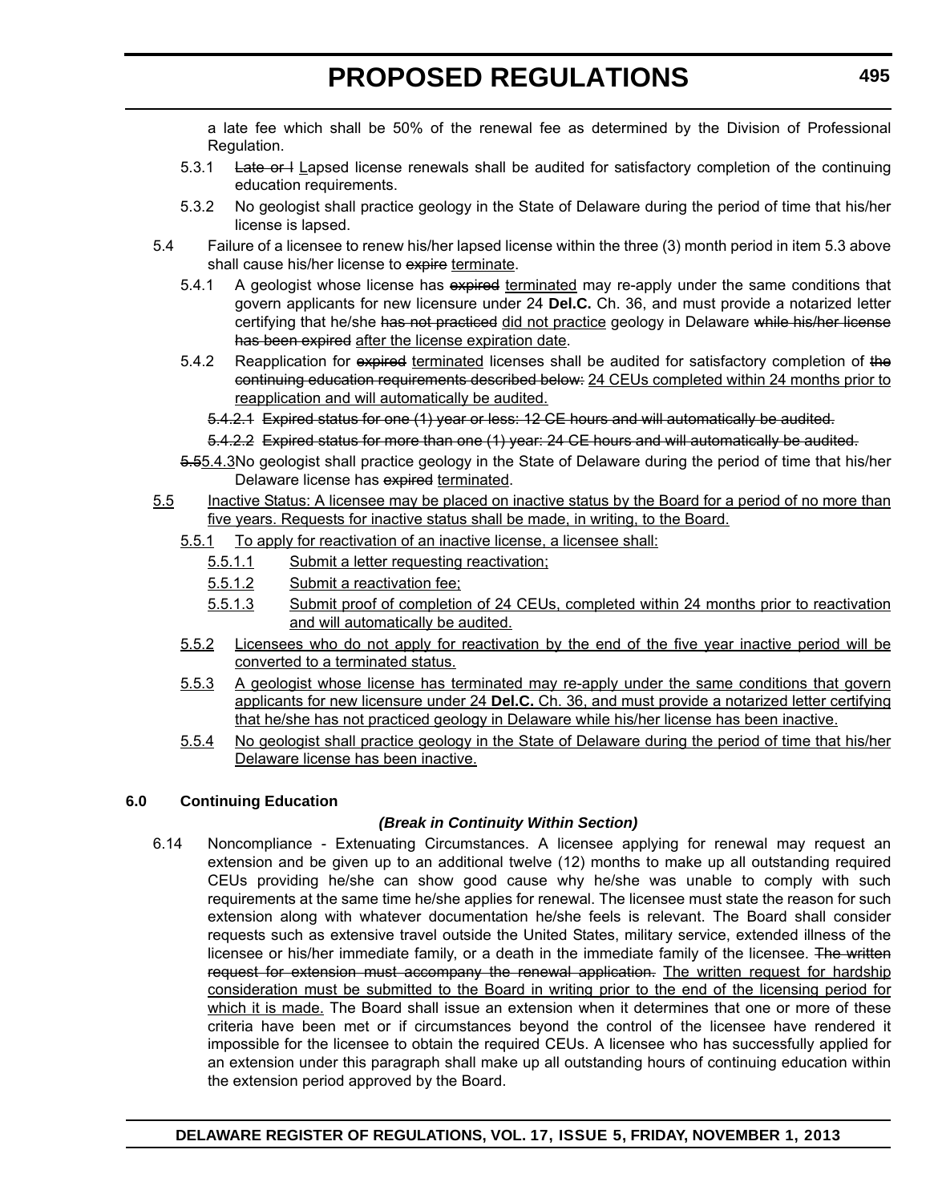a late fee which shall be 50% of the renewal fee as determined by the Division of Professional Regulation.

5.3.1 ~~Late or l~~ Lapsed license renewals shall be audited for satisfactory completion of the continuing education requirements.

5.3.2 No geologist shall practice geology in the State of Delaware during the period of time that his/her license is lapsed.

5.4 Failure of a licensee to renew his/her lapsed license within the three (3) month period in item 5.3 above shall cause his/her license to ~~expire~~ terminate.

5.4.1 A geologist whose license has ~~expired~~ terminated may re-apply under the same conditions that govern applicants for new licensure under 24 **Del.C.** Ch. 36, and must provide a notarized letter certifying that he/she ~~has not practiced~~ did not practice geology in Delaware ~~while his/her license has been expired~~ after the license expiration date.

5.4.2 Reapplication for ~~expired~~ terminated licenses shall be audited for satisfactory completion of ~~the continuing education requirements described below:~~ 24 CEUs completed within 24 months prior to reapplication and will automatically be audited.

~~5.4.2.1 Expired status for one (1) year or less: 12 CE hours and will automatically be audited.~~

~~5.4.2.2 Expired status for more than one (1) year: 24 CE hours and will automatically be audited.~~

~~5.5~~5.4.3 No geologist shall practice geology in the State of Delaware during the period of time that his/her Delaware license has ~~expired~~ terminated.

5.5 Inactive Status: A licensee may be placed on inactive status by the Board for a period of no more than five years. Requests for inactive status shall be made, in writing, to the Board.

5.5.1 To apply for reactivation of an inactive license, a licensee shall:

5.5.1.1 Submit a letter requesting reactivation;

5.5.1.2 Submit a reactivation fee;

5.5.1.3 Submit proof of completion of 24 CEUs, completed within 24 months prior to reactivation and will automatically be audited.

5.5.2 Licensees who do not apply for reactivation by the end of the five year inactive period will be converted to a terminated status.

5.5.3 A geologist whose license has terminated may re-apply under the same conditions that govern applicants for new licensure under 24 **Del.C.** Ch. 36, and must provide a notarized letter certifying that he/she has not practiced geology in Delaware while his/her license has been inactive.

5.5.4 No geologist shall practice geology in the State of Delaware during the period of time that his/her Delaware license has been inactive.

## 6.0 Continuing Education

***(Break in Continuity Within Section)***

6.14 Noncompliance - Extenuating Circumstances. A licensee applying for renewal may request an extension and be given up to an additional twelve (12) months to make up all outstanding required CEUs providing he/she can show good cause why he/she was unable to comply with such requirements at the same time he/she applies for renewal. The licensee must state the reason for such extension along with whatever documentation he/she feels is relevant. The Board shall consider requests such as extensive travel outside the United States, military service, extended illness of the licensee or his/her immediate family, or a death in the immediate family of the licensee. ~~The written request for extension must accompany the renewal application.~~ The written request for hardship consideration must be submitted to the Board in writing prior to the end of the licensing period for which it is made. The Board shall issue an extension when it determines that one or more of these criteria have been met or if circumstances beyond the control of the licensee have rendered it impossible for the licensee to obtain the required CEUs. A licensee who has successfully applied for an extension under this paragraph shall make up all outstanding hours of continuing education within the extension period approved by the Board.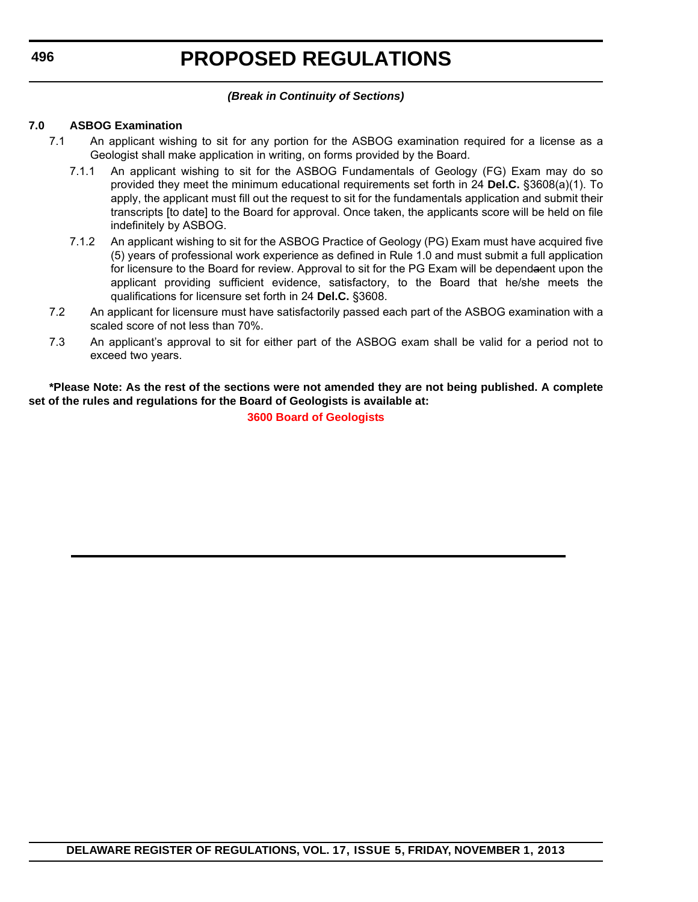*(Break in Continuity of Sections)*

**7.0 ASBOG Examination**

7.1 An applicant wishing to sit for any portion for the ASBOG examination required for a license as a Geologist shall make application in writing, on forms provided by the Board.

7.1.1 An applicant wishing to sit for the ASBOG Fundamentals of Geology (FG) Exam may do so provided they meet the minimum educational requirements set forth in 24 **Del.C.** §3608(a)(1). To apply, the applicant must fill out the request to sit for the fundamentals application and submit their transcripts [to date] to the Board for approval. Once taken, the applicants score will be held on file indefinitely by ASBOG.

7.1.2 An applicant wishing to sit for the ASBOG Practice of Geology (PG) Exam must have acquired five (5) years of professional work experience as defined in Rule 1.0 and must submit a full application for licensure to the Board for review. Approval to sit for the PG Exam will be dependaent upon the applicant providing sufficient evidence, satisfactory, to the Board that he/she meets the qualifications for licensure set forth in 24 **Del.C.** §3608.

7.2 An applicant for licensure must have satisfactorily passed each part of the ASBOG examination with a scaled score of not less than 70%.

7.3 An applicant's approval to sit for either part of the ASBOG exam shall be valid for a period not to exceed two years.

**\*Please Note: As the rest of the sections were not amended they are not being published. A complete set of the rules and regulations for the Board of Geologists is available at:**

**3600 Board of Geologists**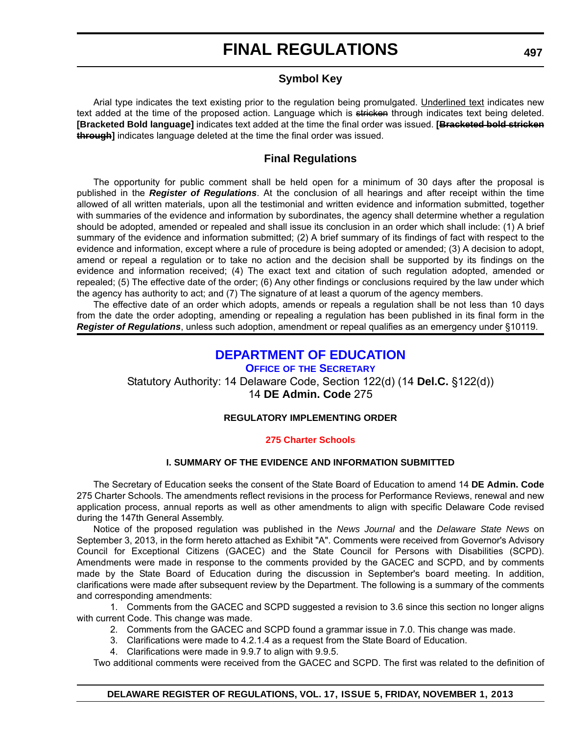# FINAL REGULATIONS

## Symbol Key

Arial type indicates the text existing prior to the regulation being promulgated. Underlined text indicates new text added at the time of the proposed action. Language which is ~~stricken~~ through indicates text being deleted. **[Bracketed Bold language]** indicates text added at the time the final order was issued. **[~~Bracketed bold stricken through~~]** indicates language deleted at the time the final order was issued.

## Final Regulations

The opportunity for public comment shall be held open for a minimum of 30 days after the proposal is published in the ***Register of Regulations***. At the conclusion of all hearings and after receipt within the time allowed of all written materials, upon all the testimonial and written evidence and information submitted, together with summaries of the evidence and information by subordinates, the agency shall determine whether a regulation should be adopted, amended or repealed and shall issue its conclusion in an order which shall include: (1) A brief summary of the evidence and information submitted; (2) A brief summary of its findings of fact with respect to the evidence and information, except where a rule of procedure is being adopted or amended; (3) A decision to adopt, amend or repeal a regulation or to take no action and the decision shall be supported by its findings on the evidence and information received; (4) The exact text and citation of such regulation adopted, amended or repealed; (5) The effective date of the order; (6) Any other findings or conclusions required by the law under which the agency has authority to act; and (7) The signature of at least a quorum of the agency members.

The effective date of an order which adopts, amends or repeals a regulation shall be not less than 10 days from the date the order adopting, amending or repealing a regulation has been published in its final form in the ***Register of Regulations***, unless such adoption, amendment or repeal qualifies as an emergency under §10119.

## DEPARTMENT OF EDUCATION

### Office of the Secretary

Statutory Authority: 14 Delaware Code, Section 122(d) (14 **Del.C.** §122(d))
14 **DE Admin. Code** 275

**REGULATORY IMPLEMENTING ORDER**

**275 Charter Schools**

**I. SUMMARY OF THE EVIDENCE AND INFORMATION SUBMITTED**

The Secretary of Education seeks the consent of the State Board of Education to amend 14 **DE Admin. Code** 275 Charter Schools. The amendments reflect revisions in the process for Performance Reviews, renewal and new application process, annual reports as well as other amendments to align with specific Delaware Code revised during the 147th General Assembly.

Notice of the proposed regulation was published in the *News Journal* and the *Delaware State News* on September 3, 2013, in the form hereto attached as Exhibit "A". Comments were received from Governor's Advisory Council for Exceptional Citizens (GACEC) and the State Council for Persons with Disabilities (SCPD). Amendments were made in response to the comments provided by the GACEC and SCPD, and by comments made by the State Board of Education during the discussion in September's board meeting. In addition, clarifications were made after subsequent review by the Department. The following is a summary of the comments and corresponding amendments:

1. Comments from the GACEC and SCPD suggested a revision to 3.6 since this section no longer aligns with current Code. This change was made.
2. Comments from the GACEC and SCPD found a grammar issue in 7.0. This change was made.
3. Clarifications were made to 4.2.1.4 as a request from the State Board of Education.
4. Clarifications were made in 9.9.7 to align with 9.9.5.

Two additional comments were received from the GACEC and SCPD. The first was related to the definition of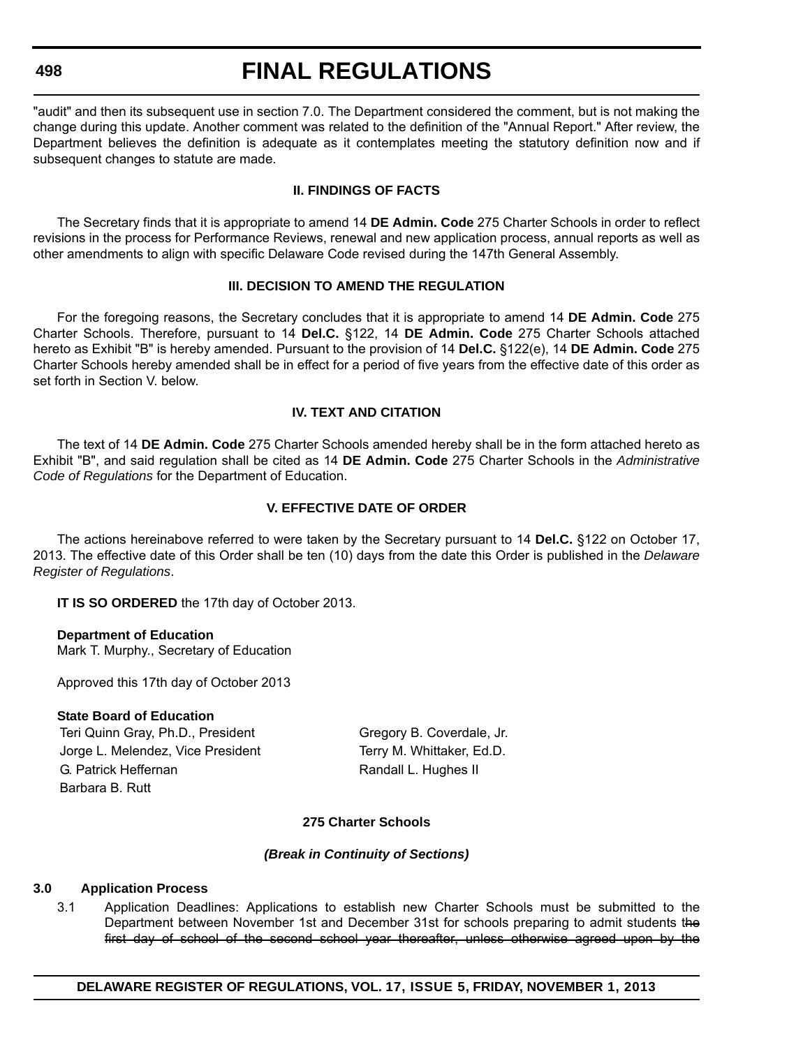"audit" and then its subsequent use in section 7.0. The Department considered the comment, but is not making the change during this update. Another comment was related to the definition of the "Annual Report." After review, the Department believes the definition is adequate as it contemplates meeting the statutory definition now and if subsequent changes to statute are made.

**II. FINDINGS OF FACTS**

The Secretary finds that it is appropriate to amend 14 **DE Admin. Code** 275 Charter Schools in order to reflect revisions in the process for Performance Reviews, renewal and new application process, annual reports as well as other amendments to align with specific Delaware Code revised during the 147th General Assembly.

**III. DECISION TO AMEND THE REGULATION**

For the foregoing reasons, the Secretary concludes that it is appropriate to amend 14 **DE Admin. Code** 275 Charter Schools. Therefore, pursuant to 14 **Del.C.** §122, 14 **DE Admin. Code** 275 Charter Schools attached hereto as Exhibit "B" is hereby amended. Pursuant to the provision of 14 **Del.C.** §122(e), 14 **DE Admin. Code** 275 Charter Schools hereby amended shall be in effect for a period of five years from the effective date of this order as set forth in Section V. below.

**IV. TEXT AND CITATION**

The text of 14 **DE Admin. Code** 275 Charter Schools amended hereby shall be in the form attached hereto as Exhibit "B", and said regulation shall be cited as 14 **DE Admin. Code** 275 Charter Schools in the *Administrative Code of Regulations* for the Department of Education.

**V. EFFECTIVE DATE OF ORDER**

The actions hereinabove referred to were taken by the Secretary pursuant to 14 **Del.C.** §122 on October 17, 2013. The effective date of this Order shall be ten (10) days from the date this Order is published in the *Delaware Register of Regulations*.

**IT IS SO ORDERED** the 17th day of October 2013.

**Department of Education**
Mark T. Murphy., Secretary of Education

Approved this 17th day of October 2013

**State Board of Education**

Teri Quinn Gray, Ph.D., President
Jorge L. Melendez, Vice President
G. Patrick Heffernan
Barbara B. Rutt
Gregory B. Coverdale, Jr.
Terry M. Whittaker, Ed.D.
Randall L. Hughes II

**275 Charter Schools**

***(Break in Continuity of Sections)***

**3.0 Application Process**

3.1 Application Deadlines: Applications to establish new Charter Schools must be submitted to the Department between November 1st and December 31st for schools preparing to admit students ~~the first day of school of the second school year thereafter, unless otherwise agreed upon by the~~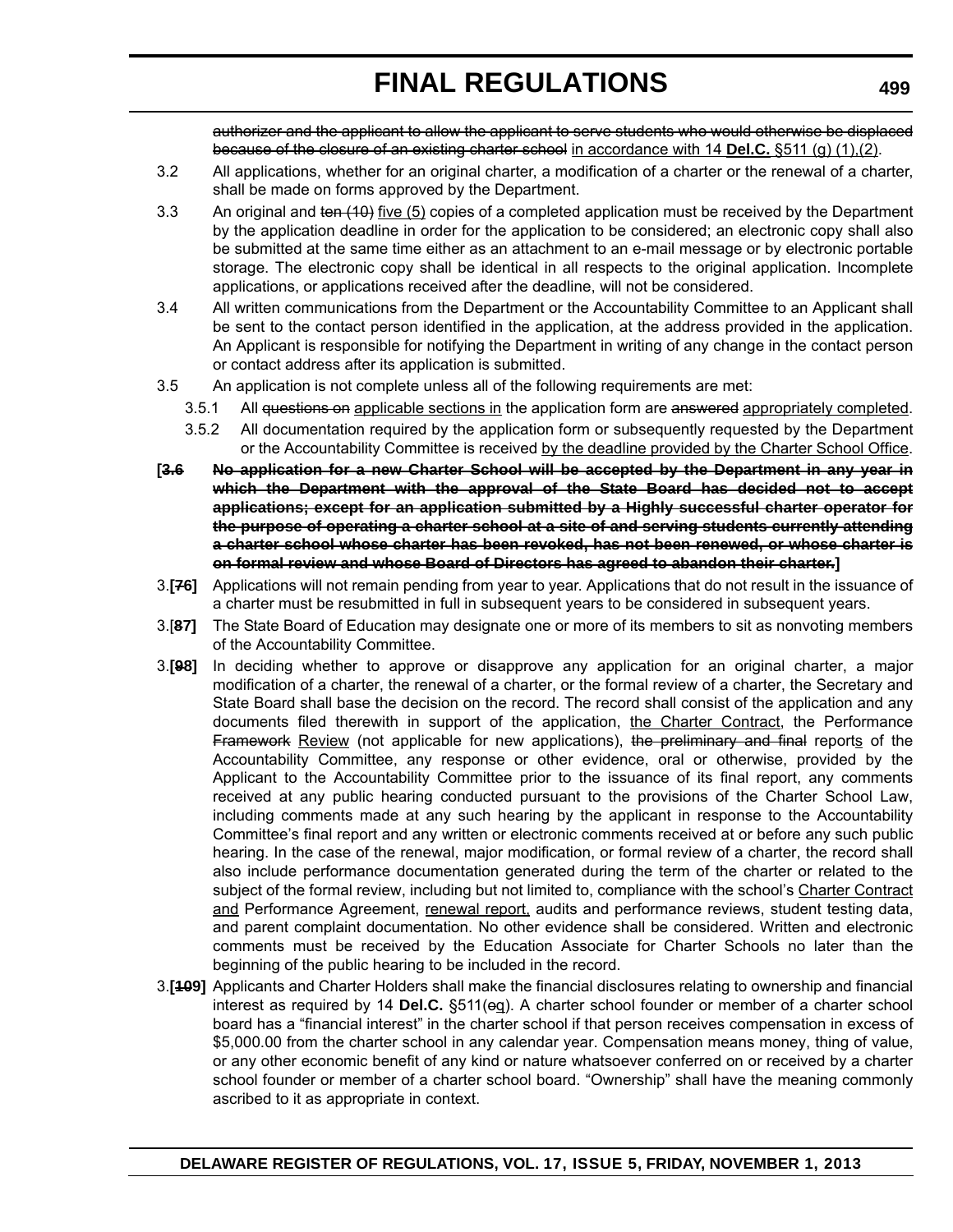~~authorizer and the applicant to allow the applicant to serve students who would otherwise be displaced because of the closure of an existing charter school~~ <u>in accordance with 14 **Del.C.** §511 (g) (1),(2)</u>.

3.2 All applications, whether for an original charter, a modification of a charter or the renewal of a charter, shall be made on forms approved by the Department.

3.3 An original and ~~ten (10)~~ <u>five (5)</u> copies of a completed application must be received by the Department by the application deadline in order for the application to be considered; an electronic copy shall also be submitted at the same time either as an attachment to an e-mail message or by electronic portable storage. The electronic copy shall be identical in all respects to the original application. Incomplete applications, or applications received after the deadline, will not be considered.

3.4 All written communications from the Department or the Accountability Committee to an Applicant shall be sent to the contact person identified in the application, at the address provided in the application. An Applicant is responsible for notifying the Department in writing of any change in the contact person or contact address after its application is submitted.

3.5 An application is not complete unless all of the following requirements are met:

3.5.1 All ~~questions on~~ <u>applicable sections in</u> the application form are ~~answered~~ <u>appropriately completed</u>.

3.5.2 All documentation required by the application form or subsequently requested by the Department or the Accountability Committee is received <u>by the deadline provided by the Charter School Office</u>.

**[~~3.6 No application for a new Charter School will be accepted by the Department in any year in which the Department with the approval of the State Board has decided not to accept applications; except for an application submitted by a Highly successful charter operator for the purpose of operating a charter school at a site of and serving students currently attending a charter school whose charter has been revoked, has not been renewed, or whose charter is on formal review and whose Board of Directors has agreed to abandon their charter.~~]**

3.**[~~7~~6]** Applications will not remain pending from year to year. Applications that do not result in the issuance of a charter must be resubmitted in full in subsequent years to be considered in subsequent years.

3.[**~~8~~7]** The State Board of Education may designate one or more of its members to sit as nonvoting members of the Accountability Committee.

3.**[~~9~~8]** In deciding whether to approve or disapprove any application for an original charter, a major modification of a charter, the renewal of a charter, or the formal review of a charter, the Secretary and State Board shall base the decision on the record. The record shall consist of the application and any documents filed therewith in support of the application, <u>the Charter Contract</u>, the Performance ~~Framework~~ <u>Review</u> (not applicable for new applications), ~~the preliminary and final~~ report<u>s</u> of the Accountability Committee, any response or other evidence, oral or otherwise, provided by the Applicant to the Accountability Committee prior to the issuance of its final report, any comments received at any public hearing conducted pursuant to the provisions of the Charter School Law, including comments made at any such hearing by the applicant in response to the Accountability Committee's final report and any written or electronic comments received at or before any such public hearing. In the case of the renewal, major modification, or formal review of a charter, the record shall also include performance documentation generated during the term of the charter or related to the subject of the formal review, including but not limited to, compliance with the school's <u>Charter Contract and</u> Performance Agreement, <u>renewal report,</u> audits and performance reviews, student testing data, and parent complaint documentation. No other evidence shall be considered. Written and electronic comments must be received by the Education Associate for Charter Schools no later than the beginning of the public hearing to be included in the record.

3.**[~~10~~9]** Applicants and Charter Holders shall make the financial disclosures relating to ownership and financial interest as required by 14 **Del.C.** §511(~~o~~<u>q</u>). A charter school founder or member of a charter school board has a "financial interest" in the charter school if that person receives compensation in excess of $5,000.00 from the charter school in any calendar year. Compensation means money, thing of value, or any other economic benefit of any kind or nature whatsoever conferred on or received by a charter school founder or member of a charter school board. "Ownership" shall have the meaning commonly ascribed to it as appropriate in context.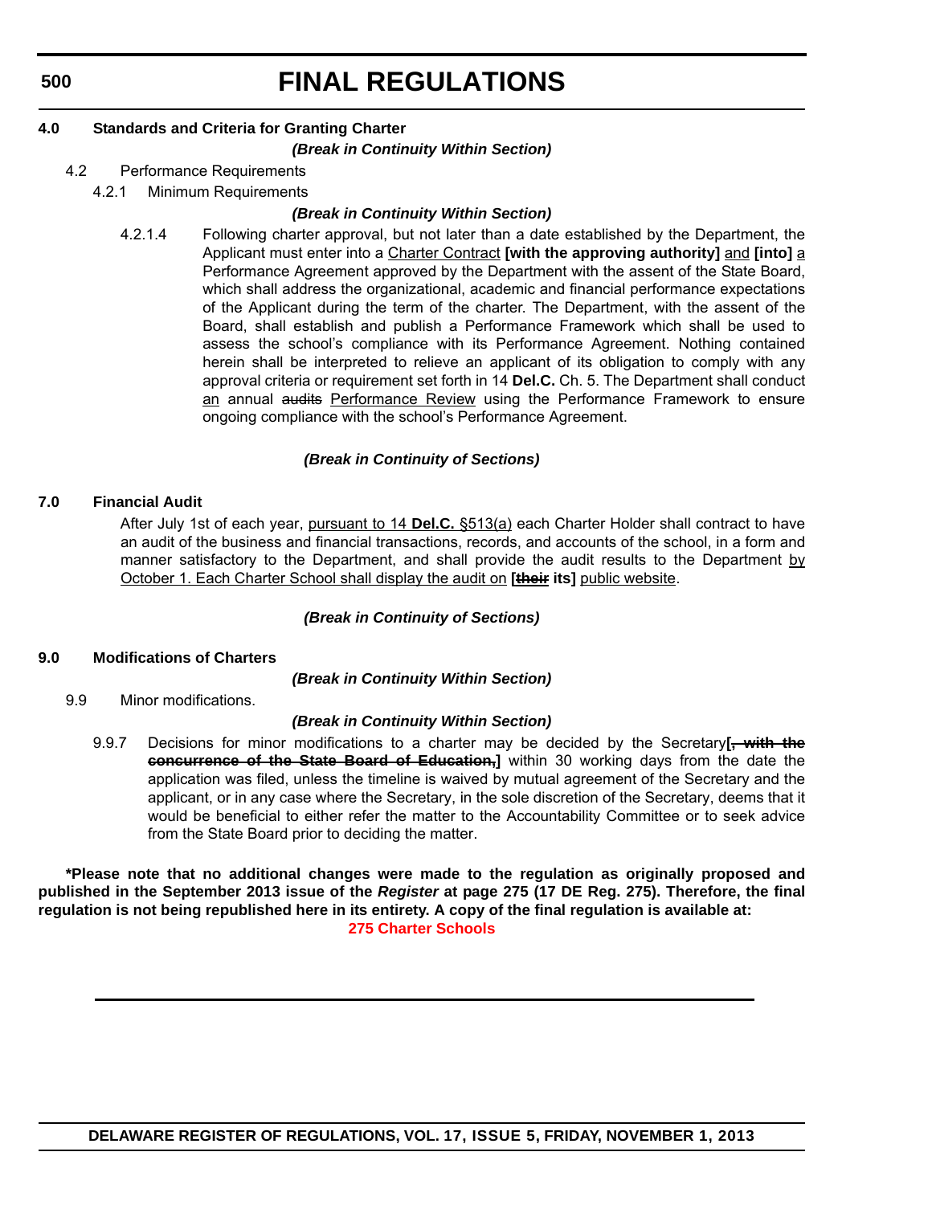# FINAL REGULATIONS

**4.0 Standards and Criteria for Granting Charter**

***(Break in Continuity Within Section)***

4.2 Performance Requirements

4.2.1 Minimum Requirements

***(Break in Continuity Within Section)***

4.2.1.4 Following charter approval, but not later than a date established by the Department, the Applicant must enter into a <u>Charter Contract</u> **[with the approving authority]** <u>and</u> **[into]** <u>a</u> Performance Agreement approved by the Department with the assent of the State Board, which shall address the organizational, academic and financial performance expectations of the Applicant during the term of the charter. The Department, with the assent of the Board, shall establish and publish a Performance Framework which shall be used to assess the school's compliance with its Performance Agreement. Nothing contained herein shall be interpreted to relieve an applicant of its obligation to comply with any approval criteria or requirement set forth in 14 **Del.C.** Ch. 5. The Department shall conduct <u>an</u> annual ~~audits~~ <u>Performance Review</u> using the Performance Framework to ensure ongoing compliance with the school's Performance Agreement.

***(Break in Continuity of Sections)***

**7.0 Financial Audit**

After July 1st of each year, <u>pursuant to 14 **Del.C.** §513(a)</u> each Charter Holder shall contract to have an audit of the business and financial transactions, records, and accounts of the school, in a form and manner satisfactory to the Department, and shall provide the audit results to the Department <u>by October 1. Each Charter School shall display the audit on</u> **[~~their~~ its]** <u>public website</u>.

***(Break in Continuity of Sections)***

**9.0 Modifications of Charters**

***(Break in Continuity Within Section)***

9.9 Minor modifications.

***(Break in Continuity Within Section)***

9.9.7 Decisions for minor modifications to a charter may be decided by the Secretary**[~~, with the concurrence of the State Board of Education,~~]** within 30 working days from the date the application was filed, unless the timeline is waived by mutual agreement of the Secretary and the applicant, or in any case where the Secretary, in the sole discretion of the Secretary, deems that it would be beneficial to either refer the matter to the Accountability Committee or to seek advice from the State Board prior to deciding the matter.

**\*Please note that no additional changes were made to the regulation as originally proposed and published in the September 2013 issue of the *Register* at page 275 (17 DE Reg. 275). Therefore, the final regulation is not being republished here in its entirety. A copy of the final regulation is available at:**

**275 Charter Schools**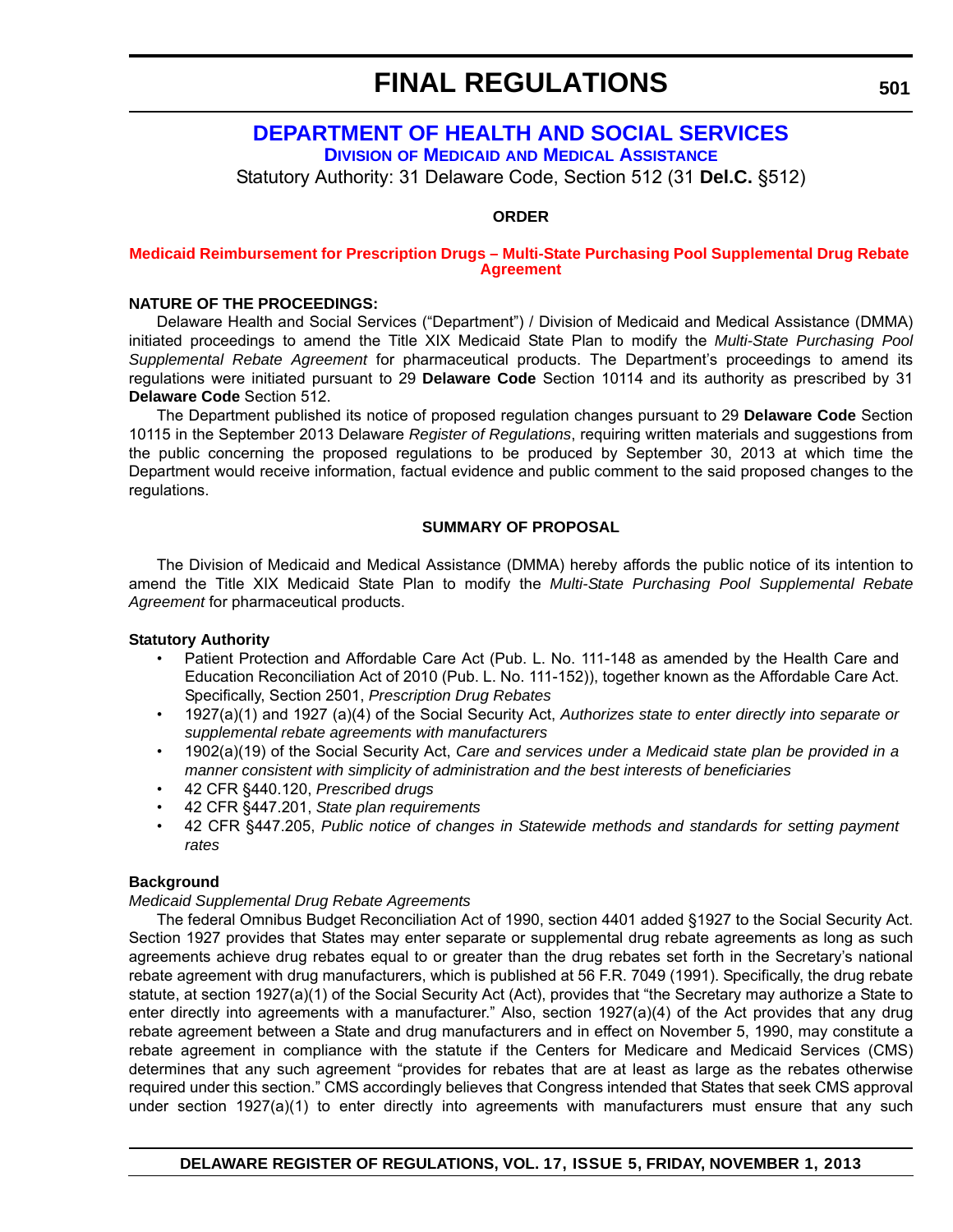# FINAL REGULATIONS

## DEPARTMENT OF HEALTH AND SOCIAL SERVICES

### DIVISION OF MEDICAID AND MEDICAL ASSISTANCE

Statutory Authority: 31 Delaware Code, Section 512 (31 **Del.C.** §512)

**ORDER**

**Medicaid Reimbursement for Prescription Drugs – Multi-State Purchasing Pool Supplemental Drug Rebate Agreement**

**NATURE OF THE PROCEEDINGS:**

Delaware Health and Social Services ("Department") / Division of Medicaid and Medical Assistance (DMMA) initiated proceedings to amend the Title XIX Medicaid State Plan to modify the *Multi-State Purchasing Pool Supplemental Rebate Agreement* for pharmaceutical products. The Department's proceedings to amend its regulations were initiated pursuant to 29 **Delaware Code** Section 10114 and its authority as prescribed by 31 **Delaware Code** Section 512.

The Department published its notice of proposed regulation changes pursuant to 29 **Delaware Code** Section 10115 in the September 2013 Delaware *Register of Regulations*, requiring written materials and suggestions from the public concerning the proposed regulations to be produced by September 30, 2013 at which time the Department would receive information, factual evidence and public comment to the said proposed changes to the regulations.

**SUMMARY OF PROPOSAL**

The Division of Medicaid and Medical Assistance (DMMA) hereby affords the public notice of its intention to amend the Title XIX Medicaid State Plan to modify the *Multi-State Purchasing Pool Supplemental Rebate Agreement* for pharmaceutical products.

**Statutory Authority**

- Patient Protection and Affordable Care Act (Pub. L. No. 111-148 as amended by the Health Care and Education Reconciliation Act of 2010 (Pub. L. No. 111-152)), together known as the Affordable Care Act. Specifically, Section 2501, *Prescription Drug Rebates*
- 1927(a)(1) and 1927 (a)(4) of the Social Security Act, *Authorizes state to enter directly into separate or supplemental rebate agreements with manufacturers*
- 1902(a)(19) of the Social Security Act, *Care and services under a Medicaid state plan be provided in a manner consistent with simplicity of administration and the best interests of beneficiaries*
- 42 CFR §440.120, *Prescribed drugs*
- 42 CFR §447.201, *State plan requirements*
- 42 CFR §447.205, *Public notice of changes in Statewide methods and standards for setting payment rates*

**Background**

*Medicaid Supplemental Drug Rebate Agreements*

The federal Omnibus Budget Reconciliation Act of 1990, section 4401 added §1927 to the Social Security Act. Section 1927 provides that States may enter separate or supplemental drug rebate agreements as long as such agreements achieve drug rebates equal to or greater than the drug rebates set forth in the Secretary's national rebate agreement with drug manufacturers, which is published at 56 F.R. 7049 (1991). Specifically, the drug rebate statute, at section 1927(a)(1) of the Social Security Act (Act), provides that "the Secretary may authorize a State to enter directly into agreements with a manufacturer." Also, section 1927(a)(4) of the Act provides that any drug rebate agreement between a State and drug manufacturers and in effect on November 5, 1990, may constitute a rebate agreement in compliance with the statute if the Centers for Medicare and Medicaid Services (CMS) determines that any such agreement "provides for rebates that are at least as large as the rebates otherwise required under this section." CMS accordingly believes that Congress intended that States that seek CMS approval under section 1927(a)(1) to enter directly into agreements with manufacturers must ensure that any such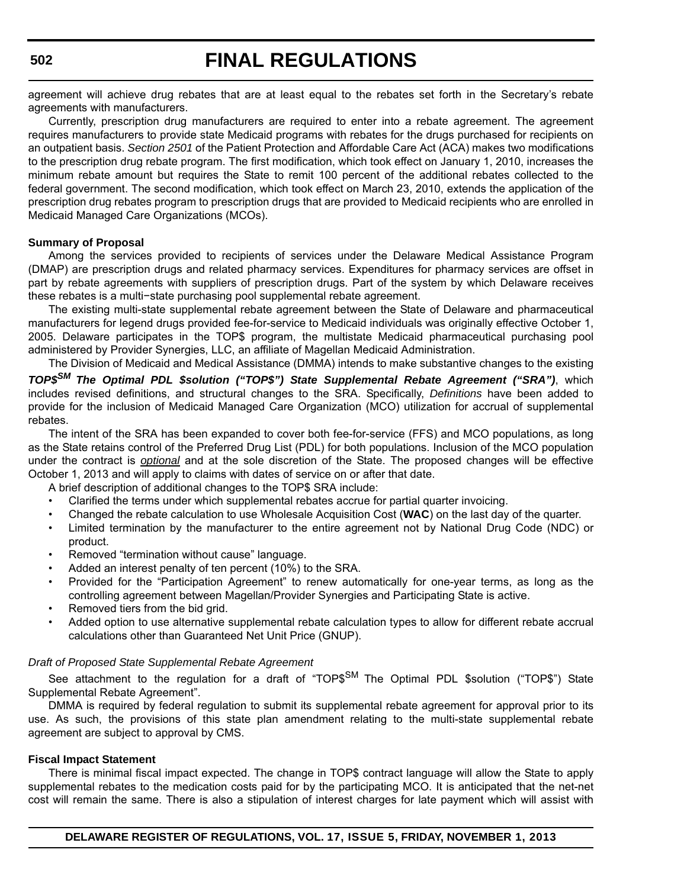agreement will achieve drug rebates that are at least equal to the rebates set forth in the Secretary's rebate agreements with manufacturers.

Currently, prescription drug manufacturers are required to enter into a rebate agreement. The agreement requires manufacturers to provide state Medicaid programs with rebates for the drugs purchased for recipients on an outpatient basis. *Section 2501* of the Patient Protection and Affordable Care Act (ACA) makes two modifications to the prescription drug rebate program. The first modification, which took effect on January 1, 2010, increases the minimum rebate amount but requires the State to remit 100 percent of the additional rebates collected to the federal government. The second modification, which took effect on March 23, 2010, extends the application of the prescription drug rebates program to prescription drugs that are provided to Medicaid recipients who are enrolled in Medicaid Managed Care Organizations (MCOs).

**Summary of Proposal**

Among the services provided to recipients of services under the Delaware Medical Assistance Program (DMAP) are prescription drugs and related pharmacy services. Expenditures for pharmacy services are offset in part by rebate agreements with suppliers of prescription drugs. Part of the system by which Delaware receives these rebates is a multi−state purchasing pool supplemental rebate agreement.

The existing multi-state supplemental rebate agreement between the State of Delaware and pharmaceutical manufacturers for legend drugs provided fee-for-service to Medicaid individuals was originally effective October 1, 2005. Delaware participates in the TOP$ program, the multistate Medicaid pharmaceutical purchasing pool administered by Provider Synergies, LLC, an affiliate of Magellan Medicaid Administration.

The Division of Medicaid and Medical Assistance (DMMA) intends to make substantive changes to the existing ***TOP$^SM The Optimal PDL $solution ("TOP$") State Supplemental Rebate Agreement ("SRA")***, which includes revised definitions, and structural changes to the SRA. Specifically, *Definitions* have been added to provide for the inclusion of Medicaid Managed Care Organization (MCO) utilization for accrual of supplemental rebates.

The intent of the SRA has been expanded to cover both fee-for-service (FFS) and MCO populations, as long as the State retains control of the Preferred Drug List (PDL) for both populations. Inclusion of the MCO population under the contract is *optional* and at the sole discretion of the State. The proposed changes will be effective October 1, 2013 and will apply to claims with dates of service on or after that date.

A brief description of additional changes to the TOP$ SRA include:

- Clarified the terms under which supplemental rebates accrue for partial quarter invoicing.
- Changed the rebate calculation to use Wholesale Acquisition Cost (**WAC**) on the last day of the quarter.
- Limited termination by the manufacturer to the entire agreement not by National Drug Code (NDC) or product.
- Removed "termination without cause" language.
- Added an interest penalty of ten percent (10%) to the SRA.
- Provided for the "Participation Agreement" to renew automatically for one-year terms, as long as the controlling agreement between Magellan/Provider Synergies and Participating State is active.
- Removed tiers from the bid grid.
- Added option to use alternative supplemental rebate calculation types to allow for different rebate accrual calculations other than Guaranteed Net Unit Price (GNUP).

*Draft of Proposed State Supplemental Rebate Agreement*

See attachment to the regulation for a draft of "TOP$^SM The Optimal PDL $solution ("TOP$") State Supplemental Rebate Agreement".

DMMA is required by federal regulation to submit its supplemental rebate agreement for approval prior to its use. As such, the provisions of this state plan amendment relating to the multi-state supplemental rebate agreement are subject to approval by CMS.

**Fiscal Impact Statement**

There is minimal fiscal impact expected. The change in TOP$ contract language will allow the State to apply supplemental rebates to the medication costs paid for by the participating MCO. It is anticipated that the net-net cost will remain the same. There is also a stipulation of interest charges for late payment which will assist with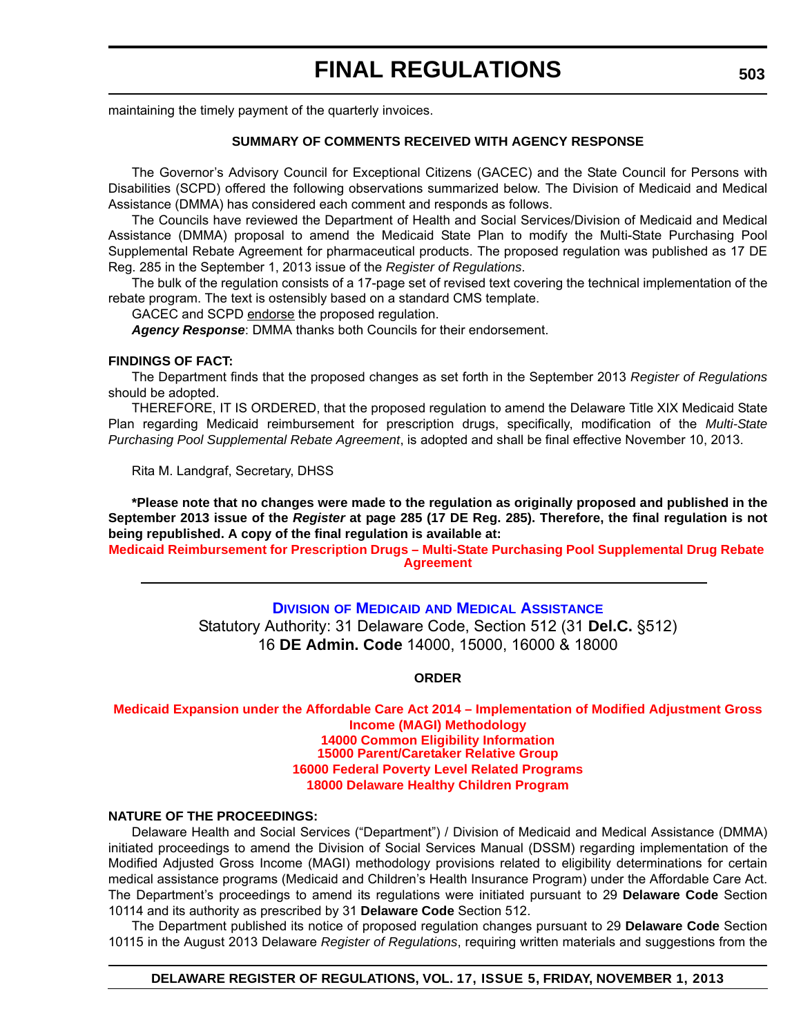maintaining the timely payment of the quarterly invoices.

**SUMMARY OF COMMENTS RECEIVED WITH AGENCY RESPONSE**

The Governor's Advisory Council for Exceptional Citizens (GACEC) and the State Council for Persons with Disabilities (SCPD) offered the following observations summarized below. The Division of Medicaid and Medical Assistance (DMMA) has considered each comment and responds as follows.

The Councils have reviewed the Department of Health and Social Services/Division of Medicaid and Medical Assistance (DMMA) proposal to amend the Medicaid State Plan to modify the Multi-State Purchasing Pool Supplemental Rebate Agreement for pharmaceutical products. The proposed regulation was published as 17 DE Reg. 285 in the September 1, 2013 issue of the *Register of Regulations*.

The bulk of the regulation consists of a 17-page set of revised text covering the technical implementation of the rebate program. The text is ostensibly based on a standard CMS template.

GACEC and SCPD endorse the proposed regulation.

***Agency Response***: DMMA thanks both Councils for their endorsement.

**FINDINGS OF FACT:**

The Department finds that the proposed changes as set forth in the September 2013 *Register of Regulations* should be adopted.

THEREFORE, IT IS ORDERED, that the proposed regulation to amend the Delaware Title XIX Medicaid State Plan regarding Medicaid reimbursement for prescription drugs, specifically, modification of the *Multi-State Purchasing Pool Supplemental Rebate Agreement*, is adopted and shall be final effective November 10, 2013.

Rita M. Landgraf, Secretary, DHSS

**\*Please note that no changes were made to the regulation as originally proposed and published in the September 2013 issue of the *Register* at page 285 (17 DE Reg. 285). Therefore, the final regulation is not being republished. A copy of the final regulation is available at:**

**Medicaid Reimbursement for Prescription Drugs – Multi-State Purchasing Pool Supplemental Drug Rebate Agreement**

---

## DIVISION OF MEDICAID AND MEDICAL ASSISTANCE

Statutory Authority: 31 Delaware Code, Section 512 (31 **Del.C.** §512)
16 **DE Admin. Code** 14000, 15000, 16000 & 18000

**ORDER**

**Medicaid Expansion under the Affordable Care Act 2014 – Implementation of Modified Adjustment Gross Income (MAGI) Methodology**
**14000 Common Eligibility Information**
**15000 Parent/Caretaker Relative Group**
**16000 Federal Poverty Level Related Programs**
**18000 Delaware Healthy Children Program**

**NATURE OF THE PROCEEDINGS:**

Delaware Health and Social Services ("Department") / Division of Medicaid and Medical Assistance (DMMA) initiated proceedings to amend the Division of Social Services Manual (DSSM) regarding implementation of the Modified Adjusted Gross Income (MAGI) methodology provisions related to eligibility determinations for certain medical assistance programs (Medicaid and Children's Health Insurance Program) under the Affordable Care Act. The Department's proceedings to amend its regulations were initiated pursuant to 29 **Delaware Code** Section 10114 and its authority as prescribed by 31 **Delaware Code** Section 512.

The Department published its notice of proposed regulation changes pursuant to 29 **Delaware Code** Section 10115 in the August 2013 Delaware *Register of Regulations*, requiring written materials and suggestions from the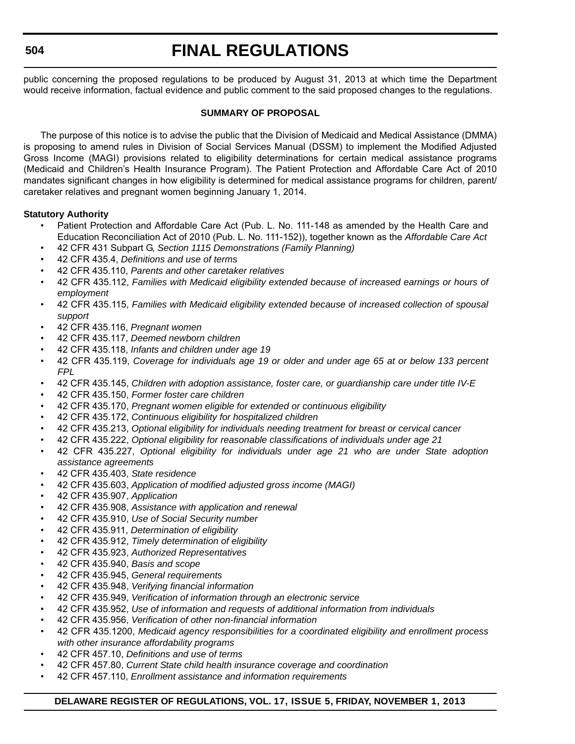public concerning the proposed regulations to be produced by August 31, 2013 at which time the Department would receive information, factual evidence and public comment to the said proposed changes to the regulations.

**SUMMARY OF PROPOSAL**

The purpose of this notice is to advise the public that the Division of Medicaid and Medical Assistance (DMMA) is proposing to amend rules in Division of Social Services Manual (DSSM) to implement the Modified Adjusted Gross Income (MAGI) provisions related to eligibility determinations for certain medical assistance programs (Medicaid and Children's Health Insurance Program). The Patient Protection and Affordable Care Act of 2010 mandates significant changes in how eligibility is determined for medical assistance programs for children, parent/ caretaker relatives and pregnant women beginning January 1, 2014.

**Statutory Authority**

- Patient Protection and Affordable Care Act (Pub. L. No. 111-148 as amended by the Health Care and Education Reconciliation Act of 2010 (Pub. L. No. 111-152)), together known as the *Affordable Care Act*
- 42 CFR 431 Subpart G, *Section 1115 Demonstrations (Family Planning)*
- 42 CFR 435.4, *Definitions and use of terms*
- 42 CFR 435.110, *Parents and other caretaker relatives*
- 42 CFR 435.112, *Families with Medicaid eligibility extended because of increased earnings or hours of employment*
- 42 CFR 435.115, *Families with Medicaid eligibility extended because of increased collection of spousal support*
- 42 CFR 435.116, *Pregnant women*
- 42 CFR 435.117, *Deemed newborn children*
- 42 CFR 435.118, *Infants and children under age 19*
- 42 CFR 435.119, *Coverage for individuals age 19 or older and under age 65 at or below 133 percent FPL*
- 42 CFR 435.145, *Children with adoption assistance, foster care, or guardianship care under title IV-E*
- 42 CFR 435.150, *Former foster care children*
- 42 CFR 435.170, *Pregnant women eligible for extended or continuous eligibility*
- 42 CFR 435.172, *Continuous eligibility for hospitalized children*
- 42 CFR 435.213, *Optional eligibility for individuals needing treatment for breast or cervical cancer*
- 42 CFR 435.222, *Optional eligibility for reasonable classifications of individuals under age 21*
- 42 CFR 435.227, *Optional eligibility for individuals under age 21 who are under State adoption assistance agreements*
- 42 CFR 435.403, *State residence*
- 42 CFR 435.603, *Application of modified adjusted gross income (MAGI)*
- 42 CFR 435.907, *Application*
- 42 CFR 435.908, *Assistance with application and renewal*
- 42 CFR 435.910, *Use of Social Security number*
- 42 CFR 435.911, *Determination of eligibility*
- 42 CFR 435.912, *Timely determination of eligibility*
- 42 CFR 435.923, *Authorized Representatives*
- 42 CFR 435.940, *Basis and scope*
- 42 CFR 435.945, *General requirements*
- 42 CFR 435.948, *Verifying financial information*
- 42 CFR 435.949, *Verification of information through an electronic service*
- 42 CFR 435.952, *Use of information and requests of additional information from individuals*
- 42 CFR 435.956, *Verification of other non-financial information*
- 42 CFR 435.1200, *Medicaid agency responsibilities for a coordinated eligibility and enrollment process with other insurance affordability programs*
- 42 CFR 457.10, *Definitions and use of terms*
- 42 CFR 457.80, *Current State child health insurance coverage and coordination*
- 42 CFR 457.110, *Enrollment assistance and information requirements*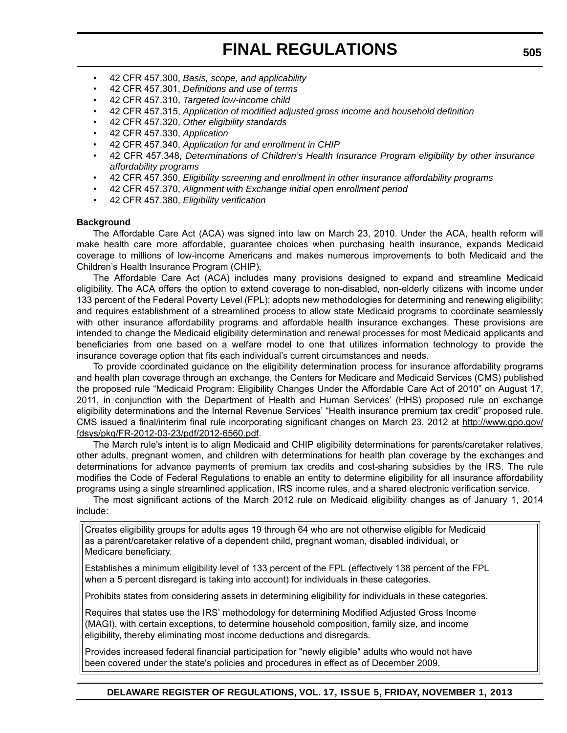- 42 CFR 457.300, *Basis, scope, and applicability*
- 42 CFR 457.301, *Definitions and use of terms*
- 42 CFR 457.310, *Targeted low-income child*
- 42 CFR 457.315, *Application of modified adjusted gross income and household definition*
- 42 CFR 457.320, *Other eligibility standards*
- 42 CFR 457.330, *Application*
- 42 CFR 457.340, *Application for and enrollment in CHIP*
- 42 CFR 457.348, *Determinations of Children's Health Insurance Program eligibility by other insurance affordability programs*
- 42 CFR 457.350, *Eligibility screening and enrollment in other insurance affordability programs*
- 42 CFR 457.370, *Alignment with Exchange initial open enrollment period*
- 42 CFR 457.380, *Eligibility verification*

**Background**

The Affordable Care Act (ACA) was signed into law on March 23, 2010. Under the ACA, health reform will make health care more affordable, guarantee choices when purchasing health insurance, expands Medicaid coverage to millions of low-income Americans and makes numerous improvements to both Medicaid and the Children's Health Insurance Program (CHIP).

The Affordable Care Act (ACA) includes many provisions designed to expand and streamline Medicaid eligibility. The ACA offers the option to extend coverage to non-disabled, non-elderly citizens with income under 133 percent of the Federal Poverty Level (FPL); adopts new methodologies for determining and renewing eligibility; and requires establishment of a streamlined process to allow state Medicaid programs to coordinate seamlessly with other insurance affordability programs and affordable health insurance exchanges. These provisions are intended to change the Medicaid eligibility determination and renewal processes for most Medicaid applicants and beneficiaries from one based on a welfare model to one that utilizes information technology to provide the insurance coverage option that fits each individual's current circumstances and needs.

To provide coordinated guidance on the eligibility determination process for insurance affordability programs and health plan coverage through an exchange, the Centers for Medicare and Medicaid Services (CMS) published the proposed rule "Medicaid Program: Eligibility Changes Under the Affordable Care Act of 2010" on August 17, 2011, in conjunction with the Department of Health and Human Services' (HHS) proposed rule on exchange eligibility determinations and the Internal Revenue Services' "Health insurance premium tax credit" proposed rule. CMS issued a final/interim final rule incorporating significant changes on March 23, 2012 at http://www.gpo.gov/fdsys/pkg/FR-2012-03-23/pdf/2012-6560.pdf.

The March rule's intent is to align Medicaid and CHIP eligibility determinations for parents/caretaker relatives, other adults, pregnant women, and children with determinations for health plan coverage by the exchanges and determinations for advance payments of premium tax credits and cost-sharing subsidies by the IRS. The rule modifies the Code of Federal Regulations to enable an entity to determine eligibility for all insurance affordability programs using a single streamlined application, IRS income rules, and a shared electronic verification service.

The most significant actions of the March 2012 rule on Medicaid eligibility changes as of January 1, 2014 include:

Creates eligibility groups for adults ages 19 through 64 who are not otherwise eligible for Medicaid as a parent/caretaker relative of a dependent child, pregnant woman, disabled individual, or Medicare beneficiary.

Establishes a minimum eligibility level of 133 percent of the FPL (effectively 138 percent of the FPL when a 5 percent disregard is taking into account) for individuals in these categories.

Prohibits states from considering assets in determining eligibility for individuals in these categories.

Requires that states use the IRS' methodology for determining Modified Adjusted Gross Income (MAGI), with certain exceptions, to determine household composition, family size, and income eligibility, thereby eliminating most income deductions and disregards.

Provides increased federal financial participation for "newly eligible" adults who would not have been covered under the state's policies and procedures in effect as of December 2009.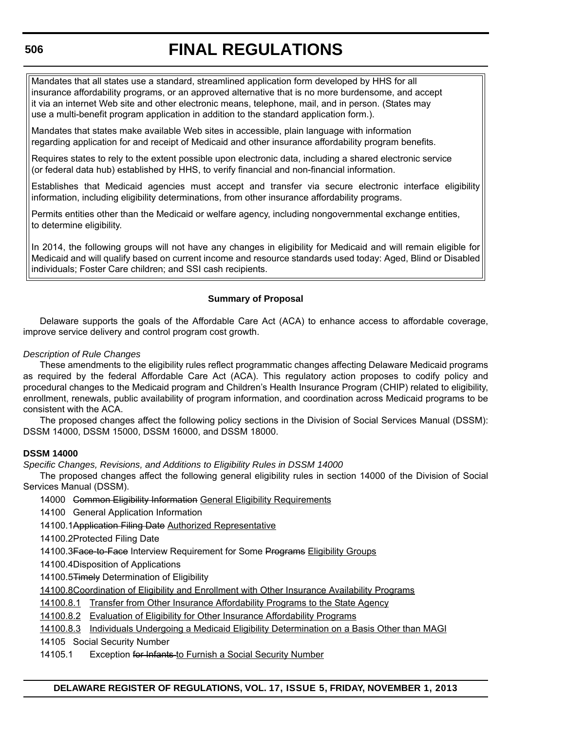Mandates that all states use a standard, streamlined application form developed by HHS for all insurance affordability programs, or an approved alternative that is no more burdensome, and accept it via an internet Web site and other electronic means, telephone, mail, and in person. (States may use a multi-benefit program application in addition to the standard application form.).

Mandates that states make available Web sites in accessible, plain language with information regarding application for and receipt of Medicaid and other insurance affordability program benefits.

Requires states to rely to the extent possible upon electronic data, including a shared electronic service (or federal data hub) established by HHS, to verify financial and non-financial information.

Establishes that Medicaid agencies must accept and transfer via secure electronic interface eligibility information, including eligibility determinations, from other insurance affordability programs.

Permits entities other than the Medicaid or welfare agency, including nongovernmental exchange entities, to determine eligibility.

In 2014, the following groups will not have any changes in eligibility for Medicaid and will remain eligible for Medicaid and will qualify based on current income and resource standards used today: Aged, Blind or Disabled individuals; Foster Care children; and SSI cash recipients.

**Summary of Proposal**

Delaware supports the goals of the Affordable Care Act (ACA) to enhance access to affordable coverage, improve service delivery and control program cost growth.

*Description of Rule Changes*

These amendments to the eligibility rules reflect programmatic changes affecting Delaware Medicaid programs as required by the federal Affordable Care Act (ACA). This regulatory action proposes to codify policy and procedural changes to the Medicaid program and Children's Health Insurance Program (CHIP) related to eligibility, enrollment, renewals, public availability of program information, and coordination across Medicaid programs to be consistent with the ACA.

The proposed changes affect the following policy sections in the Division of Social Services Manual (DSSM): DSSM 14000, DSSM 15000, DSSM 16000, and DSSM 18000.

**DSSM 14000**

*Specific Changes, Revisions, and Additions to Eligibility Rules in DSSM 14000*

The proposed changes affect the following general eligibility rules in section 14000 of the Division of Social Services Manual (DSSM).

14000 ~~Common Eligibility Information~~ <u>General Eligibility Requirements</u>

14100 General Application Information

14100.1 ~~Application Filing Date~~ <u>Authorized Representative</u>

14100.2 Protected Filing Date

14100.3 ~~Face-to-Face~~ Interview Requirement for Some ~~Programs~~ <u>Eligibility Groups</u>

14100.4 Disposition of Applications

14100.5 ~~Timely~~ Determination of Eligibility

<u>14100.8 Coordination of Eligibility and Enrollment with Other Insurance Availability Programs</u>

<u>14100.8.1 Transfer from Other Insurance Affordability Programs to the State Agency</u>

<u>14100.8.2 Evaluation of Eligibility for Other Insurance Affordability Programs</u>

<u>14100.8.3 Individuals Undergoing a Medicaid Eligibility Determination on a Basis Other than MAGI</u>

14105 Social Security Number

14105.1 Exception ~~for Infants~~ <u>to Furnish a Social Security Number</u>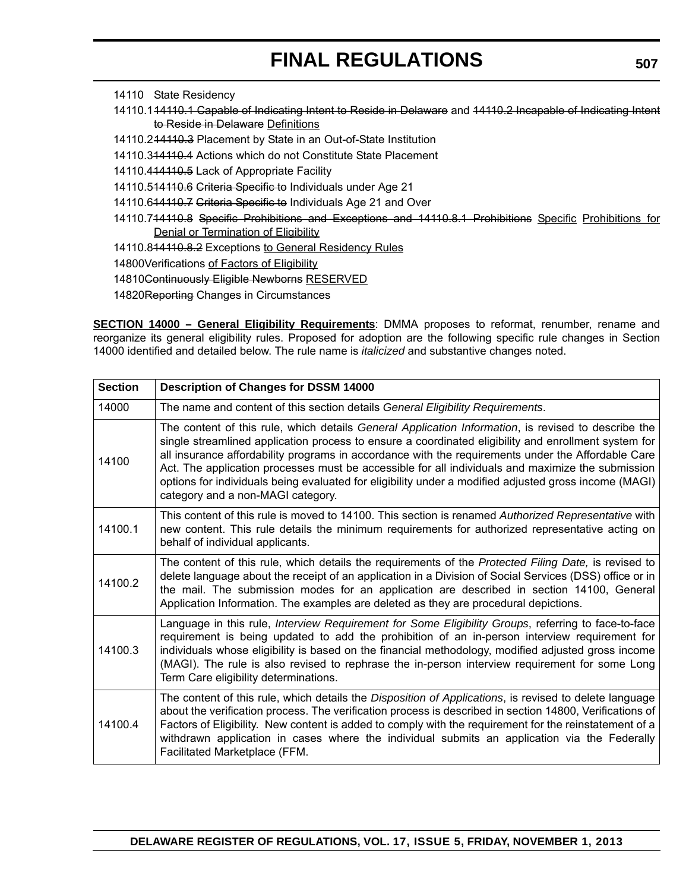14110 State Residency

14110.1~~14110.1 Capable of Indicating Intent to Reside in Delaware~~ and ~~14110.2 Incapable of Indicating Intent to Reside in Delaware~~ <u>Definitions</u>

14110.2~~14110.3~~ Placement by State in an Out-of-State Institution

14110.3~~14110.4~~ Actions which do not Constitute State Placement

14110.4~~14110.5~~ Lack of Appropriate Facility

14110.5~~14110.6~~ ~~Criteria Specific to~~ Individuals under Age 21

14110.6~~14110.7~~ ~~Criteria Specific to~~ Individuals Age 21 and Over

14110.7~~14110.8 Specific Prohibitions and Exceptions and 14110.8.1 Prohibitions~~ <u>Specific</u> <u>Prohibitions for Denial or Termination of Eligibility</u>

14110.8~~14110.8.2~~ Exceptions <u>to General Residency Rules</u>

14800Verifications <u>of Factors of Eligibility</u>

14810~~Continuously Eligible Newborns~~ <u>RESERVED</u>

14820~~Reporting~~ Changes in Circumstances

**<u>SECTION 14000 – General Eligibility Requirements</u>**: DMMA proposes to reformat, renumber, rename and reorganize its general eligibility rules. Proposed for adoption are the following specific rule changes in Section 14000 identified and detailed below. The rule name is *italicized* and substantive changes noted.

| Section | Description of Changes for DSSM 14000 |
|---|---|
| 14000 | The name and content of this section details *General Eligibility Requirements*. |
| 14100 | The content of this rule, which details *General Application Information*, is revised to describe the single streamlined application process to ensure a coordinated eligibility and enrollment system for all insurance affordability programs in accordance with the requirements under the Affordable Care Act. The application processes must be accessible for all individuals and maximize the submission options for individuals being evaluated for eligibility under a modified adjusted gross income (MAGI) category and a non-MAGI category. |
| 14100.1 | This content of this rule is moved to 14100. This section is renamed *Authorized Representative* with new content. This rule details the minimum requirements for authorized representative acting on behalf of individual applicants. |
| 14100.2 | The content of this rule, which details the requirements of the *Protected Filing Date,* is revised to delete language about the receipt of an application in a Division of Social Services (DSS) office or in the mail. The submission modes for an application are described in section 14100, General Application Information. The examples are deleted as they are procedural depictions. |
| 14100.3 | Language in this rule, *Interview Requirement for Some Eligibility Groups*, referring to face-to-face requirement is being updated to add the prohibition of an in-person interview requirement for individuals whose eligibility is based on the financial methodology, modified adjusted gross income (MAGI). The rule is also revised to rephrase the in-person interview requirement for some Long Term Care eligibility determinations. |
| 14100.4 | The content of this rule, which details the *Disposition of Applications*, is revised to delete language about the verification process. The verification process is described in section 14800, Verifications of Factors of Eligibility. New content is added to comply with the requirement for the reinstatement of a withdrawn application in cases where the individual submits an application via the Federally Facilitated Marketplace (FFM. |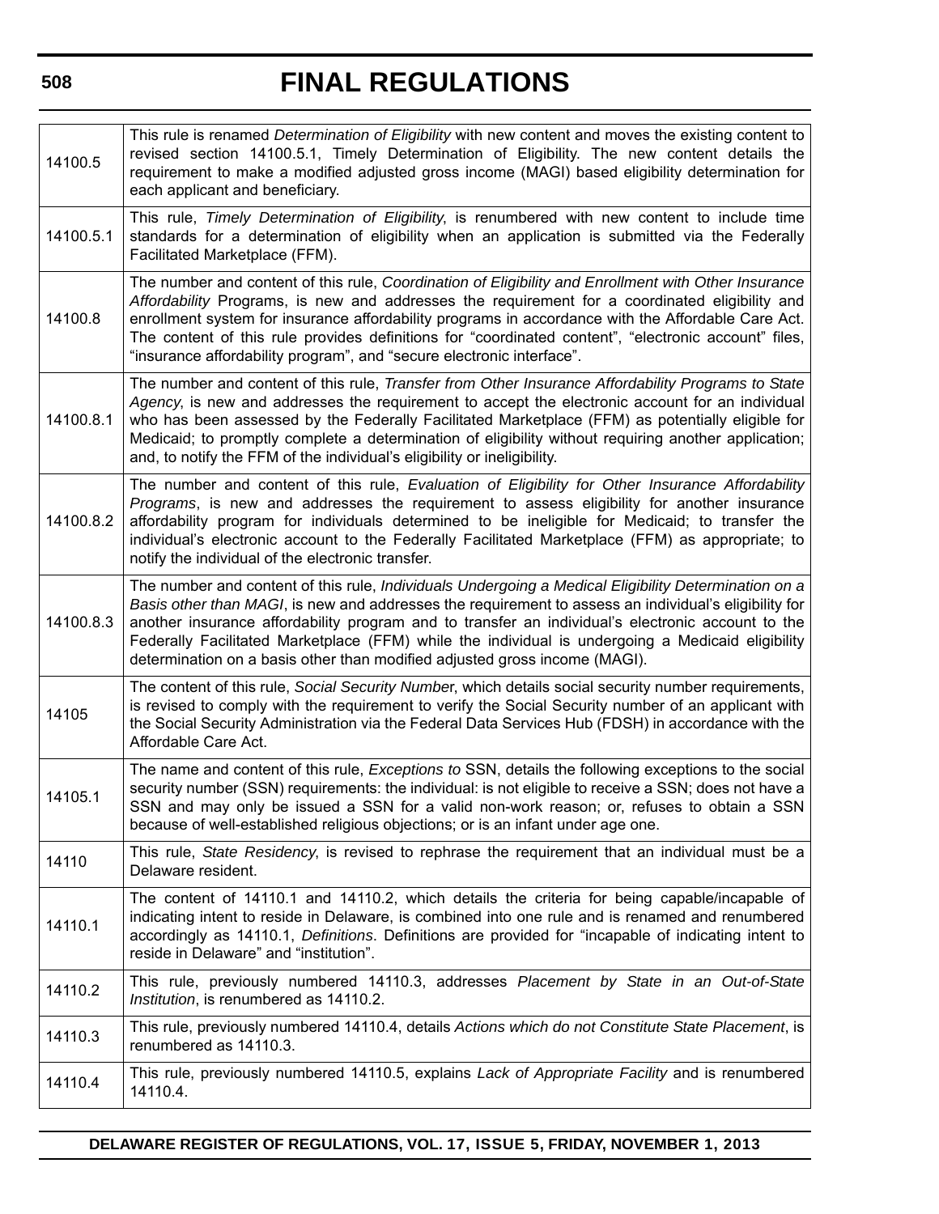| | |
|---|---|
| 14100.5 | This rule is renamed *Determination of Eligibility* with new content and moves the existing content to revised section 14100.5.1, Timely Determination of Eligibility. The new content details the requirement to make a modified adjusted gross income (MAGI) based eligibility determination for each applicant and beneficiary. |
| 14100.5.1 | This rule, *Timely Determination of Eligibility*, is renumbered with new content to include time standards for a determination of eligibility when an application is submitted via the Federally Facilitated Marketplace (FFM). |
| 14100.8 | The number and content of this rule, *Coordination of Eligibility and Enrollment with Other Insurance Affordability* Programs, is new and addresses the requirement for a coordinated eligibility and enrollment system for insurance affordability programs in accordance with the Affordable Care Act. The content of this rule provides definitions for "coordinated content", "electronic account" files, "insurance affordability program", and "secure electronic interface". |
| 14100.8.1 | The number and content of this rule, *Transfer from Other Insurance Affordability Programs to State Agency*, is new and addresses the requirement to accept the electronic account for an individual who has been assessed by the Federally Facilitated Marketplace (FFM) as potentially eligible for Medicaid; to promptly complete a determination of eligibility without requiring another application; and, to notify the FFM of the individual's eligibility or ineligibility. |
| 14100.8.2 | The number and content of this rule, *Evaluation of Eligibility for Other Insurance Affordability Programs*, is new and addresses the requirement to assess eligibility for another insurance affordability program for individuals determined to be ineligible for Medicaid; to transfer the individual's electronic account to the Federally Facilitated Marketplace (FFM) as appropriate; to notify the individual of the electronic transfer. |
| 14100.8.3 | The number and content of this rule, *Individuals Undergoing a Medical Eligibility Determination on a Basis other than MAGI*, is new and addresses the requirement to assess an individual's eligibility for another insurance affordability program and to transfer an individual's electronic account to the Federally Facilitated Marketplace (FFM) while the individual is undergoing a Medicaid eligibility determination on a basis other than modified adjusted gross income (MAGI). |
| 14105 | The content of this rule, *Social Security Numbe*r, which details social security number requirements, is revised to comply with the requirement to verify the Social Security number of an applicant with the Social Security Administration via the Federal Data Services Hub (FDSH) in accordance with the Affordable Care Act. |
| 14105.1 | The name and content of this rule, *Exceptions to* SSN, details the following exceptions to the social security number (SSN) requirements: the individual: is not eligible to receive a SSN; does not have a SSN and may only be issued a SSN for a valid non-work reason; or, refuses to obtain a SSN because of well-established religious objections; or is an infant under age one. |
| 14110 | This rule, *State Residency*, is revised to rephrase the requirement that an individual must be a Delaware resident. |
| 14110.1 | The content of 14110.1 and 14110.2, which details the criteria for being capable/incapable of indicating intent to reside in Delaware, is combined into one rule and is renamed and renumbered accordingly as 14110.1, *Definitions*. Definitions are provided for "incapable of indicating intent to reside in Delaware" and "institution". |
| 14110.2 | This rule, previously numbered 14110.3, addresses *Placement by State in an Out-of-State Institution*, is renumbered as 14110.2. |
| 14110.3 | This rule, previously numbered 14110.4, details *Actions which do not Constitute State Placement*, is renumbered as 14110.3. |
| 14110.4 | This rule, previously numbered 14110.5, explains *Lack of Appropriate Facility* and is renumbered 14110.4. |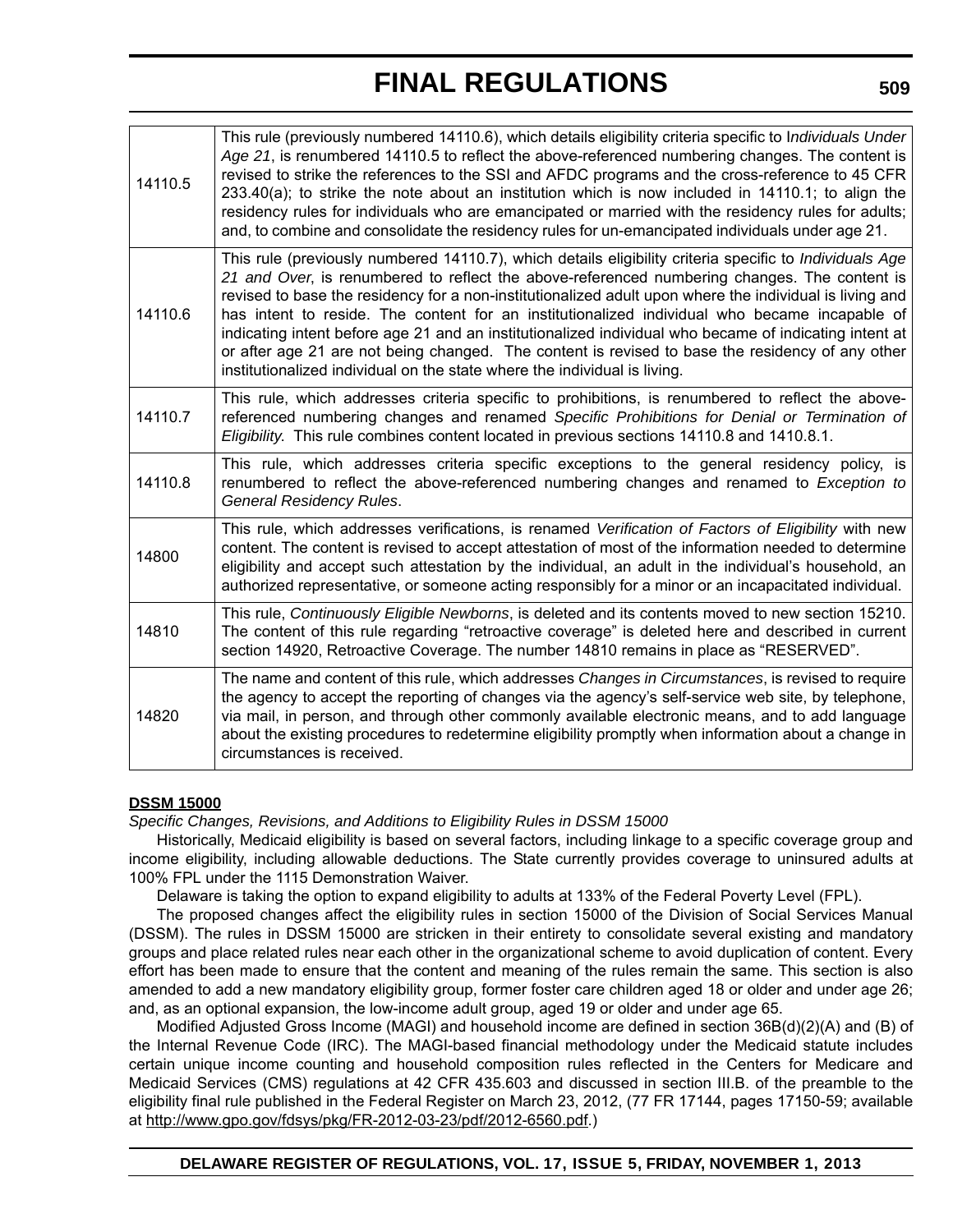| | |
|---|---|
| 14110.5 | This rule (previously numbered 14110.6), which details eligibility criteria specific to I*ndividuals Under Age 21*, is renumbered 14110.5 to reflect the above-referenced numbering changes. The content is revised to strike the references to the SSI and AFDC programs and the cross-reference to 45 CFR 233.40(a); to strike the note about an institution which is now included in 14110.1; to align the residency rules for individuals who are emancipated or married with the residency rules for adults; and, to combine and consolidate the residency rules for un-emancipated individuals under age 21. |
| 14110.6 | This rule (previously numbered 14110.7), which details eligibility criteria specific to *Individuals Age 21 and Over*, is renumbered to reflect the above-referenced numbering changes. The content is revised to base the residency for a non-institutionalized adult upon where the individual is living and has intent to reside. The content for an institutionalized individual who became incapable of indicating intent before age 21 and an institutionalized individual who became of indicating intent at or after age 21 are not being changed. The content is revised to base the residency of any other institutionalized individual on the state where the individual is living. |
| 14110.7 | This rule, which addresses criteria specific to prohibitions, is renumbered to reflect the above-referenced numbering changes and renamed *Specific Prohibitions for Denial or Termination of Eligibility.* This rule combines content located in previous sections 14110.8 and 1410.8.1. |
| 14110.8 | This rule, which addresses criteria specific exceptions to the general residency policy, is renumbered to reflect the above-referenced numbering changes and renamed to *Exception to General Residency Rules*. |
| 14800 | This rule, which addresses verifications, is renamed *Verification of Factors of Eligibility* with new content. The content is revised to accept attestation of most of the information needed to determine eligibility and accept such attestation by the individual, an adult in the individual's household, an authorized representative, or someone acting responsibly for a minor or an incapacitated individual. |
| 14810 | This rule, *Continuously Eligible Newborns*, is deleted and its contents moved to new section 15210. The content of this rule regarding "retroactive coverage" is deleted here and described in current section 14920, Retroactive Coverage. The number 14810 remains in place as "RESERVED". |
| 14820 | The name and content of this rule, which addresses *Changes in Circumstances*, is revised to require the agency to accept the reporting of changes via the agency's self-service web site, by telephone, via mail, in person, and through other commonly available electronic means, and to add language about the existing procedures to redetermine eligibility promptly when information about a change in circumstances is received. |

**DSSM 15000**

*Specific Changes, Revisions, and Additions to Eligibility Rules in DSSM 15000*

Historically, Medicaid eligibility is based on several factors, including linkage to a specific coverage group and income eligibility, including allowable deductions. The State currently provides coverage to uninsured adults at 100% FPL under the 1115 Demonstration Waiver.

Delaware is taking the option to expand eligibility to adults at 133% of the Federal Poverty Level (FPL).

The proposed changes affect the eligibility rules in section 15000 of the Division of Social Services Manual (DSSM). The rules in DSSM 15000 are stricken in their entirety to consolidate several existing and mandatory groups and place related rules near each other in the organizational scheme to avoid duplication of content. Every effort has been made to ensure that the content and meaning of the rules remain the same. This section is also amended to add a new mandatory eligibility group, former foster care children aged 18 or older and under age 26; and, as an optional expansion, the low-income adult group, aged 19 or older and under age 65.

Modified Adjusted Gross Income (MAGI) and household income are defined in section 36B(d)(2)(A) and (B) of the Internal Revenue Code (IRC). The MAGI-based financial methodology under the Medicaid statute includes certain unique income counting and household composition rules reflected in the Centers for Medicare and Medicaid Services (CMS) regulations at 42 CFR 435.603 and discussed in section III.B. of the preamble to the eligibility final rule published in the Federal Register on March 23, 2012, (77 FR 17144, pages 17150-59; available at http://www.gpo.gov/fdsys/pkg/FR-2012-03-23/pdf/2012-6560.pdf.)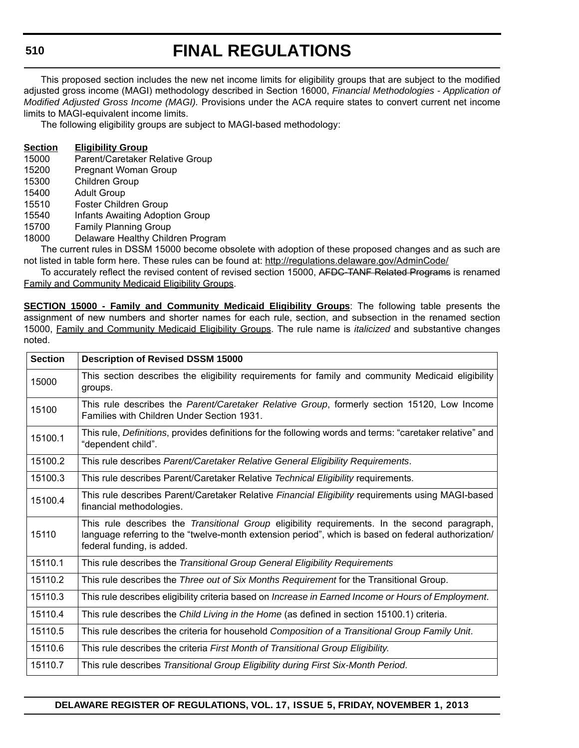This proposed section includes the new net income limits for eligibility groups that are subject to the modified adjusted gross income (MAGI) methodology described in Section 16000, *Financial Methodologies - Application of Modified Adjusted Gross Income (MAGI).* Provisions under the ACA require states to convert current net income limits to MAGI-equivalent income limits.

The following eligibility groups are subject to MAGI-based methodology:

| **Section** | **Eligibility Group** |
|---|---|
| 15000 | Parent/Caretaker Relative Group |
| 15200 | Pregnant Woman Group |
| 15300 | Children Group |
| 15400 | Adult Group |
| 15510 | Foster Children Group |
| 15540 | Infants Awaiting Adoption Group |
| 15700 | Family Planning Group |
| 18000 | Delaware Healthy Children Program |

The current rules in DSSM 15000 become obsolete with adoption of these proposed changes and as such are not listed in table form here. These rules can be found at: http://regulations.delaware.gov/AdminCode/

To accurately reflect the revised content of revised section 15000, ~~AFDC-TANF Related Programs~~ is renamed Family and Community Medicaid Eligibility Groups.

**SECTION 15000 - Family and Community Medicaid Eligibility Groups**: The following table presents the assignment of new numbers and shorter names for each rule, section, and subsection in the renamed section 15000, Family and Community Medicaid Eligibility Groups. The rule name is *italicized* and substantive changes noted.

| **Section** | **Description of Revised DSSM 15000** |
|---|---|
| 15000 | This section describes the eligibility requirements for family and community Medicaid eligibility groups. |
| 15100 | This rule describes the *Parent/Caretaker Relative Group*, formerly section 15120, Low Income Families with Children Under Section 1931. |
| 15100.1 | This rule, *Definitions*, provides definitions for the following words and terms: "caretaker relative" and "dependent child". |
| 15100.2 | This rule describes *Parent/Caretaker Relative General Eligibility Requirements*. |
| 15100.3 | This rule describes Parent/Caretaker Relative *Technical Eligibility* requirements. |
| 15100.4 | This rule describes Parent/Caretaker Relative *Financial Eligibility* requirements using MAGI-based financial methodologies. |
| 15110 | This rule describes the *Transitional Group* eligibility requirements. In the second paragraph, language referring to the "twelve-month extension period", which is based on federal authorization/federal funding, is added. |
| 15110.1 | This rule describes the *Transitional Group General Eligibility Requirements* |
| 15110.2 | This rule describes the *Three out of Six Months Requirement* for the Transitional Group. |
| 15110.3 | This rule describes eligibility criteria based on *Increase in Earned Income or Hours of Employment*. |
| 15110.4 | This rule describes the *Child Living in the Home* (as defined in section 15100.1) criteria. |
| 15110.5 | This rule describes the criteria for household *Composition of a Transitional Group Family Unit*. |
| 15110.6 | This rule describes the criteria *First Month of Transitional Group Eligibility*. |
| 15110.7 | This rule describes *Transitional Group Eligibility during First Six-Month Period*. |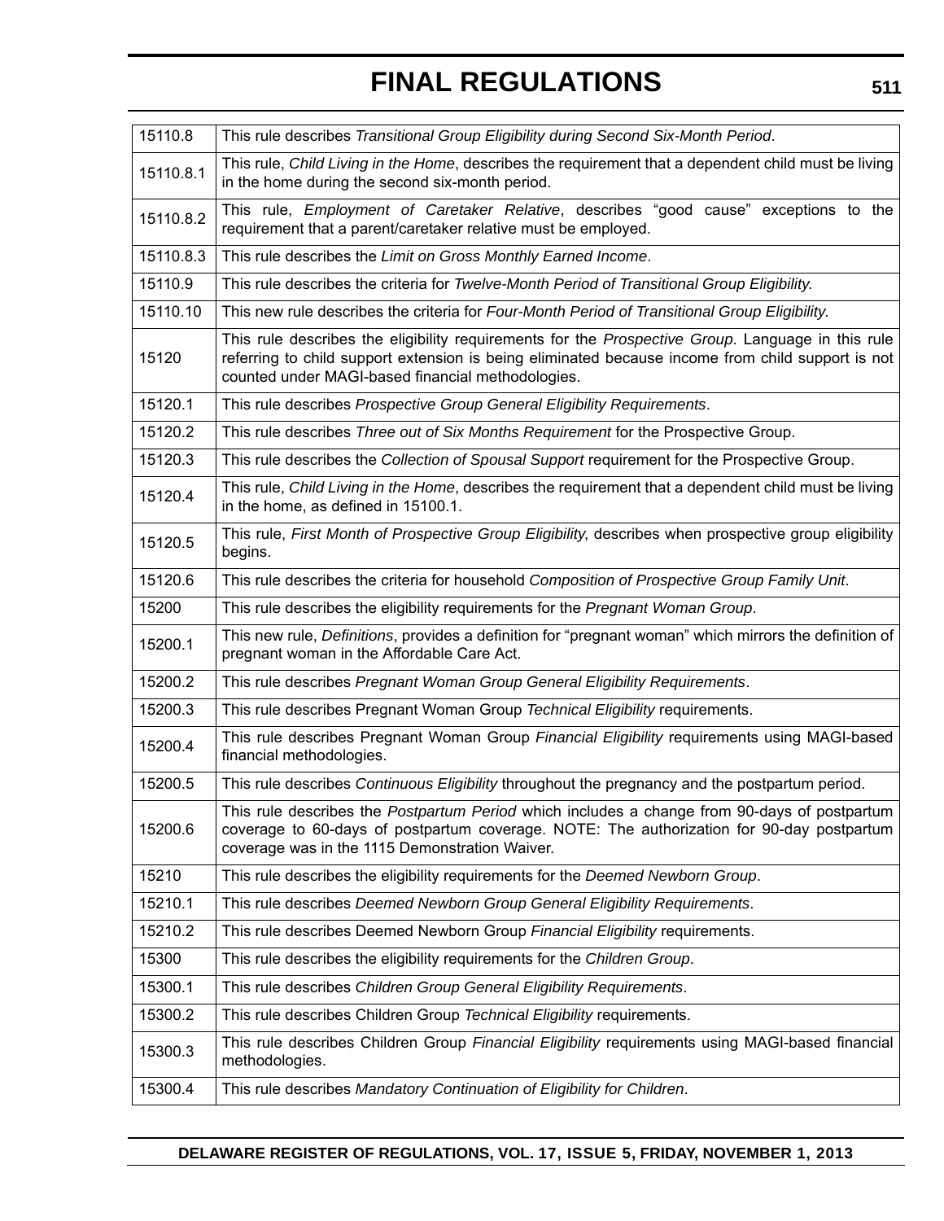| | |
|---|---|
| 15110.8 | This rule describes *Transitional Group Eligibility during Second Six-Month Period*. |
| 15110.8.1 | This rule, *Child Living in the Home*, describes the requirement that a dependent child must be living in the home during the second six-month period. |
| 15110.8.2 | This rule, *Employment of Caretaker Relative*, describes "good cause" exceptions to the requirement that a parent/caretaker relative must be employed. |
| 15110.8.3 | This rule describes the *Limit on Gross Monthly Earned Income*. |
| 15110.9 | This rule describes the criteria for *Twelve-Month Period of Transitional Group Eligibility.* |
| 15110.10 | This new rule describes the criteria for *Four-Month Period of Transitional Group Eligibility.* |
| 15120 | This rule describes the eligibility requirements for the *Prospective Group*. Language in this rule referring to child support extension is being eliminated because income from child support is not counted under MAGI-based financial methodologies. |
| 15120.1 | This rule describes *Prospective Group General Eligibility Requirements*. |
| 15120.2 | This rule describes *Three out of Six Months Requirement* for the Prospective Group. |
| 15120.3 | This rule describes the *Collection of Spousal Support* requirement for the Prospective Group. |
| 15120.4 | This rule, *Child Living in the Home*, describes the requirement that a dependent child must be living in the home, as defined in 15100.1. |
| 15120.5 | This rule, *First Month of Prospective Group Eligibility*, describes when prospective group eligibility begins. |
| 15120.6 | This rule describes the criteria for household *Composition of Prospective Group Family Unit*. |
| 15200 | This rule describes the eligibility requirements for the *Pregnant Woman Group*. |
| 15200.1 | This new rule, *Definitions*, provides a definition for "pregnant woman" which mirrors the definition of pregnant woman in the Affordable Care Act. |
| 15200.2 | This rule describes *Pregnant Woman Group General Eligibility Requirements*. |
| 15200.3 | This rule describes Pregnant Woman Group *Technical Eligibility* requirements. |
| 15200.4 | This rule describes Pregnant Woman Group *Financial Eligibility* requirements using MAGI-based financial methodologies. |
| 15200.5 | This rule describes *Continuous Eligibility* throughout the pregnancy and the postpartum period. |
| 15200.6 | This rule describes the *Postpartum Period* which includes a change from 90-days of postpartum coverage to 60-days of postpartum coverage. NOTE: The authorization for 90-day postpartum coverage was in the 1115 Demonstration Waiver. |
| 15210 | This rule describes the eligibility requirements for the *Deemed Newborn Group*. |
| 15210.1 | This rule describes *Deemed Newborn Group General Eligibility Requirements*. |
| 15210.2 | This rule describes Deemed Newborn Group *Financial Eligibility* requirements. |
| 15300 | This rule describes the eligibility requirements for the *Children Group*. |
| 15300.1 | This rule describes *Children Group General Eligibility Requirements*. |
| 15300.2 | This rule describes Children Group *Technical Eligibility* requirements. |
| 15300.3 | This rule describes Children Group *Financial Eligibility* requirements using MAGI-based financial methodologies. |
| 15300.4 | This rule describes *Mandatory Continuation of Eligibility for Children*. |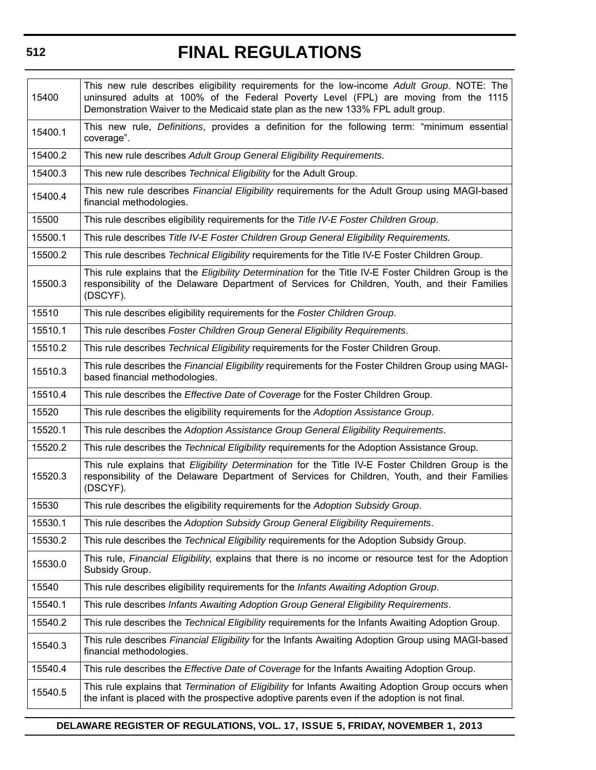| | |
|---|---|
| 15400 | This new rule describes eligibility requirements for the low-income *Adult Group*. NOTE: The uninsured adults at 100% of the Federal Poverty Level (FPL) are moving from the 1115 Demonstration Waiver to the Medicaid state plan as the new 133% FPL adult group. |
| 15400.1 | This new rule, *Definitions*, provides a definition for the following term: "minimum essential coverage". |
| 15400.2 | This new rule describes *Adult Group General Eligibility Requirements*. |
| 15400.3 | This new rule describes *Technical Eligibility* for the Adult Group. |
| 15400.4 | This new rule describes *Financial Eligibility* requirements for the Adult Group using MAGI-based financial methodologies. |
| 15500 | This rule describes eligibility requirements for the *Title IV-E Foster Children Group*. |
| 15500.1 | This rule describes *Title IV-E Foster Children Group General Eligibility Requirements.* |
| 15500.2 | This rule describes *Technical Eligibility* requirements for the Title IV-E Foster Children Group. |
| 15500.3 | This rule explains that the *Eligibility Determination* for the Title IV-E Foster Children Group is the responsibility of the Delaware Department of Services for Children, Youth, and their Families (DSCYF). |
| 15510 | This rule describes eligibility requirements for the *Foster Children Group*. |
| 15510.1 | This rule describes *Foster Children Group General Eligibility Requirements*. |
| 15510.2 | This rule describes *Technical Eligibility* requirements for the Foster Children Group. |
| 15510.3 | This rule describes the *Financial Eligibility* requirements for the Foster Children Group using MAGI-based financial methodologies. |
| 15510.4 | This rule describes the *Effective Date of Coverage* for the Foster Children Group. |
| 15520 | This rule describes the eligibility requirements for the *Adoption Assistance Group*. |
| 15520.1 | This rule describes the *Adoption Assistance Group General Eligibility Requirements*. |
| 15520.2 | This rule describes the *Technical Eligibility* requirements for the Adoption Assistance Group. |
| 15520.3 | This rule explains that *Eligibility Determination* for the Title IV-E Foster Children Group is the responsibility of the Delaware Department of Services for Children, Youth, and their Families (DSCYF). |
| 15530 | This rule describes the eligibility requirements for the *Adoption Subsidy Group*. |
| 15530.1 | This rule describes the *Adoption Subsidy Group General Eligibility Requirements*. |
| 15530.2 | This rule describes the *Technical Eligibility* requirements for the Adoption Subsidy Group. |
| 15530.0 | This rule, *Financial Eligibility*, explains that there is no income or resource test for the Adoption Subsidy Group. |
| 15540 | This rule describes eligibility requirements for the *Infants Awaiting Adoption Group*. |
| 15540.1 | This rule describes *Infants Awaiting Adoption Group General Eligibility Requirements*. |
| 15540.2 | This rule describes the *Technical Eligibility* requirements for the Infants Awaiting Adoption Group. |
| 15540.3 | This rule describes *Financial Eligibility* for the Infants Awaiting Adoption Group using MAGI-based financial methodologies. |
| 15540.4 | This rule describes the *Effective Date of Coverage* for the Infants Awaiting Adoption Group. |
| 15540.5 | This rule explains that *Termination of Eligibility* for Infants Awaiting Adoption Group occurs when the infant is placed with the prospective adoptive parents even if the adoption is not final. |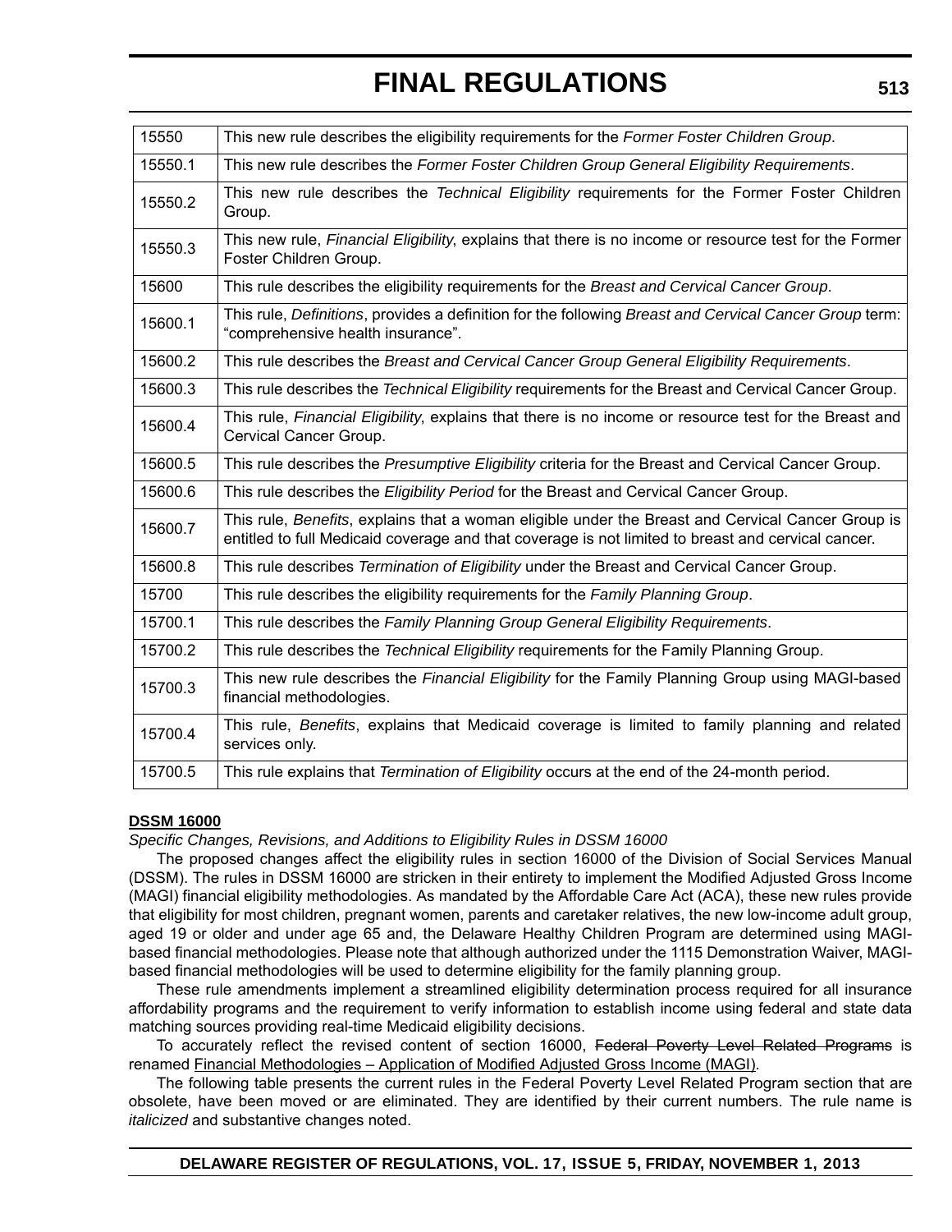| | |
|---|---|
| 15550 | This new rule describes the eligibility requirements for the *Former Foster Children Group*. |
| 15550.1 | This new rule describes the *Former Foster Children Group General Eligibility Requirements*. |
| 15550.2 | This new rule describes the *Technical Eligibility* requirements for the Former Foster Children Group. |
| 15550.3 | This new rule, *Financial Eligibility*, explains that there is no income or resource test for the Former Foster Children Group. |
| 15600 | This rule describes the eligibility requirements for the *Breast and Cervical Cancer Group*. |
| 15600.1 | This rule, *Definitions*, provides a definition for the following *Breast and Cervical Cancer Group* term: "comprehensive health insurance". |
| 15600.2 | This rule describes the *Breast and Cervical Cancer Group General Eligibility Requirements*. |
| 15600.3 | This rule describes the *Technical Eligibility* requirements for the Breast and Cervical Cancer Group. |
| 15600.4 | This rule, *Financial Eligibility*, explains that there is no income or resource test for the Breast and Cervical Cancer Group. |
| 15600.5 | This rule describes the *Presumptive Eligibility* criteria for the Breast and Cervical Cancer Group. |
| 15600.6 | This rule describes the *Eligibility Period* for the Breast and Cervical Cancer Group. |
| 15600.7 | This rule, *Benefits*, explains that a woman eligible under the Breast and Cervical Cancer Group is entitled to full Medicaid coverage and that coverage is not limited to breast and cervical cancer. |
| 15600.8 | This rule describes *Termination of Eligibility* under the Breast and Cervical Cancer Group. |
| 15700 | This rule describes the eligibility requirements for the *Family Planning Group*. |
| 15700.1 | This rule describes the *Family Planning Group General Eligibility Requirements*. |
| 15700.2 | This rule describes the *Technical Eligibility* requirements for the Family Planning Group. |
| 15700.3 | This new rule describes the *Financial Eligibility* for the Family Planning Group using MAGI-based financial methodologies. |
| 15700.4 | This rule, *Benefits*, explains that Medicaid coverage is limited to family planning and related services only. |
| 15700.5 | This rule explains that *Termination of Eligibility* occurs at the end of the 24-month period. |

**DSSM 16000**

*Specific Changes, Revisions, and Additions to Eligibility Rules in DSSM 16000*

The proposed changes affect the eligibility rules in section 16000 of the Division of Social Services Manual (DSSM). The rules in DSSM 16000 are stricken in their entirety to implement the Modified Adjusted Gross Income (MAGI) financial eligibility methodologies. As mandated by the Affordable Care Act (ACA), these new rules provide that eligibility for most children, pregnant women, parents and caretaker relatives, the new low-income adult group, aged 19 or older and under age 65 and, the Delaware Healthy Children Program are determined using MAGI-based financial methodologies. Please note that although authorized under the 1115 Demonstration Waiver, MAGI-based financial methodologies will be used to determine eligibility for the family planning group.

These rule amendments implement a streamlined eligibility determination process required for all insurance affordability programs and the requirement to verify information to establish income using federal and state data matching sources providing real-time Medicaid eligibility decisions.

To accurately reflect the revised content of section 16000, ~~Federal Poverty Level Related Programs~~ is renamed <u>Financial Methodologies – Application of Modified Adjusted Gross Income (MAGI)</u>.

The following table presents the current rules in the Federal Poverty Level Related Program section that are obsolete, have been moved or are eliminated. They are identified by their current numbers. The rule name is *italicized* and substantive changes noted.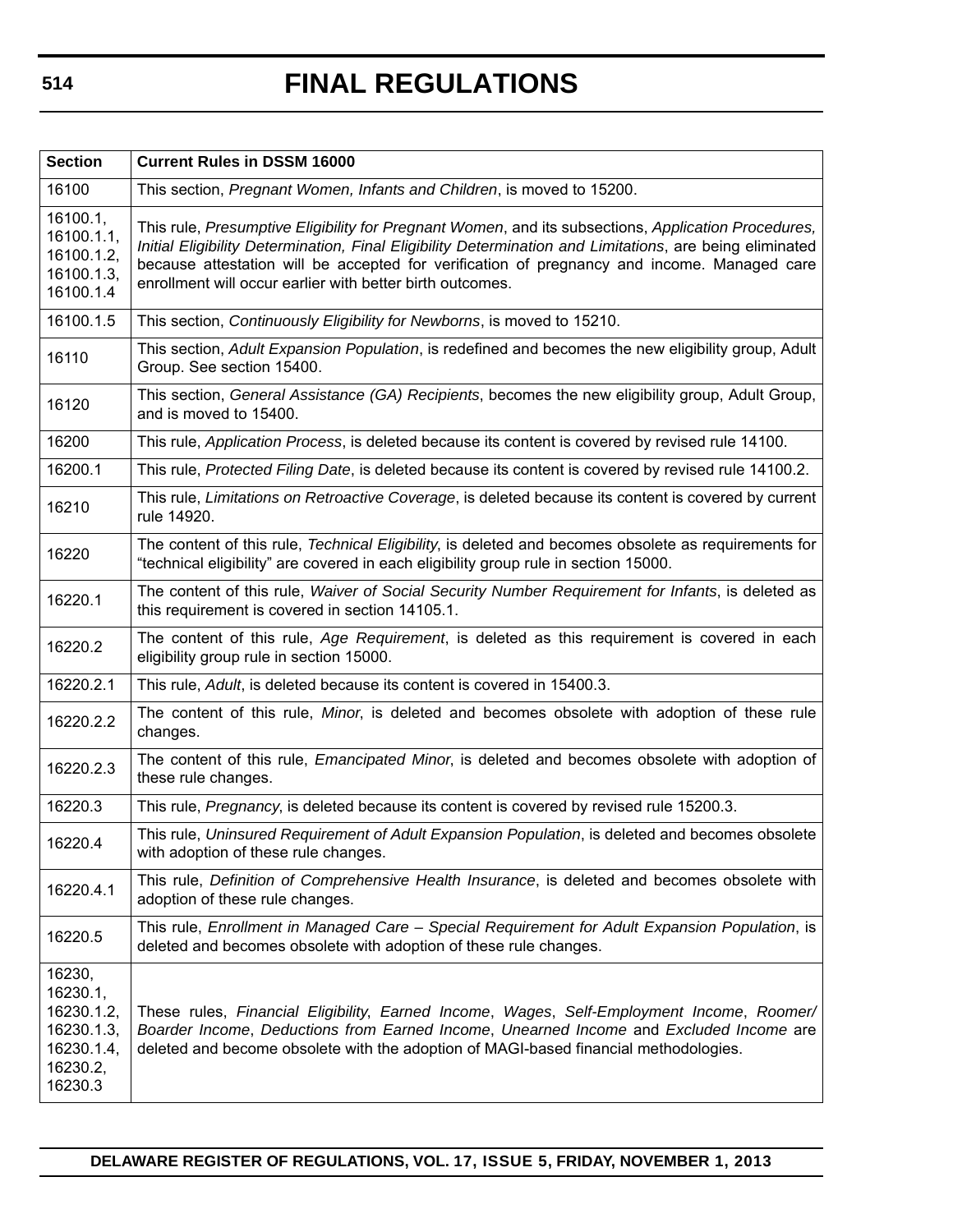| Section | Current Rules in DSSM 16000 |
|---|---|
| 16100 | This section, *Pregnant Women, Infants and Children*, is moved to 15200. |
| 16100.1, 16100.1.1, 16100.1.2, 16100.1.3, 16100.1.4 | This rule, *Presumptive Eligibility for Pregnant Women*, and its subsections, *Application Procedures, Initial Eligibility Determination, Final Eligibility Determination and Limitations*, are being eliminated because attestation will be accepted for verification of pregnancy and income. Managed care enrollment will occur earlier with better birth outcomes. |
| 16100.1.5 | This section, *Continuously Eligibility for Newborns*, is moved to 15210. |
| 16110 | This section, *Adult Expansion Population*, is redefined and becomes the new eligibility group, Adult Group. See section 15400. |
| 16120 | This section, *General Assistance (GA) Recipients*, becomes the new eligibility group, Adult Group, and is moved to 15400. |
| 16200 | This rule, *Application Process*, is deleted because its content is covered by revised rule 14100. |
| 16200.1 | This rule, *Protected Filing Date*, is deleted because its content is covered by revised rule 14100.2. |
| 16210 | This rule, *Limitations on Retroactive Coverage*, is deleted because its content is covered by current rule 14920. |
| 16220 | The content of this rule, *Technical Eligibility*, is deleted and becomes obsolete as requirements for "technical eligibility" are covered in each eligibility group rule in section 15000. |
| 16220.1 | The content of this rule, *Waiver of Social Security Number Requirement for Infants*, is deleted as this requirement is covered in section 14105.1. |
| 16220.2 | The content of this rule, *Age Requirement*, is deleted as this requirement is covered in each eligibility group rule in section 15000. |
| 16220.2.1 | This rule, *Adult*, is deleted because its content is covered in 15400.3. |
| 16220.2.2 | The content of this rule, *Minor*, is deleted and becomes obsolete with adoption of these rule changes. |
| 16220.2.3 | The content of this rule, *Emancipated Minor*, is deleted and becomes obsolete with adoption of these rule changes. |
| 16220.3 | This rule, *Pregnancy*, is deleted because its content is covered by revised rule 15200.3. |
| 16220.4 | This rule, *Uninsured Requirement of Adult Expansion Population*, is deleted and becomes obsolete with adoption of these rule changes. |
| 16220.4.1 | This rule, *Definition of Comprehensive Health Insurance*, is deleted and becomes obsolete with adoption of these rule changes. |
| 16220.5 | This rule, *Enrollment in Managed Care – Special Requirement for Adult Expansion Population*, is deleted and becomes obsolete with adoption of these rule changes. |
| 16230, 16230.1, 16230.1.2, 16230.1.3, 16230.1.4, 16230.2, 16230.3 | These rules, *Financial Eligibility*, *Earned Income*, *Wages*, *Self-Employment Income*, *Roomer/ Boarder Income*, *Deductions from Earned Income*, *Unearned Income* and *Excluded Income* are deleted and become obsolete with the adoption of MAGI-based financial methodologies. |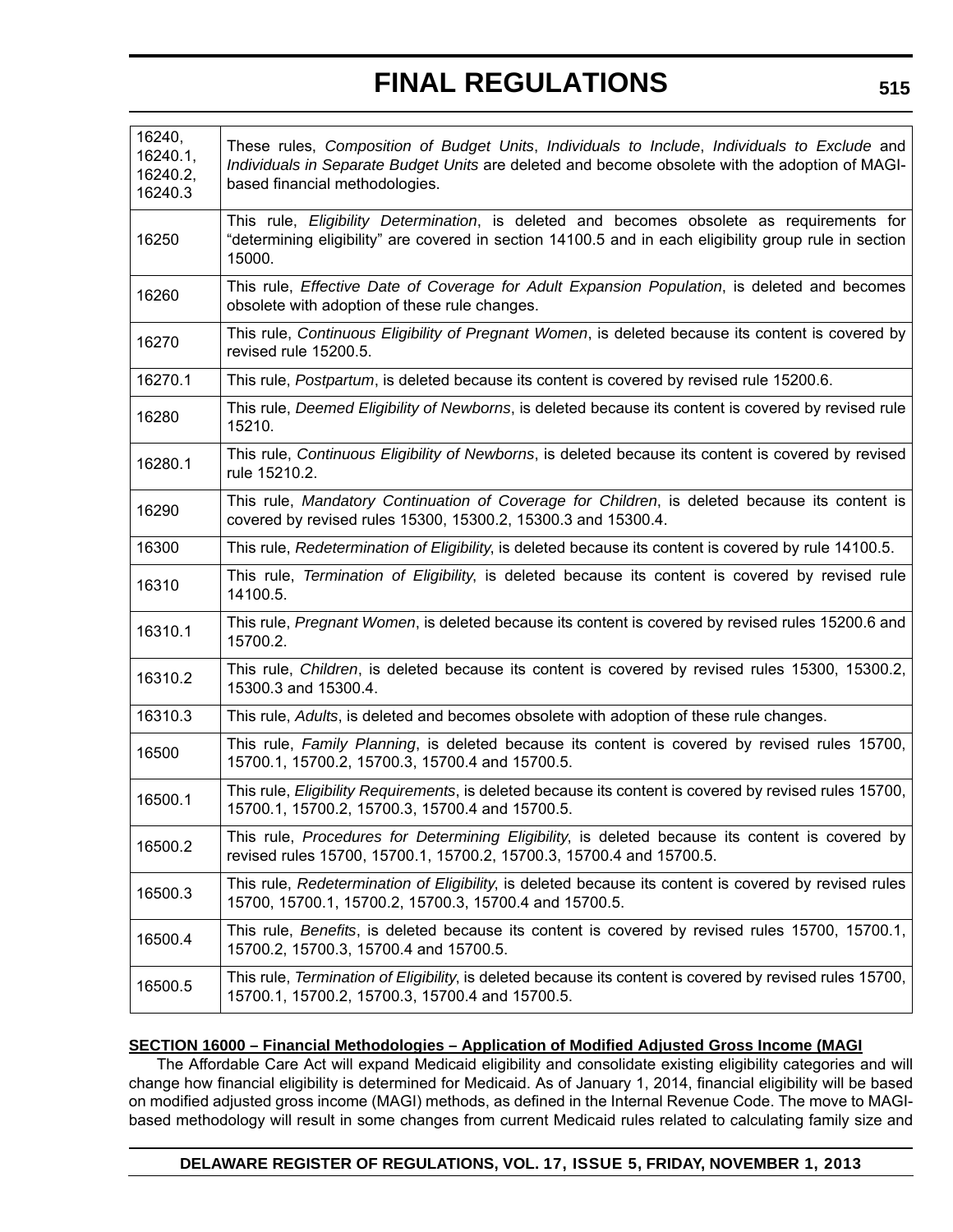| | |
|---|---|
| 16240, 16240.1, 16240.2, 16240.3 | These rules, *Composition of Budget Units*, *Individuals to Include*, *Individuals to Exclude* and *Individuals in Separate Budget Units* are deleted and become obsolete with the adoption of MAGI-based financial methodologies. |
| 16250 | This rule, *Eligibility Determination*, is deleted and becomes obsolete as requirements for "determining eligibility" are covered in section 14100.5 and in each eligibility group rule in section 15000. |
| 16260 | This rule, *Effective Date of Coverage for Adult Expansion Population*, is deleted and becomes obsolete with adoption of these rule changes. |
| 16270 | This rule, *Continuous Eligibility of Pregnant Women*, is deleted because its content is covered by revised rule 15200.5. |
| 16270.1 | This rule, *Postpartum*, is deleted because its content is covered by revised rule 15200.6. |
| 16280 | This rule, *Deemed Eligibility of Newborns*, is deleted because its content is covered by revised rule 15210. |
| 16280.1 | This rule, *Continuous Eligibility of Newborns*, is deleted because its content is covered by revised rule 15210.2. |
| 16290 | This rule, *Mandatory Continuation of Coverage for Children*, is deleted because its content is covered by revised rules 15300, 15300.2, 15300.3 and 15300.4. |
| 16300 | This rule, *Redetermination of Eligibility*, is deleted because its content is covered by rule 14100.5. |
| 16310 | This rule, *Termination of Eligibility*, is deleted because its content is covered by revised rule 14100.5. |
| 16310.1 | This rule, *Pregnant Women*, is deleted because its content is covered by revised rules 15200.6 and 15700.2. |
| 16310.2 | This rule, *Children*, is deleted because its content is covered by revised rules 15300, 15300.2, 15300.3 and 15300.4. |
| 16310.3 | This rule, *Adults*, is deleted and becomes obsolete with adoption of these rule changes. |
| 16500 | This rule, *Family Planning*, is deleted because its content is covered by revised rules 15700, 15700.1, 15700.2, 15700.3, 15700.4 and 15700.5. |
| 16500.1 | This rule, *Eligibility Requirements*, is deleted because its content is covered by revised rules 15700, 15700.1, 15700.2, 15700.3, 15700.4 and 15700.5. |
| 16500.2 | This rule, *Procedures for Determining Eligibility*, is deleted because its content is covered by revised rules 15700, 15700.1, 15700.2, 15700.3, 15700.4 and 15700.5. |
| 16500.3 | This rule, *Redetermination of Eligibility*, is deleted because its content is covered by revised rules 15700, 15700.1, 15700.2, 15700.3, 15700.4 and 15700.5. |
| 16500.4 | This rule, *Benefits*, is deleted because its content is covered by revised rules 15700, 15700.1, 15700.2, 15700.3, 15700.4 and 15700.5. |
| 16500.5 | This rule, *Termination of Eligibility*, is deleted because its content is covered by revised rules 15700, 15700.1, 15700.2, 15700.3, 15700.4 and 15700.5. |

**SECTION 16000 – Financial Methodologies – Application of Modified Adjusted Gross Income (MAGI**

The Affordable Care Act will expand Medicaid eligibility and consolidate existing eligibility categories and will change how financial eligibility is determined for Medicaid. As of January 1, 2014, financial eligibility will be based on modified adjusted gross income (MAGI) methods, as defined in the Internal Revenue Code. The move to MAGI-based methodology will result in some changes from current Medicaid rules related to calculating family size and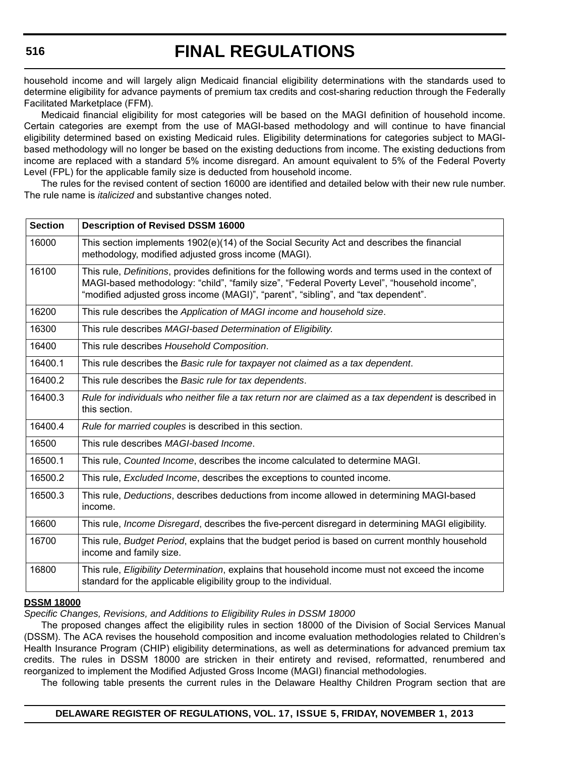household income and will largely align Medicaid financial eligibility determinations with the standards used to determine eligibility for advance payments of premium tax credits and cost-sharing reduction through the Federally Facilitated Marketplace (FFM).

Medicaid financial eligibility for most categories will be based on the MAGI definition of household income. Certain categories are exempt from the use of MAGI-based methodology and will continue to have financial eligibility determined based on existing Medicaid rules. Eligibility determinations for categories subject to MAGI-based methodology will no longer be based on the existing deductions from income. The existing deductions from income are replaced with a standard 5% income disregard. An amount equivalent to 5% of the Federal Poverty Level (FPL) for the applicable family size is deducted from household income.

The rules for the revised content of section 16000 are identified and detailed below with their new rule number. The rule name is *italicized* and substantive changes noted.

| Section | Description of Revised DSSM 16000 |
|---|---|
| 16000 | This section implements 1902(e)(14) of the Social Security Act and describes the financial methodology, modified adjusted gross income (MAGI). |
| 16100 | This rule, *Definitions*, provides definitions for the following words and terms used in the context of MAGI-based methodology: “child”, “family size”, “Federal Poverty Level”, “household income”, “modified adjusted gross income (MAGI)”, “parent”, “sibling”, and “tax dependent”. |
| 16200 | This rule describes the *Application of MAGI income and household size*. |
| 16300 | This rule describes *MAGI-based Determination of Eligibility.* |
| 16400 | This rule describes *Household Composition*. |
| 16400.1 | This rule describes the *Basic rule for taxpayer not claimed as a tax dependent*. |
| 16400.2 | This rule describes the *Basic rule for tax dependents*. |
| 16400.3 | *Rule for individuals who neither file a tax return nor are claimed as a tax dependent* is described in this section. |
| 16400.4 | *Rule for married couples* is described in this section. |
| 16500 | This rule describes *MAGI-based Income*. |
| 16500.1 | This rule, *Counted Income*, describes the income calculated to determine MAGI. |
| 16500.2 | This rule, *Excluded Income*, describes the exceptions to counted income. |
| 16500.3 | This rule, *Deductions*, describes deductions from income allowed in determining MAGI-based income. |
| 16600 | This rule, *Income Disregard*, describes the five-percent disregard in determining MAGI eligibility. |
| 16700 | This rule, *Budget Period*, explains that the budget period is based on current monthly household income and family size. |
| 16800 | This rule, *Eligibility Determination*, explains that household income must not exceed the income standard for the applicable eligibility group to the individual. |

**DSSM 18000**

*Specific Changes, Revisions, and Additions to Eligibility Rules in DSSM 18000*

The proposed changes affect the eligibility rules in section 18000 of the Division of Social Services Manual (DSSM). The ACA revises the household composition and income evaluation methodologies related to Children’s Health Insurance Program (CHIP) eligibility determinations, as well as determinations for advanced premium tax credits. The rules in DSSM 18000 are stricken in their entirety and revised, reformatted, renumbered and reorganized to implement the Modified Adjusted Gross Income (MAGI) financial methodologies.

The following table presents the current rules in the Delaware Healthy Children Program section that are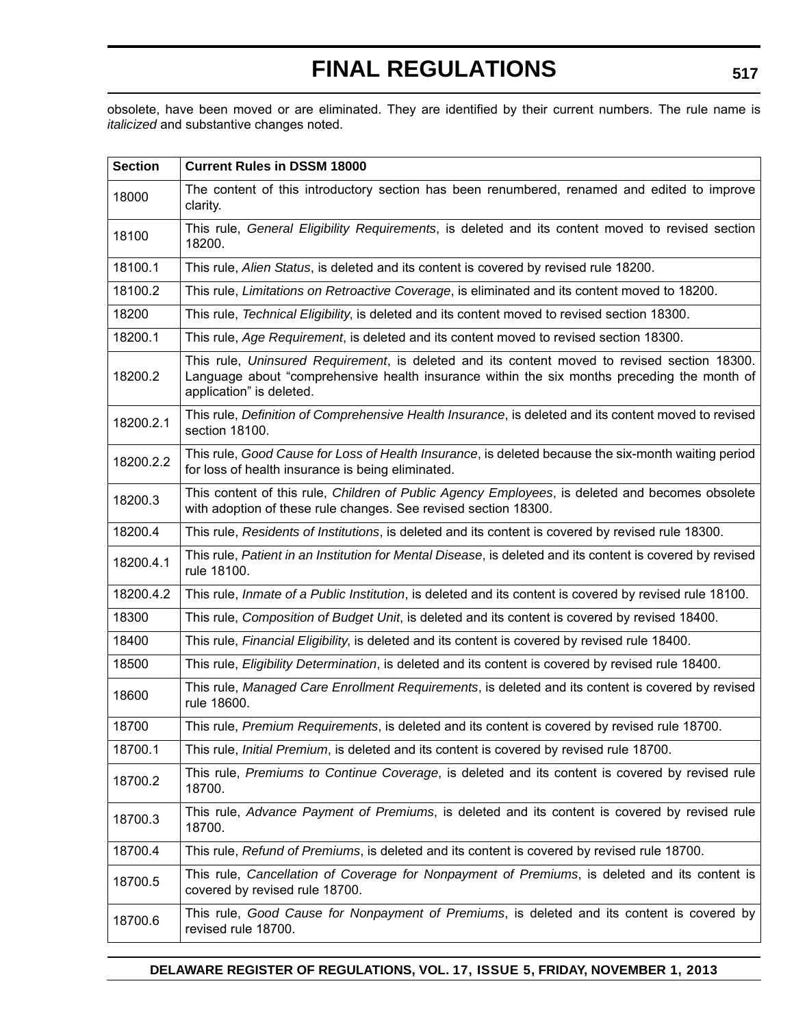obsolete, have been moved or are eliminated. They are identified by their current numbers. The rule name is *italicized* and substantive changes noted.

| Section | Current Rules in DSSM 18000 |
|---|---|
| 18000 | The content of this introductory section has been renumbered, renamed and edited to improve clarity. |
| 18100 | This rule, *General Eligibility Requirements*, is deleted and its content moved to revised section 18200. |
| 18100.1 | This rule, *Alien Status*, is deleted and its content is covered by revised rule 18200. |
| 18100.2 | This rule, *Limitations on Retroactive Coverage*, is eliminated and its content moved to 18200. |
| 18200 | This rule, *Technical Eligibility*, is deleted and its content moved to revised section 18300. |
| 18200.1 | This rule, *Age Requirement*, is deleted and its content moved to revised section 18300. |
| 18200.2 | This rule, *Uninsured Requirement*, is deleted and its content moved to revised section 18300. Language about "comprehensive health insurance within the six months preceding the month of application" is deleted. |
| 18200.2.1 | This rule, *Definition of Comprehensive Health Insurance*, is deleted and its content moved to revised section 18100. |
| 18200.2.2 | This rule, *Good Cause for Loss of Health Insurance*, is deleted because the six-month waiting period for loss of health insurance is being eliminated. |
| 18200.3 | This content of this rule, *Children of Public Agency Employees*, is deleted and becomes obsolete with adoption of these rule changes. See revised section 18300. |
| 18200.4 | This rule, *Residents of Institutions*, is deleted and its content is covered by revised rule 18300. |
| 18200.4.1 | This rule, *Patient in an Institution for Mental Disease*, is deleted and its content is covered by revised rule 18100. |
| 18200.4.2 | This rule, *Inmate of a Public Institution*, is deleted and its content is covered by revised rule 18100. |
| 18300 | This rule, *Composition of Budget Unit*, is deleted and its content is covered by revised 18400. |
| 18400 | This rule, *Financial Eligibility*, is deleted and its content is covered by revised rule 18400. |
| 18500 | This rule, *Eligibility Determination*, is deleted and its content is covered by revised rule 18400. |
| 18600 | This rule, *Managed Care Enrollment Requirements*, is deleted and its content is covered by revised rule 18600. |
| 18700 | This rule, *Premium Requirements*, is deleted and its content is covered by revised rule 18700. |
| 18700.1 | This rule, *Initial Premium*, is deleted and its content is covered by revised rule 18700. |
| 18700.2 | This rule, *Premiums to Continue Coverage*, is deleted and its content is covered by revised rule 18700. |
| 18700.3 | This rule, *Advance Payment of Premiums*, is deleted and its content is covered by revised rule 18700. |
| 18700.4 | This rule, *Refund of Premiums*, is deleted and its content is covered by revised rule 18700. |
| 18700.5 | This rule, *Cancellation of Coverage for Nonpayment of Premiums*, is deleted and its content is covered by revised rule 18700. |
| 18700.6 | This rule, *Good Cause for Nonpayment of Premiums*, is deleted and its content is covered by revised rule 18700. |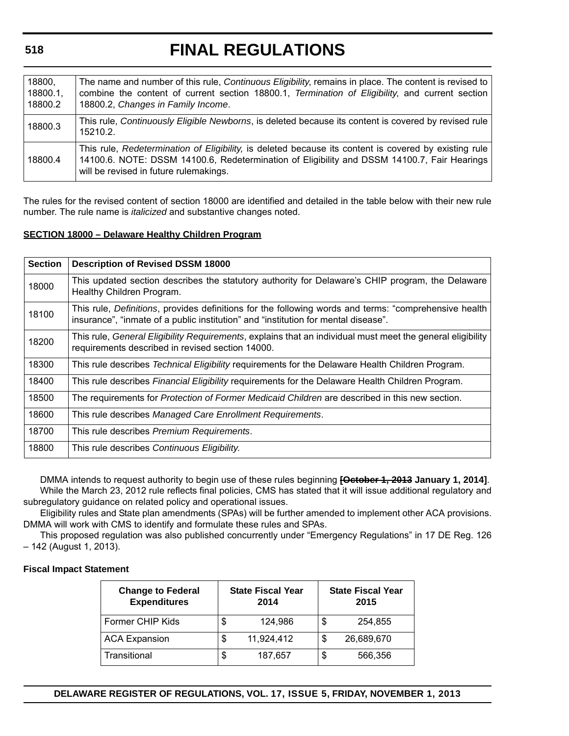| | |
|---|---|
| 18800, 18800.1, 18800.2 | The name and number of this rule, *Continuous Eligibility*, remains in place. The content is revised to combine the content of current section 18800.1, *Termination of Eligibility*, and current section 18800.2, *Changes in Family Income*. |
| 18800.3 | This rule, *Continuously Eligible Newborns*, is deleted because its content is covered by revised rule 15210.2. |
| 18800.4 | This rule, *Redetermination of Eligibility,* is deleted because its content is covered by existing rule 14100.6. NOTE: DSSM 14100.6, Redetermination of Eligibility and DSSM 14100.7, Fair Hearings will be revised in future rulemakings. |

The rules for the revised content of section 18000 are identified and detailed in the table below with their new rule number. The rule name is *italicized* and substantive changes noted.

**SECTION 18000 – Delaware Healthy Children Program**

| Section | Description of Revised DSSM 18000 |
|---|---|
| 18000 | This updated section describes the statutory authority for Delaware's CHIP program, the Delaware Healthy Children Program. |
| 18100 | This rule, *Definitions*, provides definitions for the following words and terms: "comprehensive health insurance", "inmate of a public institution" and "institution for mental disease". |
| 18200 | This rule, *General Eligibility Requirements*, explains that an individual must meet the general eligibility requirements described in revised section 14000. |
| 18300 | This rule describes *Technical Eligibility* requirements for the Delaware Health Children Program. |
| 18400 | This rule describes *Financial Eligibility* requirements for the Delaware Health Children Program. |
| 18500 | The requirements for *Protection of Former Medicaid Children* are described in this new section. |
| 18600 | This rule describes *Managed Care Enrollment Requirements*. |
| 18700 | This rule describes *Premium Requirements*. |
| 18800 | This rule describes *Continuous Eligibility.* |

DMMA intends to request authority to begin use of these rules beginning **[~~October 1, 2013~~ January 1, 2014]**.

While the March 23, 2012 rule reflects final policies, CMS has stated that it will issue additional regulatory and subregulatory guidance on related policy and operational issues.

Eligibility rules and State plan amendments (SPAs) will be further amended to implement other ACA provisions. DMMA will work with CMS to identify and formulate these rules and SPAs.

This proposed regulation was also published concurrently under "Emergency Regulations" in 17 DE Reg. 126 – 142 (August 1, 2013).

**Fiscal Impact Statement**

| Change to Federal Expenditures | State Fiscal Year 2014 | State Fiscal Year 2015 |
|---|---|---|
| Former CHIP Kids | $ 124,986 | $ 254,855 |
| ACA Expansion | $ 11,924,412 | $ 26,689,670 |
| Transitional | $ 187,657 | $ 566,356 |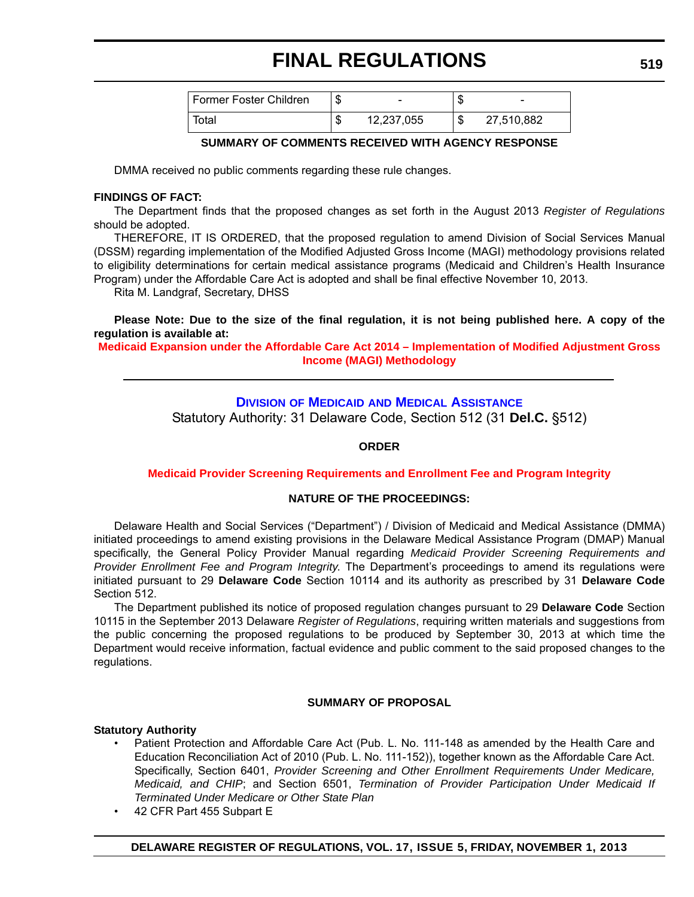| Former Foster Children | $ - | $ - |
|---|---|---|
| Total | $ 12,237,055 | $ 27,510,882 |

**SUMMARY OF COMMENTS RECEIVED WITH AGENCY RESPONSE**

DMMA received no public comments regarding these rule changes.

**FINDINGS OF FACT:**

The Department finds that the proposed changes as set forth in the August 2013 *Register of Regulations* should be adopted.

THEREFORE, IT IS ORDERED, that the proposed regulation to amend Division of Social Services Manual (DSSM) regarding implementation of the Modified Adjusted Gross Income (MAGI) methodology provisions related to eligibility determinations for certain medical assistance programs (Medicaid and Children's Health Insurance Program) under the Affordable Care Act is adopted and shall be final effective November 10, 2013.

Rita M. Landgraf, Secretary, DHSS

**Please Note: Due to the size of the final regulation, it is not being published here. A copy of the regulation is available at:**

**Medicaid Expansion under the Affordable Care Act 2014 – Implementation of Modified Adjustment Gross Income (MAGI) Methodology**

---

## DIVISION OF MEDICAID AND MEDICAL ASSISTANCE

Statutory Authority: 31 Delaware Code, Section 512 (31 **Del.C.** §512)

**ORDER**

**Medicaid Provider Screening Requirements and Enrollment Fee and Program Integrity**

**NATURE OF THE PROCEEDINGS:**

Delaware Health and Social Services ("Department") / Division of Medicaid and Medical Assistance (DMMA) initiated proceedings to amend existing provisions in the Delaware Medical Assistance Program (DMAP) Manual specifically, the General Policy Provider Manual regarding *Medicaid Provider Screening Requirements and Provider Enrollment Fee and Program Integrity.* The Department's proceedings to amend its regulations were initiated pursuant to 29 **Delaware Code** Section 10114 and its authority as prescribed by 31 **Delaware Code** Section 512.

The Department published its notice of proposed regulation changes pursuant to 29 **Delaware Code** Section 10115 in the September 2013 Delaware *Register of Regulations*, requiring written materials and suggestions from the public concerning the proposed regulations to be produced by September 30, 2013 at which time the Department would receive information, factual evidence and public comment to the said proposed changes to the regulations.

**SUMMARY OF PROPOSAL**

**Statutory Authority**

- Patient Protection and Affordable Care Act (Pub. L. No. 111-148 as amended by the Health Care and Education Reconciliation Act of 2010 (Pub. L. No. 111-152)), together known as the Affordable Care Act. Specifically, Section 6401, *Provider Screening and Other Enrollment Requirements Under Medicare, Medicaid, and CHIP*; and Section 6501, *Termination of Provider Participation Under Medicaid If Terminated Under Medicare or Other State Plan*
- 42 CFR Part 455 Subpart E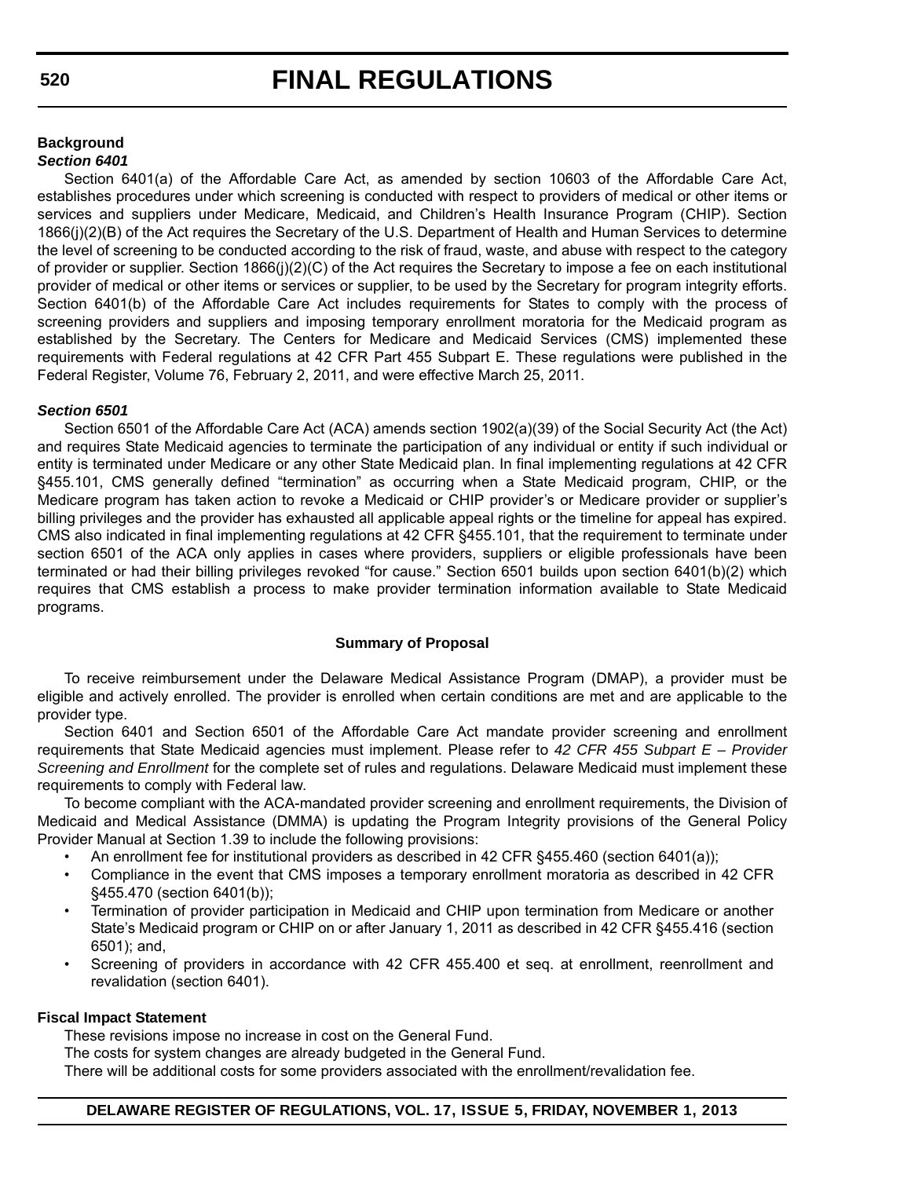**Background**

***Section 6401***

Section 6401(a) of the Affordable Care Act, as amended by section 10603 of the Affordable Care Act, establishes procedures under which screening is conducted with respect to providers of medical or other items or services and suppliers under Medicare, Medicaid, and Children's Health Insurance Program (CHIP). Section 1866(j)(2)(B) of the Act requires the Secretary of the U.S. Department of Health and Human Services to determine the level of screening to be conducted according to the risk of fraud, waste, and abuse with respect to the category of provider or supplier. Section 1866(j)(2)(C) of the Act requires the Secretary to impose a fee on each institutional provider of medical or other items or services or supplier, to be used by the Secretary for program integrity efforts. Section 6401(b) of the Affordable Care Act includes requirements for States to comply with the process of screening providers and suppliers and imposing temporary enrollment moratoria for the Medicaid program as established by the Secretary. The Centers for Medicare and Medicaid Services (CMS) implemented these requirements with Federal regulations at 42 CFR Part 455 Subpart E. These regulations were published in the Federal Register, Volume 76, February 2, 2011, and were effective March 25, 2011.

***Section 6501***

Section 6501 of the Affordable Care Act (ACA) amends section 1902(a)(39) of the Social Security Act (the Act) and requires State Medicaid agencies to terminate the participation of any individual or entity if such individual or entity is terminated under Medicare or any other State Medicaid plan. In final implementing regulations at 42 CFR §455.101, CMS generally defined "termination" as occurring when a State Medicaid program, CHIP, or the Medicare program has taken action to revoke a Medicaid or CHIP provider's or Medicare provider or supplier's billing privileges and the provider has exhausted all applicable appeal rights or the timeline for appeal has expired. CMS also indicated in final implementing regulations at 42 CFR §455.101, that the requirement to terminate under section 6501 of the ACA only applies in cases where providers, suppliers or eligible professionals have been terminated or had their billing privileges revoked "for cause." Section 6501 builds upon section 6401(b)(2) which requires that CMS establish a process to make provider termination information available to State Medicaid programs.

**Summary of Proposal**

To receive reimbursement under the Delaware Medical Assistance Program (DMAP), a provider must be eligible and actively enrolled. The provider is enrolled when certain conditions are met and are applicable to the provider type.

Section 6401 and Section 6501 of the Affordable Care Act mandate provider screening and enrollment requirements that State Medicaid agencies must implement. Please refer to *42 CFR 455 Subpart E – Provider Screening and Enrollment* for the complete set of rules and regulations. Delaware Medicaid must implement these requirements to comply with Federal law.

To become compliant with the ACA-mandated provider screening and enrollment requirements, the Division of Medicaid and Medical Assistance (DMMA) is updating the Program Integrity provisions of the General Policy Provider Manual at Section 1.39 to include the following provisions:

- An enrollment fee for institutional providers as described in 42 CFR §455.460 (section 6401(a));
- Compliance in the event that CMS imposes a temporary enrollment moratoria as described in 42 CFR §455.470 (section 6401(b));
- Termination of provider participation in Medicaid and CHIP upon termination from Medicare or another State's Medicaid program or CHIP on or after January 1, 2011 as described in 42 CFR §455.416 (section 6501); and,
- Screening of providers in accordance with 42 CFR 455.400 et seq. at enrollment, reenrollment and revalidation (section 6401).

**Fiscal Impact Statement**

These revisions impose no increase in cost on the General Fund.

The costs for system changes are already budgeted in the General Fund.

There will be additional costs for some providers associated with the enrollment/revalidation fee.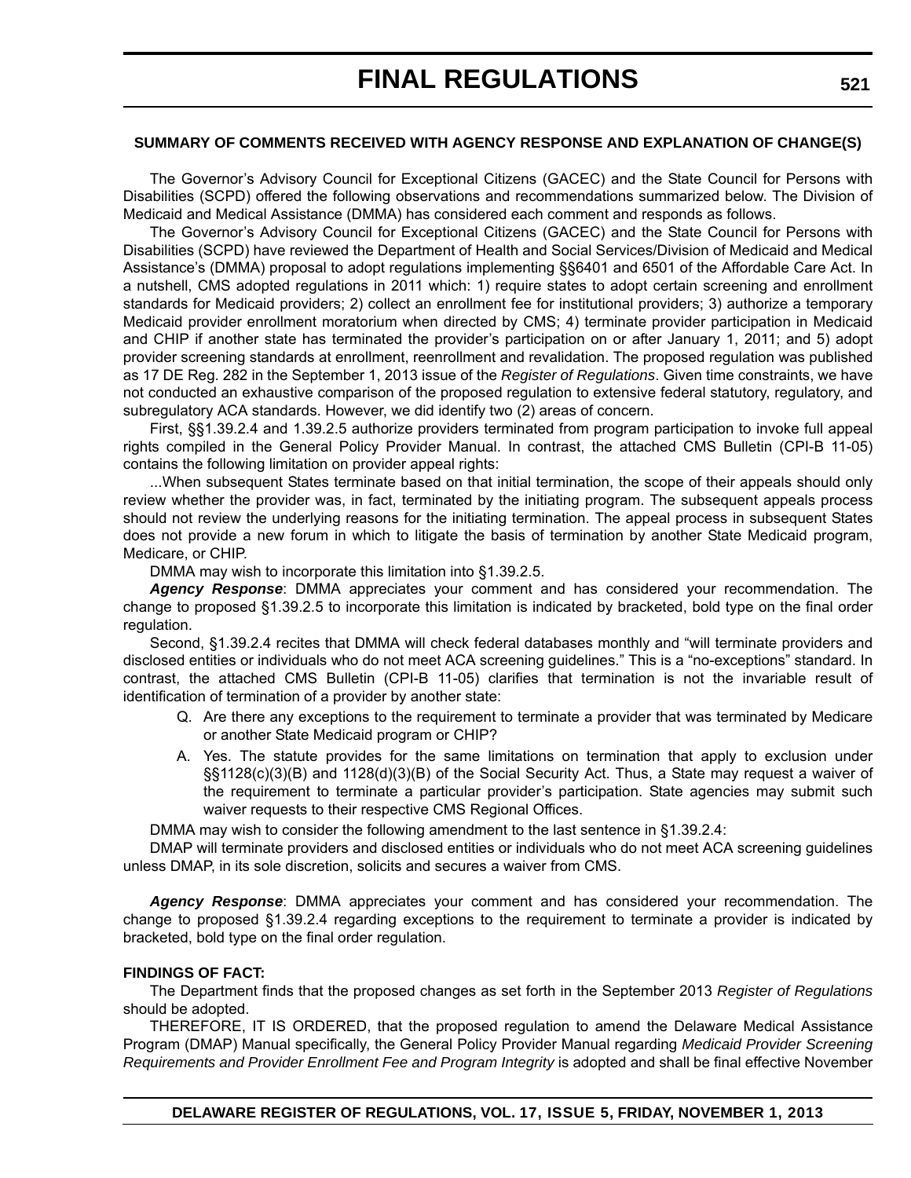#### SUMMARY OF COMMENTS RECEIVED WITH AGENCY RESPONSE AND EXPLANATION OF CHANGE(S)

The Governor's Advisory Council for Exceptional Citizens (GACEC) and the State Council for Persons with Disabilities (SCPD) offered the following observations and recommendations summarized below. The Division of Medicaid and Medical Assistance (DMMA) has considered each comment and responds as follows.

The Governor's Advisory Council for Exceptional Citizens (GACEC) and the State Council for Persons with Disabilities (SCPD) have reviewed the Department of Health and Social Services/Division of Medicaid and Medical Assistance's (DMMA) proposal to adopt regulations implementing §§6401 and 6501 of the Affordable Care Act. In a nutshell, CMS adopted regulations in 2011 which: 1) require states to adopt certain screening and enrollment standards for Medicaid providers; 2) collect an enrollment fee for institutional providers; 3) authorize a temporary Medicaid provider enrollment moratorium when directed by CMS; 4) terminate provider participation in Medicaid and CHIP if another state has terminated the provider's participation on or after January 1, 2011; and 5) adopt provider screening standards at enrollment, reenrollment and revalidation. The proposed regulation was published as 17 DE Reg. 282 in the September 1, 2013 issue of the *Register of Regulations*. Given time constraints, we have not conducted an exhaustive comparison of the proposed regulation to extensive federal statutory, regulatory, and subregulatory ACA standards. However, we did identify two (2) areas of concern.

First, §§1.39.2.4 and 1.39.2.5 authorize providers terminated from program participation to invoke full appeal rights compiled in the General Policy Provider Manual. In contrast, the attached CMS Bulletin (CPI-B 11-05) contains the following limitation on provider appeal rights:

...When subsequent States terminate based on that initial termination, the scope of their appeals should only review whether the provider was, in fact, terminated by the initiating program. The subsequent appeals process should not review the underlying reasons for the initiating termination. The appeal process in subsequent States does not provide a new forum in which to litigate the basis of termination by another State Medicaid program, Medicare, or CHIP.

DMMA may wish to incorporate this limitation into §1.39.2.5.

***Agency Response***: DMMA appreciates your comment and has considered your recommendation. The change to proposed §1.39.2.5 to incorporate this limitation is indicated by bracketed, bold type on the final order regulation.

Second, §1.39.2.4 recites that DMMA will check federal databases monthly and "will terminate providers and disclosed entities or individuals who do not meet ACA screening guidelines." This is a "no-exceptions" standard. In contrast, the attached CMS Bulletin (CPI-B 11-05) clarifies that termination is not the invariable result of identification of termination of a provider by another state:

> Q. Are there any exceptions to the requirement to terminate a provider that was terminated by Medicare or another State Medicaid program or CHIP?
>
> A. Yes. The statute provides for the same limitations on termination that apply to exclusion under §§1128(c)(3)(B) and 1128(d)(3)(B) of the Social Security Act. Thus, a State may request a waiver of the requirement to terminate a particular provider's participation. State agencies may submit such waiver requests to their respective CMS Regional Offices.

DMMA may wish to consider the following amendment to the last sentence in §1.39.2.4:

DMAP will terminate providers and disclosed entities or individuals who do not meet ACA screening guidelines unless DMAP, in its sole discretion, solicits and secures a waiver from CMS.

***Agency Response***: DMMA appreciates your comment and has considered your recommendation. The change to proposed §1.39.2.4 regarding exceptions to the requirement to terminate a provider is indicated by bracketed, bold type on the final order regulation.

**FINDINGS OF FACT:**

The Department finds that the proposed changes as set forth in the September 2013 *Register of Regulations* should be adopted.

THEREFORE, IT IS ORDERED, that the proposed regulation to amend the Delaware Medical Assistance Program (DMAP) Manual specifically, the General Policy Provider Manual regarding *Medicaid Provider Screening Requirements and Provider Enrollment Fee and Program Integrity* is adopted and shall be final effective November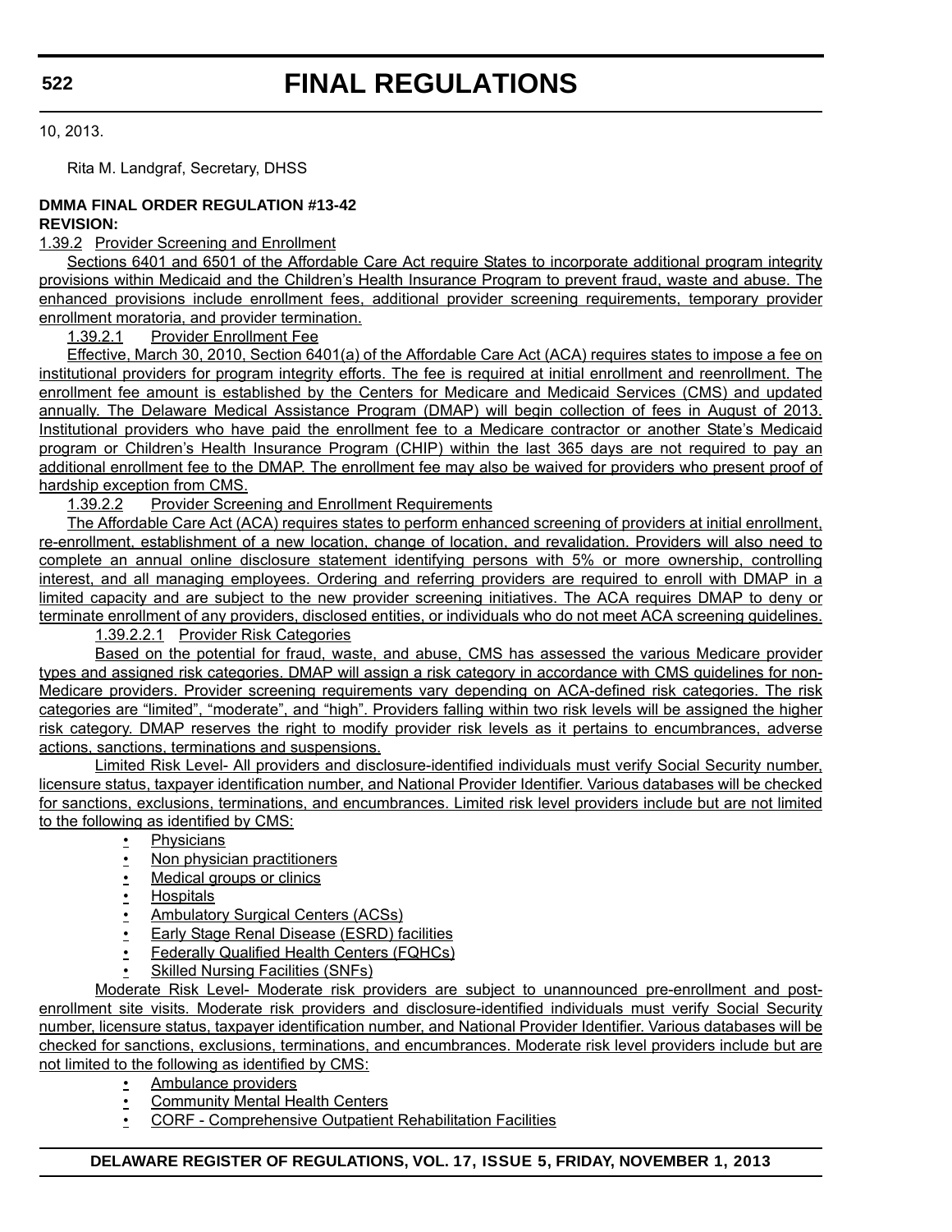10, 2013.

Rita M. Landgraf, Secretary, DHSS

**DMMA FINAL ORDER REGULATION #13-42**

**REVISION:**

1.39.2 Provider Screening and Enrollment

Sections 6401 and 6501 of the Affordable Care Act require States to incorporate additional program integrity provisions within Medicaid and the Children's Health Insurance Program to prevent fraud, waste and abuse. The enhanced provisions include enrollment fees, additional provider screening requirements, temporary provider enrollment moratoria, and provider termination.

1.39.2.1 Provider Enrollment Fee

Effective, March 30, 2010, Section 6401(a) of the Affordable Care Act (ACA) requires states to impose a fee on institutional providers for program integrity efforts. The fee is required at initial enrollment and reenrollment. The enrollment fee amount is established by the Centers for Medicare and Medicaid Services (CMS) and updated annually. The Delaware Medical Assistance Program (DMAP) will begin collection of fees in August of 2013. Institutional providers who have paid the enrollment fee to a Medicare contractor or another State's Medicaid program or Children's Health Insurance Program (CHIP) within the last 365 days are not required to pay an additional enrollment fee to the DMAP. The enrollment fee may also be waived for providers who present proof of hardship exception from CMS.

1.39.2.2 Provider Screening and Enrollment Requirements

The Affordable Care Act (ACA) requires states to perform enhanced screening of providers at initial enrollment, re-enrollment, establishment of a new location, change of location, and revalidation. Providers will also need to complete an annual online disclosure statement identifying persons with 5% or more ownership, controlling interest, and all managing employees. Ordering and referring providers are required to enroll with DMAP in a limited capacity and are subject to the new provider screening initiatives. The ACA requires DMAP to deny or terminate enrollment of any providers, disclosed entities, or individuals who do not meet ACA screening guidelines.

1.39.2.2.1 Provider Risk Categories

Based on the potential for fraud, waste, and abuse, CMS has assessed the various Medicare provider types and assigned risk categories. DMAP will assign a risk category in accordance with CMS guidelines for non-Medicare providers. Provider screening requirements vary depending on ACA-defined risk categories. The risk categories are "limited", "moderate", and "high". Providers falling within two risk levels will be assigned the higher risk category. DMAP reserves the right to modify provider risk levels as it pertains to encumbrances, adverse actions, sanctions, terminations and suspensions.

Limited Risk Level- All providers and disclosure-identified individuals must verify Social Security number, licensure status, taxpayer identification number, and National Provider Identifier. Various databases will be checked for sanctions, exclusions, terminations, and encumbrances. Limited risk level providers include but are not limited to the following as identified by CMS:

- Physicians
- Non physician practitioners
- Medical groups or clinics
- Hospitals
- Ambulatory Surgical Centers (ACSs)
- Early Stage Renal Disease (ESRD) facilities
- Federally Qualified Health Centers (FQHCs)
- Skilled Nursing Facilities (SNFs)

Moderate Risk Level- Moderate risk providers are subject to unannounced pre-enrollment and post-enrollment site visits. Moderate risk providers and disclosure-identified individuals must verify Social Security number, licensure status, taxpayer identification number, and National Provider Identifier. Various databases will be checked for sanctions, exclusions, terminations, and encumbrances. Moderate risk level providers include but are not limited to the following as identified by CMS:

- Ambulance providers
- Community Mental Health Centers
- CORF - Comprehensive Outpatient Rehabilitation Facilities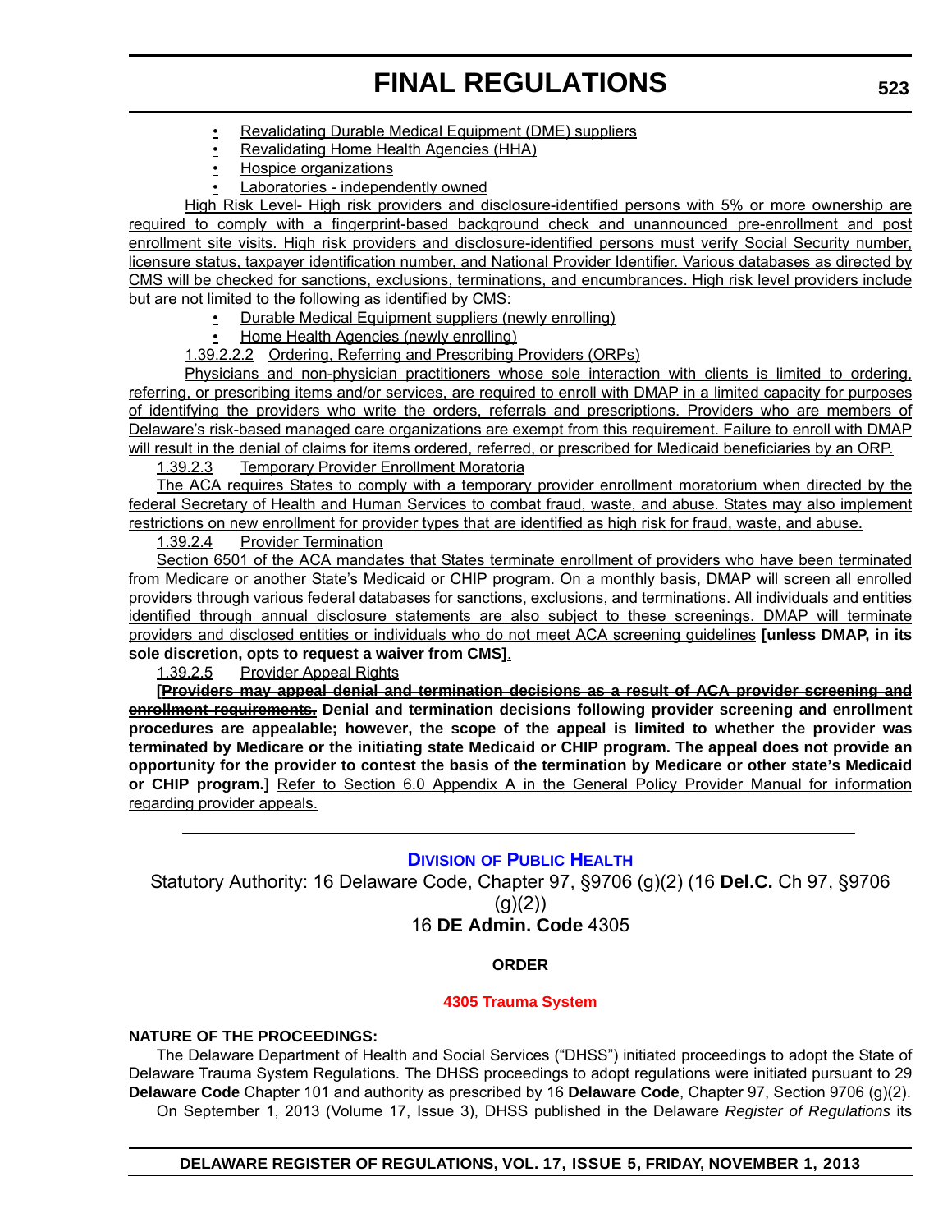- Revalidating Durable Medical Equipment (DME) suppliers
- Revalidating Home Health Agencies (HHA)
- Hospice organizations
- Laboratories - independently owned

High Risk Level- High risk providers and disclosure-identified persons with 5% or more ownership are required to comply with a fingerprint-based background check and unannounced pre-enrollment and post enrollment site visits. High risk providers and disclosure-identified persons must verify Social Security number, licensure status, taxpayer identification number, and National Provider Identifier. Various databases as directed by CMS will be checked for sanctions, exclusions, terminations, and encumbrances. High risk level providers include but are not limited to the following as identified by CMS:

- Durable Medical Equipment suppliers (newly enrolling)
- Home Health Agencies (newly enrolling)

1.39.2.2.2 Ordering, Referring and Prescribing Providers (ORPs)

Physicians and non-physician practitioners whose sole interaction with clients is limited to ordering, referring, or prescribing items and/or services, are required to enroll with DMAP in a limited capacity for purposes of identifying the providers who write the orders, referrals and prescriptions. Providers who are members of Delaware's risk-based managed care organizations are exempt from this requirement. Failure to enroll with DMAP will result in the denial of claims for items ordered, referred, or prescribed for Medicaid beneficiaries by an ORP.

1.39.2.3 Temporary Provider Enrollment Moratoria

The ACA requires States to comply with a temporary provider enrollment moratorium when directed by the federal Secretary of Health and Human Services to combat fraud, waste, and abuse. States may also implement restrictions on new enrollment for provider types that are identified as high risk for fraud, waste, and abuse.

1.39.2.4 Provider Termination

Section 6501 of the ACA mandates that States terminate enrollment of providers who have been terminated from Medicare or another State's Medicaid or CHIP program. On a monthly basis, DMAP will screen all enrolled providers through various federal databases for sanctions, exclusions, and terminations. All individuals and entities identified through annual disclosure statements are also subject to these screenings. DMAP will terminate providers and disclosed entities or individuals who do not meet ACA screening guidelines **[unless DMAP, in its sole discretion, opts to request a waiver from CMS]**.

1.39.2.5 Provider Appeal Rights

**[~~Providers may appeal denial and termination decisions as a result of ACA provider screening and enrollment requirements.~~ Denial and termination decisions following provider screening and enrollment procedures are appealable; however, the scope of the appeal is limited to whether the provider was terminated by Medicare or the initiating state Medicaid or CHIP program. The appeal does not provide an opportunity for the provider to contest the basis of the termination by Medicare or other state's Medicaid or CHIP program.]** Refer to Section 6.0 Appendix A in the General Policy Provider Manual for information regarding provider appeals.

---

## Division of Public Health

Statutory Authority: 16 Delaware Code, Chapter 97, §9706 (g)(2) (16 **Del.C.** Ch 97, §9706 (g)(2))

16 **DE Admin. Code** 4305

**ORDER**

**4305 Trauma System**

**NATURE OF THE PROCEEDINGS:**

The Delaware Department of Health and Social Services ("DHSS") initiated proceedings to adopt the State of Delaware Trauma System Regulations. The DHSS proceedings to adopt regulations were initiated pursuant to 29 **Delaware Code** Chapter 101 and authority as prescribed by 16 **Delaware Code**, Chapter 97, Section 9706 (g)(2).

On September 1, 2013 (Volume 17, Issue 3), DHSS published in the Delaware *Register of Regulations* its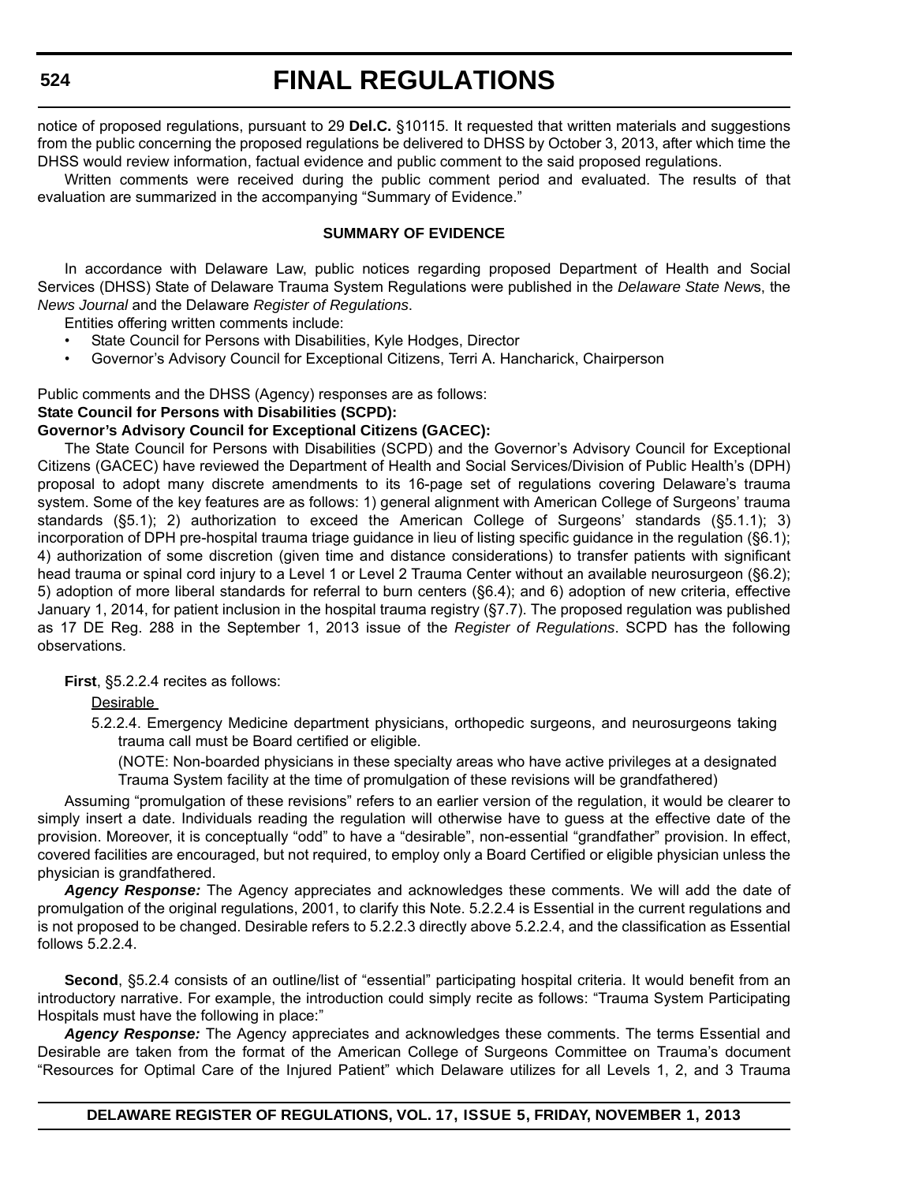notice of proposed regulations, pursuant to 29 **Del.C.** §10115. It requested that written materials and suggestions from the public concerning the proposed regulations be delivered to DHSS by October 3, 2013, after which time the DHSS would review information, factual evidence and public comment to the said proposed regulations.

Written comments were received during the public comment period and evaluated. The results of that evaluation are summarized in the accompanying "Summary of Evidence."

**SUMMARY OF EVIDENCE**

In accordance with Delaware Law, public notices regarding proposed Department of Health and Social Services (DHSS) State of Delaware Trauma System Regulations were published in the *Delaware State News*, the *News Journal* and the Delaware *Register of Regulations*.

Entities offering written comments include:

- State Council for Persons with Disabilities, Kyle Hodges, Director
- Governor's Advisory Council for Exceptional Citizens, Terri A. Hancharick, Chairperson

Public comments and the DHSS (Agency) responses are as follows:

**State Council for Persons with Disabilities (SCPD):**

**Governor's Advisory Council for Exceptional Citizens (GACEC):**

The State Council for Persons with Disabilities (SCPD) and the Governor's Advisory Council for Exceptional Citizens (GACEC) have reviewed the Department of Health and Social Services/Division of Public Health's (DPH) proposal to adopt many discrete amendments to its 16-page set of regulations covering Delaware's trauma system. Some of the key features are as follows: 1) general alignment with American College of Surgeons' trauma standards (§5.1); 2) authorization to exceed the American College of Surgeons' standards (§5.1.1); 3) incorporation of DPH pre-hospital trauma triage guidance in lieu of listing specific guidance in the regulation (§6.1); 4) authorization of some discretion (given time and distance considerations) to transfer patients with significant head trauma or spinal cord injury to a Level 1 or Level 2 Trauma Center without an available neurosurgeon (§6.2); 5) adoption of more liberal standards for referral to burn centers (§6.4); and 6) adoption of new criteria, effective January 1, 2014, for patient inclusion in the hospital trauma registry (§7.7). The proposed regulation was published as 17 DE Reg. 288 in the September 1, 2013 issue of the *Register of Regulations*. SCPD has the following observations.

**First**, §5.2.2.4 recites as follows:

Desirable

5.2.2.4. Emergency Medicine department physicians, orthopedic surgeons, and neurosurgeons taking trauma call must be Board certified or eligible.

(NOTE: Non-boarded physicians in these specialty areas who have active privileges at a designated Trauma System facility at the time of promulgation of these revisions will be grandfathered)

Assuming "promulgation of these revisions" refers to an earlier version of the regulation, it would be clearer to simply insert a date. Individuals reading the regulation will otherwise have to guess at the effective date of the provision. Moreover, it is conceptually "odd" to have a "desirable", non-essential "grandfather" provision. In effect, covered facilities are encouraged, but not required, to employ only a Board Certified or eligible physician unless the physician is grandfathered.

***Agency Response:*** The Agency appreciates and acknowledges these comments. We will add the date of promulgation of the original regulations, 2001, to clarify this Note. 5.2.2.4 is Essential in the current regulations and is not proposed to be changed. Desirable refers to 5.2.2.3 directly above 5.2.2.4, and the classification as Essential follows 5.2.2.4.

**Second**, §5.2.4 consists of an outline/list of "essential" participating hospital criteria. It would benefit from an introductory narrative. For example, the introduction could simply recite as follows: "Trauma System Participating Hospitals must have the following in place:"

***Agency Response:*** The Agency appreciates and acknowledges these comments. The terms Essential and Desirable are taken from the format of the American College of Surgeons Committee on Trauma's document "Resources for Optimal Care of the Injured Patient" which Delaware utilizes for all Levels 1, 2, and 3 Trauma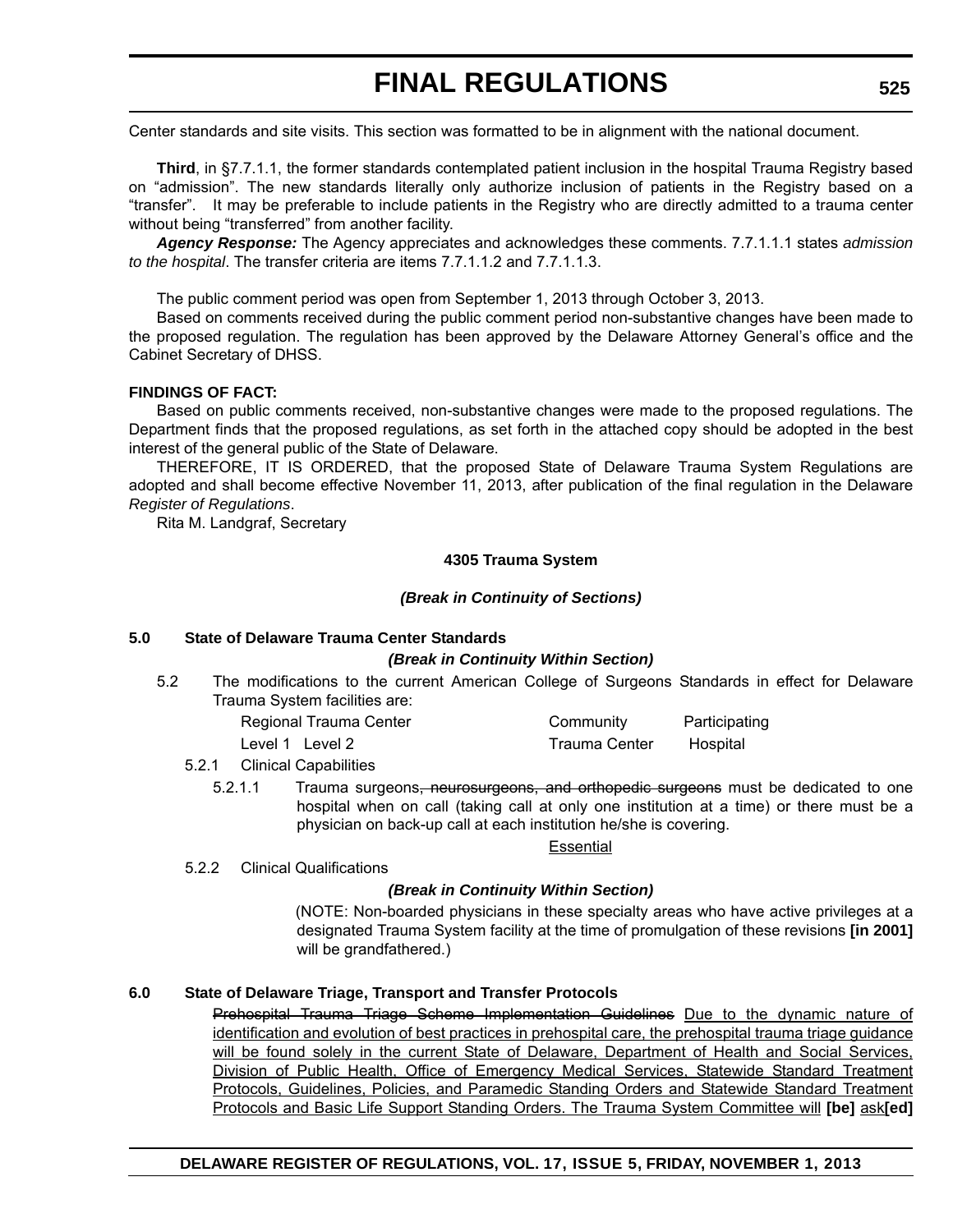Center standards and site visits. This section was formatted to be in alignment with the national document.

**Third**, in §7.7.1.1, the former standards contemplated patient inclusion in the hospital Trauma Registry based on "admission". The new standards literally only authorize inclusion of patients in the Registry based on a "transfer". It may be preferable to include patients in the Registry who are directly admitted to a trauma center without being "transferred" from another facility.

***Agency Response:*** The Agency appreciates and acknowledges these comments. 7.7.1.1.1 states *admission to the hospital*. The transfer criteria are items 7.7.1.1.2 and 7.7.1.1.3.

The public comment period was open from September 1, 2013 through October 3, 2013.

Based on comments received during the public comment period non-substantive changes have been made to the proposed regulation. The regulation has been approved by the Delaware Attorney General's office and the Cabinet Secretary of DHSS.

**FINDINGS OF FACT:**

Based on public comments received, non-substantive changes were made to the proposed regulations. The Department finds that the proposed regulations, as set forth in the attached copy should be adopted in the best interest of the general public of the State of Delaware.

THEREFORE, IT IS ORDERED, that the proposed State of Delaware Trauma System Regulations are adopted and shall become effective November 11, 2013, after publication of the final regulation in the Delaware *Register of Regulations*.

Rita M. Landgraf, Secretary

**4305 Trauma System**

***(Break in Continuity of Sections)***

**5.0 State of Delaware Trauma Center Standards**

***(Break in Continuity Within Section)***

5.2 The modifications to the current American College of Surgeons Standards in effect for Delaware Trauma System facilities are:

| Regional Trauma Center | Community | Participating |
|---|---|---|
| Level 1 Level 2 | Trauma Center | Hospital |

5.2.1 Clinical Capabilities

5.2.1.1 Trauma surgeons~~, neurosurgeons, and orthopedic surgeons~~ must be dedicated to one hospital when on call (taking call at only one institution at a time) or there must be a physician on back-up call at each institution he/she is covering.

<u>Essential</u>

5.2.2 Clinical Qualifications

***(Break in Continuity Within Section)***

(NOTE: Non-boarded physicians in these specialty areas who have active privileges at a designated Trauma System facility at the time of promulgation of these revisions **[in 2001]** will be grandfathered.)

**6.0 State of Delaware Triage, Transport and Transfer Protocols**

~~Prehospital Trauma Triage Scheme Implementation Guidelines~~ <u>Due to the dynamic nature of identification and evolution of best practices in prehospital care, the prehospital trauma triage guidance will be found solely in the current State of Delaware, Department of Health and Social Services, Division of Public Health, Office of Emergency Medical Services, Statewide Standard Treatment Protocols, Guidelines, Policies, and Paramedic Standing Orders and Statewide Standard Treatment Protocols and Basic Life Support Standing Orders. The Trauma System Committee will</u> **[be]** <u>ask</u>**[ed]**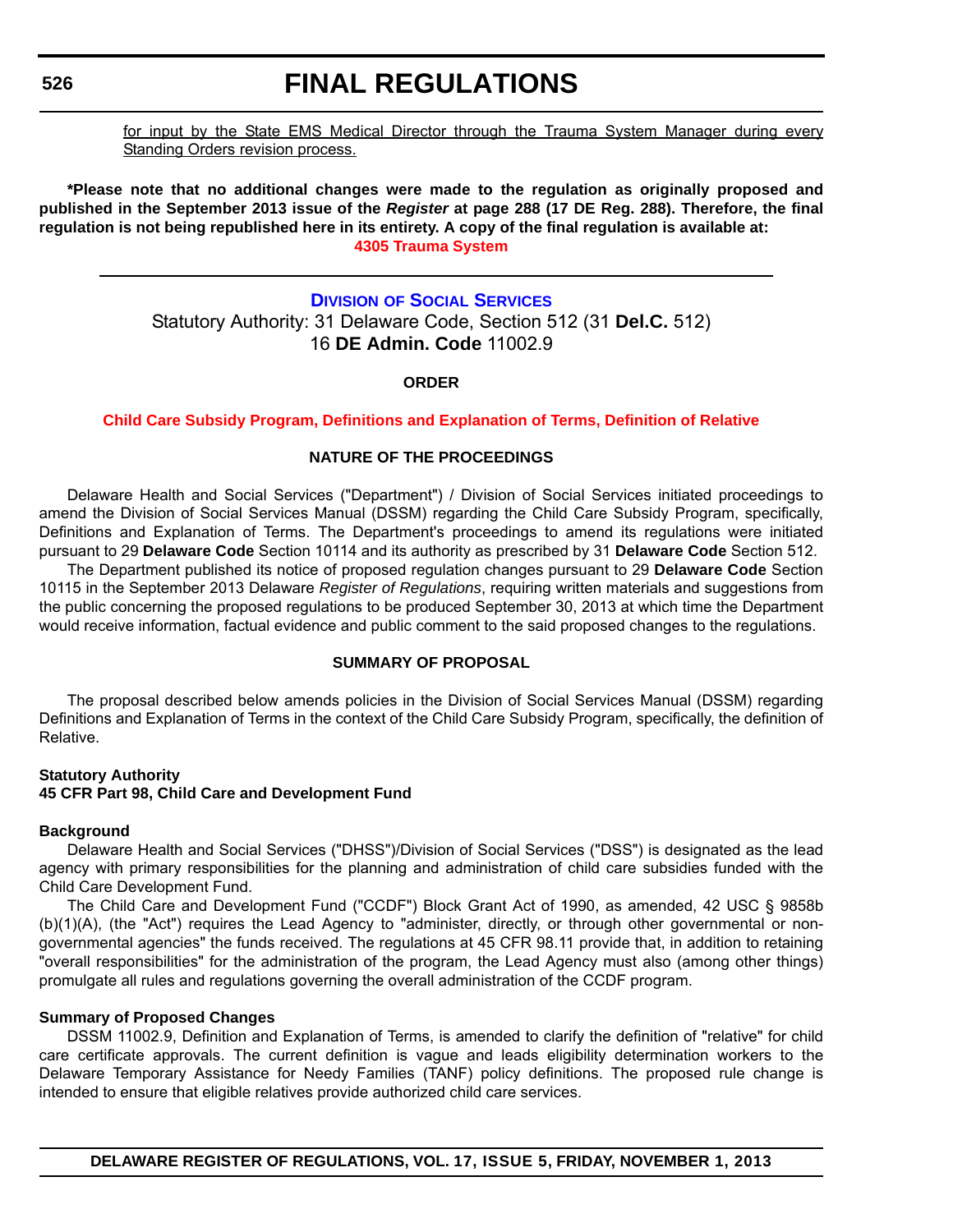<u>for input by the State EMS Medical Director through the Trauma System Manager during every Standing Orders revision process.</u>

***Please note that no additional changes were made to the regulation as originally proposed and published in the September 2013 issue of the *Register* at page 288 (17 DE Reg. 288). Therefore, the final regulation is not being republished here in its entirety. A copy of the final regulation is available at:**

**4305 Trauma System**

---

## DIVISION OF SOCIAL SERVICES

Statutory Authority: 31 Delaware Code, Section 512 (31 **Del.C.** 512)
16 **DE Admin. Code** 11002.9

### ORDER

### Child Care Subsidy Program, Definitions and Explanation of Terms, Definition of Relative

### NATURE OF THE PROCEEDINGS

Delaware Health and Social Services ("Department") / Division of Social Services initiated proceedings to amend the Division of Social Services Manual (DSSM) regarding the Child Care Subsidy Program, specifically, Definitions and Explanation of Terms. The Department's proceedings to amend its regulations were initiated pursuant to 29 **Delaware Code** Section 10114 and its authority as prescribed by 31 **Delaware Code** Section 512.

The Department published its notice of proposed regulation changes pursuant to 29 **Delaware Code** Section 10115 in the September 2013 Delaware *Register of Regulations*, requiring written materials and suggestions from the public concerning the proposed regulations to be produced September 30, 2013 at which time the Department would receive information, factual evidence and public comment to the said proposed changes to the regulations.

### SUMMARY OF PROPOSAL

The proposal described below amends policies in the Division of Social Services Manual (DSSM) regarding Definitions and Explanation of Terms in the context of the Child Care Subsidy Program, specifically, the definition of Relative.

**Statutory Authority**
**45 CFR Part 98, Child Care and Development Fund**

**Background**

Delaware Health and Social Services ("DHSS")/Division of Social Services ("DSS") is designated as the lead agency with primary responsibilities for the planning and administration of child care subsidies funded with the Child Care Development Fund.

The Child Care and Development Fund ("CCDF") Block Grant Act of 1990, as amended, 42 USC § 9858b (b)(1)(A), (the "Act") requires the Lead Agency to "administer, directly, or through other governmental or non-governmental agencies" the funds received. The regulations at 45 CFR 98.11 provide that, in addition to retaining "overall responsibilities" for the administration of the program, the Lead Agency must also (among other things) promulgate all rules and regulations governing the overall administration of the CCDF program.

**Summary of Proposed Changes**

DSSM 11002.9, Definition and Explanation of Terms, is amended to clarify the definition of "relative" for child care certificate approvals. The current definition is vague and leads eligibility determination workers to the Delaware Temporary Assistance for Needy Families (TANF) policy definitions. The proposed rule change is intended to ensure that eligible relatives provide authorized child care services.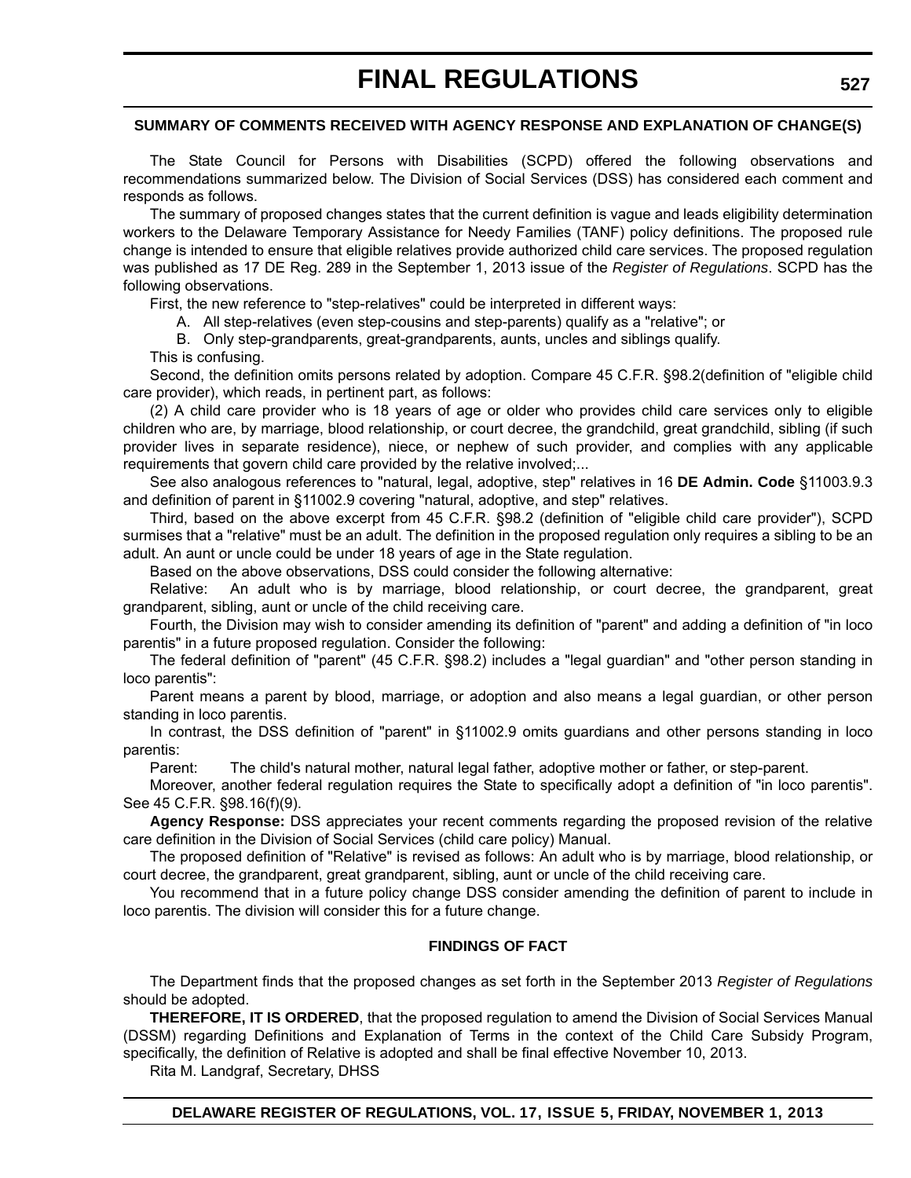#### SUMMARY OF COMMENTS RECEIVED WITH AGENCY RESPONSE AND EXPLANATION OF CHANGE(S)

The State Council for Persons with Disabilities (SCPD) offered the following observations and recommendations summarized below. The Division of Social Services (DSS) has considered each comment and responds as follows.

The summary of proposed changes states that the current definition is vague and leads eligibility determination workers to the Delaware Temporary Assistance for Needy Families (TANF) policy definitions. The proposed rule change is intended to ensure that eligible relatives provide authorized child care services. The proposed regulation was published as 17 DE Reg. 289 in the September 1, 2013 issue of the *Register of Regulations*. SCPD has the following observations.

First, the new reference to "step-relatives" could be interpreted in different ways:

A. All step-relatives (even step-cousins and step-parents) qualify as a "relative"; or

B. Only step-grandparents, great-grandparents, aunts, uncles and siblings qualify.

This is confusing.

Second, the definition omits persons related by adoption. Compare 45 C.F.R. §98.2(definition of "eligible child care provider), which reads, in pertinent part, as follows:

(2) A child care provider who is 18 years of age or older who provides child care services only to eligible children who are, by marriage, blood relationship, or court decree, the grandchild, great grandchild, sibling (if such provider lives in separate residence), niece, or nephew of such provider, and complies with any applicable requirements that govern child care provided by the relative involved;...

See also analogous references to "natural, legal, adoptive, step" relatives in 16 **DE Admin. Code** §11003.9.3 and definition of parent in §11002.9 covering "natural, adoptive, and step" relatives.

Third, based on the above excerpt from 45 C.F.R. §98.2 (definition of "eligible child care provider"), SCPD surmises that a "relative" must be an adult. The definition in the proposed regulation only requires a sibling to be an adult. An aunt or uncle could be under 18 years of age in the State regulation.

Based on the above observations, DSS could consider the following alternative:

Relative: An adult who is by marriage, blood relationship, or court decree, the grandparent, great grandparent, sibling, aunt or uncle of the child receiving care.

Fourth, the Division may wish to consider amending its definition of "parent" and adding a definition of "in loco parentis" in a future proposed regulation. Consider the following:

The federal definition of "parent" (45 C.F.R. §98.2) includes a "legal guardian" and "other person standing in loco parentis":

Parent means a parent by blood, marriage, or adoption and also means a legal guardian, or other person standing in loco parentis.

In contrast, the DSS definition of "parent" in §11002.9 omits guardians and other persons standing in loco parentis:

Parent: The child's natural mother, natural legal father, adoptive mother or father, or step-parent.

Moreover, another federal regulation requires the State to specifically adopt a definition of "in loco parentis". See 45 C.F.R. §98.16(f)(9).

**Agency Response:** DSS appreciates your recent comments regarding the proposed revision of the relative care definition in the Division of Social Services (child care policy) Manual.

The proposed definition of "Relative" is revised as follows: An adult who is by marriage, blood relationship, or court decree, the grandparent, great grandparent, sibling, aunt or uncle of the child receiving care.

You recommend that in a future policy change DSS consider amending the definition of parent to include in loco parentis. The division will consider this for a future change.

#### FINDINGS OF FACT

The Department finds that the proposed changes as set forth in the September 2013 *Register of Regulations* should be adopted.

**THEREFORE, IT IS ORDERED**, that the proposed regulation to amend the Division of Social Services Manual (DSSM) regarding Definitions and Explanation of Terms in the context of the Child Care Subsidy Program, specifically, the definition of Relative is adopted and shall be final effective November 10, 2013.

Rita M. Landgraf, Secretary, DHSS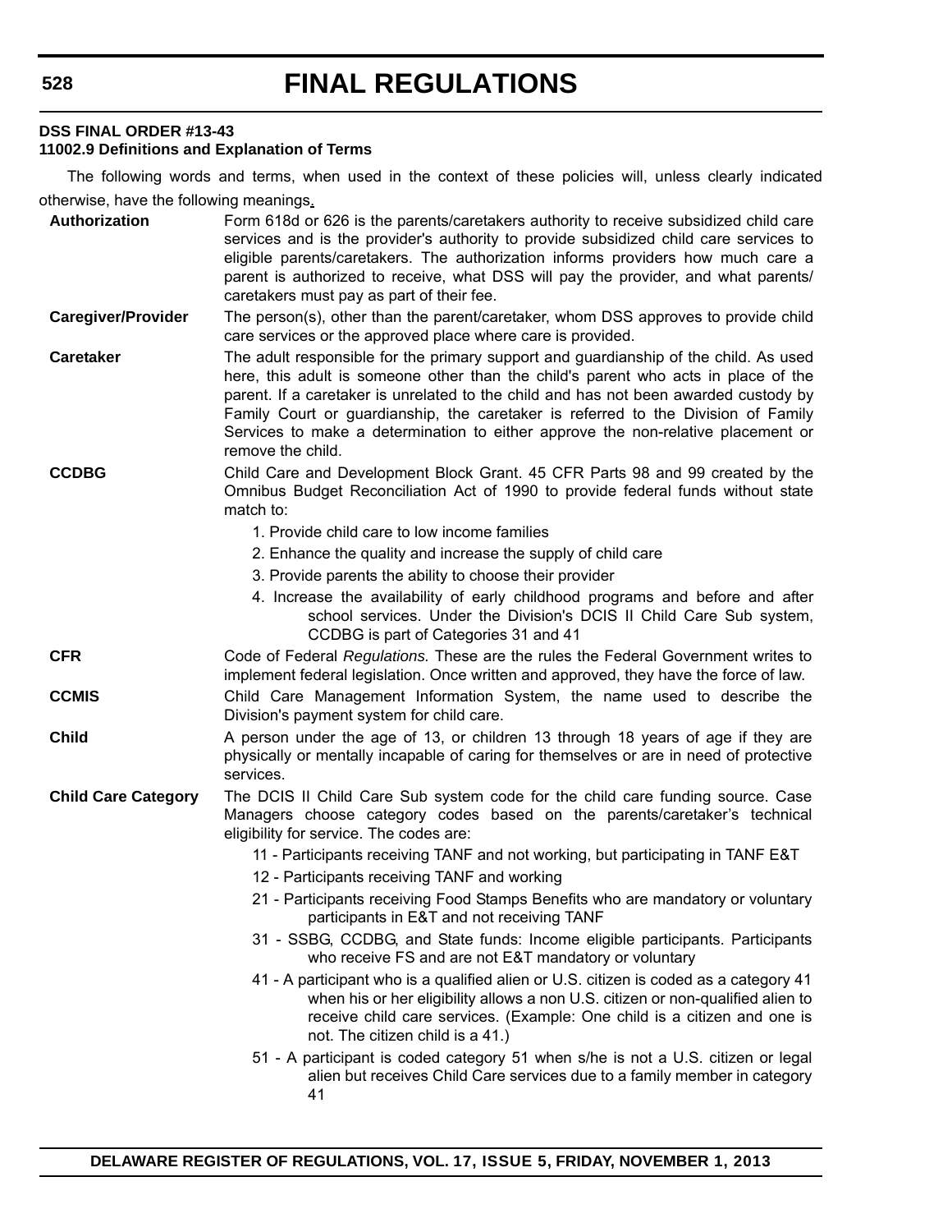**DSS FINAL ORDER #13-43**
**11002.9 Definitions and Explanation of Terms**

The following words and terms, when used in the context of these policies will, unless clearly indicated otherwise, have the following meanings.

| | |
|---|---|
| **Authorization** | Form 618d or 626 is the parents/caretakers authority to receive subsidized child care services and is the provider's authority to provide subsidized child care services to eligible parents/caretakers. The authorization informs providers how much care a parent is authorized to receive, what DSS will pay the provider, and what parents/caretakers must pay as part of their fee. |
| **Caregiver/Provider** | The person(s), other than the parent/caretaker, whom DSS approves to provide child care services or the approved place where care is provided. |
| **Caretaker** | The adult responsible for the primary support and guardianship of the child. As used here, this adult is someone other than the child's parent who acts in place of the parent. If a caretaker is unrelated to the child and has not been awarded custody by Family Court or guardianship, the caretaker is referred to the Division of Family Services to make a determination to either approve the non-relative placement or remove the child. |
| **CCDBG** | Child Care and Development Block Grant. 45 CFR Parts 98 and 99 created by the Omnibus Budget Reconciliation Act of 1990 to provide federal funds without state match to:<br>1. Provide child care to low income families<br>2. Enhance the quality and increase the supply of child care<br>3. Provide parents the ability to choose their provider<br>4. Increase the availability of early childhood programs and before and after school services. Under the Division's DCIS II Child Care Sub system, CCDBG is part of Categories 31 and 41 |
| **CFR** | Code of Federal *Regulations.* These are the rules the Federal Government writes to implement federal legislation. Once written and approved, they have the force of law. |
| **CCMIS** | Child Care Management Information System, the name used to describe the Division's payment system for child care. |
| **Child** | A person under the age of 13, or children 13 through 18 years of age if they are physically or mentally incapable of caring for themselves or are in need of protective services. |
| **Child Care Category** | The DCIS II Child Care Sub system code for the child care funding source. Case Managers choose category codes based on the parents/caretaker's technical eligibility for service. The codes are:<br>11 - Participants receiving TANF and not working, but participating in TANF E&T<br>12 - Participants receiving TANF and working<br>21 - Participants receiving Food Stamps Benefits who are mandatory or voluntary participants in E&T and not receiving TANF<br>31 - SSBG, CCDBG, and State funds: Income eligible participants. Participants who receive FS and are not E&T mandatory or voluntary<br>41 - A participant who is a qualified alien or U.S. citizen is coded as a category 41 when his or her eligibility allows a non U.S. citizen or non-qualified alien to receive child care services. (Example: One child is a citizen and one is not. The citizen child is a 41.)<br>51 - A participant is coded category 51 when s/he is not a U.S. citizen or legal alien but receives Child Care services due to a family member in category 41 |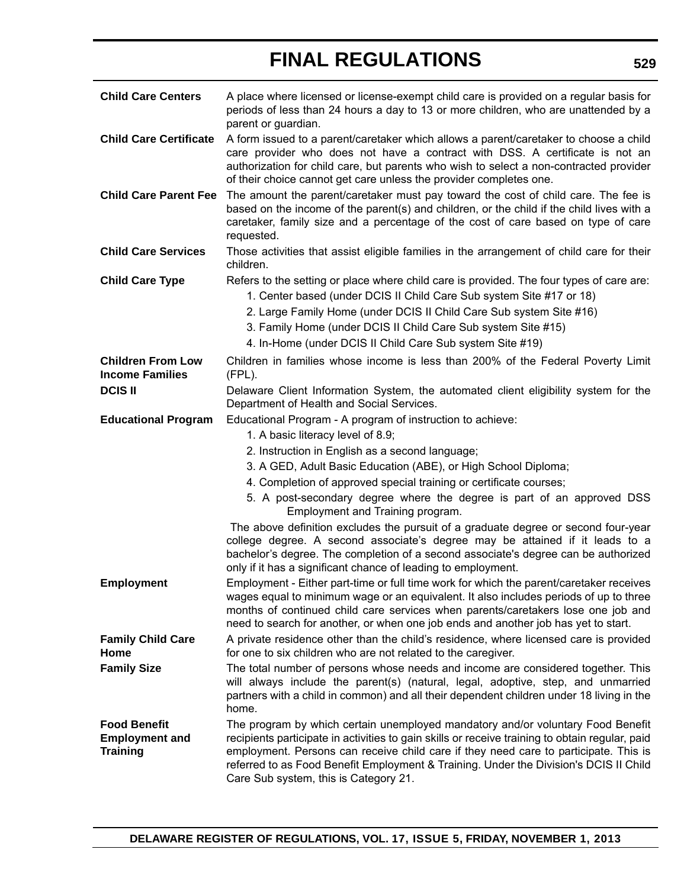**Child Care Centers** A place where licensed or license-exempt child care is provided on a regular basis for periods of less than 24 hours a day to 13 or more children, who are unattended by a parent or guardian.

**Child Care Certificate** A form issued to a parent/caretaker which allows a parent/caretaker to choose a child care provider who does not have a contract with DSS. A certificate is not an authorization for child care, but parents who wish to select a non-contracted provider of their choice cannot get care unless the provider completes one.

**Child Care Parent Fee** The amount the parent/caretaker must pay toward the cost of child care. The fee is based on the income of the parent(s) and children, or the child if the child lives with a caretaker, family size and a percentage of the cost of care based on type of care requested.

**Child Care Services** Those activities that assist eligible families in the arrangement of child care for their children.

**Child Care Type** Refers to the setting or place where child care is provided. The four types of care are:

1. Center based (under DCIS II Child Care Sub system Site #17 or 18)
2. Large Family Home (under DCIS II Child Care Sub system Site #16)
3. Family Home (under DCIS II Child Care Sub system Site #15)
4. In-Home (under DCIS II Child Care Sub system Site #19)

**Children From Low Income Families** Children in families whose income is less than 200% of the Federal Poverty Limit (FPL).

**DCIS II** Delaware Client Information System, the automated client eligibility system for the Department of Health and Social Services.

**Educational Program** Educational Program - A program of instruction to achieve:

1. A basic literacy level of 8.9;
2. Instruction in English as a second language;
3. A GED, Adult Basic Education (ABE), or High School Diploma;
4. Completion of approved special training or certificate courses;
5. A post-secondary degree where the degree is part of an approved DSS Employment and Training program.

The above definition excludes the pursuit of a graduate degree or second four-year college degree. A second associate's degree may be attained if it leads to a bachelor's degree. The completion of a second associate's degree can be authorized only if it has a significant chance of leading to employment.

**Employment** Employment - Either part-time or full time work for which the parent/caretaker receives wages equal to minimum wage or an equivalent. It also includes periods of up to three months of continued child care services when parents/caretakers lose one job and need to search for another, or when one job ends and another job has yet to start.

**Family Child Care Home** A private residence other than the child's residence, where licensed care is provided for one to six children who are not related to the caregiver.

**Family Size** The total number of persons whose needs and income are considered together. This will always include the parent(s) (natural, legal, adoptive, step, and unmarried partners with a child in common) and all their dependent children under 18 living in the home.

**Food Benefit Employment and Training** The program by which certain unemployed mandatory and/or voluntary Food Benefit recipients participate in activities to gain skills or receive training to obtain regular, paid employment. Persons can receive child care if they need care to participate. This is referred to as Food Benefit Employment & Training. Under the Division's DCIS II Child Care Sub system, this is Category 21.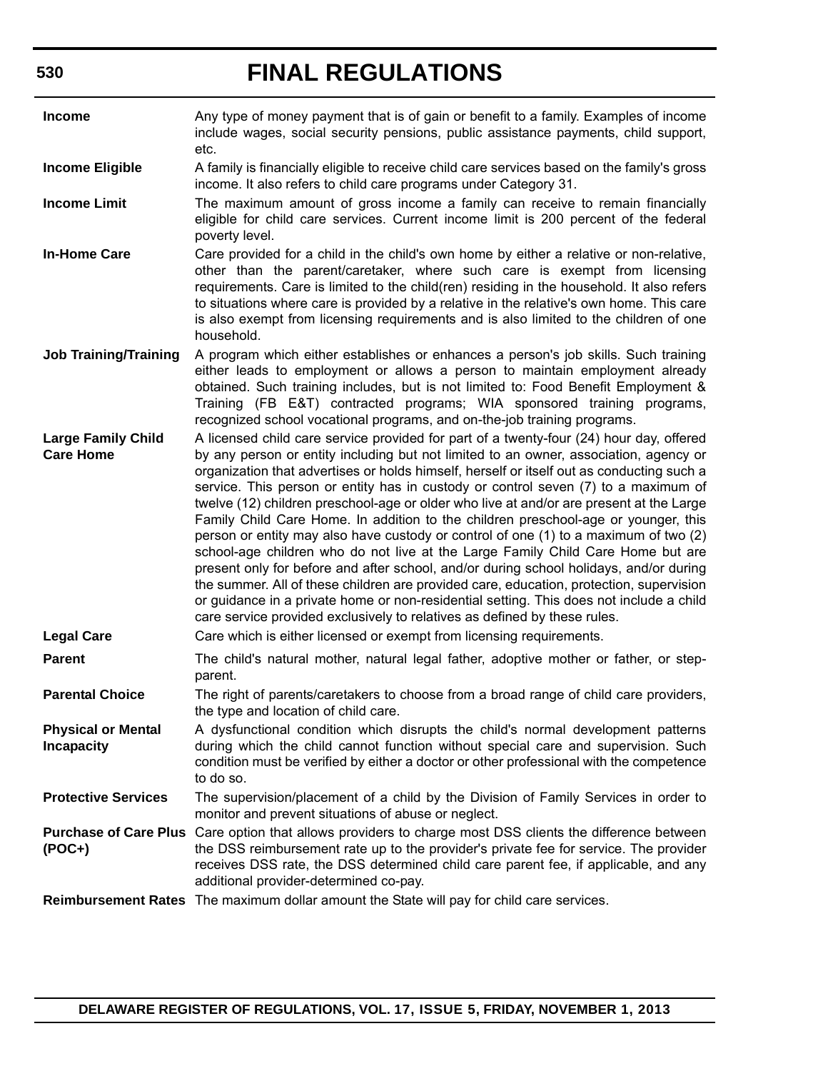| | |
|---|---|
| **Income** | Any type of money payment that is of gain or benefit to a family. Examples of income include wages, social security pensions, public assistance payments, child support, etc. |
| **Income Eligible** | A family is financially eligible to receive child care services based on the family's gross income. It also refers to child care programs under Category 31. |
| **Income Limit** | The maximum amount of gross income a family can receive to remain financially eligible for child care services. Current income limit is 200 percent of the federal poverty level. |
| **In-Home Care** | Care provided for a child in the child's own home by either a relative or non-relative, other than the parent/caretaker, where such care is exempt from licensing requirements. Care is limited to the child(ren) residing in the household. It also refers to situations where care is provided by a relative in the relative's own home. This care is also exempt from licensing requirements and is also limited to the children of one household. |
| **Job Training/Training** | A program which either establishes or enhances a person's job skills. Such training either leads to employment or allows a person to maintain employment already obtained. Such training includes, but is not limited to: Food Benefit Employment & Training (FB E&T) contracted programs; WIA sponsored training programs, recognized school vocational programs, and on-the-job training programs. |
| **Large Family Child Care Home** | A licensed child care service provided for part of a twenty-four (24) hour day, offered by any person or entity including but not limited to an owner, association, agency or organization that advertises or holds himself, herself or itself out as conducting such a service. This person or entity has in custody or control seven (7) to a maximum of twelve (12) children preschool-age or older who live at and/or are present at the Large Family Child Care Home. In addition to the children preschool-age or younger, this person or entity may also have custody or control of one (1) to a maximum of two (2) school-age children who do not live at the Large Family Child Care Home but are present only for before and after school, and/or during school holidays, and/or during the summer. All of these children are provided care, education, protection, supervision or guidance in a private home or non-residential setting. This does not include a child care service provided exclusively to relatives as defined by these rules. |
| **Legal Care** | Care which is either licensed or exempt from licensing requirements. |
| **Parent** | The child's natural mother, natural legal father, adoptive mother or father, or step-parent. |
| **Parental Choice** | The right of parents/caretakers to choose from a broad range of child care providers, the type and location of child care. |
| **Physical or Mental Incapacity** | A dysfunctional condition which disrupts the child's normal development patterns during which the child cannot function without special care and supervision. Such condition must be verified by either a doctor or other professional with the competence to do so. |
| **Protective Services** | The supervision/placement of a child by the Division of Family Services in order to monitor and prevent situations of abuse or neglect. |
| **Purchase of Care Plus (POC+)** | Care option that allows providers to charge most DSS clients the difference between the DSS reimbursement rate up to the provider's private fee for service. The provider receives DSS rate, the DSS determined child care parent fee, if applicable, and any additional provider-determined co-pay. |
| **Reimbursement Rates** | The maximum dollar amount the State will pay for child care services. |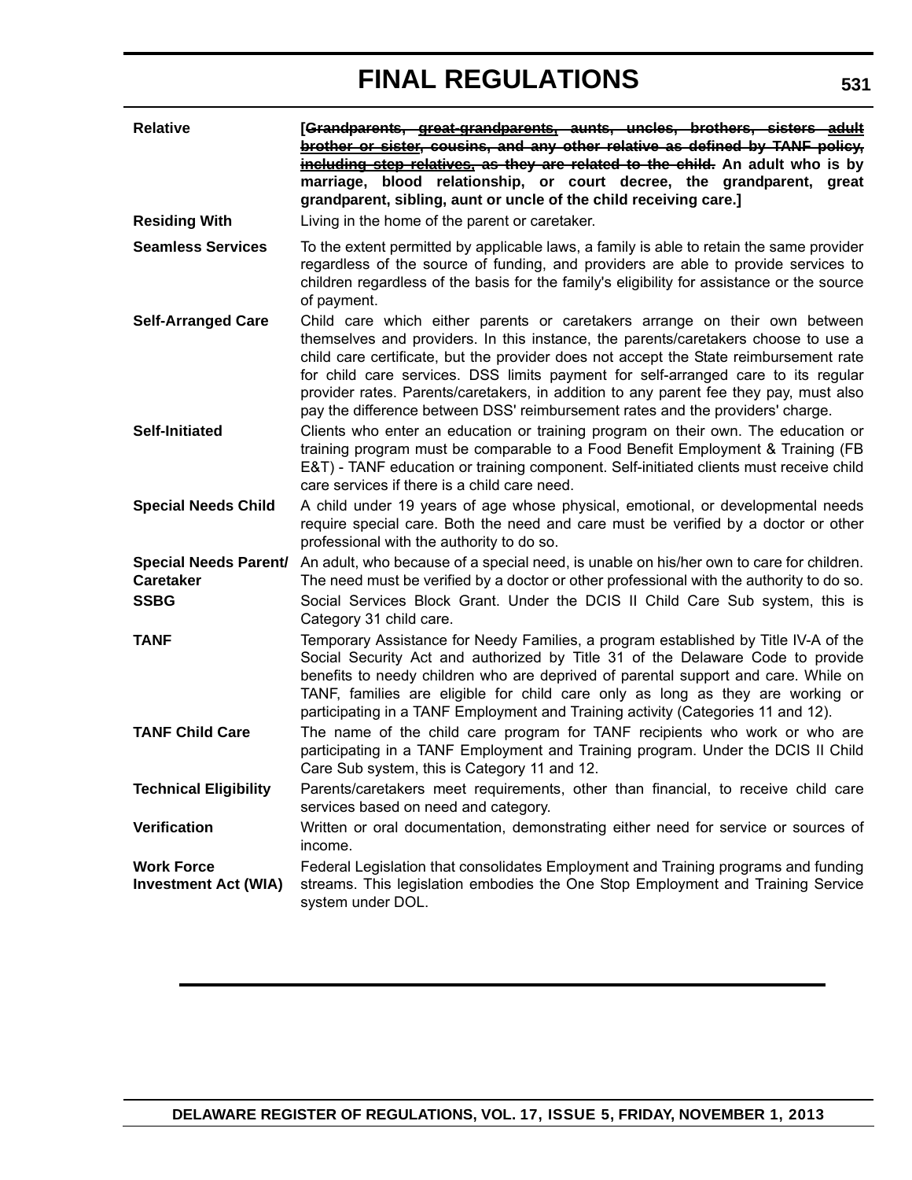| | |
|---|---|
| **Relative** | **[~~Grandparents, great-grandparents, aunts, uncles, brothers, sisters~~ <u>~~adult brother or sister~~</u>~~, cousins, and any other relative as defined by TANF policy,~~ <u>~~including step relatives,~~</u> ~~as they are related to the child.~~ An adult who is by marriage, blood relationship, or court decree, the grandparent, great grandparent, sibling, aunt or uncle of the child receiving care.]** |
| **Residing With** | Living in the home of the parent or caretaker. |
| **Seamless Services** | To the extent permitted by applicable laws, a family is able to retain the same provider regardless of the source of funding, and providers are able to provide services to children regardless of the basis for the family's eligibility for assistance or the source of payment. |
| **Self-Arranged Care** | Child care which either parents or caretakers arrange on their own between themselves and providers. In this instance, the parents/caretakers choose to use a child care certificate, but the provider does not accept the State reimbursement rate for child care services. DSS limits payment for self-arranged care to its regular provider rates. Parents/caretakers, in addition to any parent fee they pay, must also pay the difference between DSS' reimbursement rates and the providers' charge. |
| **Self-Initiated** | Clients who enter an education or training program on their own. The education or training program must be comparable to a Food Benefit Employment & Training (FB E&T) - TANF education or training component. Self-initiated clients must receive child care services if there is a child care need. |
| **Special Needs Child** | A child under 19 years of age whose physical, emotional, or developmental needs require special care. Both the need and care must be verified by a doctor or other professional with the authority to do so. |
| **Special Needs Parent/ Caretaker** | An adult, who because of a special need, is unable on his/her own to care for children. The need must be verified by a doctor or other professional with the authority to do so. |
| **SSBG** | Social Services Block Grant. Under the DCIS II Child Care Sub system, this is Category 31 child care. |
| **TANF** | Temporary Assistance for Needy Families, a program established by Title IV-A of the Social Security Act and authorized by Title 31 of the Delaware Code to provide benefits to needy children who are deprived of parental support and care. While on TANF, families are eligible for child care only as long as they are working or participating in a TANF Employment and Training activity (Categories 11 and 12). |
| **TANF Child Care** | The name of the child care program for TANF recipients who work or who are participating in a TANF Employment and Training program. Under the DCIS II Child Care Sub system, this is Category 11 and 12. |
| **Technical Eligibility** | Parents/caretakers meet requirements, other than financial, to receive child care services based on need and category. |
| **Verification** | Written or oral documentation, demonstrating either need for service or sources of income. |
| **Work Force Investment Act (WIA)** | Federal Legislation that consolidates Employment and Training programs and funding streams. This legislation embodies the One Stop Employment and Training Service system under DOL. |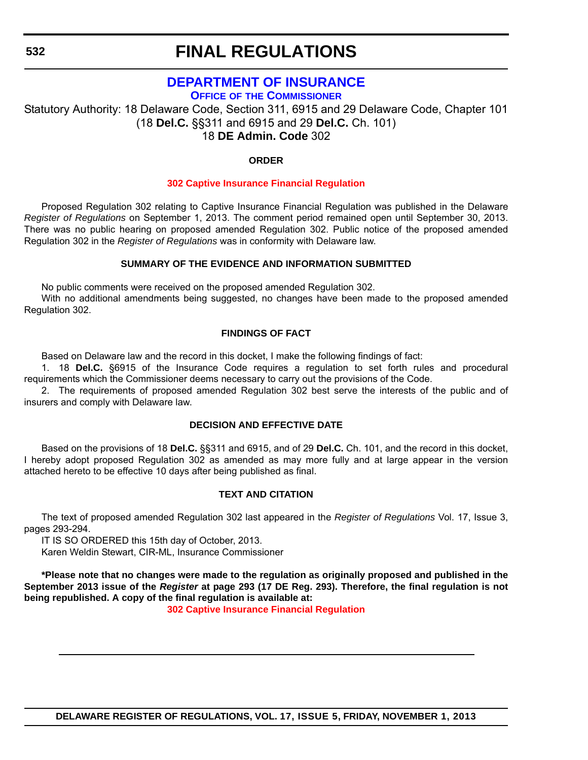# FINAL REGULATIONS

## DEPARTMENT OF INSURANCE

### OFFICE OF THE COMMISSIONER

Statutory Authority: 18 Delaware Code, Section 311, 6915 and 29 Delaware Code, Chapter 101
(18 **Del.C.** §§311 and 6915 and 29 **Del.C.** Ch. 101)
18 **DE Admin. Code** 302

#### ORDER

**302 Captive Insurance Financial Regulation**

Proposed Regulation 302 relating to Captive Insurance Financial Regulation was published in the Delaware *Register of Regulations* on September 1, 2013. The comment period remained open until September 30, 2013. There was no public hearing on proposed amended Regulation 302. Public notice of the proposed amended Regulation 302 in the *Register of Regulations* was in conformity with Delaware law.

#### SUMMARY OF THE EVIDENCE AND INFORMATION SUBMITTED

No public comments were received on the proposed amended Regulation 302.

With no additional amendments being suggested, no changes have been made to the proposed amended Regulation 302.

#### FINDINGS OF FACT

Based on Delaware law and the record in this docket, I make the following findings of fact:

1. 18 **Del.C.** §6915 of the Insurance Code requires a regulation to set forth rules and procedural requirements which the Commissioner deems necessary to carry out the provisions of the Code.

2. The requirements of proposed amended Regulation 302 best serve the interests of the public and of insurers and comply with Delaware law.

#### DECISION AND EFFECTIVE DATE

Based on the provisions of 18 **Del.C.** §§311 and 6915, and of 29 **Del.C.** Ch. 101, and the record in this docket, I hereby adopt proposed Regulation 302 as amended as may more fully and at large appear in the version attached hereto to be effective 10 days after being published as final.

#### TEXT AND CITATION

The text of proposed amended Regulation 302 last appeared in the *Register of Regulations* Vol. 17, Issue 3, pages 293-294.

IT IS SO ORDERED this 15th day of October, 2013.

Karen Weldin Stewart, CIR-ML, Insurance Commissioner

***Please note that no changes were made to the regulation as originally proposed and published in the September 2013 issue of the *Register* at page 293 (17 DE Reg. 293). Therefore, the final regulation is not being republished. A copy of the final regulation is available at:**

**302 Captive Insurance Financial Regulation**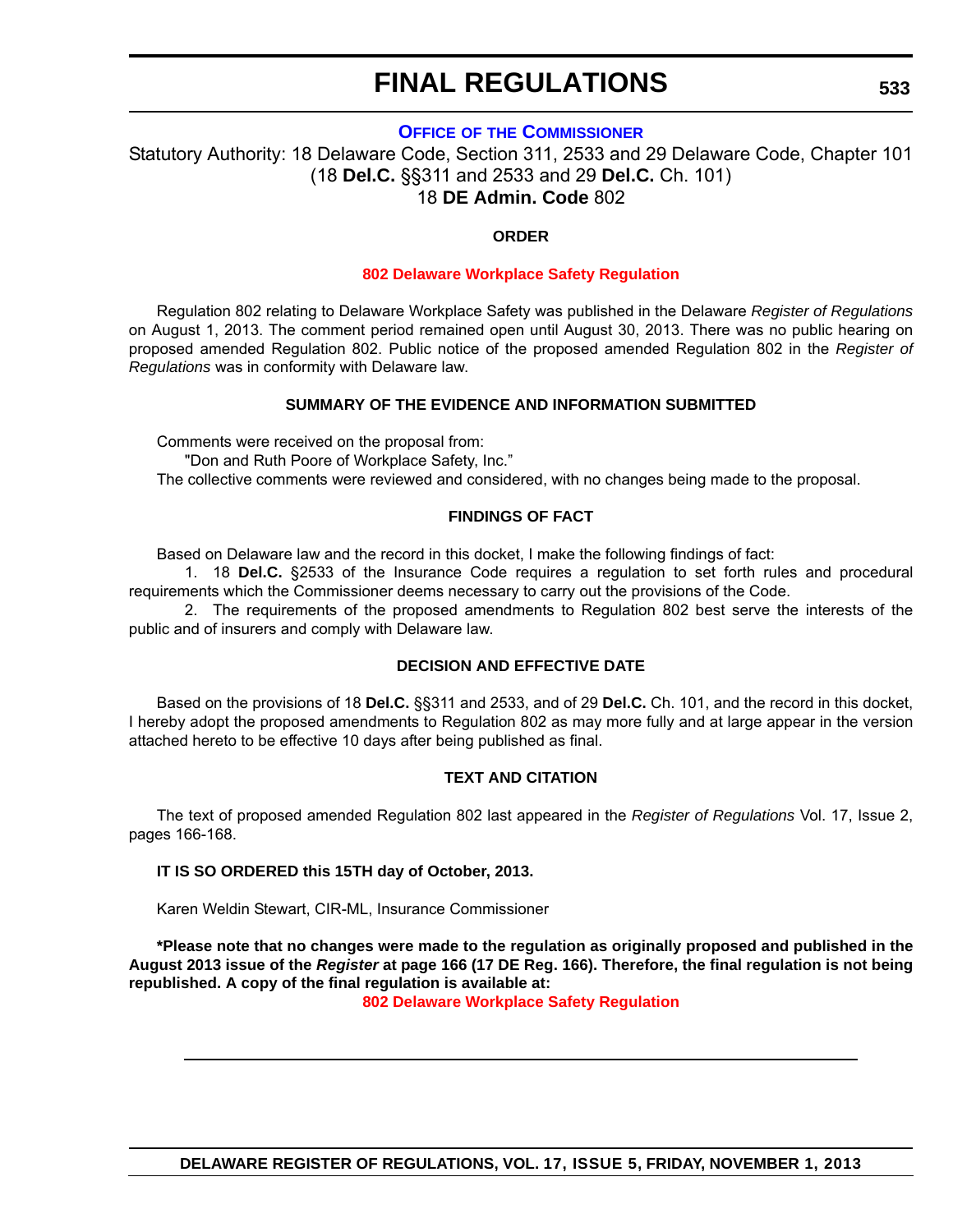# FINAL REGULATIONS

## OFFICE OF THE COMMISSIONER

Statutory Authority: 18 Delaware Code, Section 311, 2533 and 29 Delaware Code, Chapter 101 (18 **Del.C.** §§311 and 2533 and 29 **Del.C.** Ch. 101)
18 **DE Admin. Code** 802

**ORDER**

**802 Delaware Workplace Safety Regulation**

Regulation 802 relating to Delaware Workplace Safety was published in the Delaware *Register of Regulations* on August 1, 2013. The comment period remained open until August 30, 2013. There was no public hearing on proposed amended Regulation 802. Public notice of the proposed amended Regulation 802 in the *Register of Regulations* was in conformity with Delaware law.

**SUMMARY OF THE EVIDENCE AND INFORMATION SUBMITTED**

Comments were received on the proposal from:

"Don and Ruth Poore of Workplace Safety, Inc."

The collective comments were reviewed and considered, with no changes being made to the proposal.

**FINDINGS OF FACT**

Based on Delaware law and the record in this docket, I make the following findings of fact:

1. 18 **Del.C.** §2533 of the Insurance Code requires a regulation to set forth rules and procedural requirements which the Commissioner deems necessary to carry out the provisions of the Code.

2. The requirements of the proposed amendments to Regulation 802 best serve the interests of the public and of insurers and comply with Delaware law.

**DECISION AND EFFECTIVE DATE**

Based on the provisions of 18 **Del.C.** §§311 and 2533, and of 29 **Del.C.** Ch. 101, and the record in this docket, I hereby adopt the proposed amendments to Regulation 802 as may more fully and at large appear in the version attached hereto to be effective 10 days after being published as final.

**TEXT AND CITATION**

The text of proposed amended Regulation 802 last appeared in the *Register of Regulations* Vol. 17, Issue 2, pages 166-168.

**IT IS SO ORDERED this 15TH day of October, 2013.**

Karen Weldin Stewart, CIR-ML, Insurance Commissioner

**\*Please note that no changes were made to the regulation as originally proposed and published in the August 2013 issue of the *Register* at page 166 (17 DE Reg. 166). Therefore, the final regulation is not being republished. A copy of the final regulation is available at:**

**802 Delaware Workplace Safety Regulation**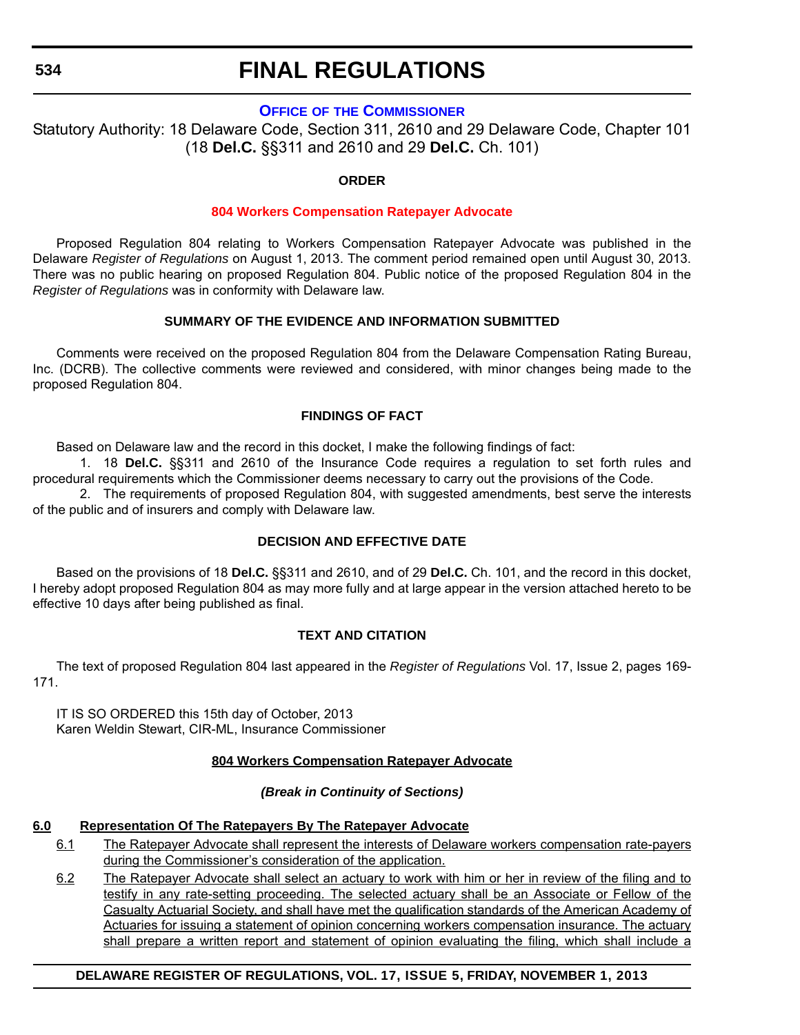# FINAL REGULATIONS

## OFFICE OF THE COMMISSIONER

Statutory Authority: 18 Delaware Code, Section 311, 2610 and 29 Delaware Code, Chapter 101 (18 **Del.C.** §§311 and 2610 and 29 **Del.C.** Ch. 101)

### ORDER

### 804 Workers Compensation Ratepayer Advocate

Proposed Regulation 804 relating to Workers Compensation Ratepayer Advocate was published in the Delaware *Register of Regulations* on August 1, 2013. The comment period remained open until August 30, 2013. There was no public hearing on proposed Regulation 804. Public notice of the proposed Regulation 804 in the *Register of Regulations* was in conformity with Delaware law.

### SUMMARY OF THE EVIDENCE AND INFORMATION SUBMITTED

Comments were received on the proposed Regulation 804 from the Delaware Compensation Rating Bureau, Inc. (DCRB). The collective comments were reviewed and considered, with minor changes being made to the proposed Regulation 804.

### FINDINGS OF FACT

Based on Delaware law and the record in this docket, I make the following findings of fact:

1. 18 **Del.C.** §§311 and 2610 of the Insurance Code requires a regulation to set forth rules and procedural requirements which the Commissioner deems necessary to carry out the provisions of the Code.

2. The requirements of proposed Regulation 804, with suggested amendments, best serve the interests of the public and of insurers and comply with Delaware law.

### DECISION AND EFFECTIVE DATE

Based on the provisions of 18 **Del.C.** §§311 and 2610, and of 29 **Del.C.** Ch. 101, and the record in this docket, I hereby adopt proposed Regulation 804 as may more fully and at large appear in the version attached hereto to be effective 10 days after being published as final.

### TEXT AND CITATION

The text of proposed Regulation 804 last appeared in the *Register of Regulations* Vol. 17, Issue 2, pages 169-171.

IT IS SO ORDERED this 15th day of October, 2013
Karen Weldin Stewart, CIR-ML, Insurance Commissioner

### 804 Workers Compensation Ratepayer Advocate

***(Break in Continuity of Sections)***

**6.0 Representation Of The Ratepayers By The Ratepayer Advocate**

6.1 The Ratepayer Advocate shall represent the interests of Delaware workers compensation rate-payers during the Commissioner's consideration of the application.

6.2 The Ratepayer Advocate shall select an actuary to work with him or her in review of the filing and to testify in any rate-setting proceeding. The selected actuary shall be an Associate or Fellow of the Casualty Actuarial Society, and shall have met the qualification standards of the American Academy of Actuaries for issuing a statement of opinion concerning workers compensation insurance. The actuary shall prepare a written report and statement of opinion evaluating the filing, which shall include a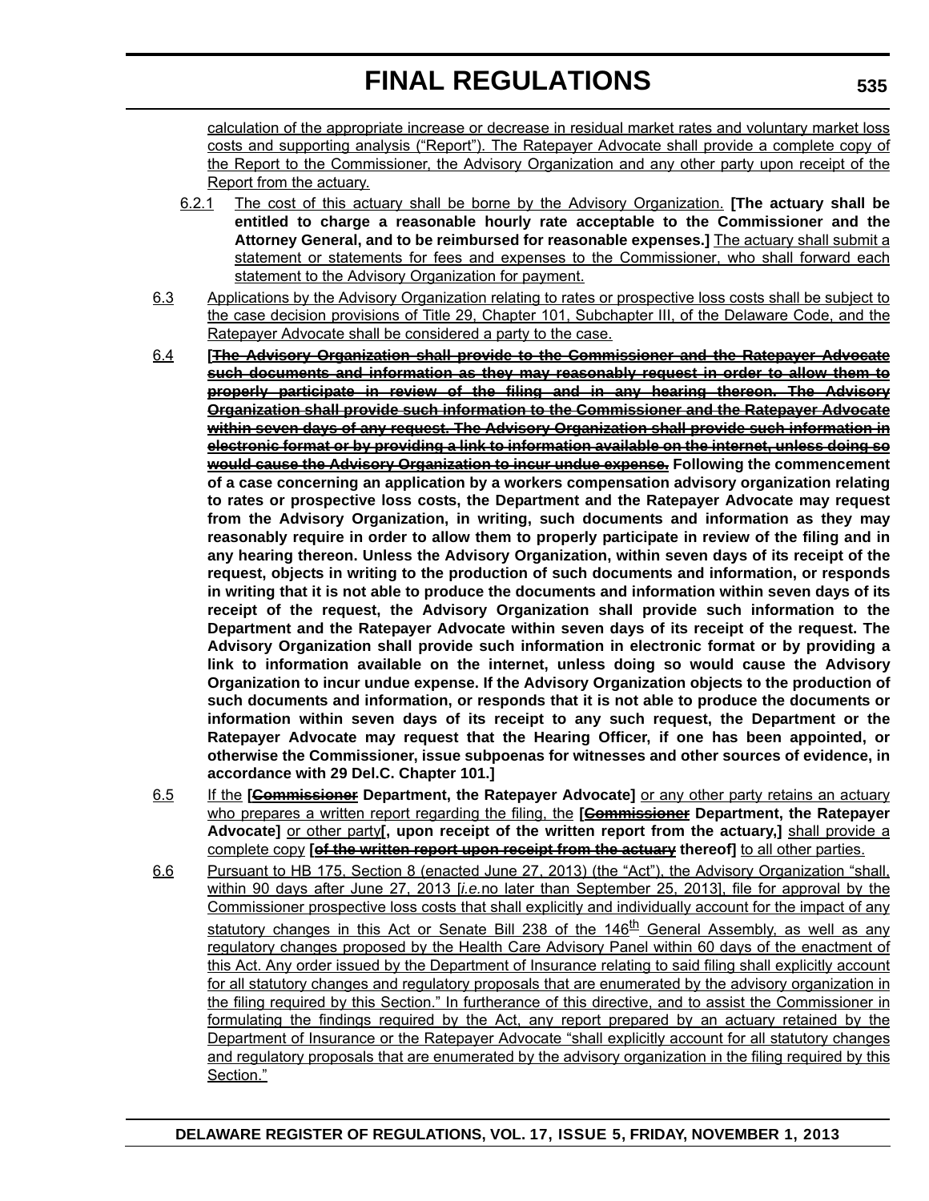calculation of the appropriate increase or decrease in residual market rates and voluntary market loss costs and supporting analysis ("Report"). The Ratepayer Advocate shall provide a complete copy of the Report to the Commissioner, the Advisory Organization and any other party upon receipt of the Report from the actuary.

6.2.1 The cost of this actuary shall be borne by the Advisory Organization. **[The actuary shall be entitled to charge a reasonable hourly rate acceptable to the Commissioner and the Attorney General, and to be reimbursed for reasonable expenses.]** The actuary shall submit a statement or statements for fees and expenses to the Commissioner, who shall forward each statement to the Advisory Organization for payment.

6.3 Applications by the Advisory Organization relating to rates or prospective loss costs shall be subject to the case decision provisions of Title 29, Chapter 101, Subchapter III, of the Delaware Code, and the Ratepayer Advocate shall be considered a party to the case.

6.4 **[~~The Advisory Organization shall provide to the Commissioner and the Ratepayer Advocate such documents and information as they may reasonably request in order to allow them to properly participate in review of the filing and in any hearing thereon. The Advisory Organization shall provide such information to the Commissioner and the Ratepayer Advocate within seven days of any request. The Advisory Organization shall provide such information in electronic format or by providing a link to information available on the internet, unless doing so would cause the Advisory Organization to incur undue expense.~~ Following the commencement of a case concerning an application by a workers compensation advisory organization relating to rates or prospective loss costs, the Department and the Ratepayer Advocate may request from the Advisory Organization, in writing, such documents and information as they may reasonably require in order to allow them to properly participate in review of the filing and in any hearing thereon. Unless the Advisory Organization, within seven days of its receipt of the request, objects in writing to the production of such documents and information, or responds in writing that it is not able to produce the documents and information within seven days of its receipt of the request, the Advisory Organization shall provide such information to the Department and the Ratepayer Advocate within seven days of its receipt of the request. The Advisory Organization shall provide such information in electronic format or by providing a link to information available on the internet, unless doing so would cause the Advisory Organization to incur undue expense. If the Advisory Organization objects to the production of such documents and information, or responds that it is not able to produce the documents or information within seven days of its receipt to any such request, the Department or the Ratepayer Advocate may request that the Hearing Officer, if one has been appointed, or otherwise the Commissioner, issue subpoenas for witnesses and other sources of evidence, in accordance with 29 Del.C. Chapter 101.]**

6.5 If the **[~~Commissioner~~ Department, the Ratepayer Advocate]** or any other party retains an actuary who prepares a written report regarding the filing, the **[~~Commissioner~~ Department, the Ratepayer Advocate]** or other party**[, upon receipt of the written report from the actuary,]** shall provide a complete copy **[~~of the written report upon receipt from the actuary~~ thereof]** to all other parties.

6.6 Pursuant to HB 175, Section 8 (enacted June 27, 2013) (the "Act"), the Advisory Organization "shall, within 90 days after June 27, 2013 [*i.e.* no later than September 25, 2013], file for approval by the Commissioner prospective loss costs that shall explicitly and individually account for the impact of any statutory changes in this Act or Senate Bill 238 of the 146th General Assembly, as well as any regulatory changes proposed by the Health Care Advisory Panel within 60 days of the enactment of this Act. Any order issued by the Department of Insurance relating to said filing shall explicitly account for all statutory changes and regulatory proposals that are enumerated by the advisory organization in the filing required by this Section." In furtherance of this directive, and to assist the Commissioner in formulating the findings required by the Act, any report prepared by an actuary retained by the Department of Insurance or the Ratepayer Advocate "shall explicitly account for all statutory changes and regulatory proposals that are enumerated by the advisory organization in the filing required by this Section."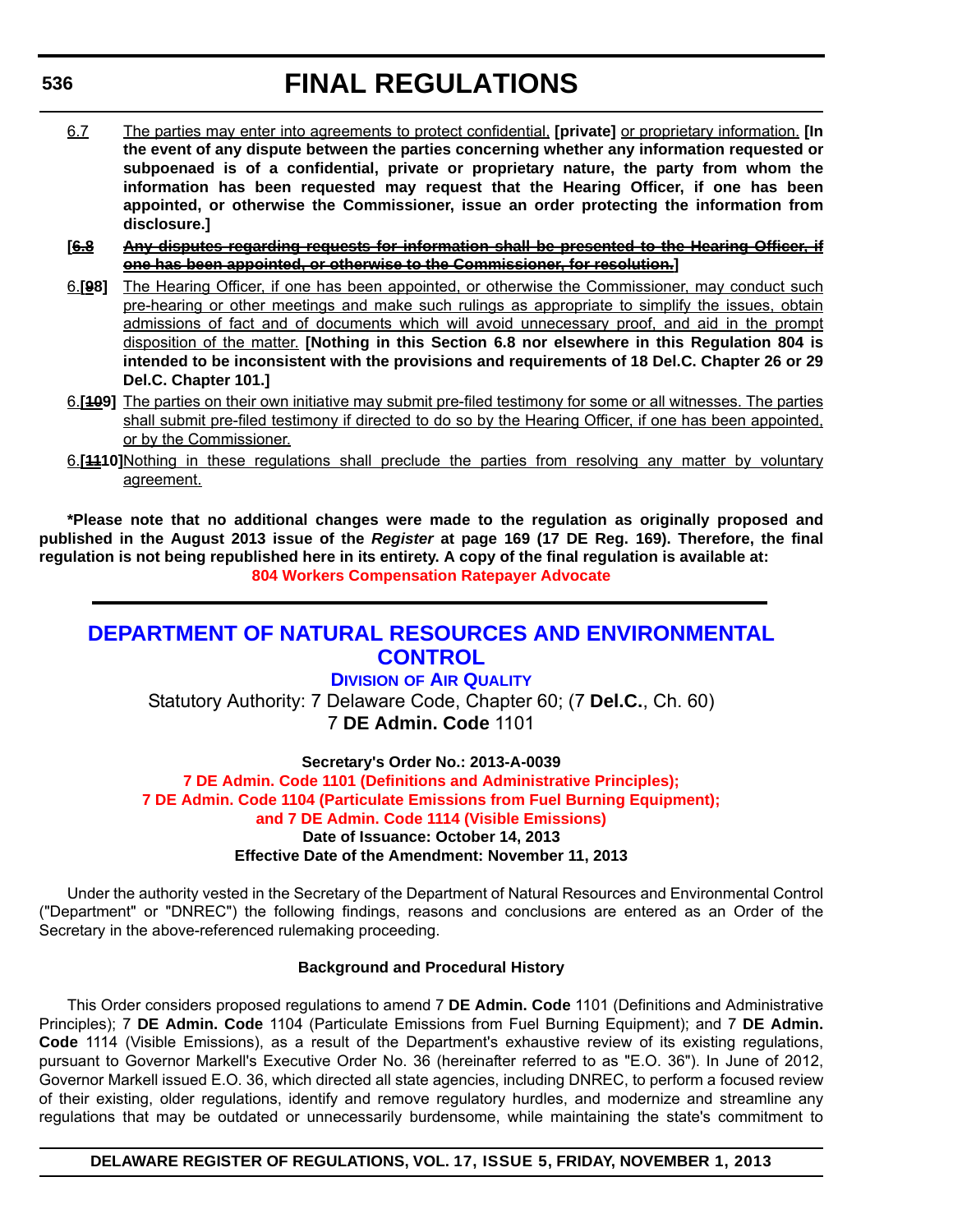6.7 The parties may enter into agreements to protect confidential, **[private]** or proprietary information. **[In the event of any dispute between the parties concerning whether any information requested or subpoenaed is of a confidential, private or proprietary nature, the party from whom the information has been requested may request that the Hearing Officer, if one has been appointed, or otherwise the Commissioner, issue an order protecting the information from disclosure.]**

**[~~6.8 Any disputes regarding requests for information shall be presented to the Hearing Officer, if one has been appointed, or otherwise to the Commissioner, for resolution.~~]**

6.**[~~9~~8]** The Hearing Officer, if one has been appointed, or otherwise the Commissioner, may conduct such pre-hearing or other meetings and make such rulings as appropriate to simplify the issues, obtain admissions of fact and of documents which will avoid unnecessary proof, and aid in the prompt disposition of the matter. **[Nothing in this Section 6.8 nor elsewhere in this Regulation 804 is intended to be inconsistent with the provisions and requirements of 18 Del.C. Chapter 26 or 29 Del.C. Chapter 101.]**

6.**[~~10~~9]** The parties on their own initiative may submit pre-filed testimony for some or all witnesses. The parties shall submit pre-filed testimony if directed to do so by the Hearing Officer, if one has been appointed, or by the Commissioner.

6.**[~~11~~10]** Nothing in these regulations shall preclude the parties from resolving any matter by voluntary agreement.

**\*Please note that no additional changes were made to the regulation as originally proposed and published in the August 2013 issue of the *Register* at page 169 (17 DE Reg. 169). Therefore, the final regulation is not being republished here in its entirety. A copy of the final regulation is available at:**
**804 Workers Compensation Ratepayer Advocate**

---

# DEPARTMENT OF NATURAL RESOURCES AND ENVIRONMENTAL CONTROL

## DIVISION OF AIR QUALITY

Statutory Authority: 7 Delaware Code, Chapter 60; (7 **Del.C.**, Ch. 60)
7 **DE Admin. Code** 1101

**Secretary's Order No.: 2013-A-0039**
**7 DE Admin. Code 1101 (Definitions and Administrative Principles);**
**7 DE Admin. Code 1104 (Particulate Emissions from Fuel Burning Equipment);**
**and 7 DE Admin. Code 1114 (Visible Emissions)**
**Date of Issuance: October 14, 2013**
**Effective Date of the Amendment: November 11, 2013**

Under the authority vested in the Secretary of the Department of Natural Resources and Environmental Control ("Department" or "DNREC") the following findings, reasons and conclusions are entered as an Order of the Secretary in the above-referenced rulemaking proceeding.

**Background and Procedural History**

This Order considers proposed regulations to amend 7 **DE Admin. Code** 1101 (Definitions and Administrative Principles); 7 **DE Admin. Code** 1104 (Particulate Emissions from Fuel Burning Equipment); and 7 **DE Admin. Code** 1114 (Visible Emissions), as a result of the Department's exhaustive review of its existing regulations, pursuant to Governor Markell's Executive Order No. 36 (hereinafter referred to as "E.O. 36"). In June of 2012, Governor Markell issued E.O. 36, which directed all state agencies, including DNREC, to perform a focused review of their existing, older regulations, identify and remove regulatory hurdles, and modernize and streamline any regulations that may be outdated or unnecessarily burdensome, while maintaining the state's commitment to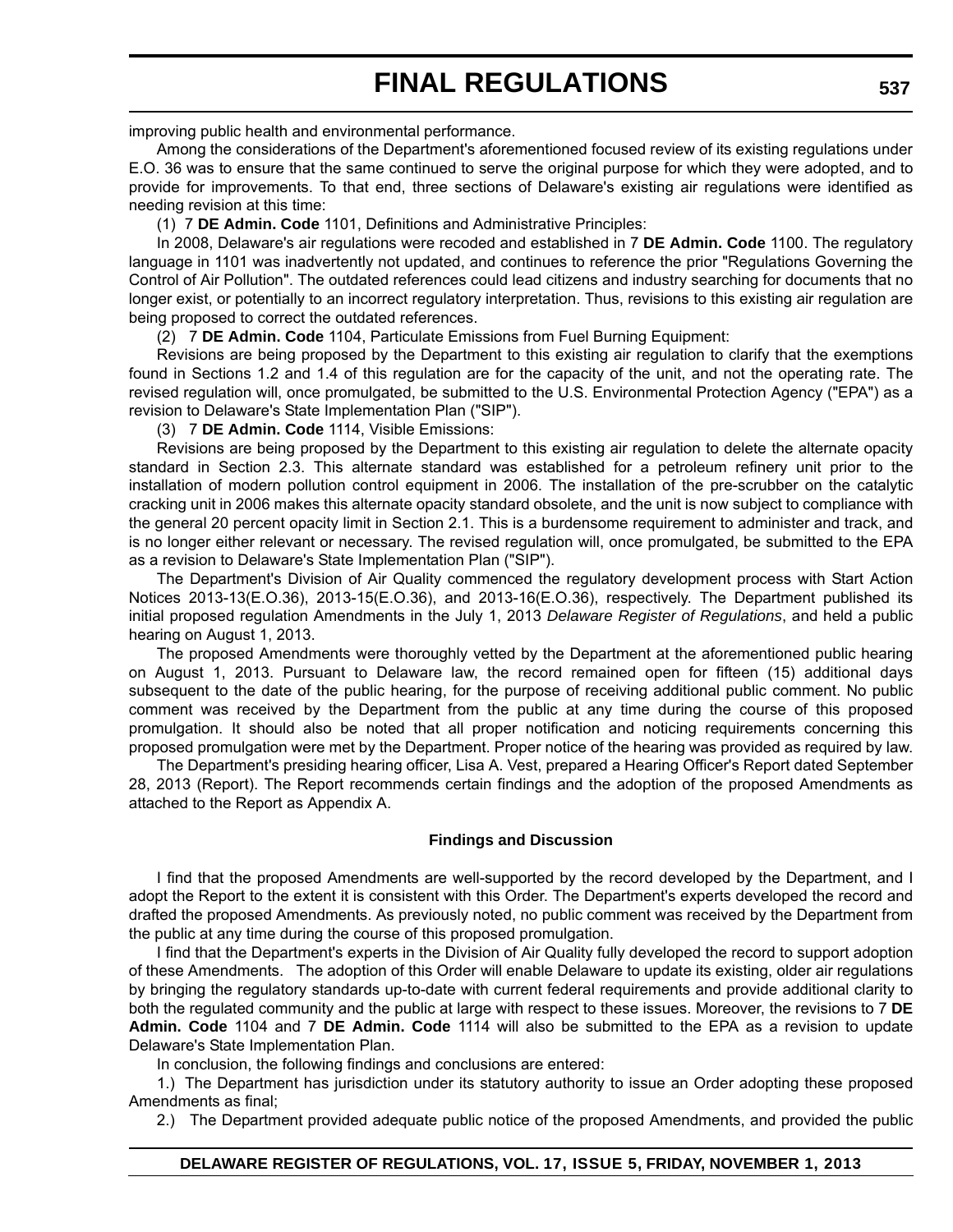improving public health and environmental performance.

Among the considerations of the Department's aforementioned focused review of its existing regulations under E.O. 36 was to ensure that the same continued to serve the original purpose for which they were adopted, and to provide for improvements. To that end, three sections of Delaware's existing air regulations were identified as needing revision at this time:

(1) 7 **DE Admin. Code** 1101, Definitions and Administrative Principles:

In 2008, Delaware's air regulations were recoded and established in 7 **DE Admin. Code** 1100. The regulatory language in 1101 was inadvertently not updated, and continues to reference the prior "Regulations Governing the Control of Air Pollution". The outdated references could lead citizens and industry searching for documents that no longer exist, or potentially to an incorrect regulatory interpretation. Thus, revisions to this existing air regulation are being proposed to correct the outdated references.

(2) 7 **DE Admin. Code** 1104, Particulate Emissions from Fuel Burning Equipment:

Revisions are being proposed by the Department to this existing air regulation to clarify that the exemptions found in Sections 1.2 and 1.4 of this regulation are for the capacity of the unit, and not the operating rate. The revised regulation will, once promulgated, be submitted to the U.S. Environmental Protection Agency ("EPA") as a revision to Delaware's State Implementation Plan ("SIP").

(3) 7 **DE Admin. Code** 1114, Visible Emissions:

Revisions are being proposed by the Department to this existing air regulation to delete the alternate opacity standard in Section 2.3. This alternate standard was established for a petroleum refinery unit prior to the installation of modern pollution control equipment in 2006. The installation of the pre-scrubber on the catalytic cracking unit in 2006 makes this alternate opacity standard obsolete, and the unit is now subject to compliance with the general 20 percent opacity limit in Section 2.1. This is a burdensome requirement to administer and track, and is no longer either relevant or necessary. The revised regulation will, once promulgated, be submitted to the EPA as a revision to Delaware's State Implementation Plan ("SIP").

The Department's Division of Air Quality commenced the regulatory development process with Start Action Notices 2013-13(E.O.36), 2013-15(E.O.36), and 2013-16(E.O.36), respectively. The Department published its initial proposed regulation Amendments in the July 1, 2013 *Delaware Register of Regulations*, and held a public hearing on August 1, 2013.

The proposed Amendments were thoroughly vetted by the Department at the aforementioned public hearing on August 1, 2013. Pursuant to Delaware law, the record remained open for fifteen (15) additional days subsequent to the date of the public hearing, for the purpose of receiving additional public comment. No public comment was received by the Department from the public at any time during the course of this proposed promulgation. It should also be noted that all proper notification and noticing requirements concerning this proposed promulgation were met by the Department. Proper notice of the hearing was provided as required by law.

The Department's presiding hearing officer, Lisa A. Vest, prepared a Hearing Officer's Report dated September 28, 2013 (Report). The Report recommends certain findings and the adoption of the proposed Amendments as attached to the Report as Appendix A.

### Findings and Discussion

I find that the proposed Amendments are well-supported by the record developed by the Department, and I adopt the Report to the extent it is consistent with this Order. The Department's experts developed the record and drafted the proposed Amendments. As previously noted, no public comment was received by the Department from the public at any time during the course of this proposed promulgation.

I find that the Department's experts in the Division of Air Quality fully developed the record to support adoption of these Amendments. The adoption of this Order will enable Delaware to update its existing, older air regulations by bringing the regulatory standards up-to-date with current federal requirements and provide additional clarity to both the regulated community and the public at large with respect to these issues. Moreover, the revisions to 7 **DE Admin. Code** 1104 and 7 **DE Admin. Code** 1114 will also be submitted to the EPA as a revision to update Delaware's State Implementation Plan.

In conclusion, the following findings and conclusions are entered:

1.) The Department has jurisdiction under its statutory authority to issue an Order adopting these proposed Amendments as final;

2.) The Department provided adequate public notice of the proposed Amendments, and provided the public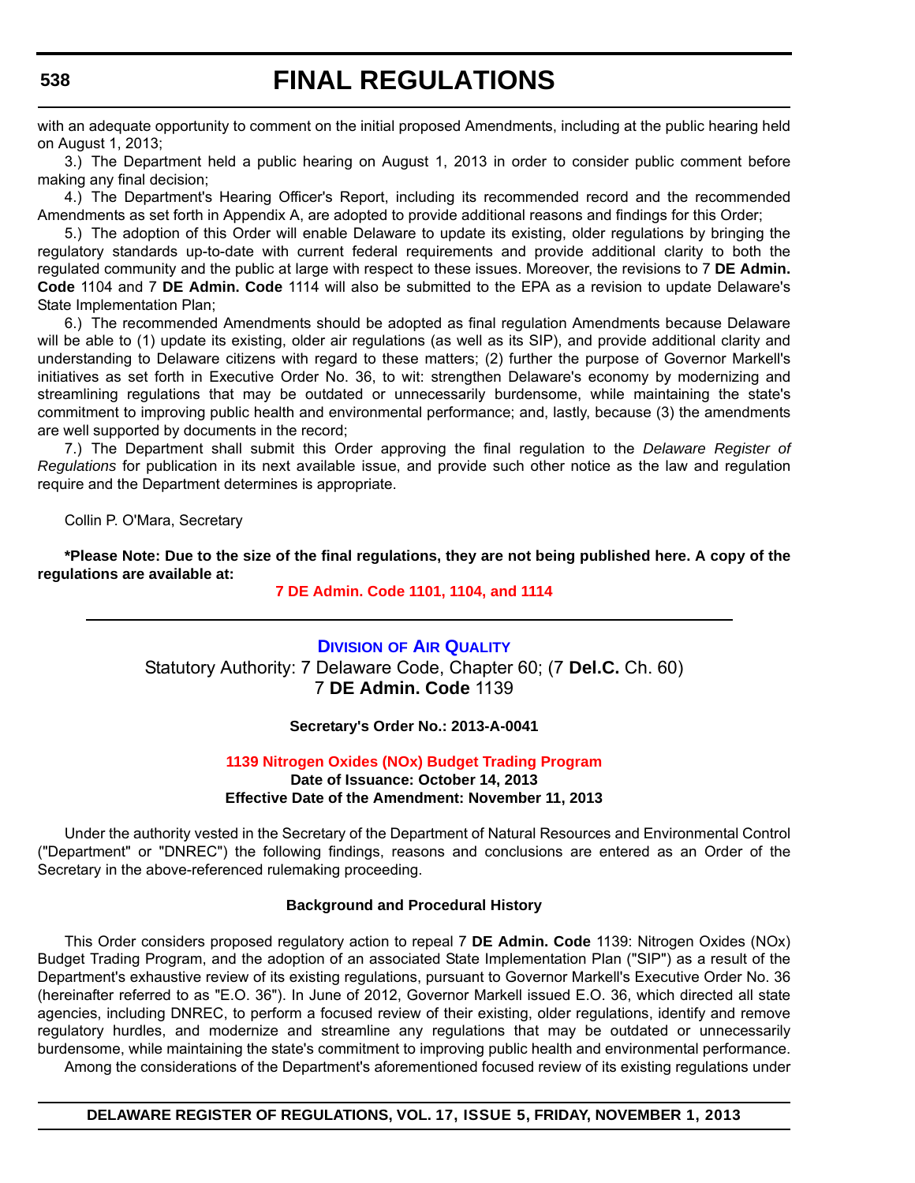with an adequate opportunity to comment on the initial proposed Amendments, including at the public hearing held on August 1, 2013;

3.) The Department held a public hearing on August 1, 2013 in order to consider public comment before making any final decision;

4.) The Department's Hearing Officer's Report, including its recommended record and the recommended Amendments as set forth in Appendix A, are adopted to provide additional reasons and findings for this Order;

5.) The adoption of this Order will enable Delaware to update its existing, older regulations by bringing the regulatory standards up-to-date with current federal requirements and provide additional clarity to both the regulated community and the public at large with respect to these issues. Moreover, the revisions to 7 **DE Admin. Code** 1104 and 7 **DE Admin. Code** 1114 will also be submitted to the EPA as a revision to update Delaware's State Implementation Plan;

6.) The recommended Amendments should be adopted as final regulation Amendments because Delaware will be able to (1) update its existing, older air regulations (as well as its SIP), and provide additional clarity and understanding to Delaware citizens with regard to these matters; (2) further the purpose of Governor Markell's initiatives as set forth in Executive Order No. 36, to wit: strengthen Delaware's economy by modernizing and streamlining regulations that may be outdated or unnecessarily burdensome, while maintaining the state's commitment to improving public health and environmental performance; and, lastly, because (3) the amendments are well supported by documents in the record;

7.) The Department shall submit this Order approving the final regulation to the *Delaware Register of Regulations* for publication in its next available issue, and provide such other notice as the law and regulation require and the Department determines is appropriate.

Collin P. O'Mara, Secretary

**\*Please Note: Due to the size of the final regulations, they are not being published here. A copy of the regulations are available at:**

**7 DE Admin. Code 1101, 1104, and 1114**

---

## Division of Air Quality

Statutory Authority: 7 Delaware Code, Chapter 60; (7 **Del.C.** Ch. 60)
7 **DE Admin. Code** 1139

**Secretary's Order No.: 2013-A-0041**

### 1139 Nitrogen Oxides (NOx) Budget Trading Program

**Date of Issuance: October 14, 2013**
**Effective Date of the Amendment: November 11, 2013**

Under the authority vested in the Secretary of the Department of Natural Resources and Environmental Control ("Department" or "DNREC") the following findings, reasons and conclusions are entered as an Order of the Secretary in the above-referenced rulemaking proceeding.

**Background and Procedural History**

This Order considers proposed regulatory action to repeal 7 **DE Admin. Code** 1139: Nitrogen Oxides (NOx) Budget Trading Program, and the adoption of an associated State Implementation Plan ("SIP") as a result of the Department's exhaustive review of its existing regulations, pursuant to Governor Markell's Executive Order No. 36 (hereinafter referred to as "E.O. 36"). In June of 2012, Governor Markell issued E.O. 36, which directed all state agencies, including DNREC, to perform a focused review of their existing, older regulations, identify and remove regulatory hurdles, and modernize and streamline any regulations that may be outdated or unnecessarily burdensome, while maintaining the state's commitment to improving public health and environmental performance.

Among the considerations of the Department's aforementioned focused review of its existing regulations under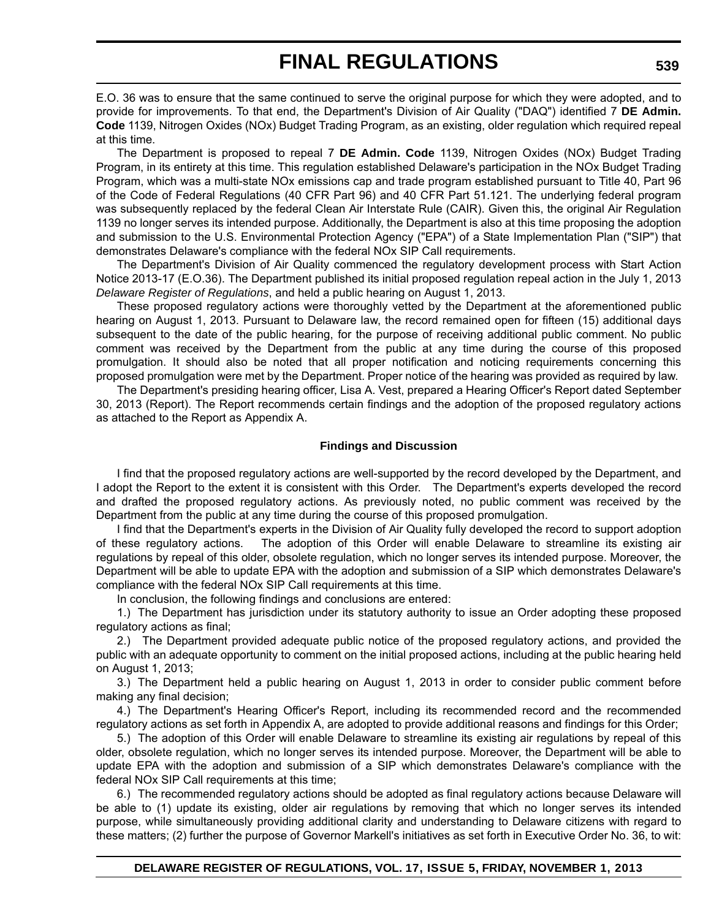E.O. 36 was to ensure that the same continued to serve the original purpose for which they were adopted, and to provide for improvements. To that end, the Department's Division of Air Quality ("DAQ") identified 7 **DE Admin. Code** 1139, Nitrogen Oxides (NOx) Budget Trading Program, as an existing, older regulation which required repeal at this time.

The Department is proposed to repeal 7 **DE Admin. Code** 1139, Nitrogen Oxides (NOx) Budget Trading Program, in its entirety at this time. This regulation established Delaware's participation in the NOx Budget Trading Program, which was a multi-state NOx emissions cap and trade program established pursuant to Title 40, Part 96 of the Code of Federal Regulations (40 CFR Part 96) and 40 CFR Part 51.121. The underlying federal program was subsequently replaced by the federal Clean Air Interstate Rule (CAIR). Given this, the original Air Regulation 1139 no longer serves its intended purpose. Additionally, the Department is also at this time proposing the adoption and submission to the U.S. Environmental Protection Agency ("EPA") of a State Implementation Plan ("SIP") that demonstrates Delaware's compliance with the federal NOx SIP Call requirements.

The Department's Division of Air Quality commenced the regulatory development process with Start Action Notice 2013-17 (E.O.36). The Department published its initial proposed regulation repeal action in the July 1, 2013 *Delaware Register of Regulations*, and held a public hearing on August 1, 2013.

These proposed regulatory actions were thoroughly vetted by the Department at the aforementioned public hearing on August 1, 2013. Pursuant to Delaware law, the record remained open for fifteen (15) additional days subsequent to the date of the public hearing, for the purpose of receiving additional public comment. No public comment was received by the Department from the public at any time during the course of this proposed promulgation. It should also be noted that all proper notification and noticing requirements concerning this proposed promulgation were met by the Department. Proper notice of the hearing was provided as required by law.

The Department's presiding hearing officer, Lisa A. Vest, prepared a Hearing Officer's Report dated September 30, 2013 (Report). The Report recommends certain findings and the adoption of the proposed regulatory actions as attached to the Report as Appendix A.

**Findings and Discussion**

I find that the proposed regulatory actions are well-supported by the record developed by the Department, and I adopt the Report to the extent it is consistent with this Order. The Department's experts developed the record and drafted the proposed regulatory actions. As previously noted, no public comment was received by the Department from the public at any time during the course of this proposed promulgation.

I find that the Department's experts in the Division of Air Quality fully developed the record to support adoption of these regulatory actions. The adoption of this Order will enable Delaware to streamline its existing air regulations by repeal of this older, obsolete regulation, which no longer serves its intended purpose. Moreover, the Department will be able to update EPA with the adoption and submission of a SIP which demonstrates Delaware's compliance with the federal NOx SIP Call requirements at this time.

In conclusion, the following findings and conclusions are entered:

1.) The Department has jurisdiction under its statutory authority to issue an Order adopting these proposed regulatory actions as final;

2.) The Department provided adequate public notice of the proposed regulatory actions, and provided the public with an adequate opportunity to comment on the initial proposed actions, including at the public hearing held on August 1, 2013;

3.) The Department held a public hearing on August 1, 2013 in order to consider public comment before making any final decision;

4.) The Department's Hearing Officer's Report, including its recommended record and the recommended regulatory actions as set forth in Appendix A, are adopted to provide additional reasons and findings for this Order;

5.) The adoption of this Order will enable Delaware to streamline its existing air regulations by repeal of this older, obsolete regulation, which no longer serves its intended purpose. Moreover, the Department will be able to update EPA with the adoption and submission of a SIP which demonstrates Delaware's compliance with the federal NOx SIP Call requirements at this time;

6.) The recommended regulatory actions should be adopted as final regulatory actions because Delaware will be able to (1) update its existing, older air regulations by removing that which no longer serves its intended purpose, while simultaneously providing additional clarity and understanding to Delaware citizens with regard to these matters; (2) further the purpose of Governor Markell's initiatives as set forth in Executive Order No. 36, to wit: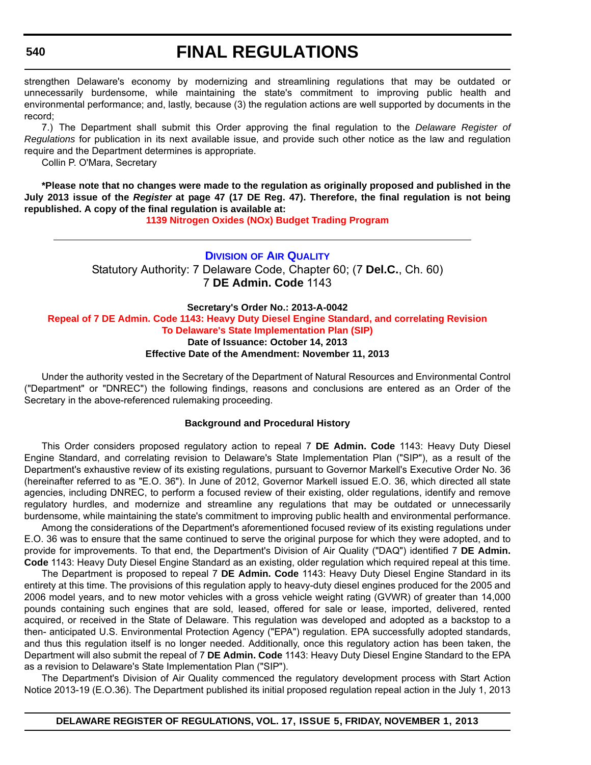strengthen Delaware's economy by modernizing and streamlining regulations that may be outdated or unnecessarily burdensome, while maintaining the state's commitment to improving public health and environmental performance; and, lastly, because (3) the regulation actions are well supported by documents in the record;

7.) The Department shall submit this Order approving the final regulation to the *Delaware Register of Regulations* for publication in its next available issue, and provide such other notice as the law and regulation require and the Department determines is appropriate.

Collin P. O'Mara, Secretary

**\*Please note that no changes were made to the regulation as originally proposed and published in the July 2013 issue of the *Register* at page 47 (17 DE Reg. 47). Therefore, the final regulation is not being republished. A copy of the final regulation is available at:**

**1139 Nitrogen Oxides (NOx) Budget Trading Program**

---

## Division of Air Quality

Statutory Authority: 7 Delaware Code, Chapter 60; (7 **Del.C.**, Ch. 60)
7 **DE Admin. Code** 1143

**Secretary's Order No.: 2013-A-0042**

**Repeal of 7 DE Admin. Code 1143: Heavy Duty Diesel Engine Standard, and correlating Revision To Delaware's State Implementation Plan (SIP)**

**Date of Issuance: October 14, 2013**

**Effective Date of the Amendment: November 11, 2013**

Under the authority vested in the Secretary of the Department of Natural Resources and Environmental Control ("Department" or "DNREC") the following findings, reasons and conclusions are entered as an Order of the Secretary in the above-referenced rulemaking proceeding.

**Background and Procedural History**

This Order considers proposed regulatory action to repeal 7 **DE Admin. Code** 1143: Heavy Duty Diesel Engine Standard, and correlating revision to Delaware's State Implementation Plan ("SIP"), as a result of the Department's exhaustive review of its existing regulations, pursuant to Governor Markell's Executive Order No. 36 (hereinafter referred to as "E.O. 36"). In June of 2012, Governor Markell issued E.O. 36, which directed all state agencies, including DNREC, to perform a focused review of their existing, older regulations, identify and remove regulatory hurdles, and modernize and streamline any regulations that may be outdated or unnecessarily burdensome, while maintaining the state's commitment to improving public health and environmental performance.

Among the considerations of the Department's aforementioned focused review of its existing regulations under E.O. 36 was to ensure that the same continued to serve the original purpose for which they were adopted, and to provide for improvements. To that end, the Department's Division of Air Quality ("DAQ") identified 7 **DE Admin. Code** 1143: Heavy Duty Diesel Engine Standard as an existing, older regulation which required repeal at this time.

The Department is proposed to repeal 7 **DE Admin. Code** 1143: Heavy Duty Diesel Engine Standard in its entirety at this time. The provisions of this regulation apply to heavy-duty diesel engines produced for the 2005 and 2006 model years, and to new motor vehicles with a gross vehicle weight rating (GVWR) of greater than 14,000 pounds containing such engines that are sold, leased, offered for sale or lease, imported, delivered, rented acquired, or received in the State of Delaware. This regulation was developed and adopted as a backstop to a then- anticipated U.S. Environmental Protection Agency ("EPA") regulation. EPA successfully adopted standards, and thus this regulation itself is no longer needed. Additionally, once this regulatory action has been taken, the Department will also submit the repeal of 7 **DE Admin. Code** 1143: Heavy Duty Diesel Engine Standard to the EPA as a revision to Delaware's State Implementation Plan ("SIP").

The Department's Division of Air Quality commenced the regulatory development process with Start Action Notice 2013-19 (E.O.36). The Department published its initial proposed regulation repeal action in the July 1, 2013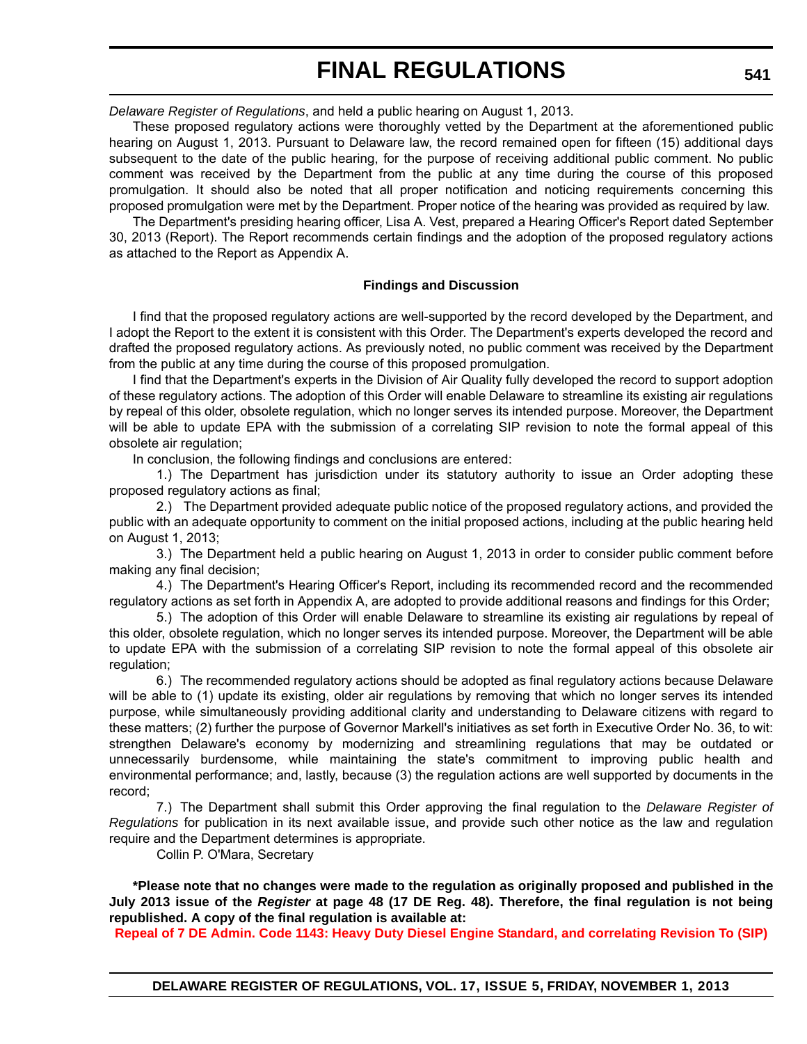*Delaware Register of Regulations*, and held a public hearing on August 1, 2013.

These proposed regulatory actions were thoroughly vetted by the Department at the aforementioned public hearing on August 1, 2013. Pursuant to Delaware law, the record remained open for fifteen (15) additional days subsequent to the date of the public hearing, for the purpose of receiving additional public comment. No public comment was received by the Department from the public at any time during the course of this proposed promulgation. It should also be noted that all proper notification and noticing requirements concerning this proposed promulgation were met by the Department. Proper notice of the hearing was provided as required by law.

The Department's presiding hearing officer, Lisa A. Vest, prepared a Hearing Officer's Report dated September 30, 2013 (Report). The Report recommends certain findings and the adoption of the proposed regulatory actions as attached to the Report as Appendix A.

**Findings and Discussion**

I find that the proposed regulatory actions are well-supported by the record developed by the Department, and I adopt the Report to the extent it is consistent with this Order. The Department's experts developed the record and drafted the proposed regulatory actions. As previously noted, no public comment was received by the Department from the public at any time during the course of this proposed promulgation.

I find that the Department's experts in the Division of Air Quality fully developed the record to support adoption of these regulatory actions. The adoption of this Order will enable Delaware to streamline its existing air regulations by repeal of this older, obsolete regulation, which no longer serves its intended purpose. Moreover, the Department will be able to update EPA with the submission of a correlating SIP revision to note the formal appeal of this obsolete air regulation;

In conclusion, the following findings and conclusions are entered:

1.) The Department has jurisdiction under its statutory authority to issue an Order adopting these proposed regulatory actions as final;

2.) The Department provided adequate public notice of the proposed regulatory actions, and provided the public with an adequate opportunity to comment on the initial proposed actions, including at the public hearing held on August 1, 2013;

3.) The Department held a public hearing on August 1, 2013 in order to consider public comment before making any final decision;

4.) The Department's Hearing Officer's Report, including its recommended record and the recommended regulatory actions as set forth in Appendix A, are adopted to provide additional reasons and findings for this Order;

5.) The adoption of this Order will enable Delaware to streamline its existing air regulations by repeal of this older, obsolete regulation, which no longer serves its intended purpose. Moreover, the Department will be able to update EPA with the submission of a correlating SIP revision to note the formal appeal of this obsolete air regulation;

6.) The recommended regulatory actions should be adopted as final regulatory actions because Delaware will be able to (1) update its existing, older air regulations by removing that which no longer serves its intended purpose, while simultaneously providing additional clarity and understanding to Delaware citizens with regard to these matters; (2) further the purpose of Governor Markell's initiatives as set forth in Executive Order No. 36, to wit: strengthen Delaware's economy by modernizing and streamlining regulations that may be outdated or unnecessarily burdensome, while maintaining the state's commitment to improving public health and environmental performance; and, lastly, because (3) the regulation actions are well supported by documents in the record;

7.) The Department shall submit this Order approving the final regulation to the *Delaware Register of Regulations* for publication in its next available issue, and provide such other notice as the law and regulation require and the Department determines is appropriate.

Collin P. O'Mara, Secretary

**\*Please note that no changes were made to the regulation as originally proposed and published in the July 2013 issue of the *Register* at page 48 (17 DE Reg. 48). Therefore, the final regulation is not being republished. A copy of the final regulation is available at:**

**Repeal of 7 DE Admin. Code 1143: Heavy Duty Diesel Engine Standard, and correlating Revision To (SIP)**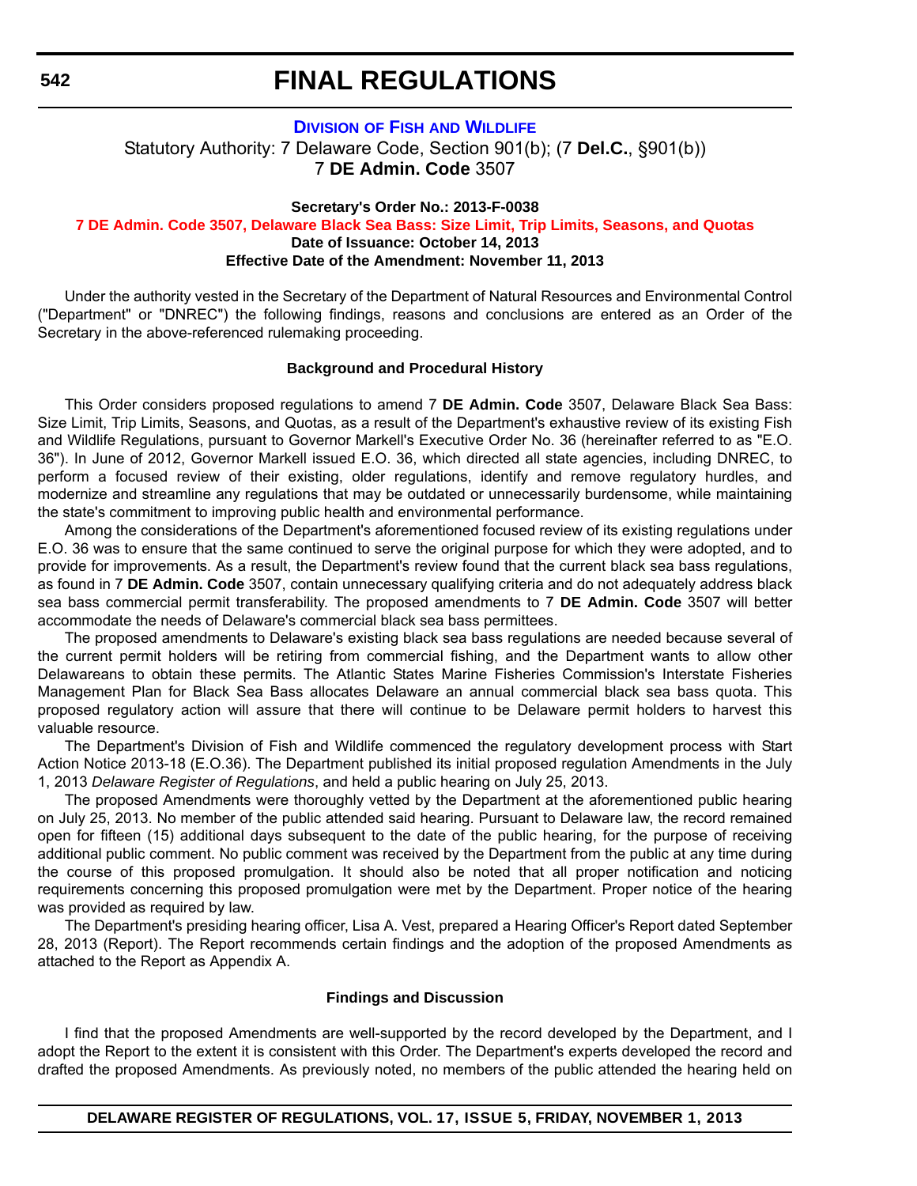# FINAL REGULATIONS

### DIVISION OF FISH AND WILDLIFE

Statutory Authority: 7 Delaware Code, Section 901(b); (7 **Del.C.**, §901(b))
7 **DE Admin. Code** 3507

**Secretary's Order No.: 2013-F-0038**
**7 DE Admin. Code 3507, Delaware Black Sea Bass: Size Limit, Trip Limits, Seasons, and Quotas**
**Date of Issuance: October 14, 2013**
**Effective Date of the Amendment: November 11, 2013**

Under the authority vested in the Secretary of the Department of Natural Resources and Environmental Control ("Department" or "DNREC") the following findings, reasons and conclusions are entered as an Order of the Secretary in the above-referenced rulemaking proceeding.

**Background and Procedural History**

This Order considers proposed regulations to amend 7 **DE Admin. Code** 3507, Delaware Black Sea Bass: Size Limit, Trip Limits, Seasons, and Quotas, as a result of the Department's exhaustive review of its existing Fish and Wildlife Regulations, pursuant to Governor Markell's Executive Order No. 36 (hereinafter referred to as "E.O. 36"). In June of 2012, Governor Markell issued E.O. 36, which directed all state agencies, including DNREC, to perform a focused review of their existing, older regulations, identify and remove regulatory hurdles, and modernize and streamline any regulations that may be outdated or unnecessarily burdensome, while maintaining the state's commitment to improving public health and environmental performance.

Among the considerations of the Department's aforementioned focused review of its existing regulations under E.O. 36 was to ensure that the same continued to serve the original purpose for which they were adopted, and to provide for improvements. As a result, the Department's review found that the current black sea bass regulations, as found in 7 **DE Admin. Code** 3507, contain unnecessary qualifying criteria and do not adequately address black sea bass commercial permit transferability. The proposed amendments to 7 **DE Admin. Code** 3507 will better accommodate the needs of Delaware's commercial black sea bass permittees.

The proposed amendments to Delaware's existing black sea bass regulations are needed because several of the current permit holders will be retiring from commercial fishing, and the Department wants to allow other Delawareans to obtain these permits. The Atlantic States Marine Fisheries Commission's Interstate Fisheries Management Plan for Black Sea Bass allocates Delaware an annual commercial black sea bass quota. This proposed regulatory action will assure that there will continue to be Delaware permit holders to harvest this valuable resource.

The Department's Division of Fish and Wildlife commenced the regulatory development process with Start Action Notice 2013-18 (E.O.36). The Department published its initial proposed regulation Amendments in the July 1, 2013 *Delaware Register of Regulations*, and held a public hearing on July 25, 2013.

The proposed Amendments were thoroughly vetted by the Department at the aforementioned public hearing on July 25, 2013. No member of the public attended said hearing. Pursuant to Delaware law, the record remained open for fifteen (15) additional days subsequent to the date of the public hearing, for the purpose of receiving additional public comment. No public comment was received by the Department from the public at any time during the course of this proposed promulgation. It should also be noted that all proper notification and noticing requirements concerning this proposed promulgation were met by the Department. Proper notice of the hearing was provided as required by law.

The Department's presiding hearing officer, Lisa A. Vest, prepared a Hearing Officer's Report dated September 28, 2013 (Report). The Report recommends certain findings and the adoption of the proposed Amendments as attached to the Report as Appendix A.

**Findings and Discussion**

I find that the proposed Amendments are well-supported by the record developed by the Department, and I adopt the Report to the extent it is consistent with this Order. The Department's experts developed the record and drafted the proposed Amendments. As previously noted, no members of the public attended the hearing held on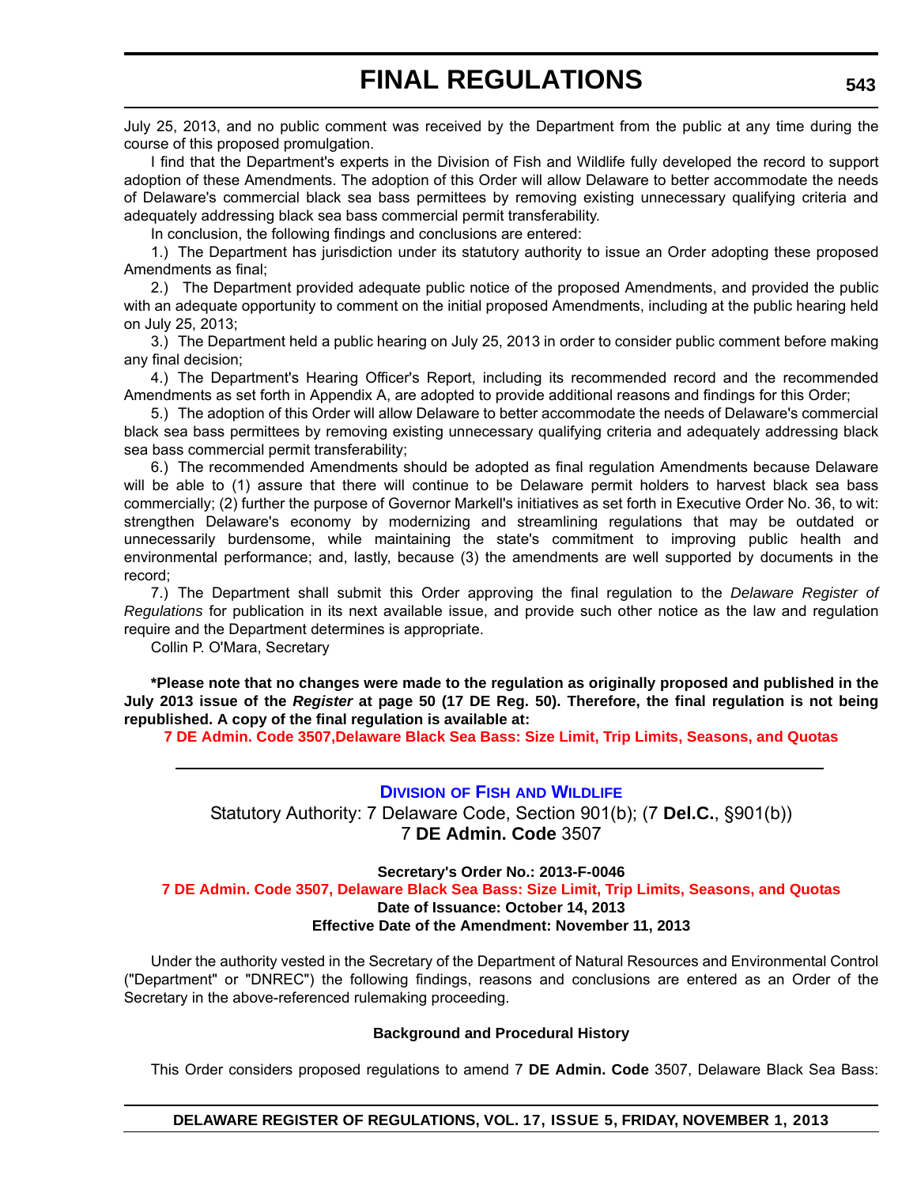July 25, 2013, and no public comment was received by the Department from the public at any time during the course of this proposed promulgation.

I find that the Department's experts in the Division of Fish and Wildlife fully developed the record to support adoption of these Amendments. The adoption of this Order will allow Delaware to better accommodate the needs of Delaware's commercial black sea bass permittees by removing existing unnecessary qualifying criteria and adequately addressing black sea bass commercial permit transferability.

In conclusion, the following findings and conclusions are entered:

1.) The Department has jurisdiction under its statutory authority to issue an Order adopting these proposed Amendments as final;

2.) The Department provided adequate public notice of the proposed Amendments, and provided the public with an adequate opportunity to comment on the initial proposed Amendments, including at the public hearing held on July 25, 2013;

3.) The Department held a public hearing on July 25, 2013 in order to consider public comment before making any final decision;

4.) The Department's Hearing Officer's Report, including its recommended record and the recommended Amendments as set forth in Appendix A, are adopted to provide additional reasons and findings for this Order;

5.) The adoption of this Order will allow Delaware to better accommodate the needs of Delaware's commercial black sea bass permittees by removing existing unnecessary qualifying criteria and adequately addressing black sea bass commercial permit transferability;

6.) The recommended Amendments should be adopted as final regulation Amendments because Delaware will be able to (1) assure that there will continue to be Delaware permit holders to harvest black sea bass commercially; (2) further the purpose of Governor Markell's initiatives as set forth in Executive Order No. 36, to wit: strengthen Delaware's economy by modernizing and streamlining regulations that may be outdated or unnecessarily burdensome, while maintaining the state's commitment to improving public health and environmental performance; and, lastly, because (3) the amendments are well supported by documents in the record;

7.) The Department shall submit this Order approving the final regulation to the *Delaware Register of Regulations* for publication in its next available issue, and provide such other notice as the law and regulation require and the Department determines is appropriate.

Collin P. O'Mara, Secretary

**\*Please note that no changes were made to the regulation as originally proposed and published in the July 2013 issue of the *Register* at page 50 (17 DE Reg. 50). Therefore, the final regulation is not being republished. A copy of the final regulation is available at:**

**7 DE Admin. Code 3507,Delaware Black Sea Bass: Size Limit, Trip Limits, Seasons, and Quotas**

---

## Division of Fish and Wildlife

Statutory Authority: 7 Delaware Code, Section 901(b); (7 **Del.C.**, §901(b))
7 **DE Admin. Code** 3507

**Secretary's Order No.: 2013-F-0046**

**7 DE Admin. Code 3507, Delaware Black Sea Bass: Size Limit, Trip Limits, Seasons, and Quotas**

**Date of Issuance: October 14, 2013**

**Effective Date of the Amendment: November 11, 2013**

Under the authority vested in the Secretary of the Department of Natural Resources and Environmental Control ("Department" or "DNREC") the following findings, reasons and conclusions are entered as an Order of the Secretary in the above-referenced rulemaking proceeding.

### Background and Procedural History

This Order considers proposed regulations to amend 7 **DE Admin. Code** 3507, Delaware Black Sea Bass: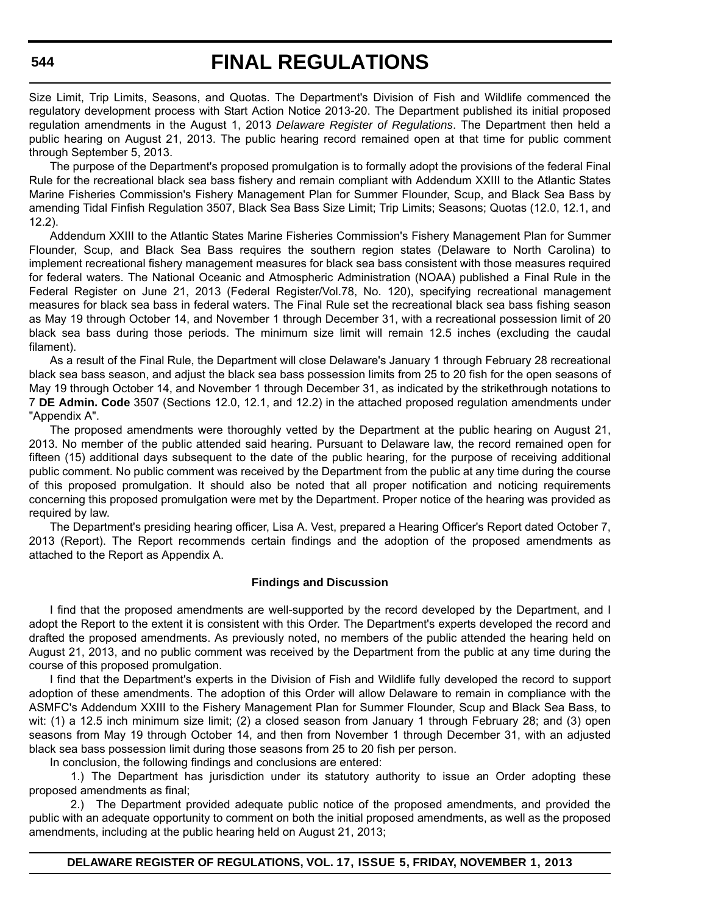Size Limit, Trip Limits, Seasons, and Quotas. The Department's Division of Fish and Wildlife commenced the regulatory development process with Start Action Notice 2013-20. The Department published its initial proposed regulation amendments in the August 1, 2013 *Delaware Register of Regulations*. The Department then held a public hearing on August 21, 2013. The public hearing record remained open at that time for public comment through September 5, 2013.

The purpose of the Department's proposed promulgation is to formally adopt the provisions of the federal Final Rule for the recreational black sea bass fishery and remain compliant with Addendum XXIII to the Atlantic States Marine Fisheries Commission's Fishery Management Plan for Summer Flounder, Scup, and Black Sea Bass by amending Tidal Finfish Regulation 3507, Black Sea Bass Size Limit; Trip Limits; Seasons; Quotas (12.0, 12.1, and 12.2).

Addendum XXIII to the Atlantic States Marine Fisheries Commission's Fishery Management Plan for Summer Flounder, Scup, and Black Sea Bass requires the southern region states (Delaware to North Carolina) to implement recreational fishery management measures for black sea bass consistent with those measures required for federal waters. The National Oceanic and Atmospheric Administration (NOAA) published a Final Rule in the Federal Register on June 21, 2013 (Federal Register/Vol.78, No. 120), specifying recreational management measures for black sea bass in federal waters. The Final Rule set the recreational black sea bass fishing season as May 19 through October 14, and November 1 through December 31, with a recreational possession limit of 20 black sea bass during those periods. The minimum size limit will remain 12.5 inches (excluding the caudal filament).

As a result of the Final Rule, the Department will close Delaware's January 1 through February 28 recreational black sea bass season, and adjust the black sea bass possession limits from 25 to 20 fish for the open seasons of May 19 through October 14, and November 1 through December 31, as indicated by the strikethrough notations to 7 **DE Admin. Code** 3507 (Sections 12.0, 12.1, and 12.2) in the attached proposed regulation amendments under "Appendix A".

The proposed amendments were thoroughly vetted by the Department at the public hearing on August 21, 2013. No member of the public attended said hearing. Pursuant to Delaware law, the record remained open for fifteen (15) additional days subsequent to the date of the public hearing, for the purpose of receiving additional public comment. No public comment was received by the Department from the public at any time during the course of this proposed promulgation. It should also be noted that all proper notification and noticing requirements concerning this proposed promulgation were met by the Department. Proper notice of the hearing was provided as required by law.

The Department's presiding hearing officer, Lisa A. Vest, prepared a Hearing Officer's Report dated October 7, 2013 (Report). The Report recommends certain findings and the adoption of the proposed amendments as attached to the Report as Appendix A.

### Findings and Discussion

I find that the proposed amendments are well-supported by the record developed by the Department, and I adopt the Report to the extent it is consistent with this Order. The Department's experts developed the record and drafted the proposed amendments. As previously noted, no members of the public attended the hearing held on August 21, 2013, and no public comment was received by the Department from the public at any time during the course of this proposed promulgation.

I find that the Department's experts in the Division of Fish and Wildlife fully developed the record to support adoption of these amendments. The adoption of this Order will allow Delaware to remain in compliance with the ASMFC's Addendum XXIII to the Fishery Management Plan for Summer Flounder, Scup and Black Sea Bass, to wit: (1) a 12.5 inch minimum size limit; (2) a closed season from January 1 through February 28; and (3) open seasons from May 19 through October 14, and then from November 1 through December 31, with an adjusted black sea bass possession limit during those seasons from 25 to 20 fish per person.

In conclusion, the following findings and conclusions are entered:

1.) The Department has jurisdiction under its statutory authority to issue an Order adopting these proposed amendments as final;

2.) The Department provided adequate public notice of the proposed amendments, and provided the public with an adequate opportunity to comment on both the initial proposed amendments, as well as the proposed amendments, including at the public hearing held on August 21, 2013;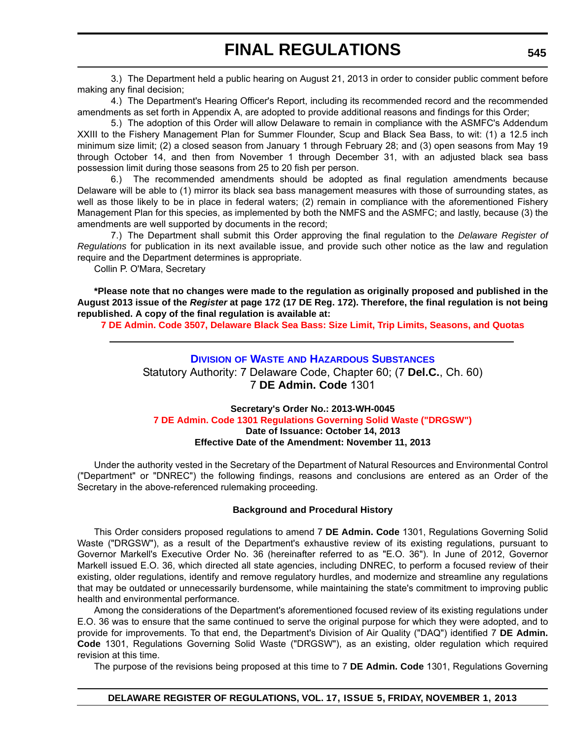3.) The Department held a public hearing on August 21, 2013 in order to consider public comment before making any final decision;

4.) The Department's Hearing Officer's Report, including its recommended record and the recommended amendments as set forth in Appendix A, are adopted to provide additional reasons and findings for this Order;

5.) The adoption of this Order will allow Delaware to remain in compliance with the ASMFC's Addendum XXIII to the Fishery Management Plan for Summer Flounder, Scup and Black Sea Bass, to wit: (1) a 12.5 inch minimum size limit; (2) a closed season from January 1 through February 28; and (3) open seasons from May 19 through October 14, and then from November 1 through December 31, with an adjusted black sea bass possession limit during those seasons from 25 to 20 fish per person.

6.) The recommended amendments should be adopted as final regulation amendments because Delaware will be able to (1) mirror its black sea bass management measures with those of surrounding states, as well as those likely to be in place in federal waters; (2) remain in compliance with the aforementioned Fishery Management Plan for this species, as implemented by both the NMFS and the ASMFC; and lastly, because (3) the amendments are well supported by documents in the record;

7.) The Department shall submit this Order approving the final regulation to the *Delaware Register of Regulations* for publication in its next available issue, and provide such other notice as the law and regulation require and the Department determines is appropriate.

Collin P. O'Mara, Secretary

**\*Please note that no changes were made to the regulation as originally proposed and published in the August 2013 issue of the *Register* at page 172 (17 DE Reg. 172). Therefore, the final regulation is not being republished. A copy of the final regulation is available at:**

**7 DE Admin. Code 3507, Delaware Black Sea Bass: Size Limit, Trip Limits, Seasons, and Quotas**

---

## Division of Waste and Hazardous Substances

Statutory Authority: 7 Delaware Code, Chapter 60; (7 **Del.C.**, Ch. 60)
7 **DE Admin. Code** 1301

**Secretary's Order No.: 2013-WH-0045**
**7 DE Admin. Code 1301 Regulations Governing Solid Waste ("DRGSW")**
**Date of Issuance: October 14, 2013**
**Effective Date of the Amendment: November 11, 2013**

Under the authority vested in the Secretary of the Department of Natural Resources and Environmental Control ("Department" or "DNREC") the following findings, reasons and conclusions are entered as an Order of the Secretary in the above-referenced rulemaking proceeding.

### Background and Procedural History

This Order considers proposed regulations to amend 7 **DE Admin. Code** 1301, Regulations Governing Solid Waste ("DRGSW"), as a result of the Department's exhaustive review of its existing regulations, pursuant to Governor Markell's Executive Order No. 36 (hereinafter referred to as "E.O. 36"). In June of 2012, Governor Markell issued E.O. 36, which directed all state agencies, including DNREC, to perform a focused review of their existing, older regulations, identify and remove regulatory hurdles, and modernize and streamline any regulations that may be outdated or unnecessarily burdensome, while maintaining the state's commitment to improving public health and environmental performance.

Among the considerations of the Department's aforementioned focused review of its existing regulations under E.O. 36 was to ensure that the same continued to serve the original purpose for which they were adopted, and to provide for improvements. To that end, the Department's Division of Air Quality ("DAQ") identified 7 **DE Admin. Code** 1301, Regulations Governing Solid Waste ("DRGSW"), as an existing, older regulation which required revision at this time.

The purpose of the revisions being proposed at this time to 7 **DE Admin. Code** 1301, Regulations Governing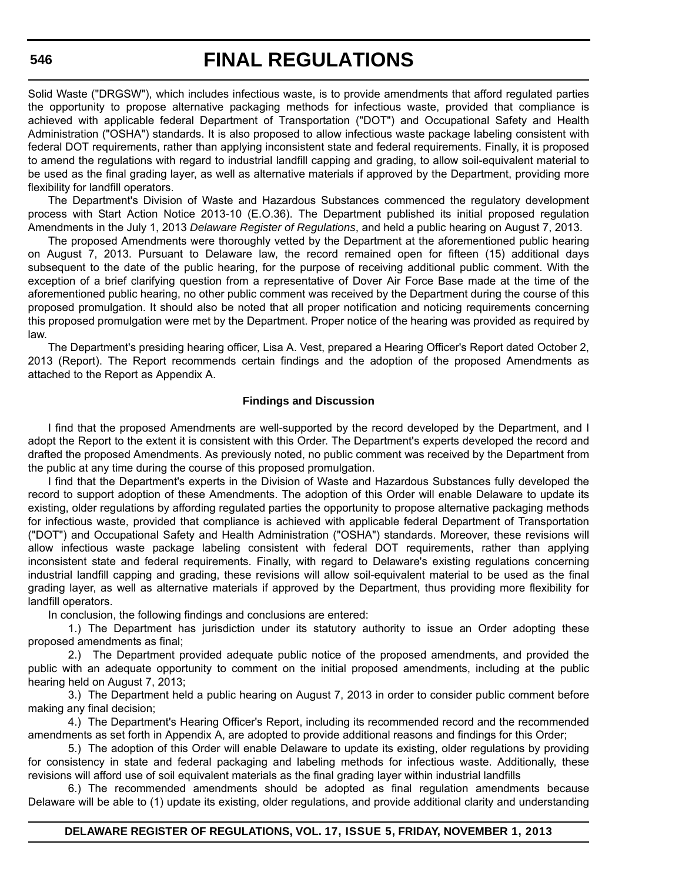Solid Waste ("DRGSW"), which includes infectious waste, is to provide amendments that afford regulated parties the opportunity to propose alternative packaging methods for infectious waste, provided that compliance is achieved with applicable federal Department of Transportation ("DOT") and Occupational Safety and Health Administration ("OSHA") standards. It is also proposed to allow infectious waste package labeling consistent with federal DOT requirements, rather than applying inconsistent state and federal requirements. Finally, it is proposed to amend the regulations with regard to industrial landfill capping and grading, to allow soil-equivalent material to be used as the final grading layer, as well as alternative materials if approved by the Department, providing more flexibility for landfill operators.

The Department's Division of Waste and Hazardous Substances commenced the regulatory development process with Start Action Notice 2013-10 (E.O.36). The Department published its initial proposed regulation Amendments in the July 1, 2013 *Delaware Register of Regulations*, and held a public hearing on August 7, 2013.

The proposed Amendments were thoroughly vetted by the Department at the aforementioned public hearing on August 7, 2013. Pursuant to Delaware law, the record remained open for fifteen (15) additional days subsequent to the date of the public hearing, for the purpose of receiving additional public comment. With the exception of a brief clarifying question from a representative of Dover Air Force Base made at the time of the aforementioned public hearing, no other public comment was received by the Department during the course of this proposed promulgation. It should also be noted that all proper notification and noticing requirements concerning this proposed promulgation were met by the Department. Proper notice of the hearing was provided as required by law.

The Department's presiding hearing officer, Lisa A. Vest, prepared a Hearing Officer's Report dated October 2, 2013 (Report). The Report recommends certain findings and the adoption of the proposed Amendments as attached to the Report as Appendix A.

#### Findings and Discussion

I find that the proposed Amendments are well-supported by the record developed by the Department, and I adopt the Report to the extent it is consistent with this Order. The Department's experts developed the record and drafted the proposed Amendments. As previously noted, no public comment was received by the Department from the public at any time during the course of this proposed promulgation.

I find that the Department's experts in the Division of Waste and Hazardous Substances fully developed the record to support adoption of these Amendments. The adoption of this Order will enable Delaware to update its existing, older regulations by affording regulated parties the opportunity to propose alternative packaging methods for infectious waste, provided that compliance is achieved with applicable federal Department of Transportation ("DOT") and Occupational Safety and Health Administration ("OSHA") standards. Moreover, these revisions will allow infectious waste package labeling consistent with federal DOT requirements, rather than applying inconsistent state and federal requirements. Finally, with regard to Delaware's existing regulations concerning industrial landfill capping and grading, these revisions will allow soil-equivalent material to be used as the final grading layer, as well as alternative materials if approved by the Department, thus providing more flexibility for landfill operators.

In conclusion, the following findings and conclusions are entered:

1.) The Department has jurisdiction under its statutory authority to issue an Order adopting these proposed amendments as final;

2.) The Department provided adequate public notice of the proposed amendments, and provided the public with an adequate opportunity to comment on the initial proposed amendments, including at the public hearing held on August 7, 2013;

3.) The Department held a public hearing on August 7, 2013 in order to consider public comment before making any final decision;

4.) The Department's Hearing Officer's Report, including its recommended record and the recommended amendments as set forth in Appendix A, are adopted to provide additional reasons and findings for this Order;

5.) The adoption of this Order will enable Delaware to update its existing, older regulations by providing for consistency in state and federal packaging and labeling methods for infectious waste. Additionally, these revisions will afford use of soil equivalent materials as the final grading layer within industrial landfills

6.) The recommended amendments should be adopted as final regulation amendments because Delaware will be able to (1) update its existing, older regulations, and provide additional clarity and understanding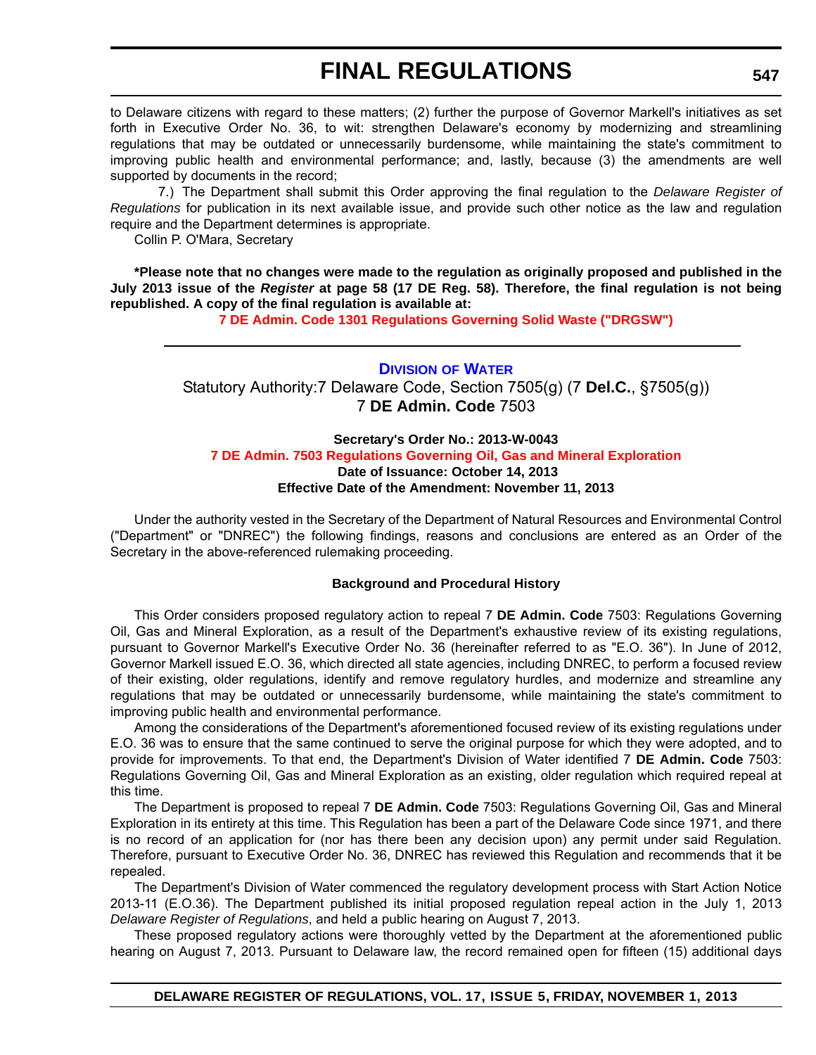to Delaware citizens with regard to these matters; (2) further the purpose of Governor Markell's initiatives as set forth in Executive Order No. 36, to wit: strengthen Delaware's economy by modernizing and streamlining regulations that may be outdated or unnecessarily burdensome, while maintaining the state's commitment to improving public health and environmental performance; and, lastly, because (3) the amendments are well supported by documents in the record;

7.) The Department shall submit this Order approving the final regulation to the *Delaware Register of Regulations* for publication in its next available issue, and provide such other notice as the law and regulation require and the Department determines is appropriate.

Collin P. O'Mara, Secretary

**\*Please note that no changes were made to the regulation as originally proposed and published in the July 2013 issue of the *Register* at page 58 (17 DE Reg. 58). Therefore, the final regulation is not being republished. A copy of the final regulation is available at:**

**7 DE Admin. Code 1301 Regulations Governing Solid Waste ("DRGSW")**

---

## Division of Water

Statutory Authority:7 Delaware Code, Section 7505(g) (7 **Del.C.**, §7505(g))
7 **DE Admin. Code** 7503

**Secretary's Order No.: 2013-W-0043**
**7 DE Admin. 7503 Regulations Governing Oil, Gas and Mineral Exploration**
**Date of Issuance: October 14, 2013**
**Effective Date of the Amendment: November 11, 2013**

Under the authority vested in the Secretary of the Department of Natural Resources and Environmental Control ("Department" or "DNREC") the following findings, reasons and conclusions are entered as an Order of the Secretary in the above-referenced rulemaking proceeding.

**Background and Procedural History**

This Order considers proposed regulatory action to repeal 7 **DE Admin. Code** 7503: Regulations Governing Oil, Gas and Mineral Exploration, as a result of the Department's exhaustive review of its existing regulations, pursuant to Governor Markell's Executive Order No. 36 (hereinafter referred to as "E.O. 36"). In June of 2012, Governor Markell issued E.O. 36, which directed all state agencies, including DNREC, to perform a focused review of their existing, older regulations, identify and remove regulatory hurdles, and modernize and streamline any regulations that may be outdated or unnecessarily burdensome, while maintaining the state's commitment to improving public health and environmental performance.

Among the considerations of the Department's aforementioned focused review of its existing regulations under E.O. 36 was to ensure that the same continued to serve the original purpose for which they were adopted, and to provide for improvements. To that end, the Department's Division of Water identified 7 **DE Admin. Code** 7503: Regulations Governing Oil, Gas and Mineral Exploration as an existing, older regulation which required repeal at this time.

The Department is proposed to repeal 7 **DE Admin. Code** 7503: Regulations Governing Oil, Gas and Mineral Exploration in its entirety at this time. This Regulation has been a part of the Delaware Code since 1971, and there is no record of an application for (nor has there been any decision upon) any permit under said Regulation. Therefore, pursuant to Executive Order No. 36, DNREC has reviewed this Regulation and recommends that it be repealed.

The Department's Division of Water commenced the regulatory development process with Start Action Notice 2013-11 (E.O.36). The Department published its initial proposed regulation repeal action in the July 1, 2013 *Delaware Register of Regulations*, and held a public hearing on August 7, 2013.

These proposed regulatory actions were thoroughly vetted by the Department at the aforementioned public hearing on August 7, 2013. Pursuant to Delaware law, the record remained open for fifteen (15) additional days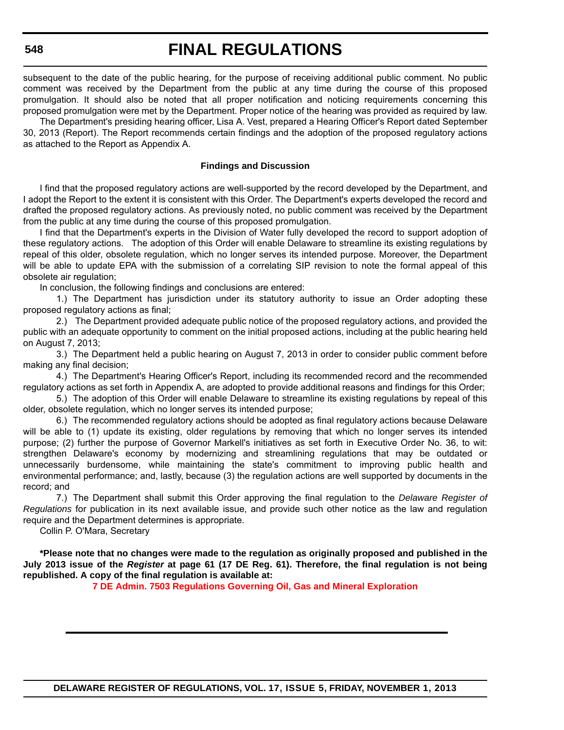subsequent to the date of the public hearing, for the purpose of receiving additional public comment. No public comment was received by the Department from the public at any time during the course of this proposed promulgation. It should also be noted that all proper notification and noticing requirements concerning this proposed promulgation were met by the Department. Proper notice of the hearing was provided as required by law.

The Department's presiding hearing officer, Lisa A. Vest, prepared a Hearing Officer's Report dated September 30, 2013 (Report). The Report recommends certain findings and the adoption of the proposed regulatory actions as attached to the Report as Appendix A.

**Findings and Discussion**

I find that the proposed regulatory actions are well-supported by the record developed by the Department, and I adopt the Report to the extent it is consistent with this Order. The Department's experts developed the record and drafted the proposed regulatory actions. As previously noted, no public comment was received by the Department from the public at any time during the course of this proposed promulgation.

I find that the Department's experts in the Division of Water fully developed the record to support adoption of these regulatory actions. The adoption of this Order will enable Delaware to streamline its existing regulations by repeal of this older, obsolete regulation, which no longer serves its intended purpose. Moreover, the Department will be able to update EPA with the submission of a correlating SIP revision to note the formal appeal of this obsolete air regulation;

In conclusion, the following findings and conclusions are entered:

1.) The Department has jurisdiction under its statutory authority to issue an Order adopting these proposed regulatory actions as final;

2.) The Department provided adequate public notice of the proposed regulatory actions, and provided the public with an adequate opportunity to comment on the initial proposed actions, including at the public hearing held on August 7, 2013;

3.) The Department held a public hearing on August 7, 2013 in order to consider public comment before making any final decision;

4.) The Department's Hearing Officer's Report, including its recommended record and the recommended regulatory actions as set forth in Appendix A, are adopted to provide additional reasons and findings for this Order;

5.) The adoption of this Order will enable Delaware to streamline its existing regulations by repeal of this older, obsolete regulation, which no longer serves its intended purpose;

6.) The recommended regulatory actions should be adopted as final regulatory actions because Delaware will be able to (1) update its existing, older regulations by removing that which no longer serves its intended purpose; (2) further the purpose of Governor Markell's initiatives as set forth in Executive Order No. 36, to wit: strengthen Delaware's economy by modernizing and streamlining regulations that may be outdated or unnecessarily burdensome, while maintaining the state's commitment to improving public health and environmental performance; and, lastly, because (3) the regulation actions are well supported by documents in the record; and

7.) The Department shall submit this Order approving the final regulation to the *Delaware Register of Regulations* for publication in its next available issue, and provide such other notice as the law and regulation require and the Department determines is appropriate.

Collin P. O'Mara, Secretary

**\*Please note that no changes were made to the regulation as originally proposed and published in the July 2013 issue of the *Register* at page 61 (17 DE Reg. 61). Therefore, the final regulation is not being republished. A copy of the final regulation is available at:**

**7 DE Admin. 7503 Regulations Governing Oil, Gas and Mineral Exploration**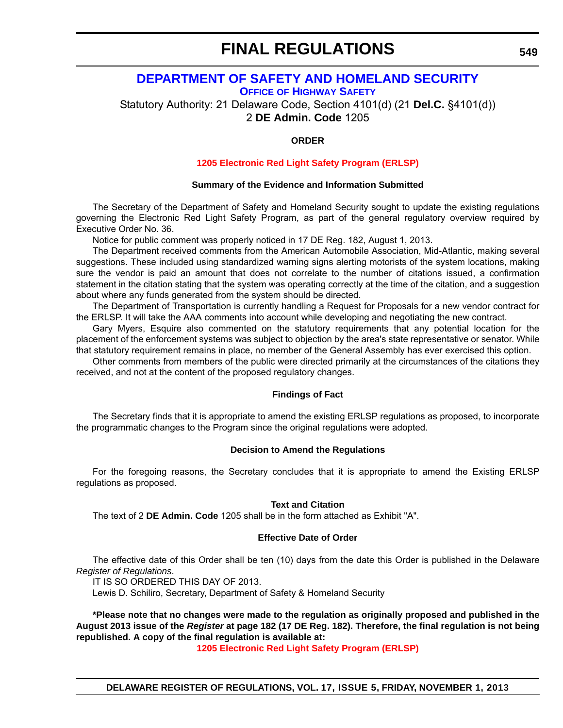# FINAL REGULATIONS

## DEPARTMENT OF SAFETY AND HOMELAND SECURITY

### OFFICE OF HIGHWAY SAFETY

Statutory Authority: 21 Delaware Code, Section 4101(d) (21 **Del.C.** §4101(d))
2 **DE Admin. Code** 1205

**ORDER**

**1205 Electronic Red Light Safety Program (ERLSP)**

**Summary of the Evidence and Information Submitted**

The Secretary of the Department of Safety and Homeland Security sought to update the existing regulations governing the Electronic Red Light Safety Program, as part of the general regulatory overview required by Executive Order No. 36.

Notice for public comment was properly noticed in 17 DE Reg. 182, August 1, 2013.

The Department received comments from the American Automobile Association, Mid-Atlantic, making several suggestions. These included using standardized warning signs alerting motorists of the system locations, making sure the vendor is paid an amount that does not correlate to the number of citations issued, a confirmation statement in the citation stating that the system was operating correctly at the time of the citation, and a suggestion about where any funds generated from the system should be directed.

The Department of Transportation is currently handling a Request for Proposals for a new vendor contract for the ERLSP. It will take the AAA comments into account while developing and negotiating the new contract.

Gary Myers, Esquire also commented on the statutory requirements that any potential location for the placement of the enforcement systems was subject to objection by the area's state representative or senator. While that statutory requirement remains in place, no member of the General Assembly has ever exercised this option.

Other comments from members of the public were directed primarily at the circumstances of the citations they received, and not at the content of the proposed regulatory changes.

**Findings of Fact**

The Secretary finds that it is appropriate to amend the existing ERLSP regulations as proposed, to incorporate the programmatic changes to the Program since the original regulations were adopted.

**Decision to Amend the Regulations**

For the foregoing reasons, the Secretary concludes that it is appropriate to amend the Existing ERLSP regulations as proposed.

**Text and Citation**

The text of 2 **DE Admin. Code** 1205 shall be in the form attached as Exhibit "A".

**Effective Date of Order**

The effective date of this Order shall be ten (10) days from the date this Order is published in the Delaware *Register of Regulations*.

IT IS SO ORDERED THIS DAY OF 2013.

Lewis D. Schiliro, Secretary, Department of Safety & Homeland Security

**\*Please note that no changes were made to the regulation as originally proposed and published in the August 2013 issue of the *Register* at page 182 (17 DE Reg. 182). Therefore, the final regulation is not being republished. A copy of the final regulation is available at:**

**1205 Electronic Red Light Safety Program (ERLSP)**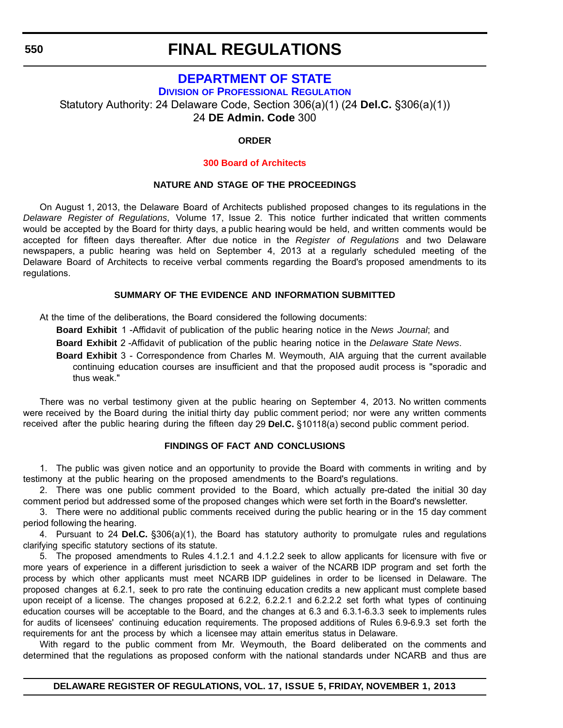# FINAL REGULATIONS

## DEPARTMENT OF STATE

### Division of Professional Regulation

Statutory Authority: 24 Delaware Code, Section 306(a)(1) (24 **Del.C.** §306(a)(1))
24 **DE Admin. Code** 300

**ORDER**

**300 Board of Architects**

**NATURE AND STAGE OF THE PROCEEDINGS**

On August 1, 2013, the Delaware Board of Architects published proposed changes to its regulations in the *Delaware Register of Regulations*, Volume 17, Issue 2. This notice further indicated that written comments would be accepted by the Board for thirty days, a public hearing would be held, and written comments would be accepted for fifteen days thereafter. After due notice in the *Register of Regulations* and two Delaware newspapers, a public hearing was held on September 4, 2013 at a regularly scheduled meeting of the Delaware Board of Architects to receive verbal comments regarding the Board's proposed amendments to its regulations.

**SUMMARY OF THE EVIDENCE AND INFORMATION SUBMITTED**

At the time of the deliberations, the Board considered the following documents:

**Board Exhibit** 1 -Affidavit of publication of the public hearing notice in the *News Journal*; and

**Board Exhibit** 2 -Affidavit of publication of the public hearing notice in the *Delaware State News*.

**Board Exhibit** 3 - Correspondence from Charles M. Weymouth, AIA arguing that the current available continuing education courses are insufficient and that the proposed audit process is "sporadic and thus weak."

There was no verbal testimony given at the public hearing on September 4, 2013. No written comments were received by the Board during the initial thirty day public comment period; nor were any written comments received after the public hearing during the fifteen day 29 **Del.C.** §10118(a) second public comment period.

**FINDINGS OF FACT AND CONCLUSIONS**

1. The public was given notice and an opportunity to provide the Board with comments in writing and by testimony at the public hearing on the proposed amendments to the Board's regulations.

2. There was one public comment provided to the Board, which actually pre-dated the initial 30 day comment period but addressed some of the proposed changes which were set forth in the Board's newsletter.

3. There were no additional public comments received during the public hearing or in the 15 day comment period following the hearing.

4. Pursuant to 24 **Del.C.** §306(a)(1), the Board has statutory authority to promulgate rules and regulations clarifying specific statutory sections of its statute.

5. The proposed amendments to Rules 4.1.2.1 and 4.1.2.2 seek to allow applicants for licensure with five or more years of experience in a different jurisdiction to seek a waiver of the NCARB IDP program and set forth the process by which other applicants must meet NCARB IDP guidelines in order to be licensed in Delaware. The proposed changes at 6.2.1, seek to pro rate the continuing education credits a new applicant must complete based upon receipt of a license. The changes proposed at 6.2.2, 6.2.2.1 and 6.2.2.2 set forth what types of continuing education courses will be acceptable to the Board, and the changes at 6.3 and 6.3.1-6.3.3 seek to implements rules for audits of licensees' continuing education requirements. The proposed additions of Rules 6.9-6.9.3 set forth the requirements for ant the process by which a licensee may attain emeritus status in Delaware.

With regard to the public comment from Mr. Weymouth, the Board deliberated on the comments and determined that the regulations as proposed conform with the national standards under NCARB and thus are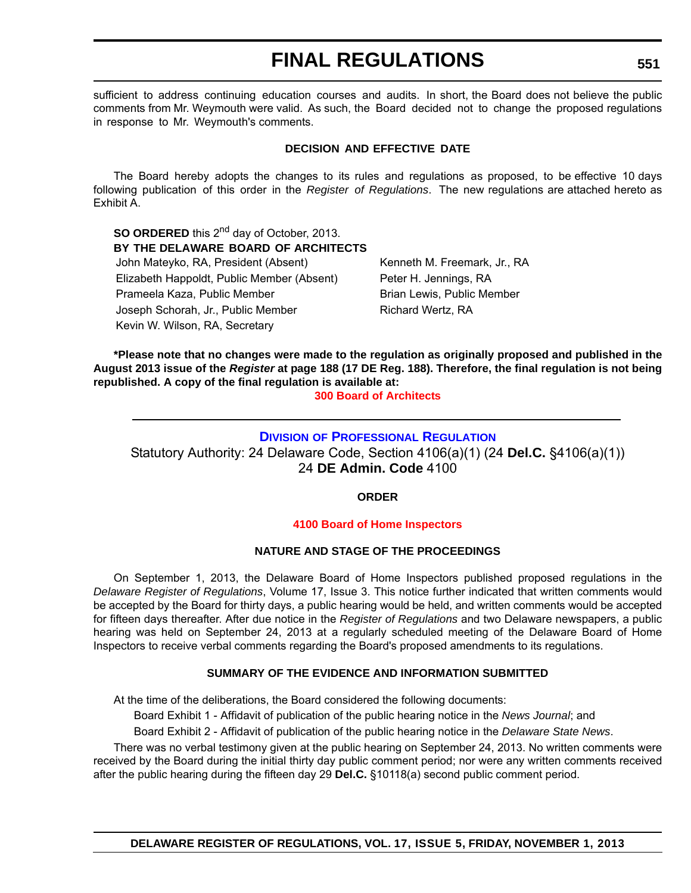sufficient to address continuing education courses and audits. In short, the Board does not believe the public comments from Mr. Weymouth were valid. As such, the Board decided not to change the proposed regulations in response to Mr. Weymouth's comments.

**DECISION AND EFFECTIVE DATE**

The Board hereby adopts the changes to its rules and regulations as proposed, to be effective 10 days following publication of this order in the *Register of Regulations*. The new regulations are attached hereto as Exhibit A.

**SO ORDERED** this 2nd day of October, 2013.

**BY THE DELAWARE BOARD OF ARCHITECTS**

John Mateyko, RA, President (Absent)
Elizabeth Happoldt, Public Member (Absent)
Prameela Kaza, Public Member
Joseph Schorah, Jr., Public Member
Kevin W. Wilson, RA, Secretary
Kenneth M. Freemark, Jr., RA
Peter H. Jennings, RA
Brian Lewis, Public Member
Richard Wertz, RA

**\*Please note that no changes were made to the regulation as originally proposed and published in the August 2013 issue of the *Register* at page 188 (17 DE Reg. 188). Therefore, the final regulation is not being republished. A copy of the final regulation is available at:**

**300 Board of Architects**

---

## Division of Professional Regulation

Statutory Authority: 24 Delaware Code, Section 4106(a)(1) (24 **Del.C.** §4106(a)(1))
24 **DE Admin. Code** 4100

**ORDER**

**4100 Board of Home Inspectors**

**NATURE AND STAGE OF THE PROCEEDINGS**

On September 1, 2013, the Delaware Board of Home Inspectors published proposed regulations in the *Delaware Register of Regulations*, Volume 17, Issue 3. This notice further indicated that written comments would be accepted by the Board for thirty days, a public hearing would be held, and written comments would be accepted for fifteen days thereafter. After due notice in the *Register of Regulations* and two Delaware newspapers, a public hearing was held on September 24, 2013 at a regularly scheduled meeting of the Delaware Board of Home Inspectors to receive verbal comments regarding the Board's proposed amendments to its regulations.

**SUMMARY OF THE EVIDENCE AND INFORMATION SUBMITTED**

At the time of the deliberations, the Board considered the following documents:

Board Exhibit 1 - Affidavit of publication of the public hearing notice in the *News Journal*; and

Board Exhibit 2 - Affidavit of publication of the public hearing notice in the *Delaware State News*.

There was no verbal testimony given at the public hearing on September 24, 2013. No written comments were received by the Board during the initial thirty day public comment period; nor were any written comments received after the public hearing during the fifteen day 29 **Del.C.** §10118(a) second public comment period.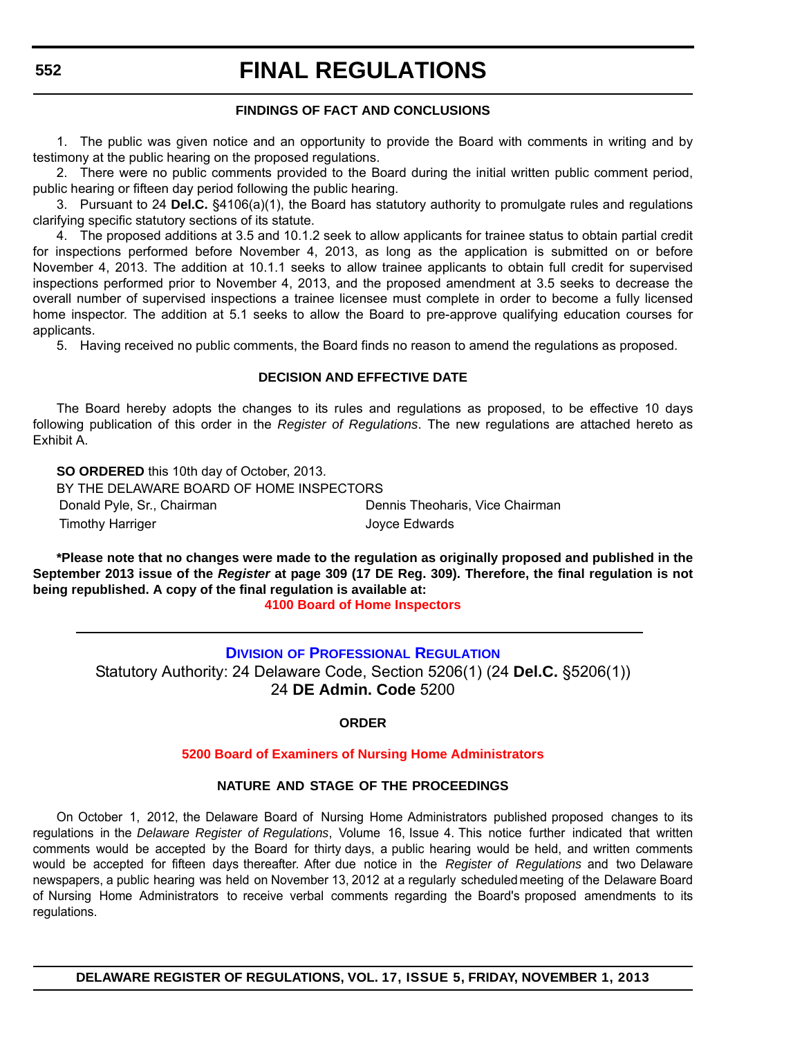#### FINDINGS OF FACT AND CONCLUSIONS

1. The public was given notice and an opportunity to provide the Board with comments in writing and by testimony at the public hearing on the proposed regulations.

2. There were no public comments provided to the Board during the initial written public comment period, public hearing or fifteen day period following the public hearing.

3. Pursuant to 24 **Del.C.** §4106(a)(1), the Board has statutory authority to promulgate rules and regulations clarifying specific statutory sections of its statute.

4. The proposed additions at 3.5 and 10.1.2 seek to allow applicants for trainee status to obtain partial credit for inspections performed before November 4, 2013, as long as the application is submitted on or before November 4, 2013. The addition at 10.1.1 seeks to allow trainee applicants to obtain full credit for supervised inspections performed prior to November 4, 2013, and the proposed amendment at 3.5 seeks to decrease the overall number of supervised inspections a trainee licensee must complete in order to become a fully licensed home inspector. The addition at 5.1 seeks to allow the Board to pre-approve qualifying education courses for applicants.

5. Having received no public comments, the Board finds no reason to amend the regulations as proposed.

#### DECISION AND EFFECTIVE DATE

The Board hereby adopts the changes to its rules and regulations as proposed, to be effective 10 days following publication of this order in the *Register of Regulations*. The new regulations are attached hereto as Exhibit A.

**SO ORDERED** this 10th day of October, 2013.

BY THE DELAWARE BOARD OF HOME INSPECTORS

Donald Pyle, Sr., Chairman | Dennis Theoharis, Vice Chairman

Timothy Harriger | Joyce Edwards

**\*Please note that no changes were made to the regulation as originally proposed and published in the September 2013 issue of the *Register* at page 309 (17 DE Reg. 309). Therefore, the final regulation is not being republished. A copy of the final regulation is available at:**

**4100 Board of Home Inspectors**

---

## DIVISION OF PROFESSIONAL REGULATION

Statutory Authority: 24 Delaware Code, Section 5206(1) (24 **Del.C.** §5206(1))
24 **DE Admin. Code** 5200

#### ORDER

#### 5200 Board of Examiners of Nursing Home Administrators

#### NATURE AND STAGE OF THE PROCEEDINGS

On October 1, 2012, the Delaware Board of Nursing Home Administrators published proposed changes to its regulations in the *Delaware Register of Regulations*, Volume 16, Issue 4. This notice further indicated that written comments would be accepted by the Board for thirty days, a public hearing would be held, and written comments would be accepted for fifteen days thereafter. After due notice in the *Register of Regulations* and two Delaware newspapers, a public hearing was held on November 13, 2012 at a regularly scheduled meeting of the Delaware Board of Nursing Home Administrators to receive verbal comments regarding the Board's proposed amendments to its regulations.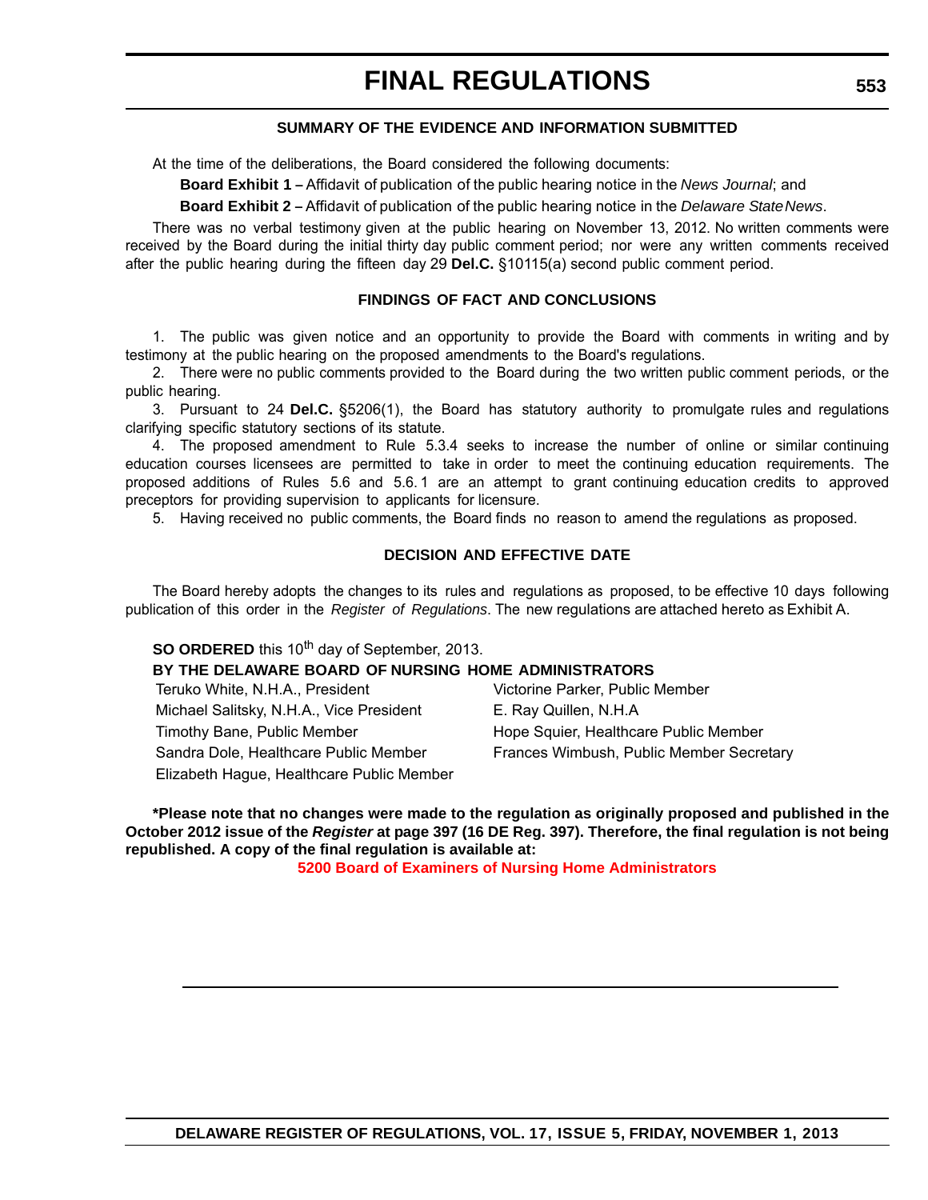#### SUMMARY OF THE EVIDENCE AND INFORMATION SUBMITTED

At the time of the deliberations, the Board considered the following documents:

**Board Exhibit 1 –** Affidavit of publication of the public hearing notice in the *News Journal*; and

**Board Exhibit 2 –** Affidavit of publication of the public hearing notice in the *Delaware State News*.

There was no verbal testimony given at the public hearing on November 13, 2012. No written comments were received by the Board during the initial thirty day public comment period; nor were any written comments received after the public hearing during the fifteen day 29 **Del.C.** §10115(a) second public comment period.

#### FINDINGS OF FACT AND CONCLUSIONS

1. The public was given notice and an opportunity to provide the Board with comments in writing and by testimony at the public hearing on the proposed amendments to the Board's regulations.
2. There were no public comments provided to the Board during the two written public comment periods, or the public hearing.
3. Pursuant to 24 **Del.C.** §5206(1), the Board has statutory authority to promulgate rules and regulations clarifying specific statutory sections of its statute.
4. The proposed amendment to Rule 5.3.4 seeks to increase the number of online or similar continuing education courses licensees are permitted to take in order to meet the continuing education requirements. The proposed additions of Rules 5.6 and 5.6.1 are an attempt to grant continuing education credits to approved preceptors for providing supervision to applicants for licensure.
5. Having received no public comments, the Board finds no reason to amend the regulations as proposed.

#### DECISION AND EFFECTIVE DATE

The Board hereby adopts the changes to its rules and regulations as proposed, to be effective 10 days following publication of this order in the *Register of Regulations*. The new regulations are attached hereto as Exhibit A.

**SO ORDERED** this 10th day of September, 2013.

**BY THE DELAWARE BOARD OF NURSING HOME ADMINISTRATORS**

Teruko White, N.H.A., President
Michael Salitsky, N.H.A., Vice President
Timothy Bane, Public Member
Sandra Dole, Healthcare Public Member
Elizabeth Hague, Healthcare Public Member
Victorine Parker, Public Member
E. Ray Quillen, N.H.A
Hope Squier, Healthcare Public Member
Frances Wimbush, Public Member Secretary

**\*Please note that no changes were made to the regulation as originally proposed and published in the October 2012 issue of the *Register* at page 397 (16 DE Reg. 397). Therefore, the final regulation is not being republished. A copy of the final regulation is available at:**

**5200 Board of Examiners of Nursing Home Administrators**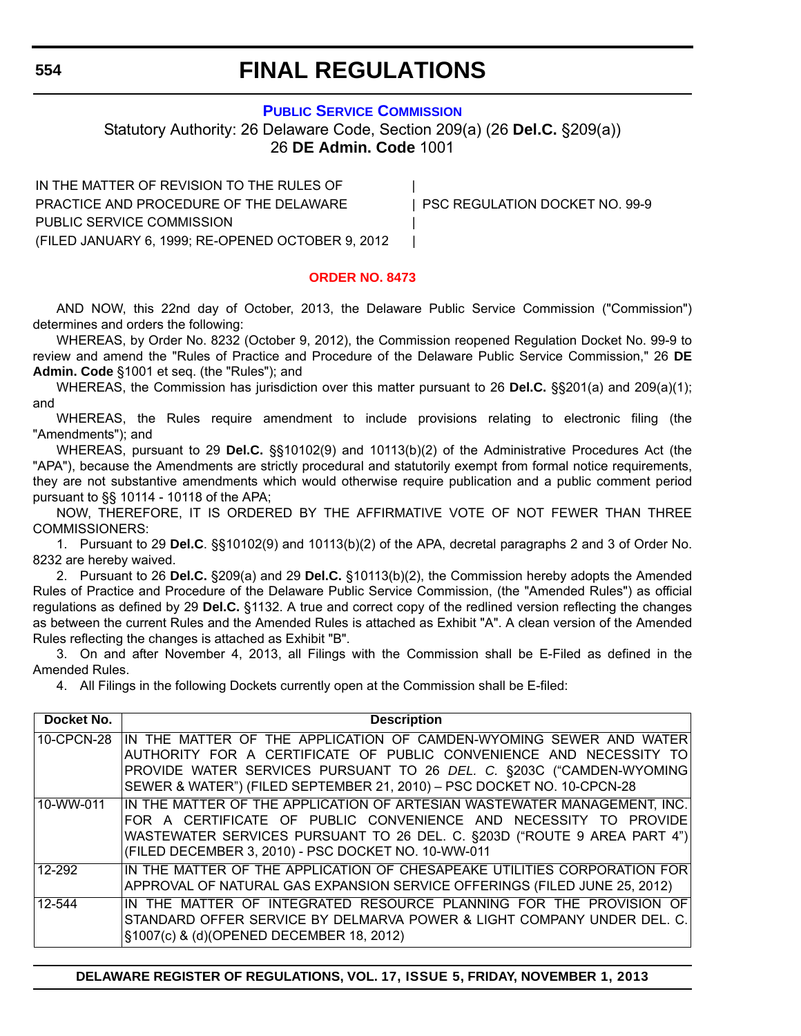# FINAL REGULATIONS

## PUBLIC SERVICE COMMISSION

Statutory Authority: 26 Delaware Code, Section 209(a) (26 **Del.C.** §209(a))
26 **DE Admin. Code** 1001

IN THE MATTER OF REVISION TO THE RULES OF PRACTICE AND PROCEDURE OF THE DELAWARE PUBLIC SERVICE COMMISSION (FILED JANUARY 6, 1999; RE-OPENED OCTOBER 9, 2012 | PSC REGULATION DOCKET NO. 99-9

### ORDER NO. 8473

AND NOW, this 22nd day of October, 2013, the Delaware Public Service Commission ("Commission") determines and orders the following:

WHEREAS, by Order No. 8232 (October 9, 2012), the Commission reopened Regulation Docket No. 99-9 to review and amend the "Rules of Practice and Procedure of the Delaware Public Service Commission," 26 **DE Admin. Code** §1001 et seq. (the "Rules"); and

WHEREAS, the Commission has jurisdiction over this matter pursuant to 26 **Del.C.** §§201(a) and 209(a)(1); and

WHEREAS, the Rules require amendment to include provisions relating to electronic filing (the "Amendments"); and

WHEREAS, pursuant to 29 **Del.C.** §§10102(9) and 10113(b)(2) of the Administrative Procedures Act (the "APA"), because the Amendments are strictly procedural and statutorily exempt from formal notice requirements, they are not substantive amendments which would otherwise require publication and a public comment period pursuant to §§ 10114 - 10118 of the APA;

NOW, THEREFORE, IT IS ORDERED BY THE AFFIRMATIVE VOTE OF NOT FEWER THAN THREE COMMISSIONERS:

1. Pursuant to 29 **Del.C**. §§10102(9) and 10113(b)(2) of the APA, decretal paragraphs 2 and 3 of Order No. 8232 are hereby waived.

2. Pursuant to 26 **Del.C.** §209(a) and 29 **Del.C.** §10113(b)(2), the Commission hereby adopts the Amended Rules of Practice and Procedure of the Delaware Public Service Commission, (the "Amended Rules") as official regulations as defined by 29 **Del.C.** §1132. A true and correct copy of the redlined version reflecting the changes as between the current Rules and the Amended Rules is attached as Exhibit "A". A clean version of the Amended Rules reflecting the changes is attached as Exhibit "B".

3. On and after November 4, 2013, all Filings with the Commission shall be E-Filed as defined in the Amended Rules.

4. All Filings in the following Dockets currently open at the Commission shall be E-filed:

| Docket No. | Description |
|---|---|
| 10-CPCN-28 | IN THE MATTER OF THE APPLICATION OF CAMDEN-WYOMING SEWER AND WATER AUTHORITY FOR A CERTIFICATE OF PUBLIC CONVENIENCE AND NECESSITY TO PROVIDE WATER SERVICES PURSUANT TO 26 *DEL. C.* §203C ("CAMDEN-WYOMING SEWER & WATER") (FILED SEPTEMBER 21, 2010) – PSC DOCKET NO. 10-CPCN-28 |
| 10-WW-011 | IN THE MATTER OF THE APPLICATION OF ARTESIAN WASTEWATER MANAGEMENT, INC. FOR A CERTIFICATE OF PUBLIC CONVENIENCE AND NECESSITY TO PROVIDE WASTEWATER SERVICES PURSUANT TO 26 DEL. C. §203D ("ROUTE 9 AREA PART 4") (FILED DECEMBER 3, 2010) - PSC DOCKET NO. 10-WW-011 |
| 12-292 | IN THE MATTER OF THE APPLICATION OF CHESAPEAKE UTILITIES CORPORATION FOR APPROVAL OF NATURAL GAS EXPANSION SERVICE OFFERINGS (FILED JUNE 25, 2012) |
| 12-544 | IN THE MATTER OF INTEGRATED RESOURCE PLANNING FOR THE PROVISION OF STANDARD OFFER SERVICE BY DELMARVA POWER & LIGHT COMPANY UNDER DEL. C. §1007(c) & (d)(OPENED DECEMBER 18, 2012) |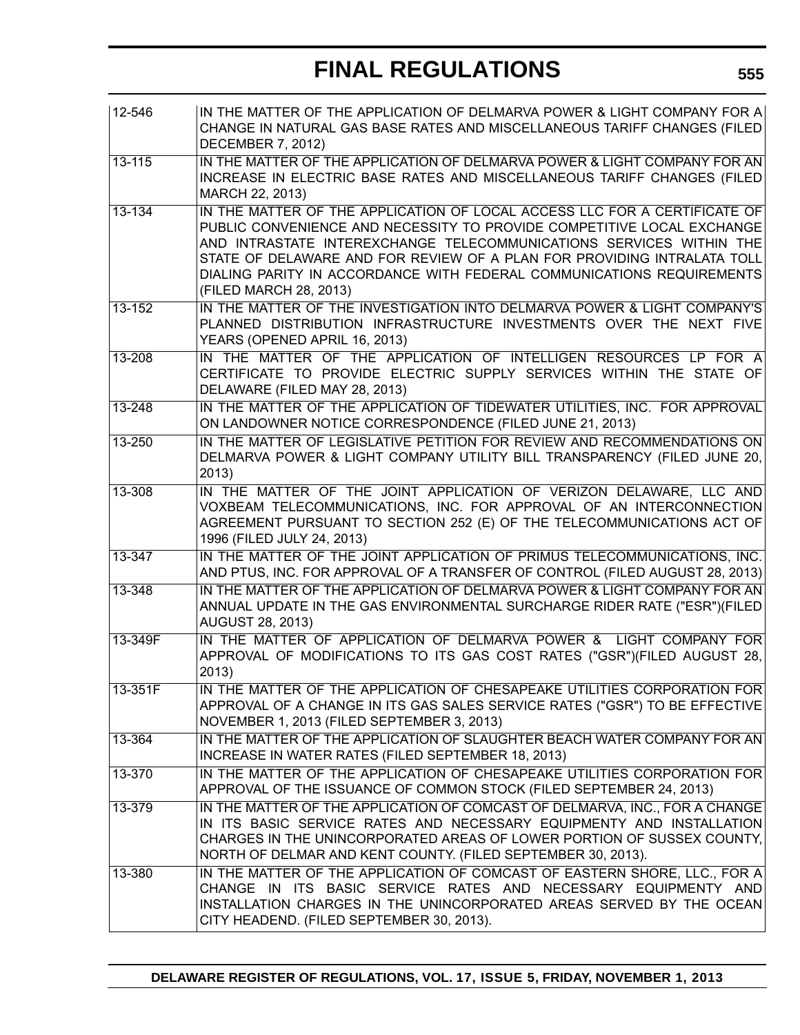| | |
|---|---|
| 12-546 | IN THE MATTER OF THE APPLICATION OF DELMARVA POWER & LIGHT COMPANY FOR A CHANGE IN NATURAL GAS BASE RATES AND MISCELLANEOUS TARIFF CHANGES (FILED DECEMBER 7, 2012) |
| 13-115 | IN THE MATTER OF THE APPLICATION OF DELMARVA POWER & LIGHT COMPANY FOR AN INCREASE IN ELECTRIC BASE RATES AND MISCELLANEOUS TARIFF CHANGES (FILED MARCH 22, 2013) |
| 13-134 | IN THE MATTER OF THE APPLICATION OF LOCAL ACCESS LLC FOR A CERTIFICATE OF PUBLIC CONVENIENCE AND NECESSITY TO PROVIDE COMPETITIVE LOCAL EXCHANGE AND INTRASTATE INTEREXCHANGE TELECOMMUNICATIONS SERVICES WITHIN THE STATE OF DELAWARE AND FOR REVIEW OF A PLAN FOR PROVIDING INTRALATA TOLL DIALING PARITY IN ACCORDANCE WITH FEDERAL COMMUNICATIONS REQUIREMENTS (FILED MARCH 28, 2013) |
| 13-152 | IN THE MATTER OF THE INVESTIGATION INTO DELMARVA POWER & LIGHT COMPANY'S PLANNED DISTRIBUTION INFRASTRUCTURE INVESTMENTS OVER THE NEXT FIVE YEARS (OPENED APRIL 16, 2013) |
| 13-208 | IN THE MATTER OF THE APPLICATION OF INTELLIGEN RESOURCES LP FOR A CERTIFICATE TO PROVIDE ELECTRIC SUPPLY SERVICES WITHIN THE STATE OF DELAWARE (FILED MAY 28, 2013) |
| 13-248 | IN THE MATTER OF THE APPLICATION OF TIDEWATER UTILITIES, INC. FOR APPROVAL ON LANDOWNER NOTICE CORRESPONDENCE (FILED JUNE 21, 2013) |
| 13-250 | IN THE MATTER OF LEGISLATIVE PETITION FOR REVIEW AND RECOMMENDATIONS ON DELMARVA POWER & LIGHT COMPANY UTILITY BILL TRANSPARENCY (FILED JUNE 20, 2013) |
| 13-308 | IN THE MATTER OF THE JOINT APPLICATION OF VERIZON DELAWARE, LLC AND VOXBEAM TELECOMMUNICATIONS, INC. FOR APPROVAL OF AN INTERCONNECTION AGREEMENT PURSUANT TO SECTION 252 (E) OF THE TELECOMMUNICATIONS ACT OF 1996 (FILED JULY 24, 2013) |
| 13-347 | IN THE MATTER OF THE JOINT APPLICATION OF PRIMUS TELECOMMUNICATIONS, INC. AND PTUS, INC. FOR APPROVAL OF A TRANSFER OF CONTROL (FILED AUGUST 28, 2013) |
| 13-348 | IN THE MATTER OF THE APPLICATION OF DELMARVA POWER & LIGHT COMPANY FOR AN ANNUAL UPDATE IN THE GAS ENVIRONMENTAL SURCHARGE RIDER RATE ("ESR")(FILED AUGUST 28, 2013) |
| 13-349F | IN THE MATTER OF APPLICATION OF DELMARVA POWER & LIGHT COMPANY FOR APPROVAL OF MODIFICATIONS TO ITS GAS COST RATES ("GSR")(FILED AUGUST 28, 2013) |
| 13-351F | IN THE MATTER OF THE APPLICATION OF CHESAPEAKE UTILITIES CORPORATION FOR APPROVAL OF A CHANGE IN ITS GAS SALES SERVICE RATES ("GSR") TO BE EFFECTIVE NOVEMBER 1, 2013 (FILED SEPTEMBER 3, 2013) |
| 13-364 | IN THE MATTER OF THE APPLICATION OF SLAUGHTER BEACH WATER COMPANY FOR AN INCREASE IN WATER RATES (FILED SEPTEMBER 18, 2013) |
| 13-370 | IN THE MATTER OF THE APPLICATION OF CHESAPEAKE UTILITIES CORPORATION FOR APPROVAL OF THE ISSUANCE OF COMMON STOCK (FILED SEPTEMBER 24, 2013) |
| 13-379 | IN THE MATTER OF THE APPLICATION OF COMCAST OF DELMARVA, INC., FOR A CHANGE IN ITS BASIC SERVICE RATES AND NECESSARY EQUIPMENTY AND INSTALLATION CHARGES IN THE UNINCORPORATED AREAS OF LOWER PORTION OF SUSSEX COUNTY, NORTH OF DELMAR AND KENT COUNTY. (FILED SEPTEMBER 30, 2013). |
| 13-380 | IN THE MATTER OF THE APPLICATION OF COMCAST OF EASTERN SHORE, LLC., FOR A CHANGE IN ITS BASIC SERVICE RATES AND NECESSARY EQUIPMENTY AND INSTALLATION CHARGES IN THE UNINCORPORATED AREAS SERVED BY THE OCEAN CITY HEADEND. (FILED SEPTEMBER 30, 2013). |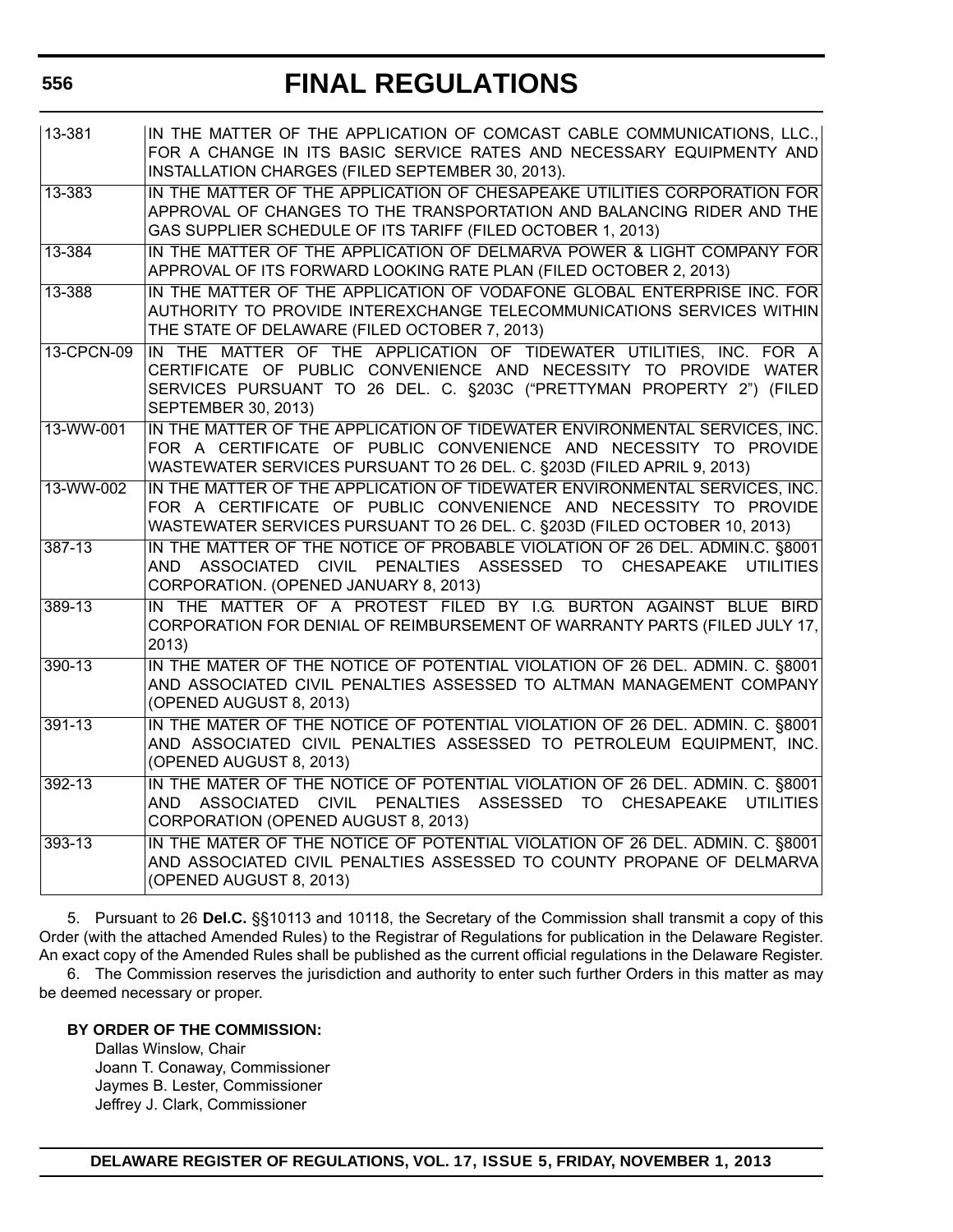| | |
|---|---|
| 13-381 | IN THE MATTER OF THE APPLICATION OF COMCAST CABLE COMMUNICATIONS, LLC., FOR A CHANGE IN ITS BASIC SERVICE RATES AND NECESSARY EQUIPMENTY AND INSTALLATION CHARGES (FILED SEPTEMBER 30, 2013). |
| 13-383 | IN THE MATTER OF THE APPLICATION OF CHESAPEAKE UTILITIES CORPORATION FOR APPROVAL OF CHANGES TO THE TRANSPORTATION AND BALANCING RIDER AND THE GAS SUPPLIER SCHEDULE OF ITS TARIFF (FILED OCTOBER 1, 2013) |
| 13-384 | IN THE MATTER OF THE APPLICATION OF DELMARVA POWER & LIGHT COMPANY FOR APPROVAL OF ITS FORWARD LOOKING RATE PLAN (FILED OCTOBER 2, 2013) |
| 13-388 | IN THE MATTER OF THE APPLICATION OF VODAFONE GLOBAL ENTERPRISE INC. FOR AUTHORITY TO PROVIDE INTEREXCHANGE TELECOMMUNICATIONS SERVICES WITHIN THE STATE OF DELAWARE (FILED OCTOBER 7, 2013) |
| 13-CPCN-09 | IN THE MATTER OF THE APPLICATION OF TIDEWATER UTILITIES, INC. FOR A CERTIFICATE OF PUBLIC CONVENIENCE AND NECESSITY TO PROVIDE WATER SERVICES PURSUANT TO 26 DEL. C. §203C ("PRETTYMAN PROPERTY 2") (FILED SEPTEMBER 30, 2013) |
| 13-WW-001 | IN THE MATTER OF THE APPLICATION OF TIDEWATER ENVIRONMENTAL SERVICES, INC. FOR A CERTIFICATE OF PUBLIC CONVENIENCE AND NECESSITY TO PROVIDE WASTEWATER SERVICES PURSUANT TO 26 DEL. C. §203D (FILED APRIL 9, 2013) |
| 13-WW-002 | IN THE MATTER OF THE APPLICATION OF TIDEWATER ENVIRONMENTAL SERVICES, INC. FOR A CERTIFICATE OF PUBLIC CONVENIENCE AND NECESSITY TO PROVIDE WASTEWATER SERVICES PURSUANT TO 26 DEL. C. §203D (FILED OCTOBER 10, 2013) |
| 387-13 | IN THE MATTER OF THE NOTICE OF PROBABLE VIOLATION OF 26 DEL. ADMIN.C. §8001 AND ASSOCIATED CIVIL PENALTIES ASSESSED TO CHESAPEAKE UTILITIES CORPORATION. (OPENED JANUARY 8, 2013) |
| 389-13 | IN THE MATTER OF A PROTEST FILED BY I.G. BURTON AGAINST BLUE BIRD CORPORATION FOR DENIAL OF REIMBURSEMENT OF WARRANTY PARTS (FILED JULY 17, 2013) |
| 390-13 | IN THE MATER OF THE NOTICE OF POTENTIAL VIOLATION OF 26 DEL. ADMIN. C. §8001 AND ASSOCIATED CIVIL PENALTIES ASSESSED TO ALTMAN MANAGEMENT COMPANY (OPENED AUGUST 8, 2013) |
| 391-13 | IN THE MATER OF THE NOTICE OF POTENTIAL VIOLATION OF 26 DEL. ADMIN. C. §8001 AND ASSOCIATED CIVIL PENALTIES ASSESSED TO PETROLEUM EQUIPMENT, INC. (OPENED AUGUST 8, 2013) |
| 392-13 | IN THE MATER OF THE NOTICE OF POTENTIAL VIOLATION OF 26 DEL. ADMIN. C. §8001 AND ASSOCIATED CIVIL PENALTIES ASSESSED TO CHESAPEAKE UTILITIES CORPORATION (OPENED AUGUST 8, 2013) |
| 393-13 | IN THE MATER OF THE NOTICE OF POTENTIAL VIOLATION OF 26 DEL. ADMIN. C. §8001 AND ASSOCIATED CIVIL PENALTIES ASSESSED TO COUNTY PROPANE OF DELMARVA (OPENED AUGUST 8, 2013) |

5. Pursuant to 26 **Del.C.** §§10113 and 10118, the Secretary of the Commission shall transmit a copy of this Order (with the attached Amended Rules) to the Registrar of Regulations for publication in the Delaware Register. An exact copy of the Amended Rules shall be published as the current official regulations in the Delaware Register.

6. The Commission reserves the jurisdiction and authority to enter such further Orders in this matter as may be deemed necessary or proper.

**BY ORDER OF THE COMMISSION:**

Dallas Winslow, Chair
Joann T. Conaway, Commissioner
Jaymes B. Lester, Commissioner
Jeffrey J. Clark, Commissioner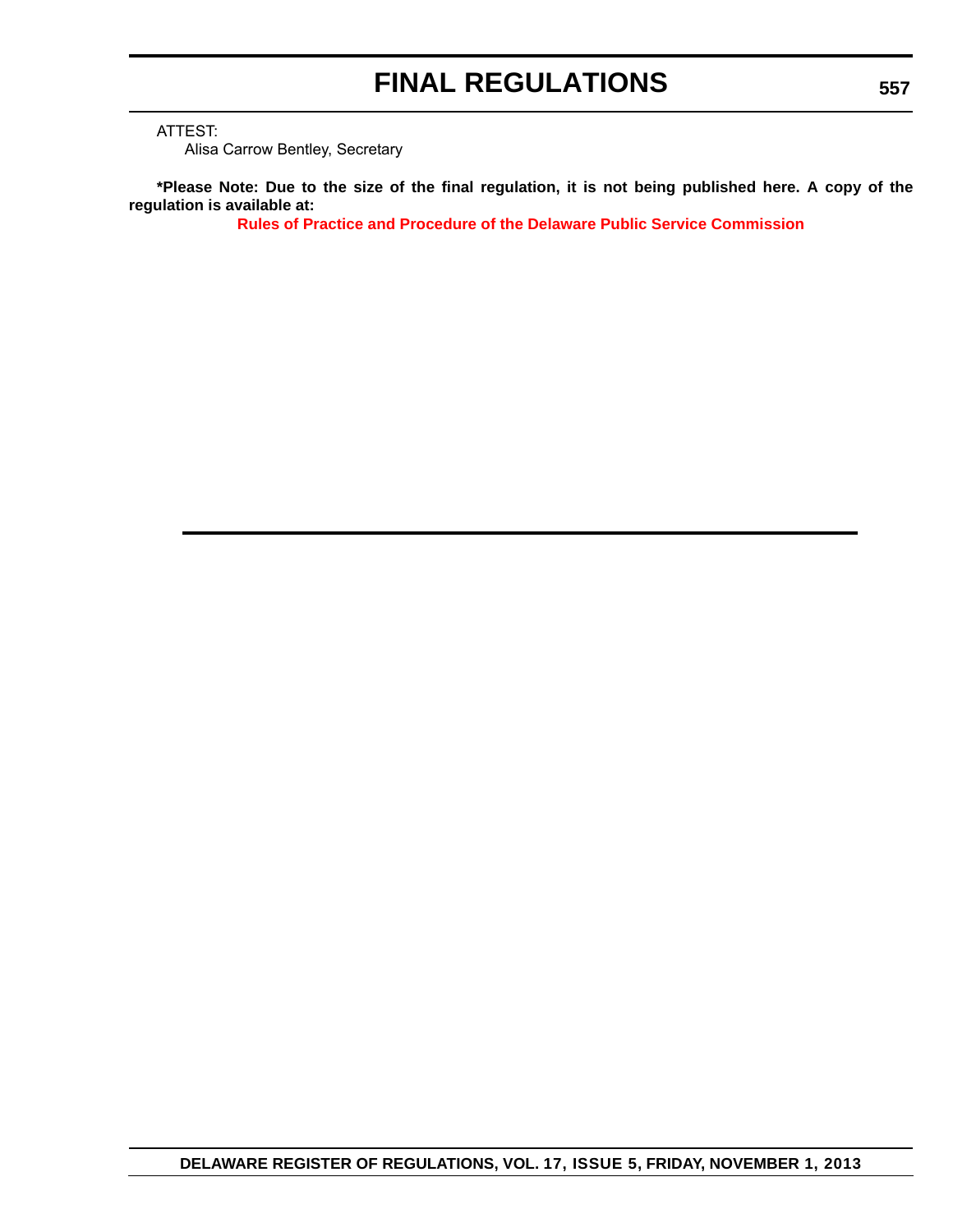ATTEST:

Alisa Carrow Bentley, Secretary

**\*Please Note: Due to the size of the final regulation, it is not being published here. A copy of the regulation is available at:**

**Rules of Practice and Procedure of the Delaware Public Service Commission**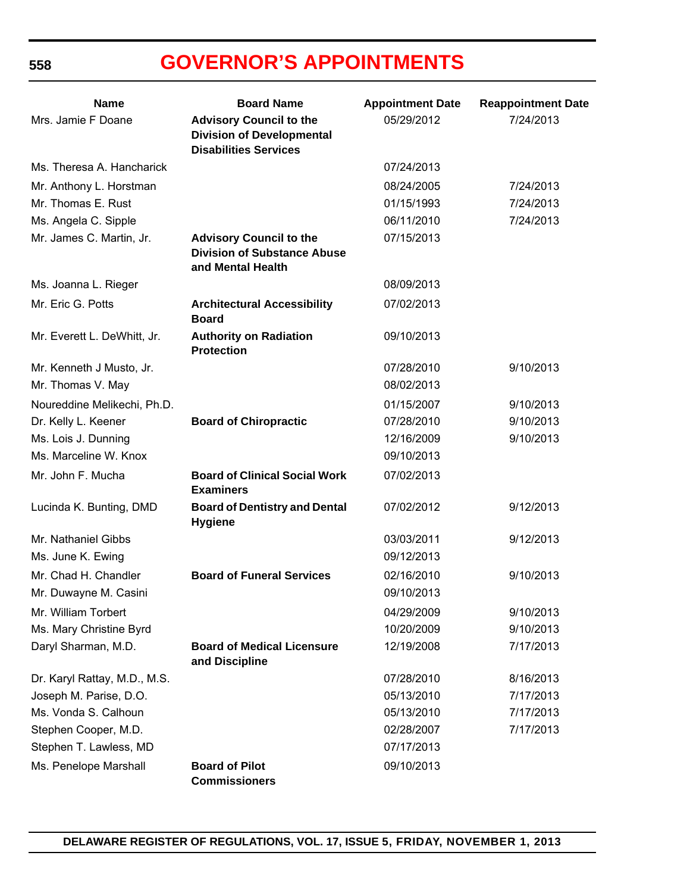# GOVERNOR'S APPOINTMENTS

| Name | Board Name | Appointment Date | Reappointment Date |
|---|---|---|---|
| Mrs. Jamie F Doane | **Advisory Council to the Division of Developmental Disabilities Services** | 05/29/2012 | 7/24/2013 |
| Ms. Theresa A. Hancharick | | 07/24/2013 | |
| Mr. Anthony L. Horstman | | 08/24/2005 | 7/24/2013 |
| Mr. Thomas E. Rust | | 01/15/1993 | 7/24/2013 |
| Ms. Angela C. Sipple | | 06/11/2010 | 7/24/2013 |
| Mr. James C. Martin, Jr. | **Advisory Council to the Division of Substance Abuse and Mental Health** | 07/15/2013 | |
| Ms. Joanna L. Rieger | | 08/09/2013 | |
| Mr. Eric G. Potts | **Architectural Accessibility Board** | 07/02/2013 | |
| Mr. Everett L. DeWhitt, Jr. | **Authority on Radiation Protection** | 09/10/2013 | |
| Mr. Kenneth J Musto, Jr. | | 07/28/2010 | 9/10/2013 |
| Mr. Thomas V. May | | 08/02/2013 | |
| Noureddine Melikechi, Ph.D. | | 01/15/2007 | 9/10/2013 |
| Dr. Kelly L. Keener | **Board of Chiropractic** | 07/28/2010 | 9/10/2013 |
| Ms. Lois J. Dunning | | 12/16/2009 | 9/10/2013 |
| Ms. Marceline W. Knox | | 09/10/2013 | |
| Mr. John F. Mucha | **Board of Clinical Social Work Examiners** | 07/02/2013 | |
| Lucinda K. Bunting, DMD | **Board of Dentistry and Dental Hygiene** | 07/02/2012 | 9/12/2013 |
| Mr. Nathaniel Gibbs | | 03/03/2011 | 9/12/2013 |
| Ms. June K. Ewing | | 09/12/2013 | |
| Mr. Chad H. Chandler | **Board of Funeral Services** | 02/16/2010 | 9/10/2013 |
| Mr. Duwayne M. Casini | | 09/10/2013 | |
| Mr. William Torbert | | 04/29/2009 | 9/10/2013 |
| Ms. Mary Christine Byrd | | 10/20/2009 | 9/10/2013 |
| Daryl Sharman, M.D. | **Board of Medical Licensure and Discipline** | 12/19/2008 | 7/17/2013 |
| Dr. Karyl Rattay, M.D., M.S. | | 07/28/2010 | 8/16/2013 |
| Joseph M. Parise, D.O. | | 05/13/2010 | 7/17/2013 |
| Ms. Vonda S. Calhoun | | 05/13/2010 | 7/17/2013 |
| Stephen Cooper, M.D. | | 02/28/2007 | 7/17/2013 |
| Stephen T. Lawless, MD | | 07/17/2013 | |
| Ms. Penelope Marshall | **Board of Pilot Commissioners** | 09/10/2013 | |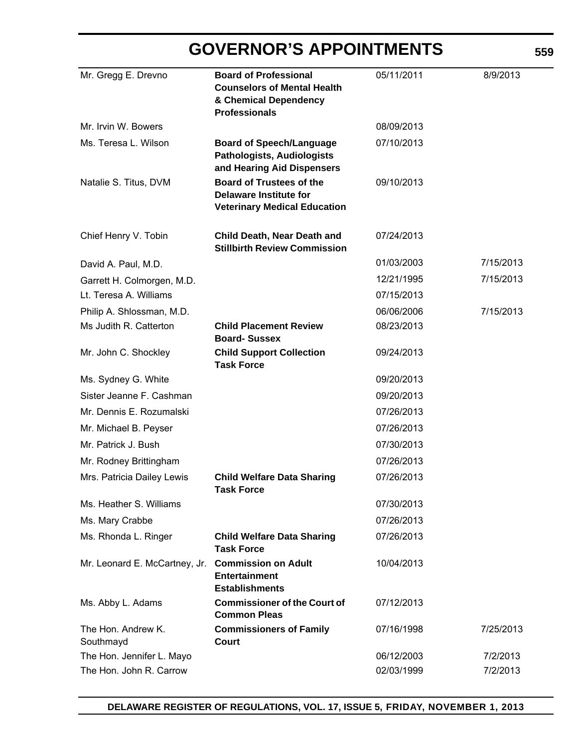# GOVERNOR'S APPOINTMENTS

| | | | |
|---|---|---|---|
| Mr. Gregg E. Drevno | **Board of Professional Counselors of Mental Health & Chemical Dependency Professionals** | 05/11/2011 | 8/9/2013 |
| Mr. Irvin W. Bowers | | 08/09/2013 | |
| Ms. Teresa L. Wilson | **Board of Speech/Language Pathologists, Audiologists and Hearing Aid Dispensers** | 07/10/2013 | |
| Natalie S. Titus, DVM | **Board of Trustees of the Delaware Institute for Veterinary Medical Education** | 09/10/2013 | |
| Chief Henry V. Tobin | **Child Death, Near Death and Stillbirth Review Commission** | 07/24/2013 | |
| David A. Paul, M.D. | | 01/03/2003 | 7/15/2013 |
| Garrett H. Colmorgen, M.D. | | 12/21/1995 | 7/15/2013 |
| Lt. Teresa A. Williams | | 07/15/2013 | |
| Philip A. Shlossman, M.D. | | 06/06/2006 | 7/15/2013 |
| Ms Judith R. Catterton | **Child Placement Review Board- Sussex** | 08/23/2013 | |
| Mr. John C. Shockley | **Child Support Collection Task Force** | 09/24/2013 | |
| Ms. Sydney G. White | | 09/20/2013 | |
| Sister Jeanne F. Cashman | | 09/20/2013 | |
| Mr. Dennis E. Rozumalski | | 07/26/2013 | |
| Mr. Michael B. Peyser | | 07/26/2013 | |
| Mr. Patrick J. Bush | | 07/30/2013 | |
| Mr. Rodney Brittingham | | 07/26/2013 | |
| Mrs. Patricia Dailey Lewis | **Child Welfare Data Sharing Task Force** | 07/26/2013 | |
| Ms. Heather S. Williams | | 07/30/2013 | |
| Ms. Mary Crabbe | | 07/26/2013 | |
| Ms. Rhonda L. Ringer | **Child Welfare Data Sharing Task Force** | 07/26/2013 | |
| Mr. Leonard E. McCartney, Jr. | **Commission on Adult Entertainment Establishments** | 10/04/2013 | |
| Ms. Abby L. Adams | **Commissioner of the Court of Common Pleas** | 07/12/2013 | |
| The Hon. Andrew K. Southmayd | **Commissioners of Family Court** | 07/16/1998 | 7/25/2013 |
| The Hon. Jennifer L. Mayo | | 06/12/2003 | 7/2/2013 |
| The Hon. John R. Carrow | | 02/03/1999 | 7/2/2013 |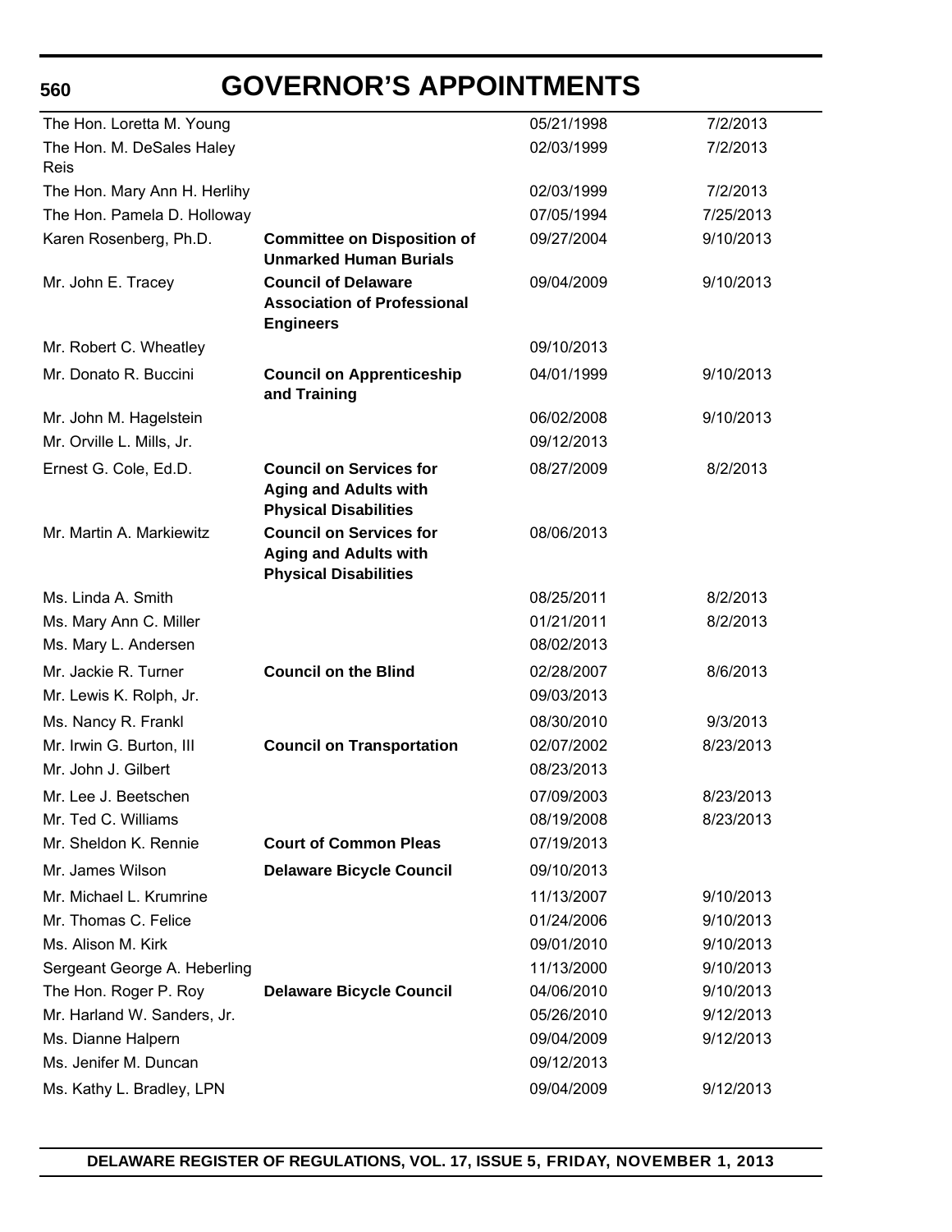# GOVERNOR'S APPOINTMENTS

| | | | |
|---|---|---|---|
| The Hon. Loretta M. Young | | 05/21/1998 | 7/2/2013 |
| The Hon. M. DeSales Haley Reis | | 02/03/1999 | 7/2/2013 |
| The Hon. Mary Ann H. Herlihy | | 02/03/1999 | 7/2/2013 |
| The Hon. Pamela D. Holloway | | 07/05/1994 | 7/25/2013 |
| Karen Rosenberg, Ph.D. | **Committee on Disposition of Unmarked Human Burials** | 09/27/2004 | 9/10/2013 |
| Mr. John E. Tracey | **Council of Delaware Association of Professional Engineers** | 09/04/2009 | 9/10/2013 |
| Mr. Robert C. Wheatley | | 09/10/2013 | |
| Mr. Donato R. Buccini | **Council on Apprenticeship and Training** | 04/01/1999 | 9/10/2013 |
| Mr. John M. Hagelstein | | 06/02/2008 | 9/10/2013 |
| Mr. Orville L. Mills, Jr. | | 09/12/2013 | |
| Ernest G. Cole, Ed.D. | **Council on Services for Aging and Adults with Physical Disabilities** | 08/27/2009 | 8/2/2013 |
| Mr. Martin A. Markiewitz | **Council on Services for Aging and Adults with Physical Disabilities** | 08/06/2013 | |
| Ms. Linda A. Smith | | 08/25/2011 | 8/2/2013 |
| Ms. Mary Ann C. Miller | | 01/21/2011 | 8/2/2013 |
| Ms. Mary L. Andersen | | 08/02/2013 | |
| Mr. Jackie R. Turner | **Council on the Blind** | 02/28/2007 | 8/6/2013 |
| Mr. Lewis K. Rolph, Jr. | | 09/03/2013 | |
| Ms. Nancy R. Frankl | | 08/30/2010 | 9/3/2013 |
| Mr. Irwin G. Burton, III | **Council on Transportation** | 02/07/2002 | 8/23/2013 |
| Mr. John J. Gilbert | | 08/23/2013 | |
| Mr. Lee J. Beetschen | | 07/09/2003 | 8/23/2013 |
| Mr. Ted C. Williams | | 08/19/2008 | 8/23/2013 |
| Mr. Sheldon K. Rennie | **Court of Common Pleas** | 07/19/2013 | |
| Mr. James Wilson | **Delaware Bicycle Council** | 09/10/2013 | |
| Mr. Michael L. Krumrine | | 11/13/2007 | 9/10/2013 |
| Mr. Thomas C. Felice | | 01/24/2006 | 9/10/2013 |
| Ms. Alison M. Kirk | | 09/01/2010 | 9/10/2013 |
| Sergeant George A. Heberling | | 11/13/2000 | 9/10/2013 |
| The Hon. Roger P. Roy | **Delaware Bicycle Council** | 04/06/2010 | 9/10/2013 |
| Mr. Harland W. Sanders, Jr. | | 05/26/2010 | 9/12/2013 |
| Ms. Dianne Halpern | | 09/04/2009 | 9/12/2013 |
| Ms. Jenifer M. Duncan | | 09/12/2013 | |
| Ms. Kathy L. Bradley, LPN | | 09/04/2009 | 9/12/2013 |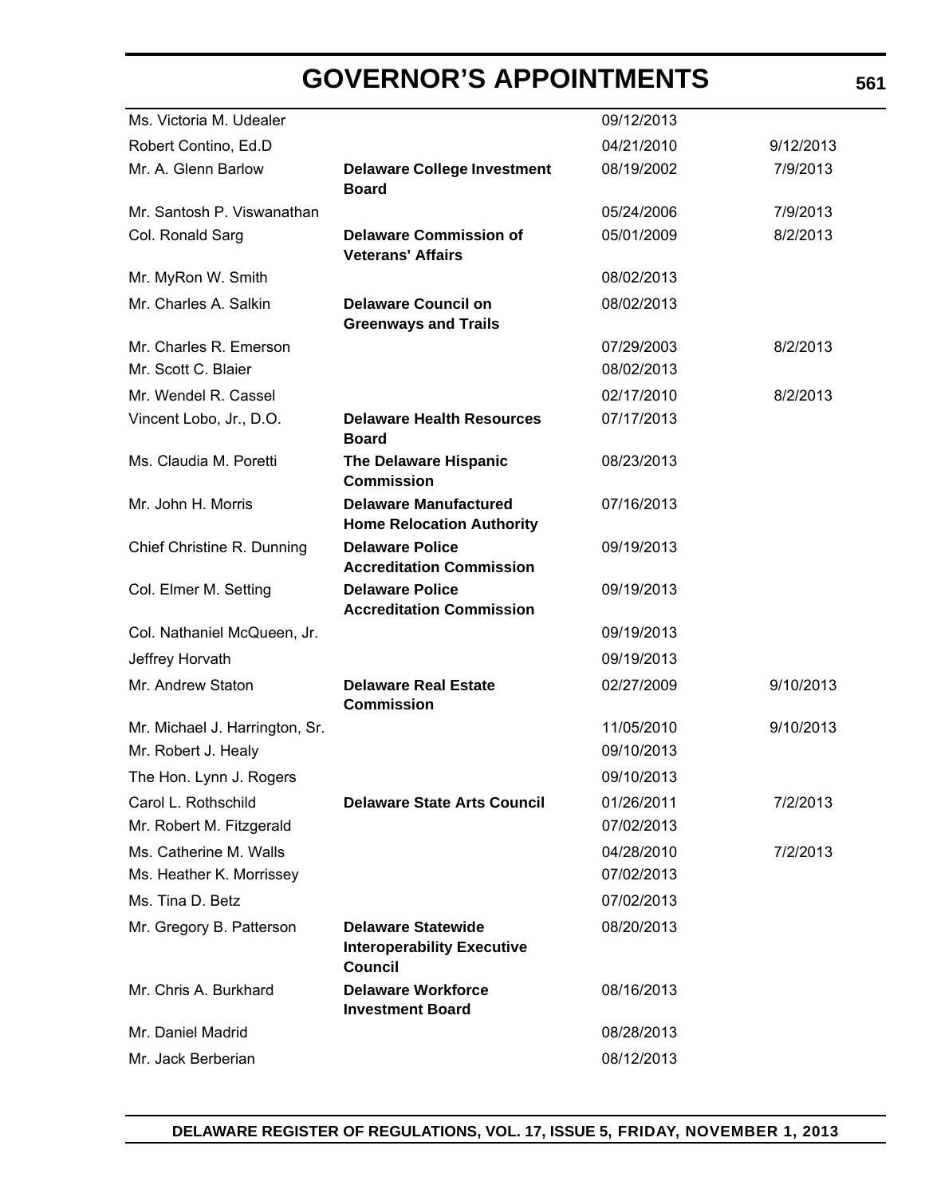# GOVERNOR'S APPOINTMENTS

| | | | |
|---|---|---|---|
| Ms. Victoria M. Udealer | | 09/12/2013 | |
| Robert Contino, Ed.D | | 04/21/2010 | 9/12/2013 |
| Mr. A. Glenn Barlow | **Delaware College Investment Board** | 08/19/2002 | 7/9/2013 |
| Mr. Santosh P. Viswanathan | | 05/24/2006 | 7/9/2013 |
| Col. Ronald Sarg | **Delaware Commission of Veterans' Affairs** | 05/01/2009 | 8/2/2013 |
| Mr. MyRon W. Smith | | 08/02/2013 | |
| Mr. Charles A. Salkin | **Delaware Council on Greenways and Trails** | 08/02/2013 | |
| Mr. Charles R. Emerson | | 07/29/2003 | 8/2/2013 |
| Mr. Scott C. Blaier | | 08/02/2013 | |
| Mr. Wendel R. Cassel | | 02/17/2010 | 8/2/2013 |
| Vincent Lobo, Jr., D.O. | **Delaware Health Resources Board** | 07/17/2013 | |
| Ms. Claudia M. Poretti | **The Delaware Hispanic Commission** | 08/23/2013 | |
| Mr. John H. Morris | **Delaware Manufactured Home Relocation Authority** | 07/16/2013 | |
| Chief Christine R. Dunning | **Delaware Police Accreditation Commission** | 09/19/2013 | |
| Col. Elmer M. Setting | **Delaware Police Accreditation Commission** | 09/19/2013 | |
| Col. Nathaniel McQueen, Jr. | | 09/19/2013 | |
| Jeffrey Horvath | | 09/19/2013 | |
| Mr. Andrew Staton | **Delaware Real Estate Commission** | 02/27/2009 | 9/10/2013 |
| Mr. Michael J. Harrington, Sr. | | 11/05/2010 | 9/10/2013 |
| Mr. Robert J. Healy | | 09/10/2013 | |
| The Hon. Lynn J. Rogers | | 09/10/2013 | |
| Carol L. Rothschild | **Delaware State Arts Council** | 01/26/2011 | 7/2/2013 |
| Mr. Robert M. Fitzgerald | | 07/02/2013 | |
| Ms. Catherine M. Walls | | 04/28/2010 | 7/2/2013 |
| Ms. Heather K. Morrissey | | 07/02/2013 | |
| Ms. Tina D. Betz | | 07/02/2013 | |
| Mr. Gregory B. Patterson | **Delaware Statewide Interoperability Executive Council** | 08/20/2013 | |
| Mr. Chris A. Burkhard | **Delaware Workforce Investment Board** | 08/16/2013 | |
| Mr. Daniel Madrid | | 08/28/2013 | |
| Mr. Jack Berberian | | 08/12/2013 | |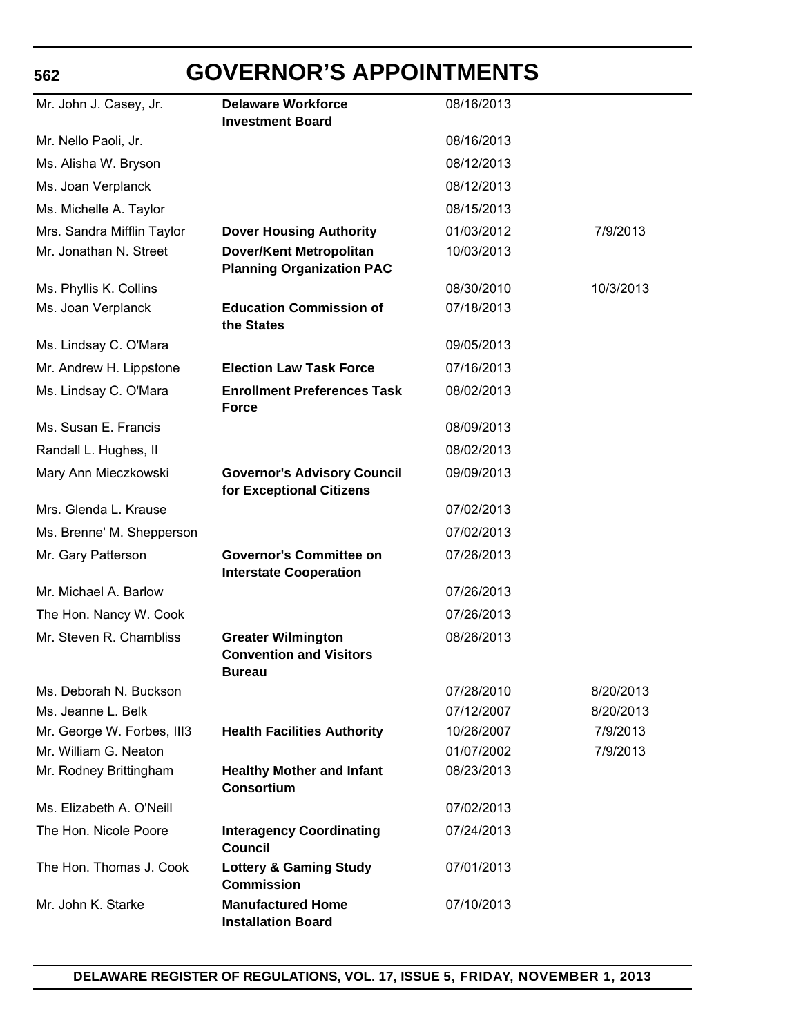# GOVERNOR'S APPOINTMENTS

| | | | |
|---|---|---|---|
| Mr. John J. Casey, Jr. | **Delaware Workforce Investment Board** | 08/16/2013 | |
| Mr. Nello Paoli, Jr. | | 08/16/2013 | |
| Ms. Alisha W. Bryson | | 08/12/2013 | |
| Ms. Joan Verplanck | | 08/12/2013 | |
| Ms. Michelle A. Taylor | | 08/15/2013 | |
| Mrs. Sandra Mifflin Taylor | **Dover Housing Authority** | 01/03/2012 | 7/9/2013 |
| Mr. Jonathan N. Street | **Dover/Kent Metropolitan Planning Organization PAC** | 10/03/2013 | |
| Ms. Phyllis K. Collins | | 08/30/2010 | 10/3/2013 |
| Ms. Joan Verplanck | **Education Commission of the States** | 07/18/2013 | |
| Ms. Lindsay C. O'Mara | | 09/05/2013 | |
| Mr. Andrew H. Lippstone | **Election Law Task Force** | 07/16/2013 | |
| Ms. Lindsay C. O'Mara | **Enrollment Preferences Task Force** | 08/02/2013 | |
| Ms. Susan E. Francis | | 08/09/2013 | |
| Randall L. Hughes, II | | 08/02/2013 | |
| Mary Ann Mieczkowski | **Governor's Advisory Council for Exceptional Citizens** | 09/09/2013 | |
| Mrs. Glenda L. Krause | | 07/02/2013 | |
| Ms. Brenne' M. Shepperson | | 07/02/2013 | |
| Mr. Gary Patterson | **Governor's Committee on Interstate Cooperation** | 07/26/2013 | |
| Mr. Michael A. Barlow | | 07/26/2013 | |
| The Hon. Nancy W. Cook | | 07/26/2013 | |
| Mr. Steven R. Chambliss | **Greater Wilmington Convention and Visitors Bureau** | 08/26/2013 | |
| Ms. Deborah N. Buckson | | 07/28/2010 | 8/20/2013 |
| Ms. Jeanne L. Belk | | 07/12/2007 | 8/20/2013 |
| Mr. George W. Forbes, III3 | **Health Facilities Authority** | 10/26/2007 | 7/9/2013 |
| Mr. William G. Neaton | | 01/07/2002 | 7/9/2013 |
| Mr. Rodney Brittingham | **Healthy Mother and Infant Consortium** | 08/23/2013 | |
| Ms. Elizabeth A. O'Neill | | 07/02/2013 | |
| The Hon. Nicole Poore | **Interagency Coordinating Council** | 07/24/2013 | |
| The Hon. Thomas J. Cook | **Lottery & Gaming Study Commission** | 07/01/2013 | |
| Mr. John K. Starke | **Manufactured Home Installation Board** | 07/10/2013 | |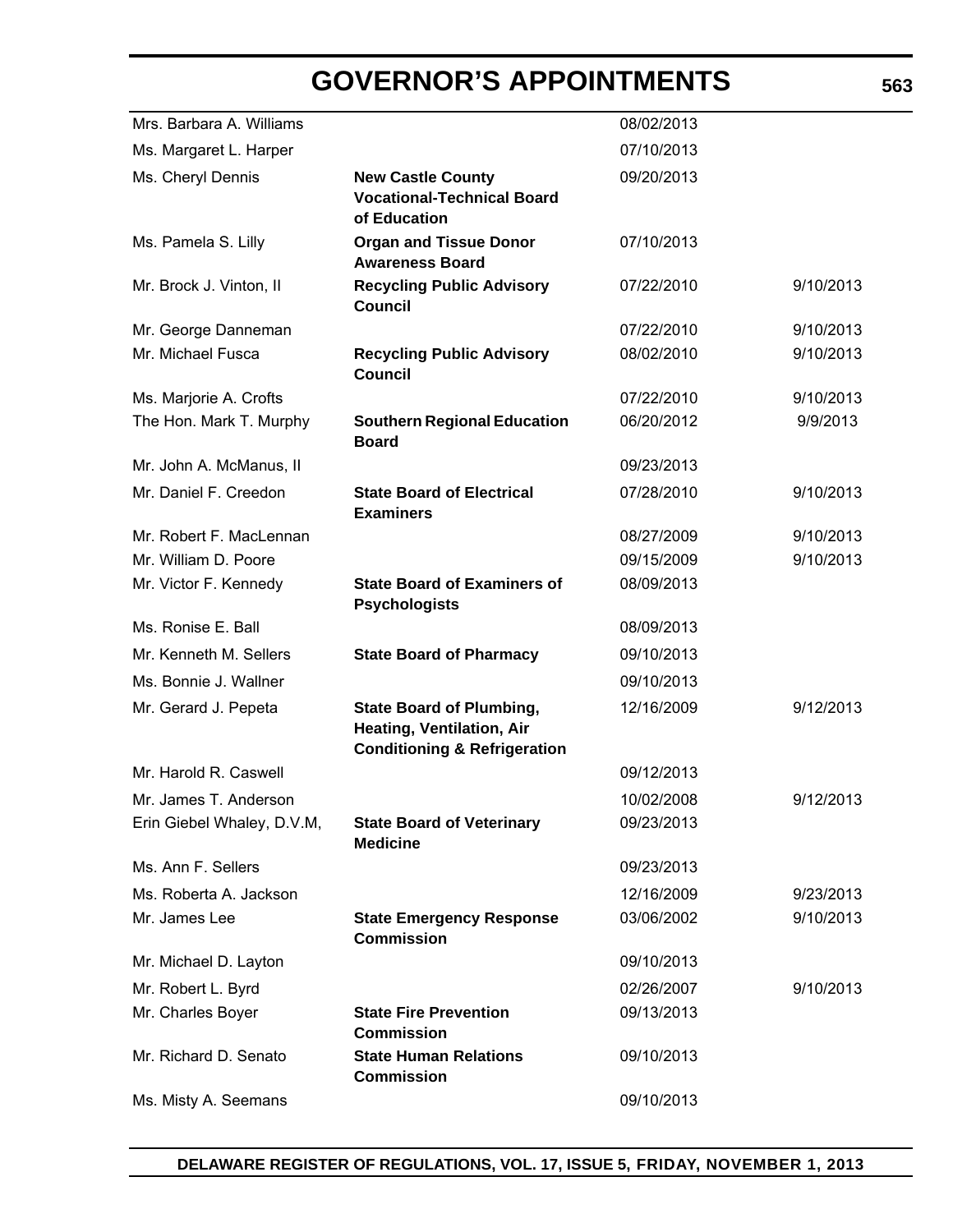# GOVERNOR'S APPOINTMENTS

| | | | |
|---|---|---|---|
| Mrs. Barbara A. Williams | | 08/02/2013 | |
| Ms. Margaret L. Harper | | 07/10/2013 | |
| Ms. Cheryl Dennis | **New Castle County Vocational-Technical Board of Education** | 09/20/2013 | |
| Ms. Pamela S. Lilly | **Organ and Tissue Donor Awareness Board** | 07/10/2013 | |
| Mr. Brock J. Vinton, II | **Recycling Public Advisory Council** | 07/22/2010 | 9/10/2013 |
| Mr. George Danneman | | 07/22/2010 | 9/10/2013 |
| Mr. Michael Fusca | **Recycling Public Advisory Council** | 08/02/2010 | 9/10/2013 |
| Ms. Marjorie A. Crofts | | 07/22/2010 | 9/10/2013 |
| The Hon. Mark T. Murphy | **Southern Regional Education Board** | 06/20/2012 | 9/9/2013 |
| Mr. John A. McManus, II | | 09/23/2013 | |
| Mr. Daniel F. Creedon | **State Board of Electrical Examiners** | 07/28/2010 | 9/10/2013 |
| Mr. Robert F. MacLennan | | 08/27/2009 | 9/10/2013 |
| Mr. William D. Poore | | 09/15/2009 | 9/10/2013 |
| Mr. Victor F. Kennedy | **State Board of Examiners of Psychologists** | 08/09/2013 | |
| Ms. Ronise E. Ball | | 08/09/2013 | |
| Mr. Kenneth M. Sellers | **State Board of Pharmacy** | 09/10/2013 | |
| Ms. Bonnie J. Wallner | | 09/10/2013 | |
| Mr. Gerard J. Pepeta | **State Board of Plumbing, Heating, Ventilation, Air Conditioning & Refrigeration** | 12/16/2009 | 9/12/2013 |
| Mr. Harold R. Caswell | | 09/12/2013 | |
| Mr. James T. Anderson | | 10/02/2008 | 9/12/2013 |
| Erin Giebel Whaley, D.V.M, | **State Board of Veterinary Medicine** | 09/23/2013 | |
| Ms. Ann F. Sellers | | 09/23/2013 | |
| Ms. Roberta A. Jackson | | 12/16/2009 | 9/23/2013 |
| Mr. James Lee | **State Emergency Response Commission** | 03/06/2002 | 9/10/2013 |
| Mr. Michael D. Layton | | 09/10/2013 | |
| Mr. Robert L. Byrd | | 02/26/2007 | 9/10/2013 |
| Mr. Charles Boyer | **State Fire Prevention Commission** | 09/13/2013 | |
| Mr. Richard D. Senato | **State Human Relations Commission** | 09/10/2013 | |
| Ms. Misty A. Seemans | | 09/10/2013 | |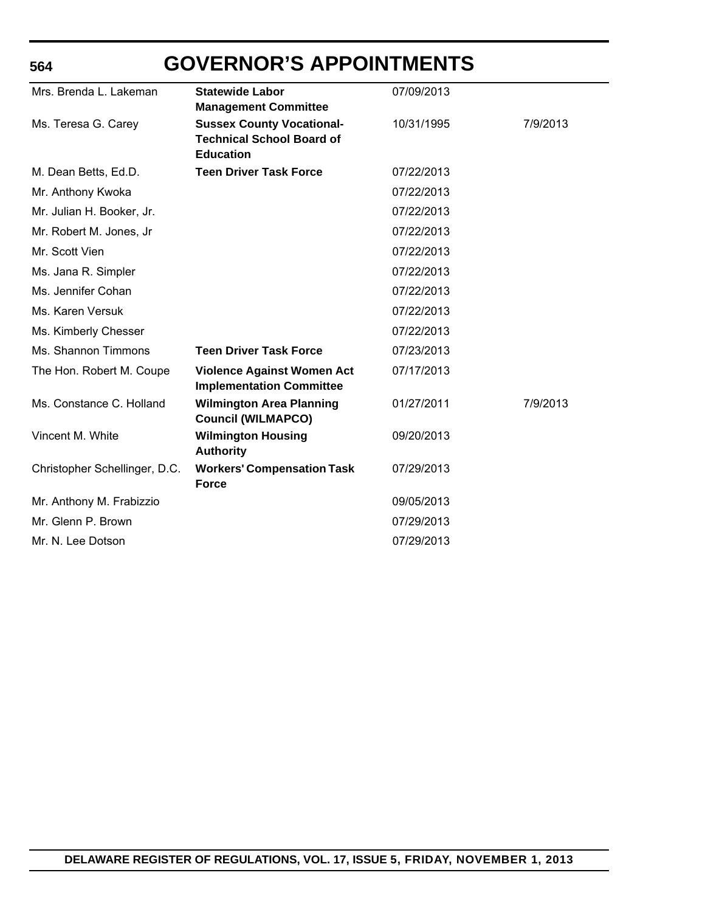# GOVERNOR'S APPOINTMENTS

| | | | |
|---|---|---|---|
| Mrs. Brenda L. Lakeman | **Statewide Labor Management Committee** | 07/09/2013 | |
| Ms. Teresa G. Carey | **Sussex County Vocational-Technical School Board of Education** | 10/31/1995 | 7/9/2013 |
| M. Dean Betts, Ed.D. | **Teen Driver Task Force** | 07/22/2013 | |
| Mr. Anthony Kwoka | | 07/22/2013 | |
| Mr. Julian H. Booker, Jr. | | 07/22/2013 | |
| Mr. Robert M. Jones, Jr | | 07/22/2013 | |
| Mr. Scott Vien | | 07/22/2013 | |
| Ms. Jana R. Simpler | | 07/22/2013 | |
| Ms. Jennifer Cohan | | 07/22/2013 | |
| Ms. Karen Versuk | | 07/22/2013 | |
| Ms. Kimberly Chesser | | 07/22/2013 | |
| Ms. Shannon Timmons | **Teen Driver Task Force** | 07/23/2013 | |
| The Hon. Robert M. Coupe | **Violence Against Women Act Implementation Committee** | 07/17/2013 | |
| Ms. Constance C. Holland | **Wilmington Area Planning Council (WILMAPCO)** | 01/27/2011 | 7/9/2013 |
| Vincent M. White | **Wilmington Housing Authority** | 09/20/2013 | |
| Christopher Schellinger, D.C. | **Workers' Compensation Task Force** | 07/29/2013 | |
| Mr. Anthony M. Frabizzio | | 09/05/2013 | |
| Mr. Glenn P. Brown | | 07/29/2013 | |
| Mr. N. Lee Dotson | | 07/29/2013 | |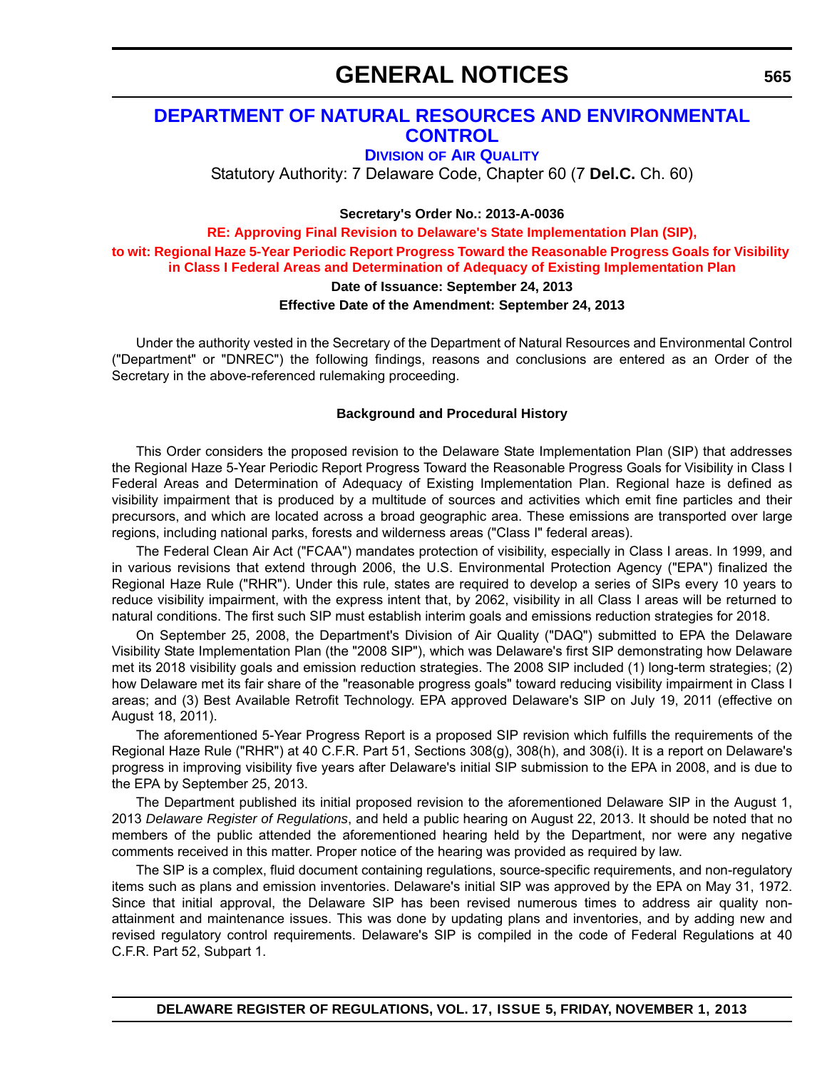# GENERAL NOTICES

## DEPARTMENT OF NATURAL RESOURCES AND ENVIRONMENTAL CONTROL

### DIVISION OF AIR QUALITY

Statutory Authority: 7 Delaware Code, Chapter 60 (7 **Del.C.** Ch. 60)

**Secretary's Order No.: 2013-A-0036**

**RE: Approving Final Revision to Delaware's State Implementation Plan (SIP), to wit: Regional Haze 5-Year Periodic Report Progress Toward the Reasonable Progress Goals for Visibility in Class I Federal Areas and Determination of Adequacy of Existing Implementation Plan**

**Date of Issuance: September 24, 2013**

**Effective Date of the Amendment: September 24, 2013**

Under the authority vested in the Secretary of the Department of Natural Resources and Environmental Control ("Department" or "DNREC") the following findings, reasons and conclusions are entered as an Order of the Secretary in the above-referenced rulemaking proceeding.

**Background and Procedural History**

This Order considers the proposed revision to the Delaware State Implementation Plan (SIP) that addresses the Regional Haze 5-Year Periodic Report Progress Toward the Reasonable Progress Goals for Visibility in Class I Federal Areas and Determination of Adequacy of Existing Implementation Plan. Regional haze is defined as visibility impairment that is produced by a multitude of sources and activities which emit fine particles and their precursors, and which are located across a broad geographic area. These emissions are transported over large regions, including national parks, forests and wilderness areas ("Class I" federal areas).

The Federal Clean Air Act ("FCAA") mandates protection of visibility, especially in Class I areas. In 1999, and in various revisions that extend through 2006, the U.S. Environmental Protection Agency ("EPA") finalized the Regional Haze Rule ("RHR"). Under this rule, states are required to develop a series of SIPs every 10 years to reduce visibility impairment, with the express intent that, by 2062, visibility in all Class I areas will be returned to natural conditions. The first such SIP must establish interim goals and emissions reduction strategies for 2018.

On September 25, 2008, the Department's Division of Air Quality ("DAQ") submitted to EPA the Delaware Visibility State Implementation Plan (the "2008 SIP"), which was Delaware's first SIP demonstrating how Delaware met its 2018 visibility goals and emission reduction strategies. The 2008 SIP included (1) long-term strategies; (2) how Delaware met its fair share of the "reasonable progress goals" toward reducing visibility impairment in Class I areas; and (3) Best Available Retrofit Technology. EPA approved Delaware's SIP on July 19, 2011 (effective on August 18, 2011).

The aforementioned 5-Year Progress Report is a proposed SIP revision which fulfills the requirements of the Regional Haze Rule ("RHR") at 40 C.F.R. Part 51, Sections 308(g), 308(h), and 308(i). It is a report on Delaware's progress in improving visibility five years after Delaware's initial SIP submission to the EPA in 2008, and is due to the EPA by September 25, 2013.

The Department published its initial proposed revision to the aforementioned Delaware SIP in the August 1, 2013 *Delaware Register of Regulations*, and held a public hearing on August 22, 2013. It should be noted that no members of the public attended the aforementioned hearing held by the Department, nor were any negative comments received in this matter. Proper notice of the hearing was provided as required by law.

The SIP is a complex, fluid document containing regulations, source-specific requirements, and non-regulatory items such as plans and emission inventories. Delaware's initial SIP was approved by the EPA on May 31, 1972. Since that initial approval, the Delaware SIP has been revised numerous times to address air quality non-attainment and maintenance issues. This was done by updating plans and inventories, and by adding new and revised regulatory control requirements. Delaware's SIP is compiled in the code of Federal Regulations at 40 C.F.R. Part 52, Subpart 1.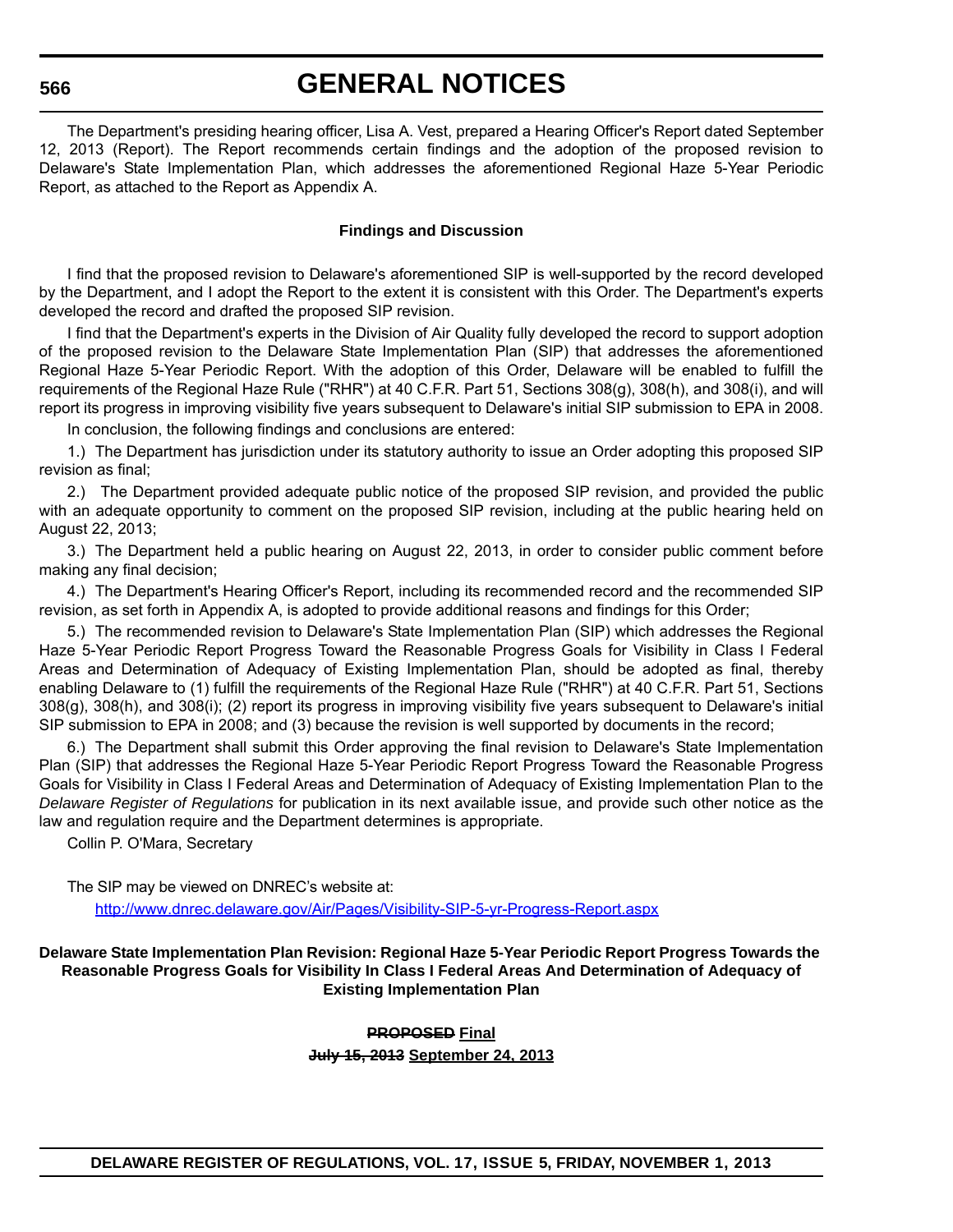The Department's presiding hearing officer, Lisa A. Vest, prepared a Hearing Officer's Report dated September 12, 2013 (Report). The Report recommends certain findings and the adoption of the proposed revision to Delaware's State Implementation Plan, which addresses the aforementioned Regional Haze 5-Year Periodic Report, as attached to the Report as Appendix A.

**Findings and Discussion**

I find that the proposed revision to Delaware's aforementioned SIP is well-supported by the record developed by the Department, and I adopt the Report to the extent it is consistent with this Order. The Department's experts developed the record and drafted the proposed SIP revision.

I find that the Department's experts in the Division of Air Quality fully developed the record to support adoption of the proposed revision to the Delaware State Implementation Plan (SIP) that addresses the aforementioned Regional Haze 5-Year Periodic Report. With the adoption of this Order, Delaware will be enabled to fulfill the requirements of the Regional Haze Rule ("RHR") at 40 C.F.R. Part 51, Sections 308(g), 308(h), and 308(i), and will report its progress in improving visibility five years subsequent to Delaware's initial SIP submission to EPA in 2008.

In conclusion, the following findings and conclusions are entered:

1.) The Department has jurisdiction under its statutory authority to issue an Order adopting this proposed SIP revision as final;

2.) The Department provided adequate public notice of the proposed SIP revision, and provided the public with an adequate opportunity to comment on the proposed SIP revision, including at the public hearing held on August 22, 2013;

3.) The Department held a public hearing on August 22, 2013, in order to consider public comment before making any final decision;

4.) The Department's Hearing Officer's Report, including its recommended record and the recommended SIP revision, as set forth in Appendix A, is adopted to provide additional reasons and findings for this Order;

5.) The recommended revision to Delaware's State Implementation Plan (SIP) which addresses the Regional Haze 5-Year Periodic Report Progress Toward the Reasonable Progress Goals for Visibility in Class I Federal Areas and Determination of Adequacy of Existing Implementation Plan, should be adopted as final, thereby enabling Delaware to (1) fulfill the requirements of the Regional Haze Rule ("RHR") at 40 C.F.R. Part 51, Sections 308(g), 308(h), and 308(i); (2) report its progress in improving visibility five years subsequent to Delaware's initial SIP submission to EPA in 2008; and (3) because the revision is well supported by documents in the record;

6.) The Department shall submit this Order approving the final revision to Delaware's State Implementation Plan (SIP) that addresses the Regional Haze 5-Year Periodic Report Progress Toward the Reasonable Progress Goals for Visibility in Class I Federal Areas and Determination of Adequacy of Existing Implementation Plan to the *Delaware Register of Regulations* for publication in its next available issue, and provide such other notice as the law and regulation require and the Department determines is appropriate.

Collin P. O'Mara, Secretary

The SIP may be viewed on DNREC's website at:

http://www.dnrec.delaware.gov/Air/Pages/Visibility-SIP-5-yr-Progress-Report.aspx

**Delaware State Implementation Plan Revision: Regional Haze 5-Year Periodic Report Progress Towards the Reasonable Progress Goals for Visibility In Class I Federal Areas And Determination of Adequacy of Existing Implementation Plan**

**~~PROPOSED~~ Final**

**~~July 15, 2013~~ September 24, 2013**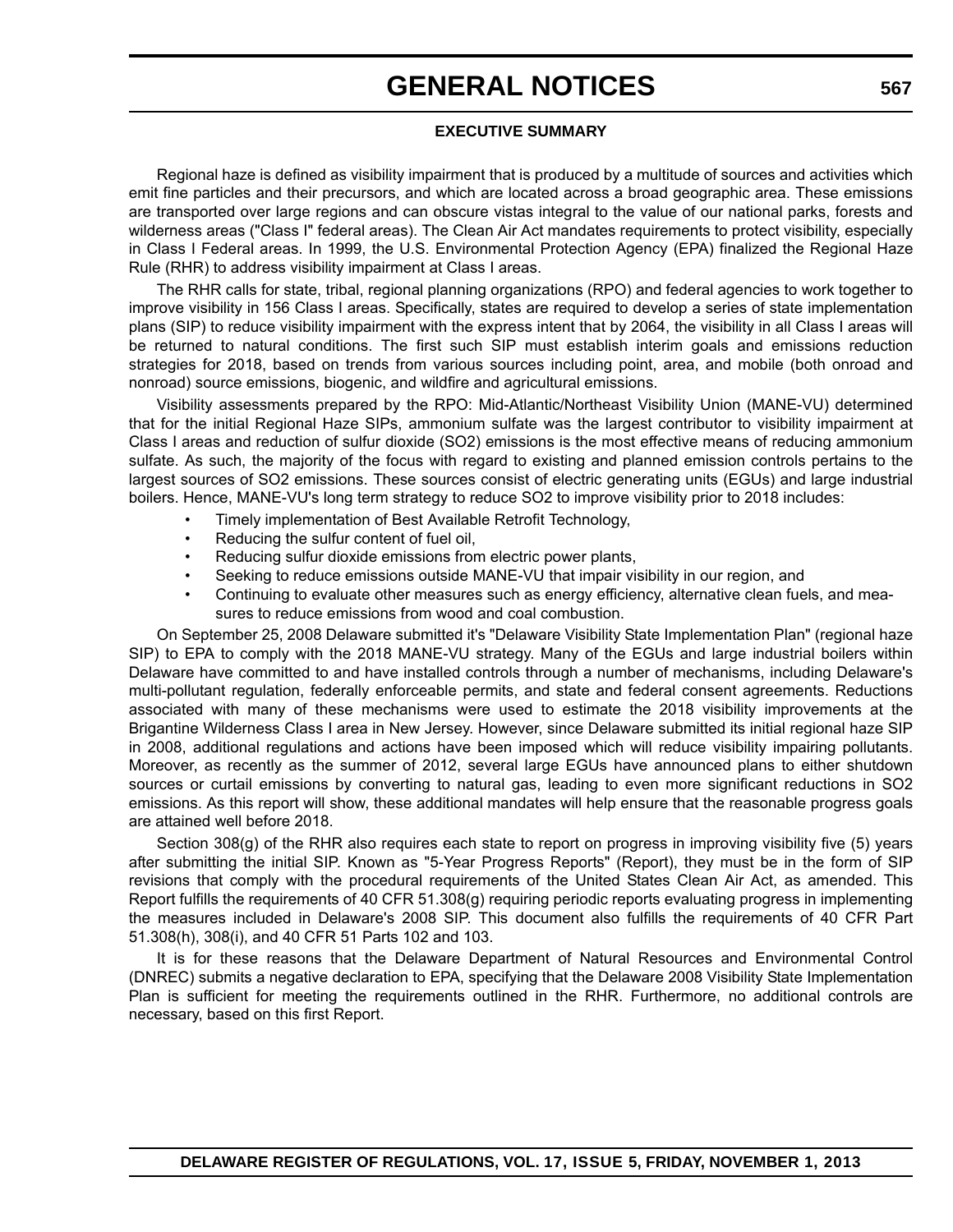**EXECUTIVE SUMMARY**

Regional haze is defined as visibility impairment that is produced by a multitude of sources and activities which emit fine particles and their precursors, and which are located across a broad geographic area. These emissions are transported over large regions and can obscure vistas integral to the value of our national parks, forests and wilderness areas ("Class I" federal areas). The Clean Air Act mandates requirements to protect visibility, especially in Class I Federal areas. In 1999, the U.S. Environmental Protection Agency (EPA) finalized the Regional Haze Rule (RHR) to address visibility impairment at Class I areas.

The RHR calls for state, tribal, regional planning organizations (RPO) and federal agencies to work together to improve visibility in 156 Class I areas. Specifically, states are required to develop a series of state implementation plans (SIP) to reduce visibility impairment with the express intent that by 2064, the visibility in all Class I areas will be returned to natural conditions. The first such SIP must establish interim goals and emissions reduction strategies for 2018, based on trends from various sources including point, area, and mobile (both onroad and nonroad) source emissions, biogenic, and wildfire and agricultural emissions.

Visibility assessments prepared by the RPO: Mid-Atlantic/Northeast Visibility Union (MANE-VU) determined that for the initial Regional Haze SIPs, ammonium sulfate was the largest contributor to visibility impairment at Class I areas and reduction of sulfur dioxide ($SO_2$) emissions is the most effective means of reducing ammonium sulfate. As such, the majority of the focus with regard to existing and planned emission controls pertains to the largest sources of $SO_2$ emissions. These sources consist of electric generating units (EGUs) and large industrial boilers. Hence, MANE-VU's long term strategy to reduce $SO_2$ to improve visibility prior to 2018 includes:

- Timely implementation of Best Available Retrofit Technology,
- Reducing the sulfur content of fuel oil,
- Reducing sulfur dioxide emissions from electric power plants,
- Seeking to reduce emissions outside MANE-VU that impair visibility in our region, and
- Continuing to evaluate other measures such as energy efficiency, alternative clean fuels, and measures to reduce emissions from wood and coal combustion.

On September 25, 2008 Delaware submitted it's "Delaware Visibility State Implementation Plan" (regional haze SIP) to EPA to comply with the 2018 MANE-VU strategy. Many of the EGUs and large industrial boilers within Delaware have committed to and have installed controls through a number of mechanisms, including Delaware's multi-pollutant regulation, federally enforceable permits, and state and federal consent agreements. Reductions associated with many of these mechanisms were used to estimate the 2018 visibility improvements at the Brigantine Wilderness Class I area in New Jersey. However, since Delaware submitted its initial regional haze SIP in 2008, additional regulations and actions have been imposed which will reduce visibility impairing pollutants. Moreover, as recently as the summer of 2012, several large EGUs have announced plans to either shutdown sources or curtail emissions by converting to natural gas, leading to even more significant reductions in $SO_2$ emissions. As this report will show, these additional mandates will help ensure that the reasonable progress goals are attained well before 2018.

Section 308(g) of the RHR also requires each state to report on progress in improving visibility five (5) years after submitting the initial SIP. Known as "5-Year Progress Reports" (Report), they must be in the form of SIP revisions that comply with the procedural requirements of the United States Clean Air Act, as amended. This Report fulfills the requirements of 40 CFR 51.308(g) requiring periodic reports evaluating progress in implementing the measures included in Delaware's 2008 SIP. This document also fulfills the requirements of 40 CFR Part 51.308(h), 308(i), and 40 CFR 51 Parts 102 and 103.

It is for these reasons that the Delaware Department of Natural Resources and Environmental Control (DNREC) submits a negative declaration to EPA, specifying that the Delaware 2008 Visibility State Implementation Plan is sufficient for meeting the requirements outlined in the RHR. Furthermore, no additional controls are necessary, based on this first Report.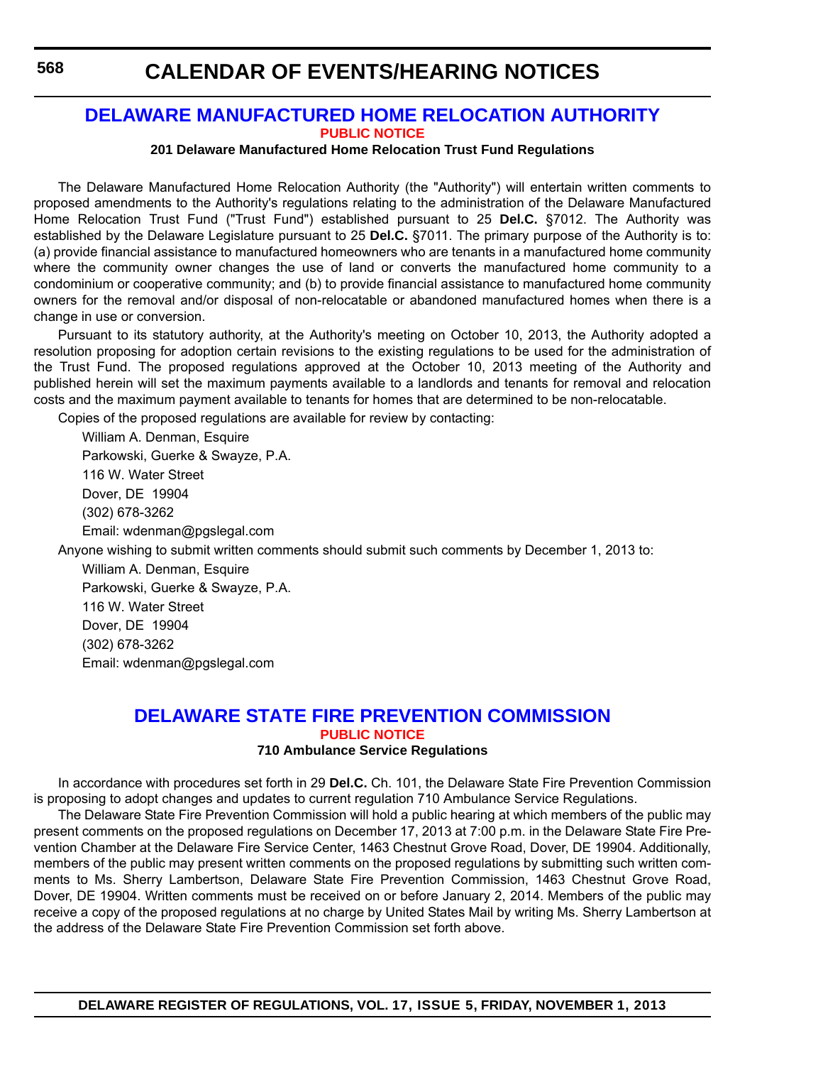# CALENDAR OF EVENTS/HEARING NOTICES

## DELAWARE MANUFACTURED HOME RELOCATION AUTHORITY

**PUBLIC NOTICE**

**201 Delaware Manufactured Home Relocation Trust Fund Regulations**

The Delaware Manufactured Home Relocation Authority (the "Authority") will entertain written comments to proposed amendments to the Authority's regulations relating to the administration of the Delaware Manufactured Home Relocation Trust Fund ("Trust Fund") established pursuant to 25 **Del.C.** §7012. The Authority was established by the Delaware Legislature pursuant to 25 **Del.C.** §7011. The primary purpose of the Authority is to: (a) provide financial assistance to manufactured homeowners who are tenants in a manufactured home community where the community owner changes the use of land or converts the manufactured home community to a condominium or cooperative community; and (b) to provide financial assistance to manufactured home community owners for the removal and/or disposal of non-relocatable or abandoned manufactured homes when there is a change in use or conversion.

Pursuant to its statutory authority, at the Authority's meeting on October 10, 2013, the Authority adopted a resolution proposing for adoption certain revisions to the existing regulations to be used for the administration of the Trust Fund. The proposed regulations approved at the October 10, 2013 meeting of the Authority and published herein will set the maximum payments available to a landlords and tenants for removal and relocation costs and the maximum payment available to tenants for homes that are determined to be non-relocatable.

Copies of the proposed regulations are available for review by contacting:

William A. Denman, Esquire
Parkowski, Guerke & Swayze, P.A.
116 W. Water Street
Dover, DE 19904
(302) 678-3262
Email: wdenman@pgslegal.com

Anyone wishing to submit written comments should submit such comments by December 1, 2013 to:

William A. Denman, Esquire
Parkowski, Guerke & Swayze, P.A.
116 W. Water Street
Dover, DE 19904
(302) 678-3262
Email: wdenman@pgslegal.com

## DELAWARE STATE FIRE PREVENTION COMMISSION

**PUBLIC NOTICE**

**710 Ambulance Service Regulations**

In accordance with procedures set forth in 29 **Del.C.** Ch. 101, the Delaware State Fire Prevention Commission is proposing to adopt changes and updates to current regulation 710 Ambulance Service Regulations.

The Delaware State Fire Prevention Commission will hold a public hearing at which members of the public may present comments on the proposed regulations on December 17, 2013 at 7:00 p.m. in the Delaware State Fire Prevention Chamber at the Delaware Fire Service Center, 1463 Chestnut Grove Road, Dover, DE 19904. Additionally, members of the public may present written comments on the proposed regulations by submitting such written comments to Ms. Sherry Lambertson, Delaware State Fire Prevention Commission, 1463 Chestnut Grove Road, Dover, DE 19904. Written comments must be received on or before January 2, 2014. Members of the public may receive a copy of the proposed regulations at no charge by United States Mail by writing Ms. Sherry Lambertson at the address of the Delaware State Fire Prevention Commission set forth above.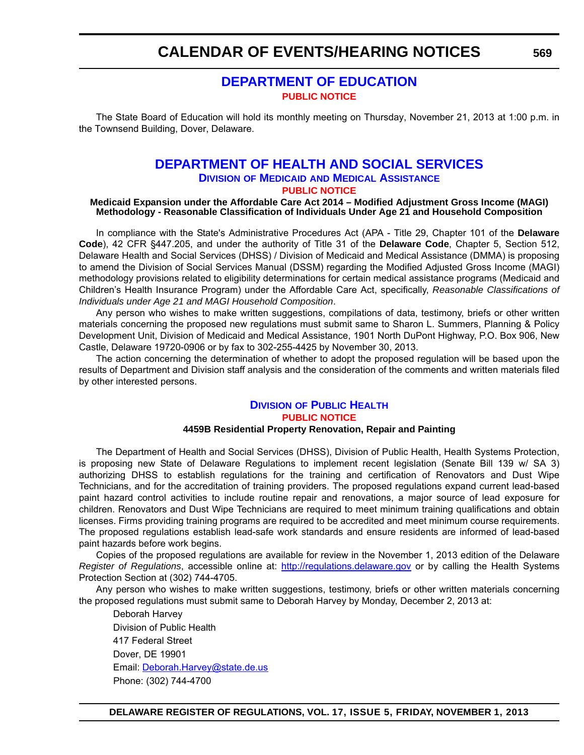# CALENDAR OF EVENTS/HEARING NOTICES

## DEPARTMENT OF EDUCATION

**PUBLIC NOTICE**

The State Board of Education will hold its monthly meeting on Thursday, November 21, 2013 at 1:00 p.m. in the Townsend Building, Dover, Delaware.

## DEPARTMENT OF HEALTH AND SOCIAL SERVICES

### DIVISION OF MEDICAID AND MEDICAL ASSISTANCE

**PUBLIC NOTICE**

**Medicaid Expansion under the Affordable Care Act 2014 – Modified Adjustment Gross Income (MAGI) Methodology - Reasonable Classification of Individuals Under Age 21 and Household Composition**

In compliance with the State's Administrative Procedures Act (APA - Title 29, Chapter 101 of the **Delaware Code**), 42 CFR §447.205, and under the authority of Title 31 of the **Delaware Code**, Chapter 5, Section 512, Delaware Health and Social Services (DHSS) / Division of Medicaid and Medical Assistance (DMMA) is proposing to amend the Division of Social Services Manual (DSSM) regarding the Modified Adjusted Gross Income (MAGI) methodology provisions related to eligibility determinations for certain medical assistance programs (Medicaid and Children's Health Insurance Program) under the Affordable Care Act, specifically, *Reasonable Classifications of Individuals under Age 21 and MAGI Household Composition*.

Any person who wishes to make written suggestions, compilations of data, testimony, briefs or other written materials concerning the proposed new regulations must submit same to Sharon L. Summers, Planning & Policy Development Unit, Division of Medicaid and Medical Assistance, 1901 North DuPont Highway, P.O. Box 906, New Castle, Delaware 19720-0906 or by fax to 302-255-4425 by November 30, 2013.

The action concerning the determination of whether to adopt the proposed regulation will be based upon the results of Department and Division staff analysis and the consideration of the comments and written materials filed by other interested persons.

### DIVISION OF PUBLIC HEALTH

**PUBLIC NOTICE**

**4459B Residential Property Renovation, Repair and Painting**

The Department of Health and Social Services (DHSS), Division of Public Health, Health Systems Protection, is proposing new State of Delaware Regulations to implement recent legislation (Senate Bill 139 w/ SA 3) authorizing DHSS to establish regulations for the training and certification of Renovators and Dust Wipe Technicians, and for the accreditation of training providers. The proposed regulations expand current lead-based paint hazard control activities to include routine repair and renovations, a major source of lead exposure for children. Renovators and Dust Wipe Technicians are required to meet minimum training qualifications and obtain licenses. Firms providing training programs are required to be accredited and meet minimum course requirements. The proposed regulations establish lead-safe work standards and ensure residents are informed of lead-based paint hazards before work begins.

Copies of the proposed regulations are available for review in the November 1, 2013 edition of the Delaware *Register of Regulations*, accessible online at: http://regulations.delaware.gov or by calling the Health Systems Protection Section at (302) 744-4705.

Any person who wishes to make written suggestions, testimony, briefs or other written materials concerning the proposed regulations must submit same to Deborah Harvey by Monday, December 2, 2013 at:

Deborah Harvey
Division of Public Health
417 Federal Street
Dover, DE 19901
Email: Deborah.Harvey@state.de.us
Phone: (302) 744-4700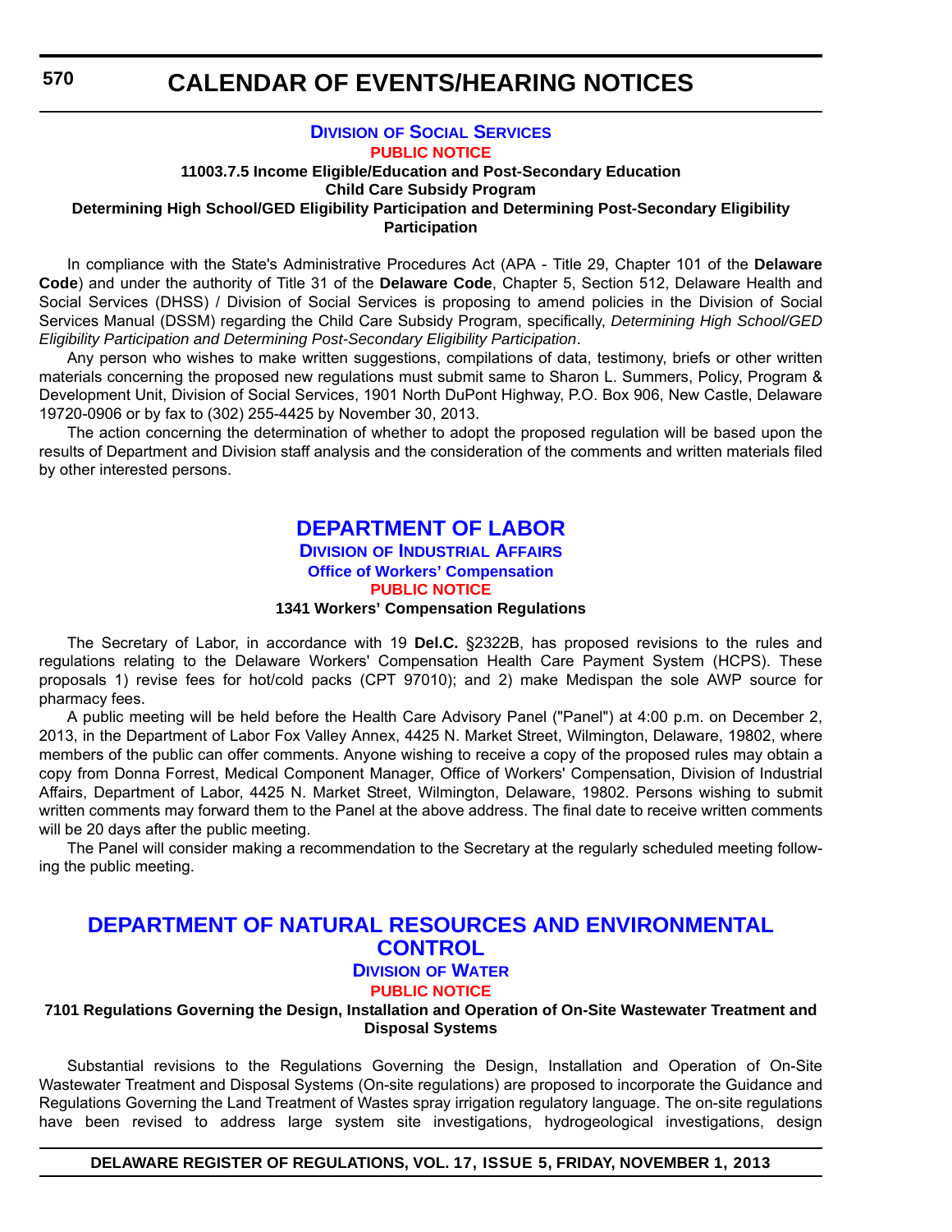# CALENDAR OF EVENTS/HEARING NOTICES

## Division of Social Services

**PUBLIC NOTICE**

**11003.7.5 Income Eligible/Education and Post-Secondary Education**
**Child Care Subsidy Program**
**Determining High School/GED Eligibility Participation and Determining Post-Secondary Eligibility Participation**

In compliance with the State's Administrative Procedures Act (APA - Title 29, Chapter 101 of the **Delaware Code**) and under the authority of Title 31 of the **Delaware Code**, Chapter 5, Section 512, Delaware Health and Social Services (DHSS) / Division of Social Services is proposing to amend policies in the Division of Social Services Manual (DSSM) regarding the Child Care Subsidy Program, specifically, *Determining High School/GED Eligibility Participation and Determining Post-Secondary Eligibility Participation*.

Any person who wishes to make written suggestions, compilations of data, testimony, briefs or other written materials concerning the proposed new regulations must submit same to Sharon L. Summers, Policy, Program & Development Unit, Division of Social Services, 1901 North DuPont Highway, P.O. Box 906, New Castle, Delaware 19720-0906 or by fax to (302) 255-4425 by November 30, 2013.

The action concerning the determination of whether to adopt the proposed regulation will be based upon the results of Department and Division staff analysis and the consideration of the comments and written materials filed by other interested persons.

## DEPARTMENT OF LABOR

### Division of Industrial Affairs

### Office of Workers' Compensation

**PUBLIC NOTICE**

**1341 Workers' Compensation Regulations**

The Secretary of Labor, in accordance with 19 **Del.C.** §2322B, has proposed revisions to the rules and regulations relating to the Delaware Workers' Compensation Health Care Payment System (HCPS). These proposals 1) revise fees for hot/cold packs (CPT 97010); and 2) make Medispan the sole AWP source for pharmacy fees.

A public meeting will be held before the Health Care Advisory Panel ("Panel") at 4:00 p.m. on December 2, 2013, in the Department of Labor Fox Valley Annex, 4425 N. Market Street, Wilmington, Delaware, 19802, where members of the public can offer comments. Anyone wishing to receive a copy of the proposed rules may obtain a copy from Donna Forrest, Medical Component Manager, Office of Workers' Compensation, Division of Industrial Affairs, Department of Labor, 4425 N. Market Street, Wilmington, Delaware, 19802. Persons wishing to submit written comments may forward them to the Panel at the above address. The final date to receive written comments will be 20 days after the public meeting.

The Panel will consider making a recommendation to the Secretary at the regularly scheduled meeting following the public meeting.

## DEPARTMENT OF NATURAL RESOURCES AND ENVIRONMENTAL CONTROL

### Division of Water

**PUBLIC NOTICE**

**7101 Regulations Governing the Design, Installation and Operation of On-Site Wastewater Treatment and Disposal Systems**

Substantial revisions to the Regulations Governing the Design, Installation and Operation of On-Site Wastewater Treatment and Disposal Systems (On-site regulations) are proposed to incorporate the Guidance and Regulations Governing the Land Treatment of Wastes spray irrigation regulatory language. The on-site regulations have been revised to address large system site investigations, hydrogeological investigations, design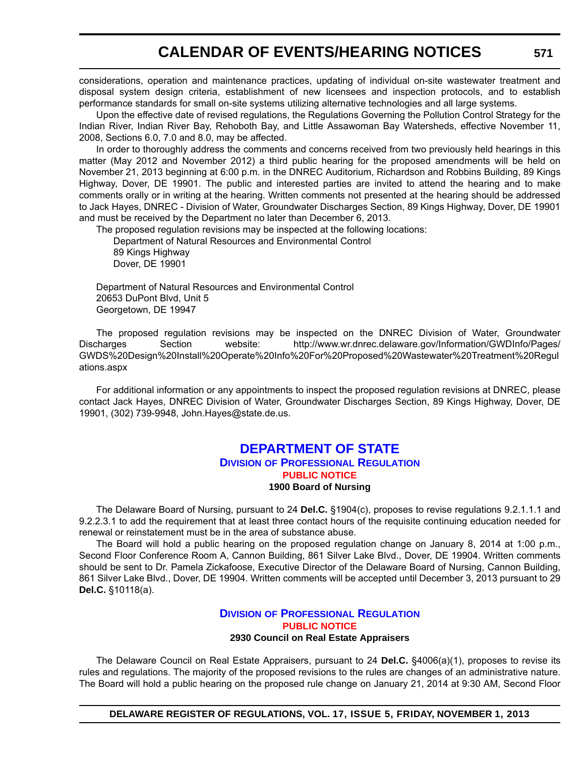considerations, operation and maintenance practices, updating of individual on-site wastewater treatment and disposal system design criteria, establishment of new licensees and inspection protocols, and to establish performance standards for small on-site systems utilizing alternative technologies and all large systems.

Upon the effective date of revised regulations, the Regulations Governing the Pollution Control Strategy for the Indian River, Indian River Bay, Rehoboth Bay, and Little Assawoman Bay Watersheds, effective November 11, 2008, Sections 6.0, 7.0 and 8.0, may be affected.

In order to thoroughly address the comments and concerns received from two previously held hearings in this matter (May 2012 and November 2012) a third public hearing for the proposed amendments will be held on November 21, 2013 beginning at 6:00 p.m. in the DNREC Auditorium, Richardson and Robbins Building, 89 Kings Highway, Dover, DE 19901. The public and interested parties are invited to attend the hearing and to make comments orally or in writing at the hearing. Written comments not presented at the hearing should be addressed to Jack Hayes, DNREC - Division of Water, Groundwater Discharges Section, 89 Kings Highway, Dover, DE 19901 and must be received by the Department no later than December 6, 2013.

The proposed regulation revisions may be inspected at the following locations:

Department of Natural Resources and Environmental Control
89 Kings Highway
Dover, DE 19901

Department of Natural Resources and Environmental Control
20653 DuPont Blvd, Unit 5
Georgetown, DE 19947

The proposed regulation revisions may be inspected on the DNREC Division of Water, Groundwater Discharges Section website: http://www.wr.dnrec.delaware.gov/Information/GWDInfo/Pages/GWDS%20Design%20Install%20Operate%20Info%20For%20Proposed%20Wastewater%20Treatment%20Regulations.aspx

For additional information or any appointments to inspect the proposed regulation revisions at DNREC, please contact Jack Hayes, DNREC Division of Water, Groundwater Discharges Section, 89 Kings Highway, Dover, DE 19901, (302) 739-9948, John.Hayes@state.de.us.

## DEPARTMENT OF STATE

### Division of Professional Regulation

#### PUBLIC NOTICE

**1900 Board of Nursing**

The Delaware Board of Nursing, pursuant to 24 **Del.C.** §1904(c), proposes to revise regulations 9.2.1.1.1 and 9.2.2.3.1 to add the requirement that at least three contact hours of the requisite continuing education needed for renewal or reinstatement must be in the area of substance abuse.

The Board will hold a public hearing on the proposed regulation change on January 8, 2014 at 1:00 p.m., Second Floor Conference Room A, Cannon Building, 861 Silver Lake Blvd., Dover, DE 19904. Written comments should be sent to Dr. Pamela Zickafoose, Executive Director of the Delaware Board of Nursing, Cannon Building, 861 Silver Lake Blvd., Dover, DE 19904. Written comments will be accepted until December 3, 2013 pursuant to 29 **Del.C.** §10118(a).

### Division of Professional Regulation

#### PUBLIC NOTICE

**2930 Council on Real Estate Appraisers**

The Delaware Council on Real Estate Appraisers, pursuant to 24 **Del.C.** §4006(a)(1), proposes to revise its rules and regulations. The majority of the proposed revisions to the rules are changes of an administrative nature. The Board will hold a public hearing on the proposed rule change on January 21, 2014 at 9:30 AM, Second Floor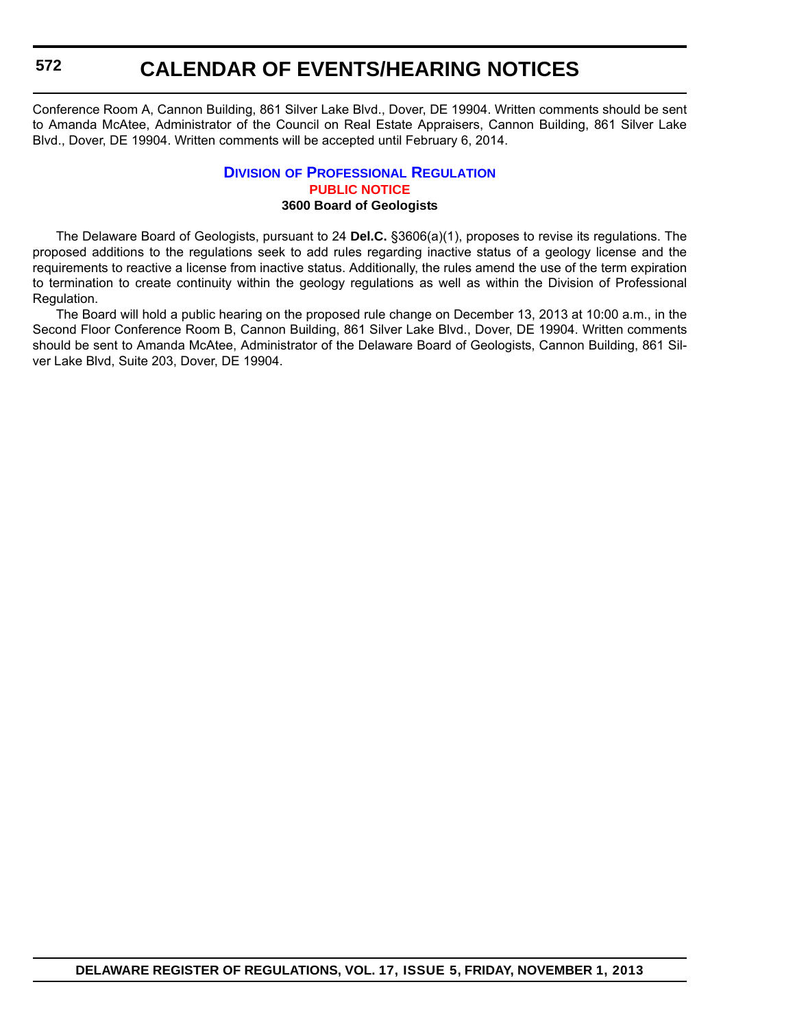Conference Room A, Cannon Building, 861 Silver Lake Blvd., Dover, DE 19904. Written comments should be sent to Amanda McAtee, Administrator of the Council on Real Estate Appraisers, Cannon Building, 861 Silver Lake Blvd., Dover, DE 19904. Written comments will be accepted until February 6, 2014.

## Division of Professional Regulation

### PUBLIC NOTICE

**3600 Board of Geologists**

The Delaware Board of Geologists, pursuant to 24 **Del.C.** §3606(a)(1), proposes to revise its regulations. The proposed additions to the regulations seek to add rules regarding inactive status of a geology license and the requirements to reactive a license from inactive status. Additionally, the rules amend the use of the term expiration to termination to create continuity within the geology regulations as well as within the Division of Professional Regulation.

The Board will hold a public hearing on the proposed rule change on December 13, 2013 at 10:00 a.m., in the Second Floor Conference Room B, Cannon Building, 861 Silver Lake Blvd., Dover, DE 19904. Written comments should be sent to Amanda McAtee, Administrator of the Delaware Board of Geologists, Cannon Building, 861 Silver Lake Blvd, Suite 203, Dover, DE 19904.